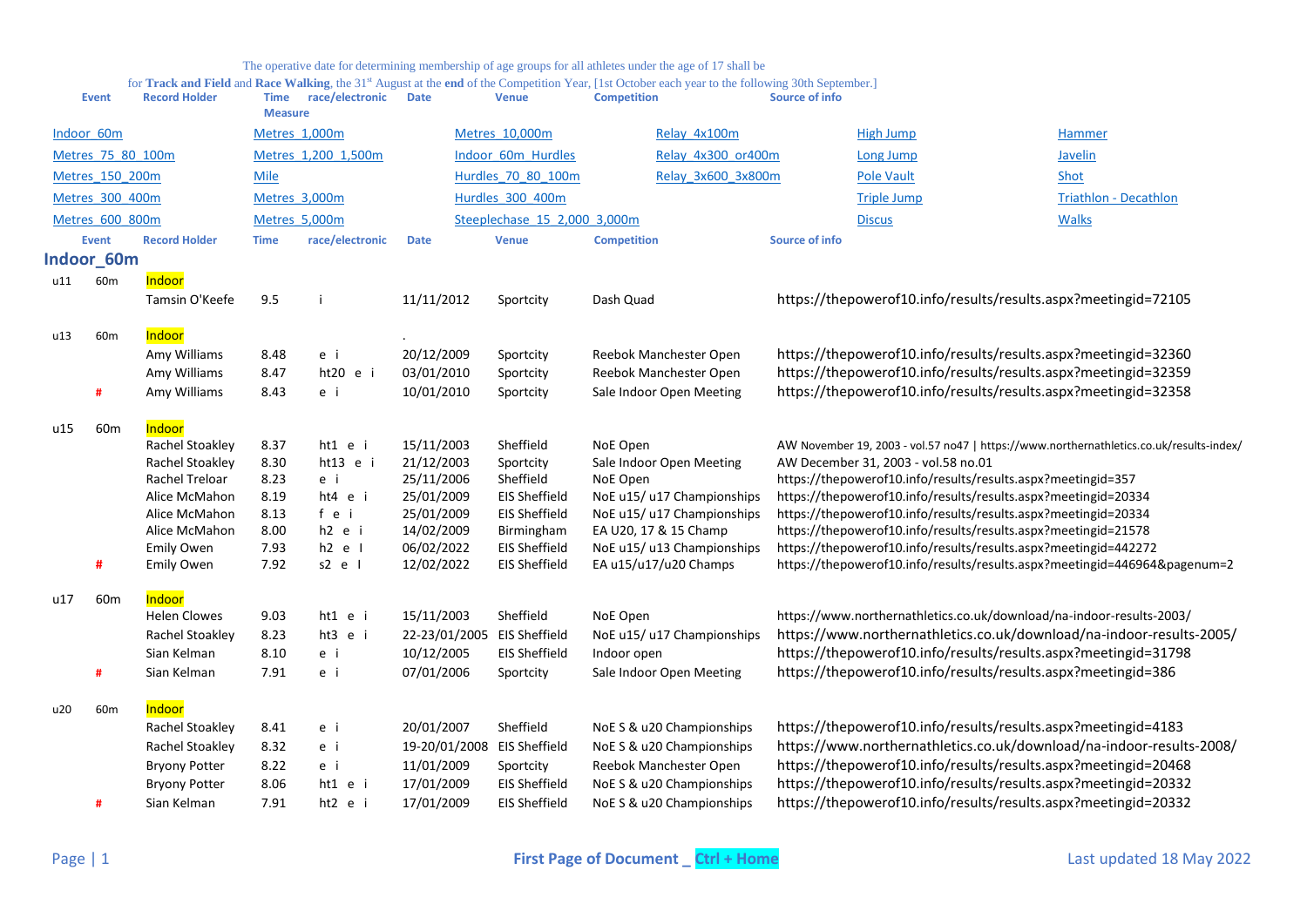The operative date for determining membership of age groups for all athletes under the age of 17 shall be

for **Track and Field** and **Race Walking**, the 31st August at the **end** of the Competition Year, [1st October each year to the following 30th September.]

| Event | Record Holder | Time Measure | race/electronic | Date | Venue | Competition | Source of info |
|---|---|---|---|---|---|---|---|

| | | | | | |
|---|---|---|---|---|---|
| Indoor_60m | Metres_1,000m | Metres_10,000m | Relay_4x100m | High Jump | Hammer |
| Metres_75_80_100m | Metres_1,200_1,500m | Indoor_60m_Hurdles | Relay_4x300_or400m | Long Jump | Javelin |
| Metres_150_200m | Mile | Hurdles_70_80_100m | Relay_3x600_3x800m | Pole Vault | Shot |
| Metres_300_400m | Metres_3,000m | Hurdles_300_400m | | Triple Jump | Triathlon - Decathlon |
| Metres_600_800m | Metres_5,000m | Steeplechase_15_2,000_3,000m | | Discus | Walks |

## Indoor_60m

| | Event | Record Holder | Time | race/electronic | Date | Venue | Competition | Source of info |
|---|---|---|---|---|---|---|---|---|
| u11 | 60m | Indoor | | | | | | |
| | | Tamsin O'Keefe | 9.5 | i | 11/11/2012 | Sportcity | Dash Quad | https://thepowerof10.info/results/results.aspx?meetingid=72105 |
| u13 | 60m | Indoor | | | . | | | |
| | | Amy Williams | 8.48 | e i | 20/12/2009 | Sportcity | Reebok Manchester Open | https://thepowerof10.info/results/results.aspx?meetingid=32360 |
| | | Amy Williams | 8.47 | ht20 e i | 03/01/2010 | Sportcity | Reebok Manchester Open | https://thepowerof10.info/results/results.aspx?meetingid=32359 |
| | # | Amy Williams | 8.43 | e i | 10/01/2010 | Sportcity | Sale Indoor Open Meeting | https://thepowerof10.info/results/results.aspx?meetingid=32358 |
| u15 | 60m | Indoor | | | | | | |
| | | Rachel Stoakley | 8.37 | ht1 e i | 15/11/2003 | Sheffield | NoE Open | AW November 19, 2003 - vol.57 no47 \| https://www.northernathletics.co.uk/results-index/ |
| | | Rachel Stoakley | 8.30 | ht13 e i | 21/12/2003 | Sportcity | Sale Indoor Open Meeting | AW December 31, 2003 - vol.58 no.01 |
| | | Rachel Treloar | 8.23 | e i | 25/11/2006 | Sheffield | NoE Open | https://thepowerof10.info/results/results.aspx?meetingid=357 |
| | | Alice McMahon | 8.19 | ht4 e i | 25/01/2009 | EIS Sheffield | NoE u15/ u17 Championships | https://thepowerof10.info/results/results.aspx?meetingid=20334 |
| | | Alice McMahon | 8.13 | f e i | 25/01/2009 | EIS Sheffield | NoE u15/ u17 Championships | https://thepowerof10.info/results/results.aspx?meetingid=20334 |
| | | Alice McMahon | 8.00 | h2 e i | 14/02/2009 | Birmingham | EA U20, 17 & 15 Champ | https://thepowerof10.info/results/results.aspx?meetingid=21578 |
| | | Emily Owen | 7.93 | h2 e I | 06/02/2022 | EIS Sheffield | NoE u15/ u13 Championships | https://thepowerof10.info/results/results.aspx?meetingid=442272 |
| | # | Emily Owen | 7.92 | s2 e I | 12/02/2022 | EIS Sheffield | EA u15/u17/u20 Champs | https://thepowerof10.info/results/results.aspx?meetingid=446964&pagenum=2 |
| u17 | 60m | Indoor | | | | | | |
| | | Helen Clowes | 9.03 | ht1 e i | 15/11/2003 | Sheffield | NoE Open | https://www.northernathletics.co.uk/download/na-indoor-results-2003/ |
| | | Rachel Stoakley | 8.23 | ht3 e i | 22-23/01/2005 | EIS Sheffield | NoE u15/ u17 Championships | https://www.northernathletics.co.uk/download/na-indoor-results-2005/ |
| | | Sian Kelman | 8.10 | e i | 10/12/2005 | EIS Sheffield | Indoor open | https://thepowerof10.info/results/results.aspx?meetingid=31798 |
| | # | Sian Kelman | 7.91 | e i | 07/01/2006 | Sportcity | Sale Indoor Open Meeting | https://thepowerof10.info/results/results.aspx?meetingid=386 |
| u20 | 60m | Indoor | | | | | | |
| | | Rachel Stoakley | 8.41 | e i | 20/01/2007 | Sheffield | NoE S & u20 Championships | https://thepowerof10.info/results/results.aspx?meetingid=4183 |
| | | Rachel Stoakley | 8.32 | e i | 19-20/01/2008 | EIS Sheffield | NoE S & u20 Championships | https://www.northernathletics.co.uk/download/na-indoor-results-2008/ |
| | | Bryony Potter | 8.22 | e i | 11/01/2009 | Sportcity | Reebok Manchester Open | https://thepowerof10.info/results/results.aspx?meetingid=20468 |
| | | Bryony Potter | 8.06 | ht1 e i | 17/01/2009 | EIS Sheffield | NoE S & u20 Championships | https://thepowerof10.info/results/results.aspx?meetingid=20332 |
| | # | Sian Kelman | 7.91 | ht2 e i | 17/01/2009 | EIS Sheffield | NoE S & u20 Championships | https://thepowerof10.info/results/results.aspx?meetingid=20332 |

First Page of Document _ Ctrl + Home

Last updated 18 May 2022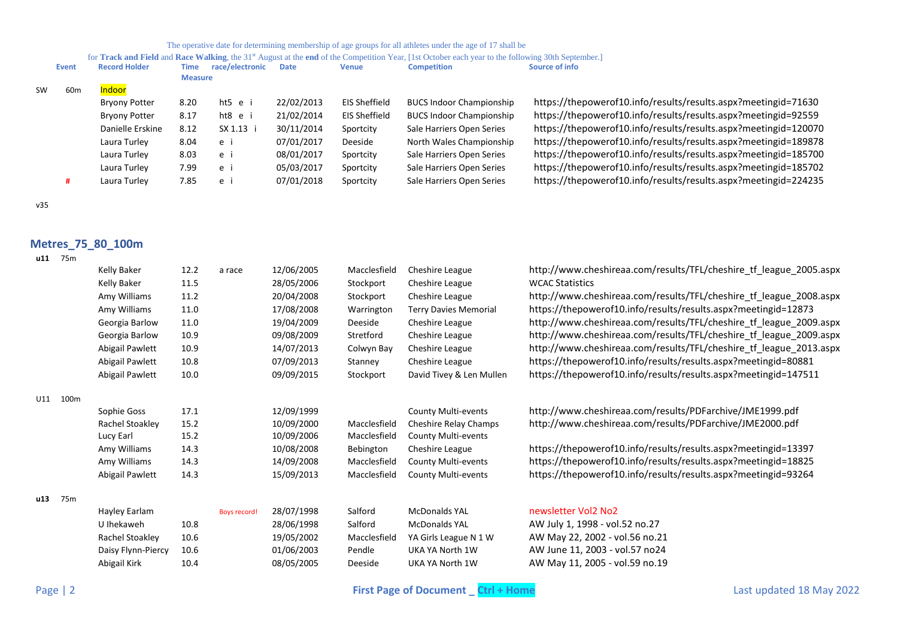The operative date for determining membership of age groups for all athletes under the age of 17 shall be

for **Track and Field** and **Race Walking**, the 31st August at the **end** of the Competition Year, [1st October each year to the following 30th September.]

| | Event | Record Holder | Time Measure | race/electronic | Date | Venue | Competition | Source of info |
|---|---|---|---|---|---|---|---|---|
| SW | 60m | Indoor | | | | | | |
| | | Bryony Potter | 8.20 | ht5 e i | 22/02/2013 | EIS Sheffield | BUCS Indoor Championship | https://thepowerof10.info/results/results.aspx?meetingid=71630 |
| | | Bryony Potter | 8.17 | ht8 e i | 21/02/2014 | EIS Sheffield | BUCS Indoor Championship | https://thepowerof10.info/results/results.aspx?meetingid=92559 |
| | | Danielle Erskine | 8.12 | SX 1.13 i | 30/11/2014 | Sportcity | Sale Harriers Open Series | https://thepowerof10.info/results/results.aspx?meetingid=120070 |
| | | Laura Turley | 8.04 | e i | 07/01/2017 | Deeside | North Wales Championship | https://thepowerof10.info/results/results.aspx?meetingid=189878 |
| | | Laura Turley | 8.03 | e i | 08/01/2017 | Sportcity | Sale Harriers Open Series | https://thepowerof10.info/results/results.aspx?meetingid=185700 |
| | | Laura Turley | 7.99 | e i | 05/03/2017 | Sportcity | Sale Harriers Open Series | https://thepowerof10.info/results/results.aspx?meetingid=185702 |
| | # | Laura Turley | 7.85 | e i | 07/01/2018 | Sportcity | Sale Harriers Open Series | https://thepowerof10.info/results/results.aspx?meetingid=224235 |

v35

## Metres_75_80_100m

| | Event | Record Holder | Time Measure | race/electronic | Date | Venue | Competition | Source of info |
|---|---|---|---|---|---|---|---|---|
| **u11** | 75m | | | | | | | |
| | | Kelly Baker | 12.2 | a race | 12/06/2005 | Macclesfield | Cheshire League | http://www.cheshireaa.com/results/TFL/cheshire_tf_league_2005.aspx |
| | | Kelly Baker | 11.5 | | 28/05/2006 | Stockport | Cheshire League | WCAC Statistics |
| | | Amy Williams | 11.2 | | 20/04/2008 | Stockport | Cheshire League | http://www.cheshireaa.com/results/TFL/cheshire_tf_league_2008.aspx |
| | | Amy Williams | 11.0 | | 17/08/2008 | Warrington | Terry Davies Memorial | https://thepowerof10.info/results/results.aspx?meetingid=12873 |
| | | Georgia Barlow | 11.0 | | 19/04/2009 | Deeside | Cheshire League | http://www.cheshireaa.com/results/TFL/cheshire_tf_league_2009.aspx |
| | | Georgia Barlow | 10.9 | | 09/08/2009 | Stretford | Cheshire League | http://www.cheshireaa.com/results/TFL/cheshire_tf_league_2009.aspx |
| | | Abigail Pawlett | 10.9 | | 14/07/2013 | Colwyn Bay | Cheshire League | http://www.cheshireaa.com/results/TFL/cheshire_tf_league_2013.aspx |
| | | Abigail Pawlett | 10.8 | | 07/09/2013 | Stanney | Cheshire League | https://thepowerof10.info/results/results.aspx?meetingid=80881 |
| | | Abigail Pawlett | 10.0 | | 09/09/2015 | Stockport | David Tivey & Len Mullen | https://thepowerof10.info/results/results.aspx?meetingid=147511 |
| U11 | 100m | | | | | | | |
| | | Sophie Goss | 17.1 | | 12/09/1999 | | County Multi-events | http://www.cheshireaa.com/results/PDFarchive/JME1999.pdf |
| | | Rachel Stoakley | 15.2 | | 10/09/2000 | Macclesfield | Cheshire Relay Champs | http://www.cheshireaa.com/results/PDFarchive/JME2000.pdf |
| | | Lucy Earl | 15.2 | | 10/09/2006 | Macclesfield | County Multi-events | |
| | | Amy Williams | 14.3 | | 10/08/2008 | Bebington | Cheshire League | https://thepowerof10.info/results/results.aspx?meetingid=13397 |
| | | Amy Williams | 14.3 | | 14/09/2008 | Macclesfield | County Multi-events | https://thepowerof10.info/results/results.aspx?meetingid=18825 |
| | | Abigail Pawlett | 14.3 | | 15/09/2013 | Macclesfield | County Multi-events | https://thepowerof10.info/results/results.aspx?meetingid=93264 |
| **u13** | 75m | | | | | | | |
| | | Hayley Earlam | | Boys record! | 28/07/1998 | Salford | McDonalds YAL | newsletter Vol2 No2 |
| | | U Ihekaweh | 10.8 | | 28/06/1998 | Salford | McDonalds YAL | AW July 1, 1998 - vol.52 no.27 |
| | | Rachel Stoakley | 10.6 | | 19/05/2002 | Macclesfield | YA Girls League N 1 W | AW May 22, 2002 - vol.56 no.21 |
| | | Daisy Flynn-Piercy | 10.6 | | 01/06/2003 | Pendle | UKA YA North 1W | AW June 11, 2003 - vol.57 no24 |
| | | Abigail Kirk | 10.4 | | 08/05/2005 | Deeside | UKA YA North 1W | AW May 11, 2005 - vol.59 no.19 |

First Page of Document _ Ctrl + Home

Last updated 18 May 2022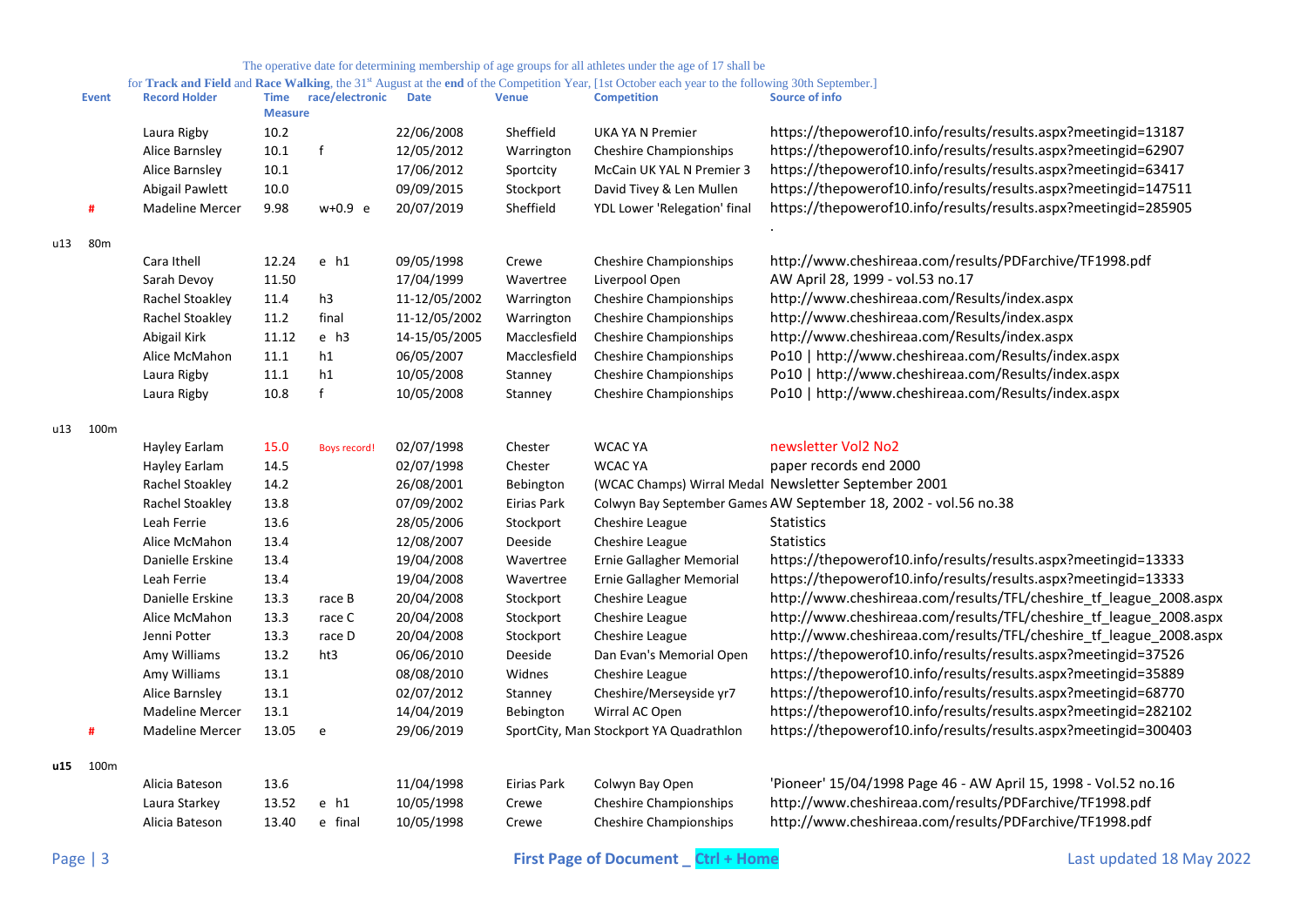The operative date for determining membership of age groups for all athletes under the age of 17 shall be for **Track and Field** and **Race Walking**, the 31st August at the **end** of the Competition Year, [1st October each year to the following 30th September.]

| | Event | Record Holder | Time Measure | race/electronic | Date | Venue | Competition | Source of info |
|---|---|---|---|---|---|---|---|---|
| | | Laura Rigby | 10.2 | | 22/06/2008 | Sheffield | UKA YA N Premier | https://thepowerof10.info/results/results.aspx?meetingid=13187 |
| | | Alice Barnsley | 10.1 | f | 12/05/2012 | Warrington | Cheshire Championships | https://thepowerof10.info/results/results.aspx?meetingid=62907 |
| | | Alice Barnsley | 10.1 | | 17/06/2012 | Sportcity | McCain UK YAL N Premier 3 | https://thepowerof10.info/results/results.aspx?meetingid=63417 |
| | | Abigail Pawlett | 10.0 | | 09/09/2015 | Stockport | David Tivey & Len Mullen | https://thepowerof10.info/results/results.aspx?meetingid=147511 |
| | # | Madeline Mercer | 9.98 | w+0.9 e | 20/07/2019 | Sheffield | YDL Lower 'Relegation' final | https://thepowerof10.info/results/results.aspx?meetingid=285905 . |
| u13 | 80m | | | | | | | |
| | | Cara Ithell | 12.24 | e h1 | 09/05/1998 | Crewe | Cheshire Championships | http://www.cheshireaa.com/results/PDFarchive/TF1998.pdf |
| | | Sarah Devoy | 11.50 | | 17/04/1999 | Wavertree | Liverpool Open | AW April 28, 1999 - vol.53 no.17 |
| | | Rachel Stoakley | 11.4 | h3 | 11-12/05/2002 | Warrington | Cheshire Championships | http://www.cheshireaa.com/Results/index.aspx |
| | | Rachel Stoakley | 11.2 | final | 11-12/05/2002 | Warrington | Cheshire Championships | http://www.cheshireaa.com/Results/index.aspx |
| | | Abigail Kirk | 11.12 | e h3 | 14-15/05/2005 | Macclesfield | Cheshire Championships | http://www.cheshireaa.com/Results/index.aspx |
| | | Alice McMahon | 11.1 | h1 | 06/05/2007 | Macclesfield | Cheshire Championships | Po10 \| http://www.cheshireaa.com/Results/index.aspx |
| | | Laura Rigby | 11.1 | h1 | 10/05/2008 | Stanney | Cheshire Championships | Po10 \| http://www.cheshireaa.com/Results/index.aspx |
| | | Laura Rigby | 10.8 | f | 10/05/2008 | Stanney | Cheshire Championships | Po10 \| http://www.cheshireaa.com/Results/index.aspx |
| u13 | 100m | | | | | | | |
| | | Hayley Earlam | 15.0 | Boys record! | 02/07/1998 | Chester | WCAC YA | newsletter Vol2 No2 |
| | | Hayley Earlam | 14.5 | | 02/07/1998 | Chester | WCAC YA | paper records end 2000 |
| | | Rachel Stoakley | 14.2 | | 26/08/2001 | Bebington | (WCAC Champs) Wirral Medal | Newsletter September 2001 |
| | | Rachel Stoakley | 13.8 | | 07/09/2002 | Eirias Park | Colwyn Bay September Games | AW September 18, 2002 - vol.56 no.38 |
| | | Leah Ferrie | 13.6 | | 28/05/2006 | Stockport | Cheshire League | Statistics |
| | | Alice McMahon | 13.4 | | 12/08/2007 | Deeside | Cheshire League | Statistics |
| | | Danielle Erskine | 13.4 | | 19/04/2008 | Wavertree | Ernie Gallagher Memorial | https://thepowerof10.info/results/results.aspx?meetingid=13333 |
| | | Leah Ferrie | 13.4 | | 19/04/2008 | Wavertree | Ernie Gallagher Memorial | https://thepowerof10.info/results/results.aspx?meetingid=13333 |
| | | Danielle Erskine | 13.3 | race B | 20/04/2008 | Stockport | Cheshire League | http://www.cheshireaa.com/results/TFL/cheshire_tf_league_2008.aspx |
| | | Alice McMahon | 13.3 | race C | 20/04/2008 | Stockport | Cheshire League | http://www.cheshireaa.com/results/TFL/cheshire_tf_league_2008.aspx |
| | | Jenni Potter | 13.3 | race D | 20/04/2008 | Stockport | Cheshire League | http://www.cheshireaa.com/results/TFL/cheshire_tf_league_2008.aspx |
| | | Amy Williams | 13.2 | ht3 | 06/06/2010 | Deeside | Dan Evan's Memorial Open | https://thepowerof10.info/results/results.aspx?meetingid=37526 |
| | | Amy Williams | 13.1 | | 08/08/2010 | Widnes | Cheshire League | https://thepowerof10.info/results/results.aspx?meetingid=35889 |
| | | Alice Barnsley | 13.1 | | 02/07/2012 | Stanney | Cheshire/Merseyside yr7 | https://thepowerof10.info/results/results.aspx?meetingid=68770 |
| | | Madeline Mercer | 13.1 | | 14/04/2019 | Bebington | Wirral AC Open | https://thepowerof10.info/results/results.aspx?meetingid=282102 |
| | # | Madeline Mercer | 13.05 | e | 29/06/2019 | SportCity, Man | Stockport YA Quadrathlon | https://thepowerof10.info/results/results.aspx?meetingid=300403 |
| **u15** | 100m | | | | | | | |
| | | Alicia Bateson | 13.6 | | 11/04/1998 | Eirias Park | Colwyn Bay Open | 'Pioneer' 15/04/1998 Page 46 - AW April 15, 1998 - Vol.52 no.16 |
| | | Laura Starkey | 13.52 | e h1 | 10/05/1998 | Crewe | Cheshire Championships | http://www.cheshireaa.com/results/PDFarchive/TF1998.pdf |
| | | Alicia Bateson | 13.40 | e final | 10/05/1998 | Crewe | Cheshire Championships | http://www.cheshireaa.com/results/PDFarchive/TF1998.pdf |

First Page of Document _ Ctrl + Home

Last updated 18 May 2022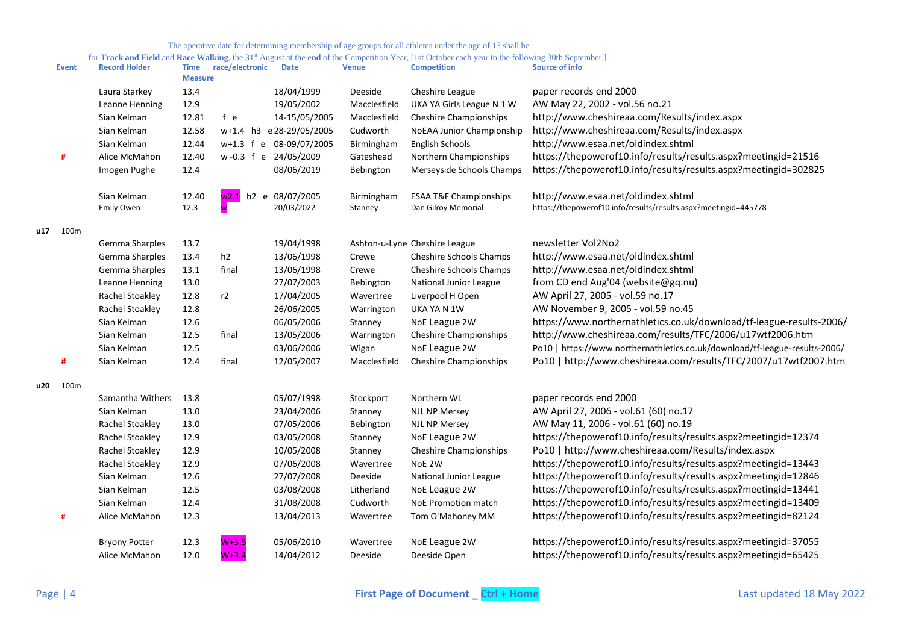The operative date for determining membership of age groups for all athletes under the age of 17 shall be for **Track and Field** and **Race Walking**, the 31st August at the **end** of the Competition Year, [1st October each year to the following 30th September.]

| | Event | Record Holder | Time Measure | race/electronic | Date | Venue | Competition | Source of info |
|---|---|---|---|---|---|---|---|---|
| | | Laura Starkey | 13.4 | | 18/04/1999 | Deeside | Cheshire League | paper records end 2000 |
| | | Leanne Henning | 12.9 | | 19/05/2002 | Macclesfield | UKA YA Girls League N 1 W | AW May 22, 2002 - vol.56 no.21 |
| | | Sian Kelman | 12.81 | f e | 14-15/05/2005 | Macclesfield | Cheshire Championships | http://www.cheshireaa.com/Results/index.aspx |
| | | Sian Kelman | 12.58 | w+1.4 h3 e | 28-29/05/2005 | Cudworth | NoEAA Junior Championship | http://www.cheshireaa.com/Results/index.aspx |
| | | Sian Kelman | 12.44 | w+1.3 f e | 08-09/07/2005 | Birmingham | English Schools | http://www.esaa.net/oldindex.shtml |
| | # | Alice McMahon | 12.40 | w -0.3 f e | 24/05/2009 | Gateshead | Northern Championships | https://thepowerof10.info/results/results.aspx?meetingid=21516 |
| | | Imogen Pughe | 12.4 | | 08/06/2019 | Bebington | Merseyside Schools Champs | https://thepowerof10.info/results/results.aspx?meetingid=302825 |
| | | | | | | | | |
| | | Sian Kelman | 12.40 | w2.1 h2 e | 08/07/2005 | Birmingham | ESAA T&F Championships | http://www.esaa.net/oldindex.shtml |
| | | Emily Owen | 12.3 | w | 20/03/2022 | Stanney | Dan Gilroy Memorial | https://thepowerof10.info/results/results.aspx?meetingid=445778 |
| | | | | | | | | |
| u17 | 100m | | | | | | | |
| | | Gemma Sharples | 13.7 | | 19/04/1998 | Ashton-u-Lyne | Cheshire League | newsletter Vol2No2 |
| | | Gemma Sharples | 13.4 | h2 | 13/06/1998 | Crewe | Cheshire Schools Champs | http://www.esaa.net/oldindex.shtml |
| | | Gemma Sharples | 13.1 | final | 13/06/1998 | Crewe | Cheshire Schools Champs | http://www.esaa.net/oldindex.shtml |
| | | Leanne Henning | 13.0 | | 27/07/2003 | Bebington | National Junior League | from CD end Aug'04 (website@gq.nu) |
| | | Rachel Stoakley | 12.8 | r2 | 17/04/2005 | Wavertree | Liverpool H Open | AW April 27, 2005 - vol.59 no.17 |
| | | Rachel Stoakley | 12.8 | | 26/06/2005 | Warrington | UKA YA N 1W | AW November 9, 2005 - vol.59 no.45 |
| | | Sian Kelman | 12.6 | | 06/05/2006 | Stanney | NoE League 2W | https://www.northernathletics.co.uk/download/tf-league-results-2006/ |
| | | Sian Kelman | 12.5 | final | 13/05/2006 | Warrington | Cheshire Championships | http://www.cheshireaa.com/results/TFC/2006/u17wtf2006.htm |
| | | Sian Kelman | 12.5 | | 03/06/2006 | Wigan | NoE League 2W | Po10 \| https://www.northernathletics.co.uk/download/tf-league-results-2006/ |
| | # | Sian Kelman | 12.4 | final | 12/05/2007 | Macclesfield | Cheshire Championships | Po10 \| http://www.cheshireaa.com/results/TFC/2007/u17wtf2007.htm |
| | | | | | | | | |
| u20 | 100m | | | | | | | |
| | | Samantha Withers | 13.8 | | 05/07/1998 | Stockport | Northern WL | paper records end 2000 |
| | | Sian Kelman | 13.0 | | 23/04/2006 | Stanney | NJL NP Mersey | AW April 27, 2006 - vol.61 (60) no.17 |
| | | Rachel Stoakley | 13.0 | | 07/05/2006 | Bebington | NJL NP Mersey | AW May 11, 2006 - vol.61 (60) no.19 |
| | | Rachel Stoakley | 12.9 | | 03/05/2008 | Stanney | NoE League 2W | https://thepowerof10.info/results/results.aspx?meetingid=12374 |
| | | Rachel Stoakley | 12.9 | | 10/05/2008 | Stanney | Cheshire Championships | Po10 \| http://www.cheshireaa.com/Results/index.aspx |
| | | Rachel Stoakley | 12.9 | | 07/06/2008 | Wavertree | NoE 2W | https://thepowerof10.info/results/results.aspx?meetingid=13443 |
| | | Sian Kelman | 12.6 | | 27/07/2008 | Deeside | National Junior League | https://thepowerof10.info/results/results.aspx?meetingid=12846 |
| | | Sian Kelman | 12.5 | | 03/08/2008 | Litherland | NoE League 2W | https://thepowerof10.info/results/results.aspx?meetingid=13441 |
| | | Sian Kelman | 12.4 | | 31/08/2008 | Cudworth | NoE Promotion match | https://thepowerof10.info/results/results.aspx?meetingid=13409 |
| | # | Alice McMahon | 12.3 | | 13/04/2013 | Wavertree | Tom O'Mahoney MM | https://thepowerof10.info/results/results.aspx?meetingid=82124 |
| | | | | | | | | |
| | | Bryony Potter | 12.3 | W+3.5 | 05/06/2010 | Wavertree | NoE League 2W | https://thepowerof10.info/results/results.aspx?meetingid=37055 |
| | | Alice McMahon | 12.0 | W+3.4 | 14/04/2012 | Deeside | Deeside Open | https://thepowerof10.info/results/results.aspx?meetingid=65425 |

First Page of Document _ Ctrl + Home

Last updated 18 May 2022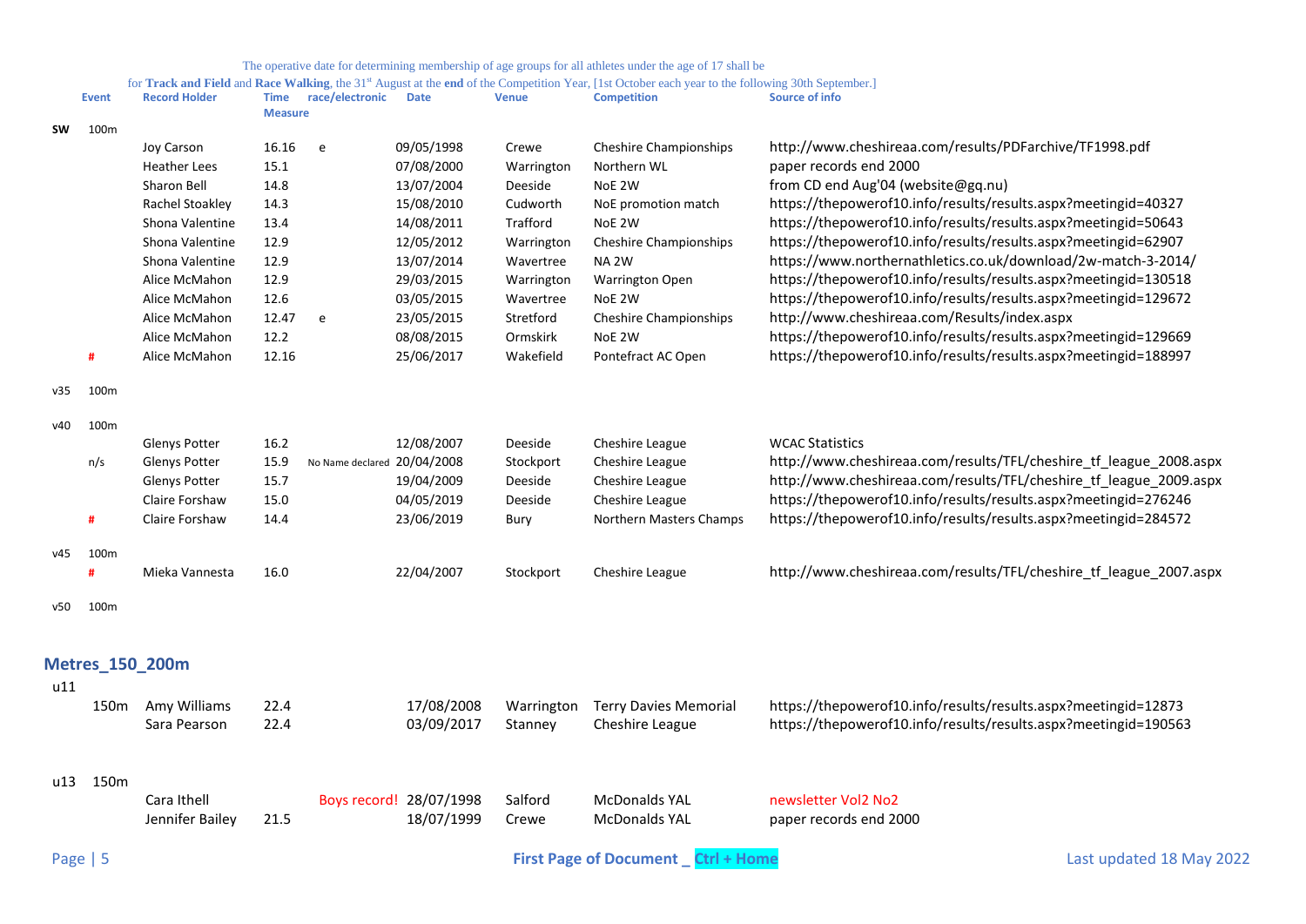The operative date for determining membership of age groups for all athletes under the age of 17 shall be for **Track and Field** and **Race Walking**, the 31st August at the **end** of the Competition Year, [1st October each year to the following 30th September.]

| | Event | Record Holder | Time Measure | race/electronic | Date | Venue | Competition | Source of info |
|---|---|---|---|---|---|---|---|---|
| SW | 100m | | | | | | | |
| | | Joy Carson | 16.16 | e | 09/05/1998 | Crewe | Cheshire Championships | http://www.cheshireaa.com/results/PDFarchive/TF1998.pdf |
| | | Heather Lees | 15.1 | | 07/08/2000 | Warrington | Northern WL | paper records end 2000 |
| | | Sharon Bell | 14.8 | | 13/07/2004 | Deeside | NoE 2W | from CD end Aug'04 (website@gq.nu) |
| | | Rachel Stoakley | 14.3 | | 15/08/2010 | Cudworth | NoE promotion match | https://thepowerof10.info/results/results.aspx?meetingid=40327 |
| | | Shona Valentine | 13.4 | | 14/08/2011 | Trafford | NoE 2W | https://thepowerof10.info/results/results.aspx?meetingid=50643 |
| | | Shona Valentine | 12.9 | | 12/05/2012 | Warrington | Cheshire Championships | https://thepowerof10.info/results/results.aspx?meetingid=62907 |
| | | Shona Valentine | 12.9 | | 13/07/2014 | Wavertree | NA 2W | https://www.northernathletics.co.uk/download/2w-match-3-2014/ |
| | | Alice McMahon | 12.9 | | 29/03/2015 | Warrington | Warrington Open | https://thepowerof10.info/results/results.aspx?meetingid=130518 |
| | | Alice McMahon | 12.6 | | 03/05/2015 | Wavertree | NoE 2W | https://thepowerof10.info/results/results.aspx?meetingid=129672 |
| | | Alice McMahon | 12.47 | e | 23/05/2015 | Stretford | Cheshire Championships | http://www.cheshireaa.com/Results/index.aspx |
| | | Alice McMahon | 12.2 | | 08/08/2015 | Ormskirk | NoE 2W | https://thepowerof10.info/results/results.aspx?meetingid=129669 |
| | # | Alice McMahon | 12.16 | | 25/06/2017 | Wakefield | Pontefract AC Open | https://thepowerof10.info/results/results.aspx?meetingid=188997 |
| v35 | 100m | | | | | | | |
| v40 | 100m | | | | | | | |
| | | Glenys Potter | 16.2 | | 12/08/2007 | Deeside | Cheshire League | WCAC Statistics |
| | n/s | Glenys Potter | 15.9 | No Name declared | 20/04/2008 | Stockport | Cheshire League | http://www.cheshireaa.com/results/TFL/cheshire_tf_league_2008.aspx |
| | | Glenys Potter | 15.7 | | 19/04/2009 | Deeside | Cheshire League | http://www.cheshireaa.com/results/TFL/cheshire_tf_league_2009.aspx |
| | | Claire Forshaw | 15.0 | | 04/05/2019 | Deeside | Cheshire League | https://thepowerof10.info/results/results.aspx?meetingid=276246 |
| | # | Claire Forshaw | 14.4 | | 23/06/2019 | Bury | Northern Masters Champs | https://thepowerof10.info/results/results.aspx?meetingid=284572 |
| v45 | 100m | | | | | | | |
| | # | Mieka Vannesta | 16.0 | | 22/04/2007 | Stockport | Cheshire League | http://www.cheshireaa.com/results/TFL/cheshire_tf_league_2007.aspx |
| v50 | 100m | | | | | | | |

## Metres_150_200m

| | Event | Record Holder | Time Measure | race/electronic | Date | Venue | Competition | Source of info |
|---|---|---|---|---|---|---|---|---|
| u11 | | | | | | | | |
| | 150m | Amy Williams | 22.4 | | 17/08/2008 | Warrington | Terry Davies Memorial | https://thepowerof10.info/results/results.aspx?meetingid=12873 |
| | | Sara Pearson | 22.4 | | 03/09/2017 | Stanney | Cheshire League | https://thepowerof10.info/results/results.aspx?meetingid=190563 |
| u13 | 150m | | | | | | | |
| | | Cara Ithell | | Boys record! | 28/07/1998 | Salford | McDonalds YAL | newsletter Vol2 No2 |
| | | Jennifer Bailey | 21.5 | | 18/07/1999 | Crewe | McDonalds YAL | paper records end 2000 |

First Page of Document _ Ctrl + Home

Last updated 18 May 2022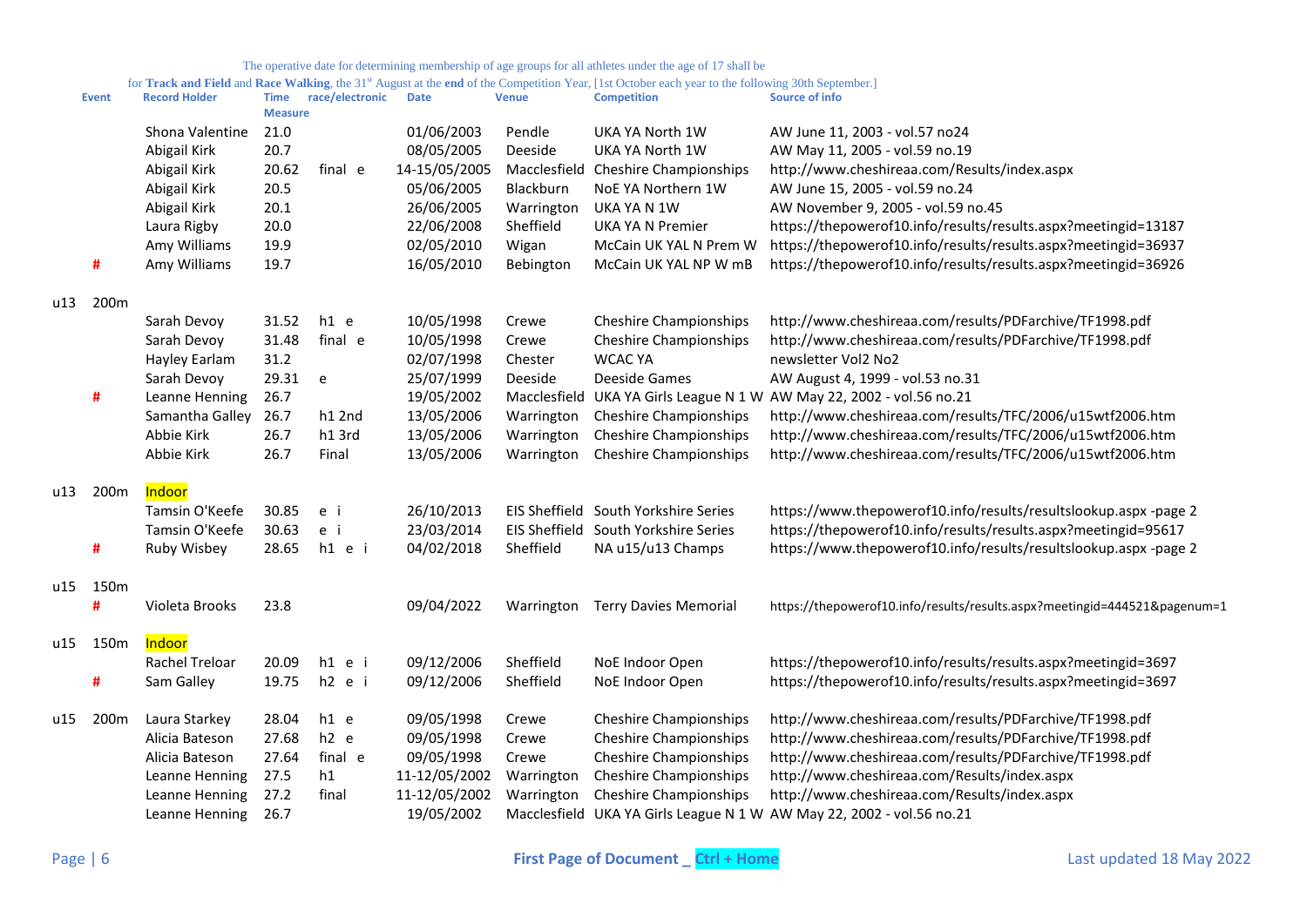The operative date for determining membership of age groups for all athletes under the age of 17 shall be for **Track and Field** and **Race Walking**, the 31st August at the **end** of the Competition Year, [1st October each year to the following 30th September.]

| | Event | Record Holder | Time Measure | race/electronic | Date | Venue | Competition | Source of info |
|---|---|---|---|---|---|---|---|---|
| | | Shona Valentine | 21.0 | | 01/06/2003 | Pendle | UKA YA North 1W | AW June 11, 2003 - vol.57 no24 |
| | | Abigail Kirk | 20.7 | | 08/05/2005 | Deeside | UKA YA North 1W | AW May 11, 2005 - vol.59 no.19 |
| | | Abigail Kirk | 20.62 | final e | 14-15/05/2005 | Macclesfield | Cheshire Championships | http://www.cheshireaa.com/Results/index.aspx |
| | | Abigail Kirk | 20.5 | | 05/06/2005 | Blackburn | NoE YA Northern 1W | AW June 15, 2005 - vol.59 no.24 |
| | | Abigail Kirk | 20.1 | | 26/06/2005 | Warrington | UKA YA N 1W | AW November 9, 2005 - vol.59 no.45 |
| | | Laura Rigby | 20.0 | | 22/06/2008 | Sheffield | UKA YA N Premier | https://thepowerof10.info/results/results.aspx?meetingid=13187 |
| | | Amy Williams | 19.9 | | 02/05/2010 | Wigan | McCain UK YAL N Prem W | https://thepowerof10.info/results/results.aspx?meetingid=36937 |
| | # | Amy Williams | 19.7 | | 16/05/2010 | Bebington | McCain UK YAL NP W mB | https://thepowerof10.info/results/results.aspx?meetingid=36926 |
| u13 | 200m | | | | | | | |
| | | Sarah Devoy | 31.52 | h1 e | 10/05/1998 | Crewe | Cheshire Championships | http://www.cheshireaa.com/results/PDFarchive/TF1998.pdf |
| | | Sarah Devoy | 31.48 | final e | 10/05/1998 | Crewe | Cheshire Championships | http://www.cheshireaa.com/results/PDFarchive/TF1998.pdf |
| | | Hayley Earlam | 31.2 | | 02/07/1998 | Chester | WCAC YA | newsletter Vol2 No2 |
| | | Sarah Devoy | 29.31 | e | 25/07/1999 | Deeside | Deeside Games | AW August 4, 1999 - vol.53 no.31 |
| | # | Leanne Henning | 26.7 | | 19/05/2002 | Macclesfield | UKA YA Girls League N 1 W | AW May 22, 2002 - vol.56 no.21 |
| | | Samantha Galley | 26.7 | h1 2nd | 13/05/2006 | Warrington | Cheshire Championships | http://www.cheshireaa.com/results/TFC/2006/u15wtf2006.htm |
| | | Abbie Kirk | 26.7 | h1 3rd | 13/05/2006 | Warrington | Cheshire Championships | http://www.cheshireaa.com/results/TFC/2006/u15wtf2006.htm |
| | | Abbie Kirk | 26.7 | Final | 13/05/2006 | Warrington | Cheshire Championships | http://www.cheshireaa.com/results/TFC/2006/u15wtf2006.htm |
| u13 | 200m | Indoor | | | | | | |
| | | Tamsin O'Keefe | 30.85 | e i | 26/10/2013 | EIS Sheffield | South Yorkshire Series | https://www.thepowerof10.info/results/resultslookup.aspx -page 2 |
| | | Tamsin O'Keefe | 30.63 | e i | 23/03/2014 | EIS Sheffield | South Yorkshire Series | https://thepowerof10.info/results/results.aspx?meetingid=95617 |
| | # | Ruby Wisbey | 28.65 | h1 e i | 04/02/2018 | Sheffield | NA u15/u13 Champs | https://www.thepowerof10.info/results/resultslookup.aspx -page 2 |
| u15 | 150m | | | | | | | |
| | # | Violeta Brooks | 23.8 | | 09/04/2022 | Warrington | Terry Davies Memorial | https://thepowerof10.info/results/results.aspx?meetingid=444521&pagenum=1 |
| u15 | 150m | Indoor | | | | | | |
| | | Rachel Treloar | 20.09 | h1 e i | 09/12/2006 | Sheffield | NoE Indoor Open | https://thepowerof10.info/results/results.aspx?meetingid=3697 |
| | # | Sam Galley | 19.75 | h2 e i | 09/12/2006 | Sheffield | NoE Indoor Open | https://thepowerof10.info/results/results.aspx?meetingid=3697 |
| u15 | 200m | Laura Starkey | 28.04 | h1 e | 09/05/1998 | Crewe | Cheshire Championships | http://www.cheshireaa.com/results/PDFarchive/TF1998.pdf |
| | | Alicia Bateson | 27.68 | h2 e | 09/05/1998 | Crewe | Cheshire Championships | http://www.cheshireaa.com/results/PDFarchive/TF1998.pdf |
| | | Alicia Bateson | 27.64 | final e | 09/05/1998 | Crewe | Cheshire Championships | http://www.cheshireaa.com/results/PDFarchive/TF1998.pdf |
| | | Leanne Henning | 27.5 | h1 | 11-12/05/2002 | Warrington | Cheshire Championships | http://www.cheshireaa.com/Results/index.aspx |
| | | Leanne Henning | 27.2 | final | 11-12/05/2002 | Warrington | Cheshire Championships | http://www.cheshireaa.com/Results/index.aspx |
| | | Leanne Henning | 26.7 | | 19/05/2002 | Macclesfield | UKA YA Girls League N 1 W | AW May 22, 2002 - vol.56 no.21 |

First Page of Document _ Ctrl + Home

Last updated 18 May 2022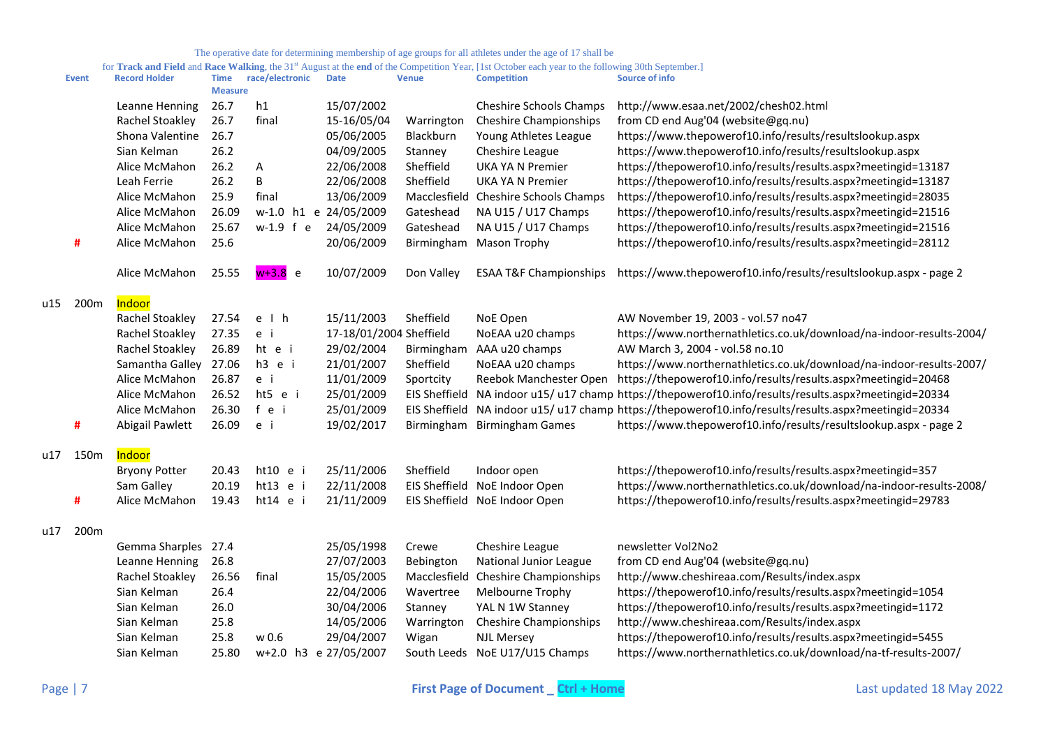The operative date for determining membership of age groups for all athletes under the age of 17 shall be for **Track and Field** and **Race Walking**, the 31st August at the **end** of the Competition Year, [1st October each year to the following 30th September.]

| | Event | Record Holder | Time Measure | race/electronic | Date | Venue | Competition | Source of info |
|---|---|---|---|---|---|---|---|---|
| | | Leanne Henning | 26.7 | h1 | 15/07/2002 | | Cheshire Schools Champs | http://www.esaa.net/2002/chesh02.html |
| | | Rachel Stoakley | 26.7 | final | 15-16/05/04 | Warrington | Cheshire Championships | from CD end Aug'04 (website@gq.nu) |
| | | Shona Valentine | 26.7 | | 05/06/2005 | Blackburn | Young Athletes League | https://www.thepowerof10.info/results/resultslookup.aspx |
| | | Sian Kelman | 26.2 | | 04/09/2005 | Stanney | Cheshire League | https://www.thepowerof10.info/results/resultslookup.aspx |
| | | Alice McMahon | 26.2 | A | 22/06/2008 | Sheffield | UKA YA N Premier | https://thepowerof10.info/results/results.aspx?meetingid=13187 |
| | | Leah Ferrie | 26.2 | B | 22/06/2008 | Sheffield | UKA YA N Premier | https://thepowerof10.info/results/results.aspx?meetingid=13187 |
| | | Alice McMahon | 25.9 | final | 13/06/2009 | Macclesfield | Cheshire Schools Champs | https://thepowerof10.info/results/results.aspx?meetingid=28035 |
| | | Alice McMahon | 26.09 | w-1.0 h1 e | 24/05/2009 | Gateshead | NA U15 / U17 Champs | https://thepowerof10.info/results/results.aspx?meetingid=21516 |
| | | Alice McMahon | 25.67 | w-1.9 f e | 24/05/2009 | Gateshead | NA U15 / U17 Champs | https://thepowerof10.info/results/results.aspx?meetingid=21516 |
| | # | Alice McMahon | 25.6 | | 20/06/2009 | Birmingham | Mason Trophy | https://thepowerof10.info/results/results.aspx?meetingid=28112 |
| | | Alice McMahon | 25.55 | w+3.8 e | 10/07/2009 | Don Valley | ESAA T&F Championships | https://www.thepowerof10.info/results/resultslookup.aspx - page 2 |
| u15 | 200m | Indoor | | | | | | |
| | | Rachel Stoakley | 27.54 | e I h | 15/11/2003 | Sheffield | NoE Open | AW November 19, 2003 - vol.57 no47 |
| | | Rachel Stoakley | 27.35 | e i | 17-18/01/2004 | Sheffield | NoEAA u20 champs | https://www.northernathletics.co.uk/download/na-indoor-results-2004/ |
| | | Rachel Stoakley | 26.89 | ht e i | 29/02/2004 | Birmingham | AAA u20 champs | AW March 3, 2004 - vol.58 no.10 |
| | | Samantha Galley | 27.06 | h3 e i | 21/01/2007 | Sheffield | NoEAA u20 champs | https://www.northernathletics.co.uk/download/na-indoor-results-2007/ |
| | | Alice McMahon | 26.87 | e i | 11/01/2009 | Sportcity | Reebok Manchester Open | https://thepowerof10.info/results/results.aspx?meetingid=20468 |
| | | Alice McMahon | 26.52 | ht5 e i | 25/01/2009 | EIS Sheffield | NA indoor u15/ u17 champ | https://thepowerof10.info/results/results.aspx?meetingid=20334 |
| | | Alice McMahon | 26.30 | f e i | 25/01/2009 | EIS Sheffield | NA indoor u15/ u17 champ | https://thepowerof10.info/results/results.aspx?meetingid=20334 |
| | # | Abigail Pawlett | 26.09 | e i | 19/02/2017 | Birmingham | Birmingham Games | https://www.thepowerof10.info/results/resultslookup.aspx - page 2 |
| u17 | 150m | Indoor | | | | | | |
| | | Bryony Potter | 20.43 | ht10 e i | 25/11/2006 | Sheffield | Indoor open | https://thepowerof10.info/results/results.aspx?meetingid=357 |
| | | Sam Galley | 20.19 | ht13 e i | 22/11/2008 | EIS Sheffield | NoE Indoor Open | https://www.northernathletics.co.uk/download/na-indoor-results-2008/ |
| | # | Alice McMahon | 19.43 | ht14 e i | 21/11/2009 | EIS Sheffield | NoE Indoor Open | https://thepowerof10.info/results/results.aspx?meetingid=29783 |
| u17 | 200m | | | | | | | |
| | | Gemma Sharples | 27.4 | | 25/05/1998 | Crewe | Cheshire League | newsletter Vol2No2 |
| | | Leanne Henning | 26.8 | | 27/07/2003 | Bebington | National Junior League | from CD end Aug'04 (website@gq.nu) |
| | | Rachel Stoakley | 26.56 | final | 15/05/2005 | Macclesfield | Cheshire Championships | http://www.cheshireaa.com/Results/index.aspx |
| | | Sian Kelman | 26.4 | | 22/04/2006 | Wavertree | Melbourne Trophy | https://thepowerof10.info/results/results.aspx?meetingid=1054 |
| | | Sian Kelman | 26.0 | | 30/04/2006 | Stanney | YAL N 1W Stanney | https://thepowerof10.info/results/results.aspx?meetingid=1172 |
| | | Sian Kelman | 25.8 | | 14/05/2006 | Warrington | Cheshire Championships | http://www.cheshireaa.com/Results/index.aspx |
| | | Sian Kelman | 25.8 | w 0.6 | 29/04/2007 | Wigan | NJL Mersey | https://thepowerof10.info/results/results.aspx?meetingid=5455 |
| | | Sian Kelman | 25.80 | w+2.0 h3 e | 27/05/2007 | South Leeds | NoE U17/U15 Champs | https://www.northernathletics.co.uk/download/na-tf-results-2007/ |

First Page of Document _ Ctrl + Home

Last updated 18 May 2022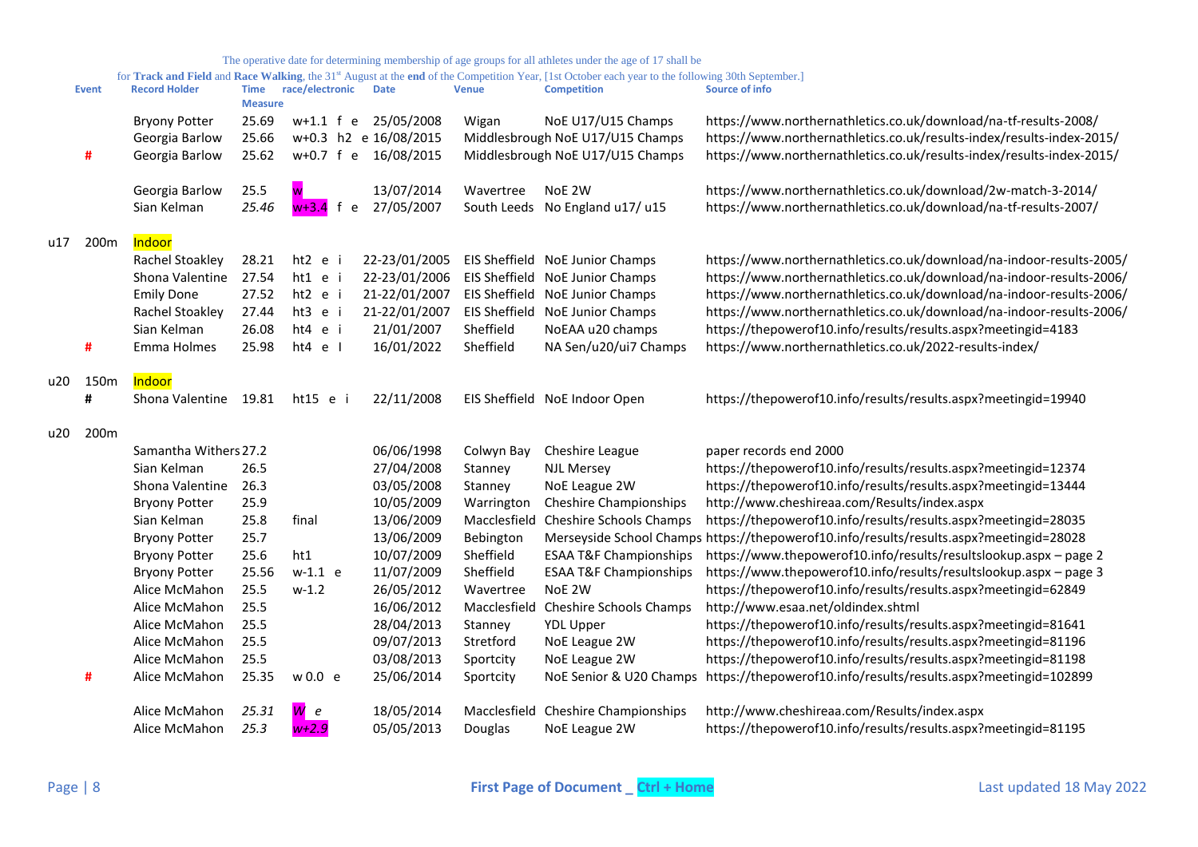The operative date for determining membership of age groups for all athletes under the age of 17 shall be for **Track and Field** and **Race Walking**, the 31st August at the **end** of the Competition Year, [1st October each year to the following 30th September.]

| | Event | Record Holder | Time Measure | race/electronic | Date | Venue | Competition | Source of info |
|---|---|---|---|---|---|---|---|---|
| | | Bryony Potter | 25.69 | w+1.1 f e | 25/05/2008 | Wigan | NoE U17/U15 Champs | https://www.northernathletics.co.uk/download/na-tf-results-2008/ |
| | | Georgia Barlow | 25.66 | w+0.3 h2 e | 16/08/2015 | Middlesbrough | NoE U17/U15 Champs | https://www.northernathletics.co.uk/results-index/results-index-2015/ |
| | # | Georgia Barlow | 25.62 | w+0.7 f e | 16/08/2015 | Middlesbrough | NoE U17/U15 Champs | https://www.northernathletics.co.uk/results-index/results-index-2015/ |
| | | | | | | | | |
| | | Georgia Barlow | 25.5 | w | 13/07/2014 | Wavertree | NoE 2W | https://www.northernathletics.co.uk/download/2w-match-3-2014/ |
| | | Sian Kelman | *25.46* | w+3.4 f e | 27/05/2007 | South Leeds | No England u17/ u15 | https://www.northernathletics.co.uk/download/na-tf-results-2007/ |
| | | | | | | | | |
| u17 | 200m | Indoor | | | | | | |
| | | Rachel Stoakley | 28.21 | ht2 e i | 22-23/01/2005 | EIS Sheffield | NoE Junior Champs | https://www.northernathletics.co.uk/download/na-indoor-results-2005/ |
| | | Shona Valentine | 27.54 | ht1 e i | 22-23/01/2006 | EIS Sheffield | NoE Junior Champs | https://www.northernathletics.co.uk/download/na-indoor-results-2006/ |
| | | Emily Done | 27.52 | ht2 e i | 21-22/01/2007 | EIS Sheffield | NoE Junior Champs | https://www.northernathletics.co.uk/download/na-indoor-results-2006/ |
| | | Rachel Stoakley | 27.44 | ht3 e i | 21-22/01/2007 | EIS Sheffield | NoE Junior Champs | https://www.northernathletics.co.uk/download/na-indoor-results-2006/ |
| | | Sian Kelman | 26.08 | ht4 e i | 21/01/2007 | Sheffield | NoEAA u20 champs | https://thepowerof10.info/results/results.aspx?meetingid=4183 |
| | # | Emma Holmes | 25.98 | ht4 e I | 16/01/2022 | Sheffield | NA Sen/u20/ui7 Champs | https://www.northernathletics.co.uk/2022-results-index/ |
| | | | | | | | | |
| u20 | 150m | Indoor | | | | | | |
| | # | Shona Valentine | 19.81 | ht15 e i | 22/11/2008 | EIS Sheffield | NoE Indoor Open | https://thepowerof10.info/results/results.aspx?meetingid=19940 |
| | | | | | | | | |
| u20 | 200m | | | | | | | |
| | | Samantha Withers | 27.2 | | 06/06/1998 | Colwyn Bay | Cheshire League | paper records end 2000 |
| | | Sian Kelman | 26.5 | | 27/04/2008 | Stanney | NJL Mersey | https://thepowerof10.info/results/results.aspx?meetingid=12374 |
| | | Shona Valentine | 26.3 | | 03/05/2008 | Stanney | NoE League 2W | https://thepowerof10.info/results/results.aspx?meetingid=13444 |
| | | Bryony Potter | 25.9 | | 10/05/2009 | Warrington | Cheshire Championships | http://www.cheshireaa.com/Results/index.aspx |
| | | Sian Kelman | 25.8 | final | 13/06/2009 | Macclesfield | Cheshire Schools Champs | https://thepowerof10.info/results/results.aspx?meetingid=28035 |
| | | Bryony Potter | 25.7 | | 13/06/2009 | Bebington | Merseyside School Champs | https://thepowerof10.info/results/results.aspx?meetingid=28028 |
| | | Bryony Potter | 25.6 | ht1 | 10/07/2009 | Sheffield | ESAA T&F Championships | https://www.thepowerof10.info/results/resultslookup.aspx – page 2 |
| | | Bryony Potter | 25.56 | w-1.1 e | 11/07/2009 | Sheffield | ESAA T&F Championships | https://www.thepowerof10.info/results/resultslookup.aspx – page 3 |
| | | Alice McMahon | 25.5 | w-1.2 | 26/05/2012 | Wavertree | NoE 2W | https://thepowerof10.info/results/results.aspx?meetingid=62849 |
| | | Alice McMahon | 25.5 | | 16/06/2012 | Macclesfield | Cheshire Schools Champs | http://www.esaa.net/oldindex.shtml |
| | | Alice McMahon | 25.5 | | 28/04/2013 | Stanney | YDL Upper | https://thepowerof10.info/results/results.aspx?meetingid=81641 |
| | | Alice McMahon | 25.5 | | 09/07/2013 | Stretford | NoE League 2W | https://thepowerof10.info/results/results.aspx?meetingid=81196 |
| | | Alice McMahon | 25.5 | | 03/08/2013 | Sportcity | NoE League 2W | https://thepowerof10.info/results/results.aspx?meetingid=81198 |
| | # | Alice McMahon | 25.35 | w 0.0 e | 25/06/2014 | Sportcity | NoE Senior & U20 Champs | https://thepowerof10.info/results/results.aspx?meetingid=102899 |
| | | | | | | | | |
| | | Alice McMahon | *25.31* | *W e* | 18/05/2014 | Macclesfield | Cheshire Championships | http://www.cheshireaa.com/Results/index.aspx |
| | | Alice McMahon | *25.3* | *w+2.9* | 05/05/2013 | Douglas | NoE League 2W | https://thepowerof10.info/results/results.aspx?meetingid=81195 |

First Page of Document _ Ctrl + Home

Last updated 18 May 2022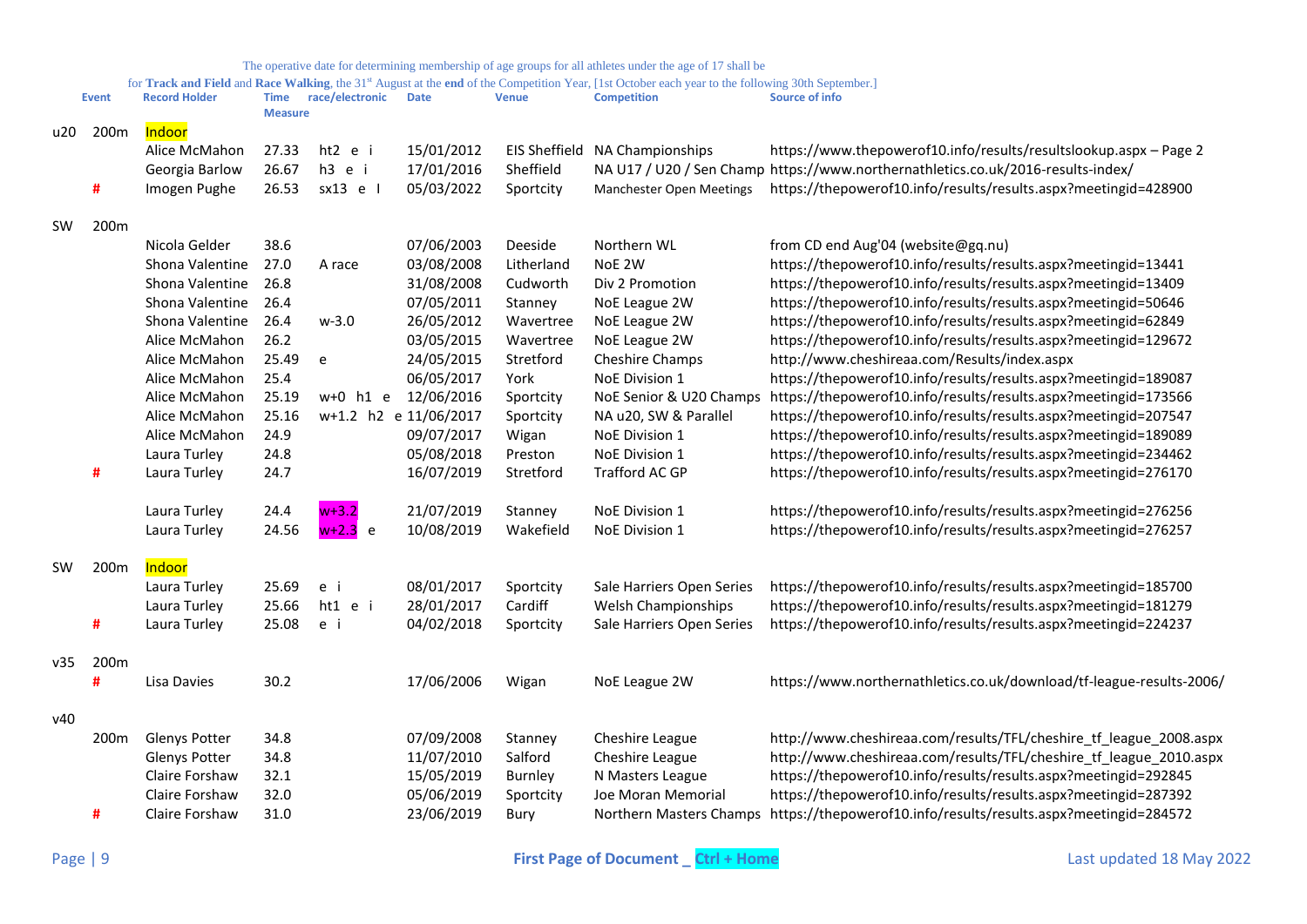The operative date for determining membership of age groups for all athletes under the age of 17 shall be for **Track and Field** and **Race Walking**, the 31st August at the **end** of the Competition Year, [1st October each year to the following 30th September.]

| | Event | Record Holder | Time Measure | race/electronic | Date | Venue | Competition | Source of info |
|---|---|---|---|---|---|---|---|---|
| u20 | 200m | Indoor | | | | | | |
| | | Alice McMahon | 27.33 | ht2 e i | 15/01/2012 | EIS Sheffield | NA Championships | https://www.thepowerof10.info/results/resultslookup.aspx – Page 2 |
| | | Georgia Barlow | 26.67 | h3 e i | 17/01/2016 | Sheffield | NA U17 / U20 / Sen Champ | https://www.northernathletics.co.uk/2016-results-index/ |
| | # | Imogen Pughe | 26.53 | sx13 e I | 05/03/2022 | Sportcity | Manchester Open Meetings | https://thepowerof10.info/results/results.aspx?meetingid=428900 |
| | | | | | | | | |
| SW | 200m | | | | | | | |
| | | Nicola Gelder | 38.6 | | 07/06/2003 | Deeside | Northern WL | from CD end Aug'04 (website@gq.nu) |
| | | Shona Valentine | 27.0 | A race | 03/08/2008 | Litherland | NoE 2W | https://thepowerof10.info/results/results.aspx?meetingid=13441 |
| | | Shona Valentine | 26.8 | | 31/08/2008 | Cudworth | Div 2 Promotion | https://thepowerof10.info/results/results.aspx?meetingid=13409 |
| | | Shona Valentine | 26.4 | | 07/05/2011 | Stanney | NoE League 2W | https://thepowerof10.info/results/results.aspx?meetingid=50646 |
| | | Shona Valentine | 26.4 | w-3.0 | 26/05/2012 | Wavertree | NoE League 2W | https://thepowerof10.info/results/results.aspx?meetingid=62849 |
| | | Alice McMahon | 26.2 | | 03/05/2015 | Wavertree | NoE League 2W | https://thepowerof10.info/results/results.aspx?meetingid=129672 |
| | | Alice McMahon | 25.49 | e | 24/05/2015 | Stretford | Cheshire Champs | http://www.cheshireaa.com/Results/index.aspx |
| | | Alice McMahon | 25.4 | | 06/05/2017 | York | NoE Division 1 | https://thepowerof10.info/results/results.aspx?meetingid=189087 |
| | | Alice McMahon | 25.19 | w+0 h1 e | 12/06/2016 | Sportcity | NoE Senior & U20 Champs | https://thepowerof10.info/results/results.aspx?meetingid=173566 |
| | | Alice McMahon | 25.16 | w+1.2 h2 e | 11/06/2017 | Sportcity | NA u20, SW & Parallel | https://thepowerof10.info/results/results.aspx?meetingid=207547 |
| | | Alice McMahon | 24.9 | | 09/07/2017 | Wigan | NoE Division 1 | https://thepowerof10.info/results/results.aspx?meetingid=189089 |
| | | Laura Turley | 24.8 | | 05/08/2018 | Preston | NoE Division 1 | https://thepowerof10.info/results/results.aspx?meetingid=234462 |
| | # | Laura Turley | 24.7 | | 16/07/2019 | Stretford | Trafford AC GP | https://thepowerof10.info/results/results.aspx?meetingid=276170 |
| | | | | | | | | |
| | | Laura Turley | 24.4 | w+3.2 | 21/07/2019 | Stanney | NoE Division 1 | https://thepowerof10.info/results/results.aspx?meetingid=276256 |
| | | Laura Turley | 24.56 | w+2.3 e | 10/08/2019 | Wakefield | NoE Division 1 | https://thepowerof10.info/results/results.aspx?meetingid=276257 |
| | | | | | | | | |
| SW | 200m | Indoor | | | | | | |
| | | Laura Turley | 25.69 | e i | 08/01/2017 | Sportcity | Sale Harriers Open Series | https://thepowerof10.info/results/results.aspx?meetingid=185700 |
| | | Laura Turley | 25.66 | ht1 e i | 28/01/2017 | Cardiff | Welsh Championships | https://thepowerof10.info/results/results.aspx?meetingid=181279 |
| | # | Laura Turley | 25.08 | e i | 04/02/2018 | Sportcity | Sale Harriers Open Series | https://thepowerof10.info/results/results.aspx?meetingid=224237 |
| | | | | | | | | |
| v35 | 200m | | | | | | | |
| | # | Lisa Davies | 30.2 | | 17/06/2006 | Wigan | NoE League 2W | https://www.northernathletics.co.uk/download/tf-league-results-2006/ |
| | | | | | | | | |
| v40 | | | | | | | | |
| | 200m | Glenys Potter | 34.8 | | 07/09/2008 | Stanney | Cheshire League | http://www.cheshireaa.com/results/TFL/cheshire_tf_league_2008.aspx |
| | | Glenys Potter | 34.8 | | 11/07/2010 | Salford | Cheshire League | http://www.cheshireaa.com/results/TFL/cheshire_tf_league_2010.aspx |
| | | Claire Forshaw | 32.1 | | 15/05/2019 | Burnley | N Masters League | https://thepowerof10.info/results/results.aspx?meetingid=292845 |
| | | Claire Forshaw | 32.0 | | 05/06/2019 | Sportcity | Joe Moran Memorial | https://thepowerof10.info/results/results.aspx?meetingid=287392 |
| | # | Claire Forshaw | 31.0 | | 23/06/2019 | Bury | Northern Masters Champs | https://thepowerof10.info/results/results.aspx?meetingid=284572 |

First Page of Document _ Ctrl + Home

Last updated 18 May 2022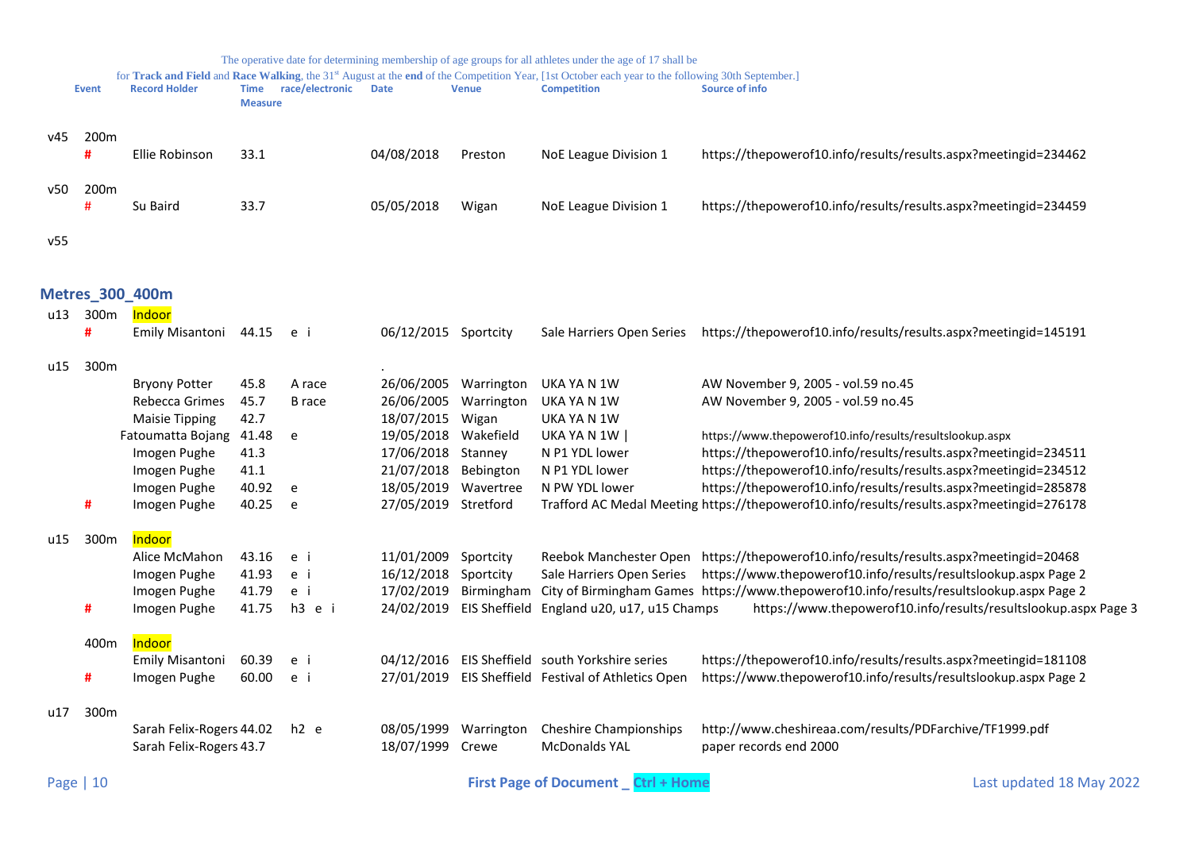The operative date for determining membership of age groups for all athletes under the age of 17 shall be for **Track and Field** and **Race Walking**, the 31st August at the **end** of the Competition Year, [1st October each year to the following 30th September.]

| | Event | Record Holder | Time Measure | race/electronic | Date | Venue | Competition | Source of info |
|---|---|---|---|---|---|---|---|---|
| v45 | 200m | | | | | | | |
| | # | Ellie Robinson | 33.1 | | 04/08/2018 | Preston | NoE League Division 1 | https://thepowerof10.info/results/results.aspx?meetingid=234462 |
| v50 | 200m | | | | | | | |
| | # | Su Baird | 33.7 | | 05/05/2018 | Wigan | NoE League Division 1 | https://thepowerof10.info/results/results.aspx?meetingid=234459 |
| v55 | | | | | | | | |

## Metres_300_400m

| | Event | Record Holder | Time Measure | race/electronic | Date | Venue | Competition | Source of info |
|---|---|---|---|---|---|---|---|---|
| u13 | 300m | Indoor | | | | | | |
| | # | Emily Misantoni | 44.15 | e i | 06/12/2015 | Sportcity | Sale Harriers Open Series | https://thepowerof10.info/results/results.aspx?meetingid=145191 |
| u15 | 300m | | | | . | | | |
| | | Bryony Potter | 45.8 | A race | 26/06/2005 | Warrington | UKA YA N 1W | AW November 9, 2005 - vol.59 no.45 |
| | | Rebecca Grimes | 45.7 | B race | 26/06/2005 | Warrington | UKA YA N 1W | AW November 9, 2005 - vol.59 no.45 |
| | | Maisie Tipping | 42.7 | | 18/07/2015 | Wigan | UKA YA N 1W | |
| | | Fatoumatta Bojang | 41.48 | e | 19/05/2018 | Wakefield | UKA YA N 1W \| | https://www.thepowerof10.info/results/resultslookup.aspx |
| | | Imogen Pughe | 41.3 | | 17/06/2018 | Stanney | N P1 YDL lower | https://thepowerof10.info/results/results.aspx?meetingid=234511 |
| | | Imogen Pughe | 41.1 | | 21/07/2018 | Bebington | N P1 YDL lower | https://thepowerof10.info/results/results.aspx?meetingid=234512 |
| | | Imogen Pughe | 40.92 | e | 18/05/2019 | Wavertree | N PW YDL lower | https://thepowerof10.info/results/results.aspx?meetingid=285878 |
| | # | Imogen Pughe | 40.25 | e | 27/05/2019 | Stretford | Trafford AC Medal Meeting | https://thepowerof10.info/results/results.aspx?meetingid=276178 |
| u15 | 300m | Indoor | | | | | | |
| | | Alice McMahon | 43.16 | e i | 11/01/2009 | Sportcity | Reebok Manchester Open | https://thepowerof10.info/results/results.aspx?meetingid=20468 |
| | | Imogen Pughe | 41.93 | e i | 16/12/2018 | Sportcity | Sale Harriers Open Series | https://www.thepowerof10.info/results/resultslookup.aspx Page 2 |
| | | Imogen Pughe | 41.79 | e i | 17/02/2019 | Birmingham | City of Birmingham Games | https://www.thepowerof10.info/results/resultslookup.aspx Page 2 |
| | # | Imogen Pughe | 41.75 | h3 e i | 24/02/2019 | EIS Sheffield | England u20, u17, u15 Champs | https://www.thepowerof10.info/results/resultslookup.aspx Page 3 |
| | 400m | Indoor | | | | | | |
| | | Emily Misantoni | 60.39 | e i | 04/12/2016 | EIS Sheffield | south Yorkshire series | https://thepowerof10.info/results/results.aspx?meetingid=181108 |
| | # | Imogen Pughe | 60.00 | e i | 27/01/2019 | EIS Sheffield | Festival of Athletics Open | https://www.thepowerof10.info/results/resultslookup.aspx Page 2 |
| u17 | 300m | | | | | | | |
| | | Sarah Felix-Rogers | 44.02 | h2 e | 08/05/1999 | Warrington | Cheshire Championships | http://www.cheshireaa.com/results/PDFarchive/TF1999.pdf |
| | | Sarah Felix-Rogers | 43.7 | | 18/07/1999 | Crewe | McDonalds YAL | paper records end 2000 |

First Page of Document _ Ctrl + Home

Last updated 18 May 2022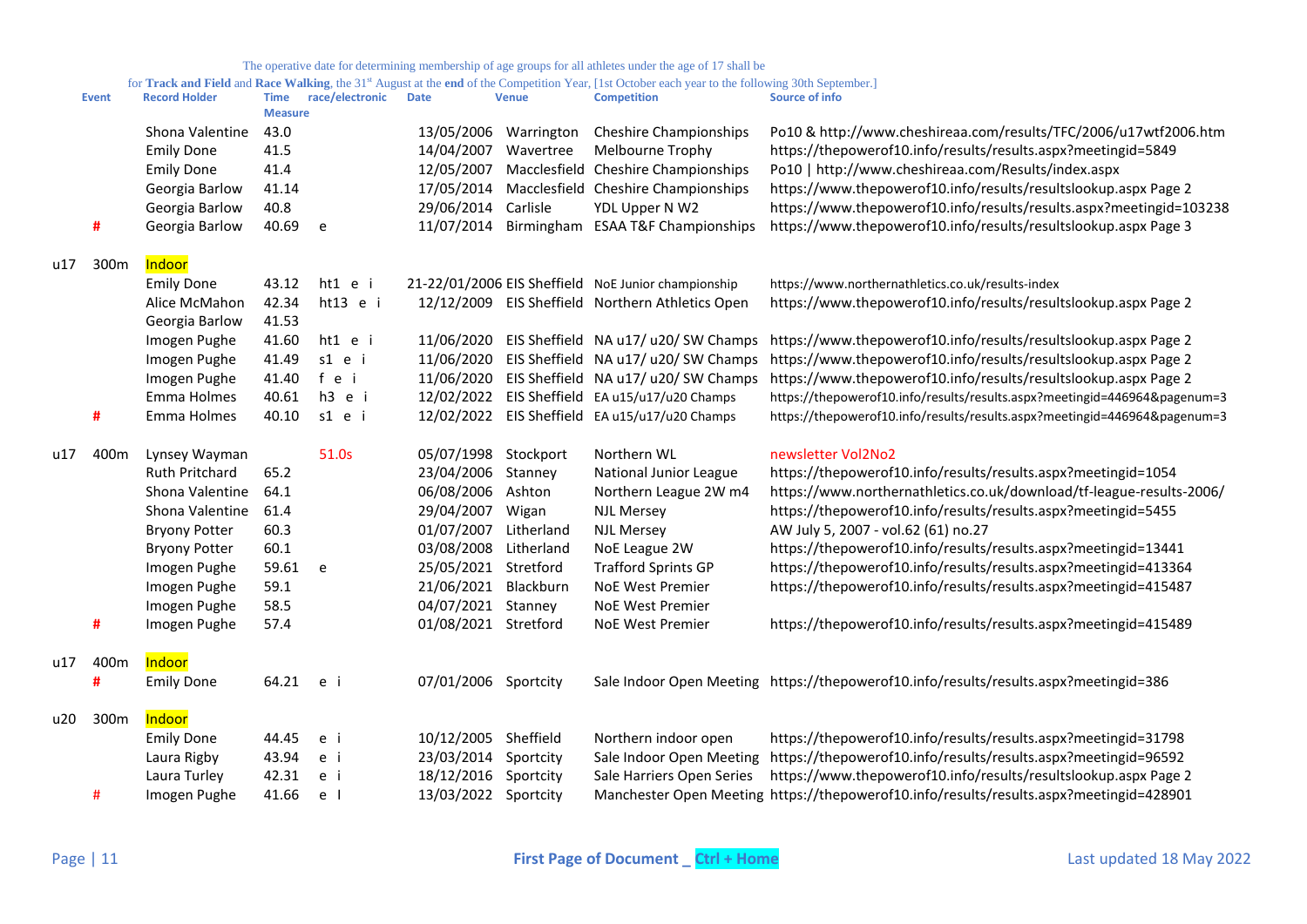The operative date for determining membership of age groups for all athletes under the age of 17 shall be for **Track and Field** and **Race Walking**, the 31st August at the **end** of the Competition Year, [1st October each year to the following 30th September.]

| | Event | Record Holder | Time Measure | race/electronic | Date | Venue | Competition | Source of info |
|---|---|---|---|---|---|---|---|---|
| | | Shona Valentine | 43.0 | | 13/05/2006 | Warrington | Cheshire Championships | Po10 & http://www.cheshireaa.com/results/TFC/2006/u17wtf2006.htm |
| | | Emily Done | 41.5 | | 14/04/2007 | Wavertree | Melbourne Trophy | https://thepowerof10.info/results/results.aspx?meetingid=5849 |
| | | Emily Done | 41.4 | | 12/05/2007 | Macclesfield | Cheshire Championships | Po10 \| http://www.cheshireaa.com/Results/index.aspx |
| | | Georgia Barlow | 41.14 | | 17/05/2014 | Macclesfield | Cheshire Championships | https://www.thepowerof10.info/results/resultslookup.aspx Page 2 |
| | | Georgia Barlow | 40.8 | | 29/06/2014 | Carlisle | YDL Upper N W2 | https://www.thepowerof10.info/results/results.aspx?meetingid=103238 |
| | # | Georgia Barlow | 40.69 | e | 11/07/2014 | Birmingham | ESAA T&F Championships | https://www.thepowerof10.info/results/resultslookup.aspx Page 3 |
| u17 | 300m | Indoor | | | | | | |
| | | Emily Done | 43.12 | ht1 e i | 21-22/01/2006 | EIS Sheffield | NoE Junior championship | https://www.northernathletics.co.uk/results-index |
| | | Alice McMahon | 42.34 | ht13 e i | 12/12/2009 | EIS Sheffield | Northern Athletics Open | https://www.thepowerof10.info/results/resultslookup.aspx Page 2 |
| | | Georgia Barlow | 41.53 | | | | | |
| | | Imogen Pughe | 41.60 | ht1 e i | 11/06/2020 | EIS Sheffield | NA u17/ u20/ SW Champs | https://www.thepowerof10.info/results/resultslookup.aspx Page 2 |
| | | Imogen Pughe | 41.49 | s1 e i | 11/06/2020 | EIS Sheffield | NA u17/ u20/ SW Champs | https://www.thepowerof10.info/results/resultslookup.aspx Page 2 |
| | | Imogen Pughe | 41.40 | f e i | 11/06/2020 | EIS Sheffield | NA u17/ u20/ SW Champs | https://www.thepowerof10.info/results/resultslookup.aspx Page 2 |
| | | Emma Holmes | 40.61 | h3 e i | 12/02/2022 | EIS Sheffield | EA u15/u17/u20 Champs | https://thepowerof10.info/results/results.aspx?meetingid=446964&pagenum=3 |
| | # | Emma Holmes | 40.10 | s1 e i | 12/02/2022 | EIS Sheffield | EA u15/u17/u20 Champs | https://thepowerof10.info/results/results.aspx?meetingid=446964&pagenum=3 |
| u17 | 400m | Lynsey Wayman | | 51.0s | 05/07/1998 | Stockport | Northern WL | newsletter Vol2No2 |
| | | Ruth Pritchard | 65.2 | | 23/04/2006 | Stanney | National Junior League | https://thepowerof10.info/results/results.aspx?meetingid=1054 |
| | | Shona Valentine | 64.1 | | 06/08/2006 | Ashton | Northern League 2W m4 | https://www.northernathletics.co.uk/download/tf-league-results-2006/ |
| | | Shona Valentine | 61.4 | | 29/04/2007 | Wigan | NJL Mersey | https://thepowerof10.info/results/results.aspx?meetingid=5455 |
| | | Bryony Potter | 60.3 | | 01/07/2007 | Litherland | NJL Mersey | AW July 5, 2007 - vol.62 (61) no.27 |
| | | Bryony Potter | 60.1 | | 03/08/2008 | Litherland | NoE League 2W | https://thepowerof10.info/results/results.aspx?meetingid=13441 |
| | | Imogen Pughe | 59.61 | e | 25/05/2021 | Stretford | Trafford Sprints GP | https://thepowerof10.info/results/results.aspx?meetingid=413364 |
| | | Imogen Pughe | 59.1 | | 21/06/2021 | Blackburn | NoE West Premier | https://thepowerof10.info/results/results.aspx?meetingid=415487 |
| | | Imogen Pughe | 58.5 | | 04/07/2021 | Stanney | NoE West Premier | |
| | # | Imogen Pughe | 57.4 | | 01/08/2021 | Stretford | NoE West Premier | https://thepowerof10.info/results/results.aspx?meetingid=415489 |
| u17 | 400m | Indoor | | | | | | |
| | # | Emily Done | 64.21 | e i | 07/01/2006 | Sportcity | Sale Indoor Open Meeting | https://thepowerof10.info/results/results.aspx?meetingid=386 |
| u20 | 300m | Indoor | | | | | | |
| | | Emily Done | 44.45 | e i | 10/12/2005 | Sheffield | Northern indoor open | https://thepowerof10.info/results/results.aspx?meetingid=31798 |
| | | Laura Rigby | 43.94 | e i | 23/03/2014 | Sportcity | Sale Indoor Open Meeting | https://thepowerof10.info/results/results.aspx?meetingid=96592 |
| | | Laura Turley | 42.31 | e i | 18/12/2016 | Sportcity | Sale Harriers Open Series | https://www.thepowerof10.info/results/resultslookup.aspx Page 2 |
| | # | Imogen Pughe | 41.66 | e I | 13/03/2022 | Sportcity | Manchester Open Meeting | https://thepowerof10.info/results/results.aspx?meetingid=428901 |

First Page of Document _ Ctrl + Home

Last updated 18 May 2022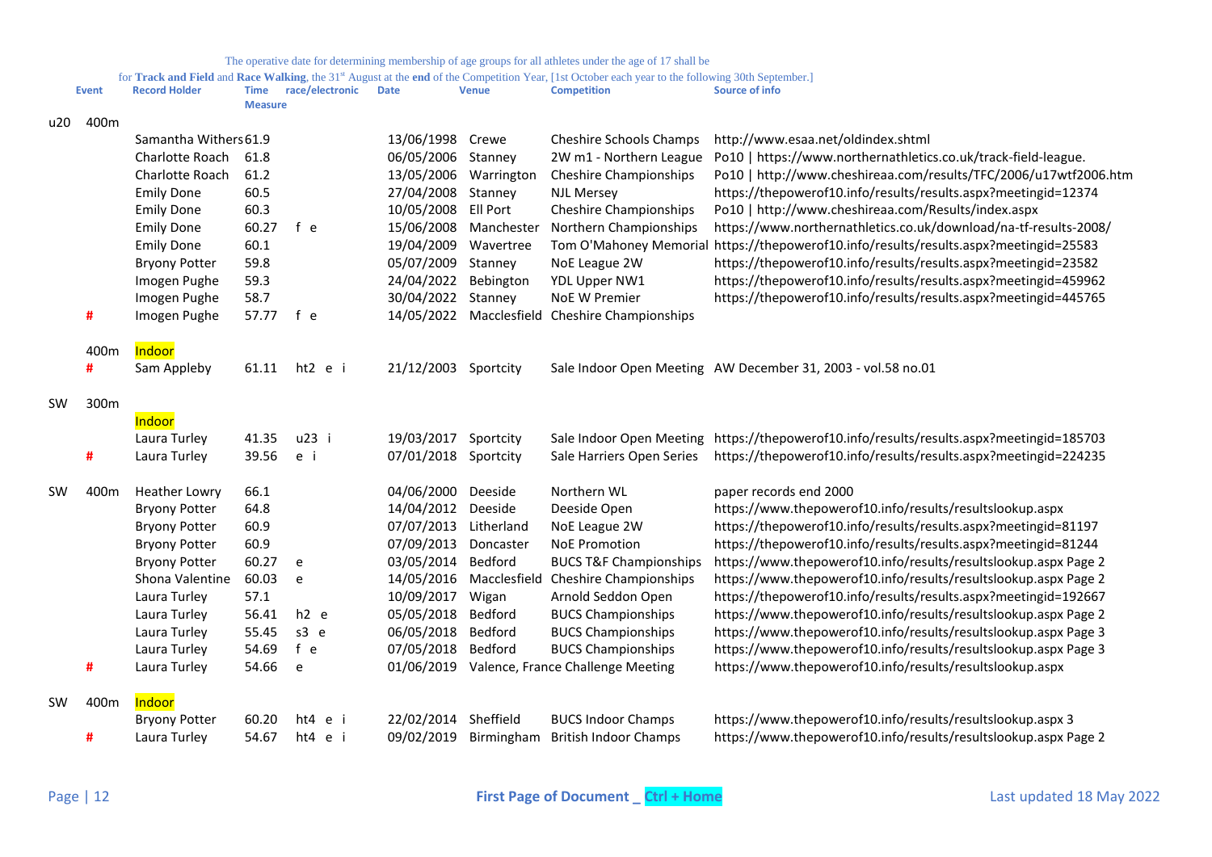The operative date for determining membership of age groups for all athletes under the age of 17 shall be for **Track and Field** and **Race Walking**, the 31st August at the **end** of the Competition Year, [1st October each year to the following 30th September.]

| | Event | Record Holder | Time Measure | race/electronic | Date | Venue | Competition | Source of info |
|---|---|---|---|---|---|---|---|---|
| u20 | 400m | | | | | | | |
| | | Samantha Withers | 61.9 | | 13/06/1998 | Crewe | Cheshire Schools Champs | http://www.esaa.net/oldindex.shtml |
| | | Charlotte Roach | 61.8 | | 06/05/2006 | Stanney | 2W m1 - Northern League | Po10 \| https://www.northernathletics.co.uk/track-field-league. |
| | | Charlotte Roach | 61.2 | | 13/05/2006 | Warrington | Cheshire Championships | Po10 \| http://www.cheshireaa.com/results/TFC/2006/u17wtf2006.htm |
| | | Emily Done | 60.5 | | 27/04/2008 | Stanney | NJL Mersey | https://thepowerof10.info/results/results.aspx?meetingid=12374 |
| | | Emily Done | 60.3 | | 10/05/2008 | Ell Port | Cheshire Championships | Po10 \| http://www.cheshireaa.com/Results/index.aspx |
| | | Emily Done | 60.27 | f e | 15/06/2008 | Manchester | Northern Championships | https://www.northernathletics.co.uk/download/na-tf-results-2008/ |
| | | Emily Done | 60.1 | | 19/04/2009 | Wavertree | Tom O'Mahoney Memorial | https://thepowerof10.info/results/results.aspx?meetingid=25583 |
| | | Bryony Potter | 59.8 | | 05/07/2009 | Stanney | NoE League 2W | https://thepowerof10.info/results/results.aspx?meetingid=23582 |
| | | Imogen Pughe | 59.3 | | 24/04/2022 | Bebington | YDL Upper NW1 | https://thepowerof10.info/results/results.aspx?meetingid=459962 |
| | | Imogen Pughe | 58.7 | | 30/04/2022 | Stanney | NoE W Premier | https://thepowerof10.info/results/results.aspx?meetingid=445765 |
| | # | Imogen Pughe | 57.77 | f e | 14/05/2022 | Macclesfield | Cheshire Championships | |
| | 400m | Indoor | | | | | | |
| | # | Sam Appleby | 61.11 | ht2 e i | 21/12/2003 | Sportcity | Sale Indoor Open Meeting | AW December 31, 2003 - vol.58 no.01 |
| SW | 300m | | | | | | | |
| | | Indoor | | | | | | |
| | | Laura Turley | 41.35 | u23 i | 19/03/2017 | Sportcity | Sale Indoor Open Meeting | https://thepowerof10.info/results/results.aspx?meetingid=185703 |
| | # | Laura Turley | 39.56 | e i | 07/01/2018 | Sportcity | Sale Harriers Open Series | https://thepowerof10.info/results/results.aspx?meetingid=224235 |
| SW | 400m | Heather Lowry | 66.1 | | 04/06/2000 | Deeside | Northern WL | paper records end 2000 |
| | | Bryony Potter | 64.8 | | 14/04/2012 | Deeside | Deeside Open | https://www.thepowerof10.info/results/resultslookup.aspx |
| | | Bryony Potter | 60.9 | | 07/07/2013 | Litherland | NoE League 2W | https://thepowerof10.info/results/results.aspx?meetingid=81197 |
| | | Bryony Potter | 60.9 | | 07/09/2013 | Doncaster | NoE Promotion | https://thepowerof10.info/results/results.aspx?meetingid=81244 |
| | | Bryony Potter | 60.27 | e | 03/05/2014 | Bedford | BUCS T&F Championships | https://www.thepowerof10.info/results/resultslookup.aspx Page 2 |
| | | Shona Valentine | 60.03 | e | 14/05/2016 | Macclesfield | Cheshire Championships | https://www.thepowerof10.info/results/resultslookup.aspx Page 2 |
| | | Laura Turley | 57.1 | | 10/09/2017 | Wigan | Arnold Seddon Open | https://thepowerof10.info/results/results.aspx?meetingid=192667 |
| | | Laura Turley | 56.41 | h2 e | 05/05/2018 | Bedford | BUCS Championships | https://www.thepowerof10.info/results/resultslookup.aspx Page 2 |
| | | Laura Turley | 55.45 | s3 e | 06/05/2018 | Bedford | BUCS Championships | https://www.thepowerof10.info/results/resultslookup.aspx Page 3 |
| | | Laura Turley | 54.69 | f e | 07/05/2018 | Bedford | BUCS Championships | https://www.thepowerof10.info/results/resultslookup.aspx Page 3 |
| | # | Laura Turley | 54.66 | e | 01/06/2019 | Valence, France | Challenge Meeting | https://www.thepowerof10.info/results/resultslookup.aspx |
| SW | 400m | Indoor | | | | | | |
| | | Bryony Potter | 60.20 | ht4 e i | 22/02/2014 | Sheffield | BUCS Indoor Champs | https://www.thepowerof10.info/results/resultslookup.aspx 3 |
| | # | Laura Turley | 54.67 | ht4 e i | 09/02/2019 | Birmingham | British Indoor Champs | https://www.thepowerof10.info/results/resultslookup.aspx Page 2 |

First Page of Document _ Ctrl + Home

Last updated 18 May 2022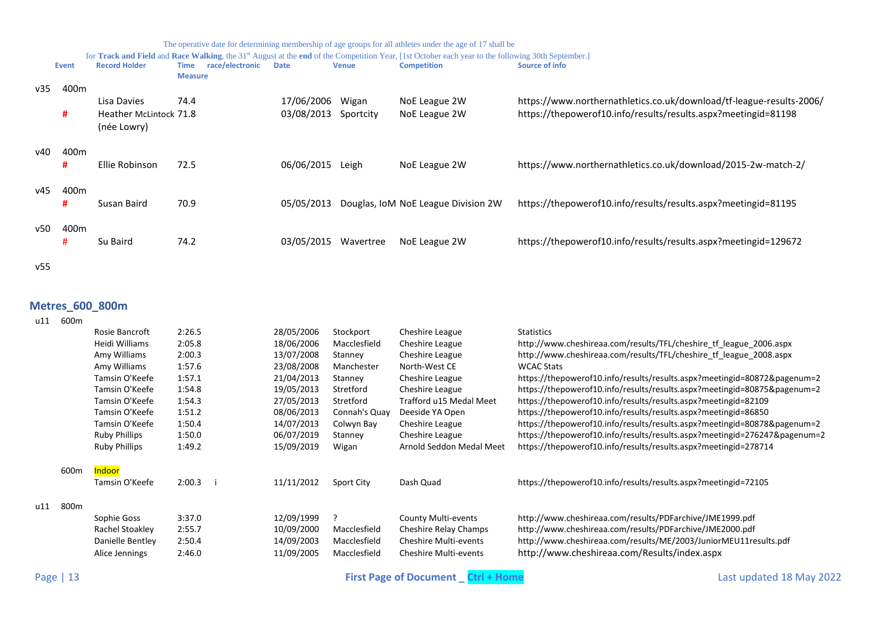The operative date for determining membership of age groups for all athletes under the age of 17 shall be for **Track and Field** and **Race Walking**, the 31st August at the **end** of the Competition Year, [1st October each year to the following 30th September.]

| | Event | Record Holder | Time Measure | race/electronic | Date | Venue | Competition | Source of info |
|---|---|---|---|---|---|---|---|---|
| v35 | 400m | | | | | | | |
| | | Lisa Davies | 74.4 | | 17/06/2006 | Wigan | NoE League 2W | https://www.northernathletics.co.uk/download/tf-league-results-2006/ |
| | # | Heather McLintock (née Lowry) | 71.8 | | 03/08/2013 | Sportcity | NoE League 2W | https://thepowerof10.info/results/results.aspx?meetingid=81198 |
| v40 | 400m | | | | | | | |
| | # | Ellie Robinson | 72.5 | | 06/06/2015 | Leigh | NoE League 2W | https://www.northernathletics.co.uk/download/2015-2w-match-2/ |
| v45 | 400m | | | | | | | |
| | # | Susan Baird | 70.9 | | 05/05/2013 | Douglas, IoM | NoE League Division 2W | https://thepowerof10.info/results/results.aspx?meetingid=81195 |
| v50 | 400m | | | | | | | |
| | # | Su Baird | 74.2 | | 03/05/2015 | Wavertree | NoE League 2W | https://thepowerof10.info/results/results.aspx?meetingid=129672 |
| v55 | | | | | | | | |

## Metres_600_800m

| | Event | Record Holder | Time Measure | race/electronic | Date | Venue | Competition | Source of info |
|---|---|---|---|---|---|---|---|---|
| u11 | 600m | | | | | | | |
| | | Rosie Bancroft | 2:26.5 | | 28/05/2006 | Stockport | Cheshire League | Statistics |
| | | Heidi Williams | 2:05.8 | | 18/06/2006 | Macclesfield | Cheshire League | http://www.cheshireaa.com/results/TFL/cheshire_tf_league_2006.aspx |
| | | Amy Williams | 2:00.3 | | 13/07/2008 | Stanney | Cheshire League | http://www.cheshireaa.com/results/TFL/cheshire_tf_league_2008.aspx |
| | | Amy Williams | 1:57.6 | | 23/08/2008 | Manchester | North-West CE | WCAC Stats |
| | | Tamsin O'Keefe | 1:57.1 | | 21/04/2013 | Stanney | Cheshire League | https://thepowerof10.info/results/results.aspx?meetingid=80872&pagenum=2 |
| | | Tamsin O'Keefe | 1:54.8 | | 19/05/2013 | Stretford | Cheshire League | https://thepowerof10.info/results/results.aspx?meetingid=80875&pagenum=2 |
| | | Tamsin O'Keefe | 1:54.3 | | 27/05/2013 | Stretford | Trafford u15 Medal Meet | https://thepowerof10.info/results/results.aspx?meetingid=82109 |
| | | Tamsin O'Keefe | 1:51.2 | | 08/06/2013 | Connah's Quay | Deeside YA Open | https://thepowerof10.info/results/results.aspx?meetingid=86850 |
| | | Tamsin O'Keefe | 1:50.4 | | 14/07/2013 | Colwyn Bay | Cheshire League | https://thepowerof10.info/results/results.aspx?meetingid=80878&pagenum=2 |
| | | Ruby Phillips | 1:50.0 | | 06/07/2019 | Stanney | Cheshire League | https://thepowerof10.info/results/results.aspx?meetingid=276247&pagenum=2 |
| | | Ruby Phillips | 1:49.2 | | 15/09/2019 | Wigan | Arnold Seddon Medal Meet | https://thepowerof10.info/results/results.aspx?meetingid=278714 |
| | 600m | Indoor | | | | | | |
| | | Tamsin O'Keefe | 2:00.3 | i | 11/11/2012 | Sport City | Dash Quad | https://thepowerof10.info/results/results.aspx?meetingid=72105 |
| u11 | 800m | | | | | | | |
| | | Sophie Goss | 3:37.0 | | 12/09/1999 | ? | County Multi-events | http://www.cheshireaa.com/results/PDFarchive/JME1999.pdf |
| | | Rachel Stoakley | 2:55.7 | | 10/09/2000 | Macclesfield | Cheshire Relay Champs | http://www.cheshireaa.com/results/PDFarchive/JME2000.pdf |
| | | Danielle Bentley | 2:50.4 | | 14/09/2003 | Macclesfield | Cheshire Multi-events | http://www.cheshireaa.com/results/ME/2003/JuniorMEU11results.pdf |
| | | Alice Jennings | 2:46.0 | | 11/09/2005 | Macclesfield | Cheshire Multi-events | http://www.cheshireaa.com/Results/index.aspx |

First Page of Document _ Ctrl + Home

Last updated 18 May 2022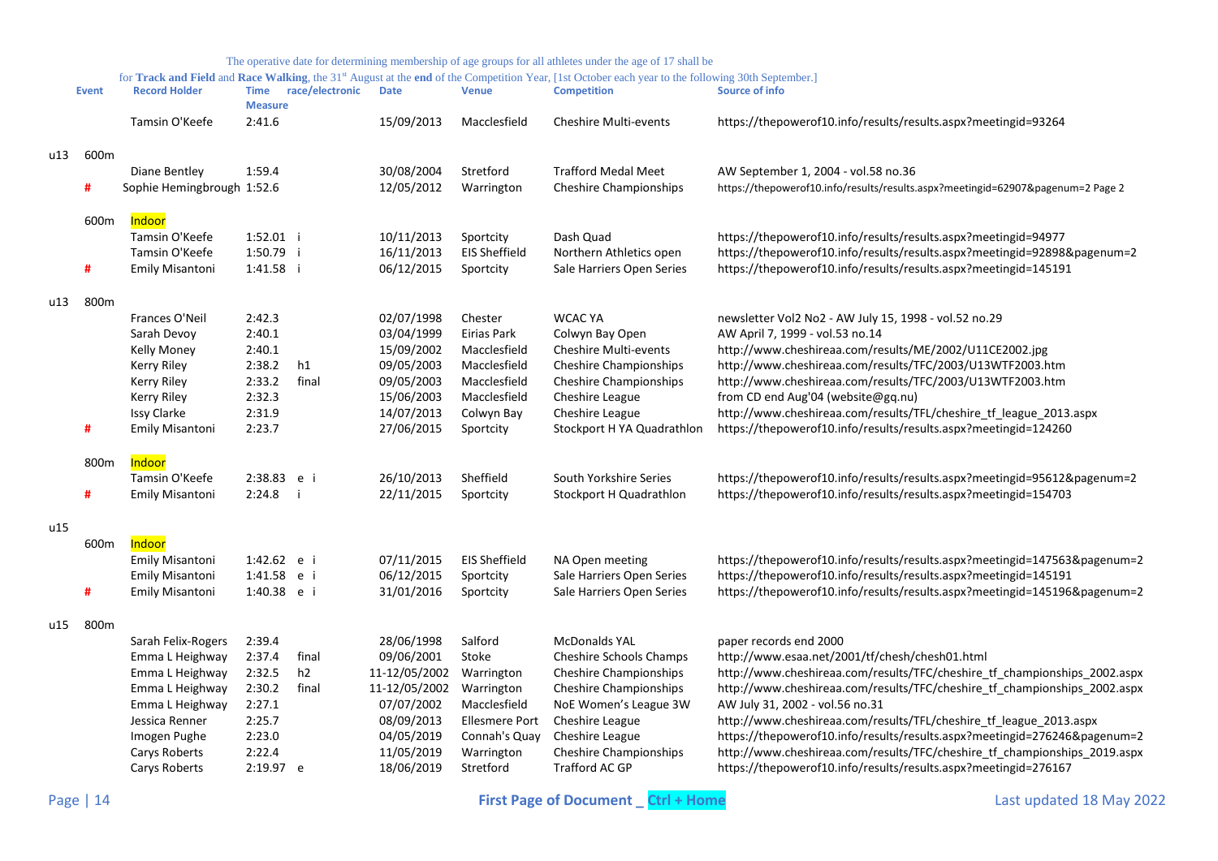The operative date for determining membership of age groups for all athletes under the age of 17 shall be for **Track and Field** and **Race Walking**, the 31st August at the **end** of the Competition Year, [1st October each year to the following 30th September.]

| | Event | Record Holder | Time Measure | race/electronic | Date | Venue | Competition | Source of info |
|---|---|---|---|---|---|---|---|---|
| | | Tamsin O'Keefe | 2:41.6 | | 15/09/2013 | Macclesfield | Cheshire Multi-events | https://thepowerof10.info/results/results.aspx?meetingid=93264 |
| u13 | 600m | | | | | | | |
| | | Diane Bentley | 1:59.4 | | 30/08/2004 | Stretford | Trafford Medal Meet | AW September 1, 2004 - vol.58 no.36 |
| | # | Sophie Hemingbrough | 1:52.6 | | 12/05/2012 | Warrington | Cheshire Championships | https://thepowerof10.info/results/results.aspx?meetingid=62907&pagenum=2 Page 2 |
| | 600m | Indoor | | | | | | |
| | | Tamsin O'Keefe | 1:52.01 | i | 10/11/2013 | Sportcity | Dash Quad | https://thepowerof10.info/results/results.aspx?meetingid=94977 |
| | | Tamsin O'Keefe | 1:50.79 | i | 16/11/2013 | EIS Sheffield | Northern Athletics open | https://thepowerof10.info/results/results.aspx?meetingid=92898&pagenum=2 |
| | # | Emily Misantoni | 1:41.58 | i | 06/12/2015 | Sportcity | Sale Harriers Open Series | https://thepowerof10.info/results/results.aspx?meetingid=145191 |
| u13 | 800m | | | | | | | |
| | | Frances O'Neil | 2:42.3 | | 02/07/1998 | Chester | WCAC YA | newsletter Vol2 No2 - AW July 15, 1998 - vol.52 no.29 |
| | | Sarah Devoy | 2:40.1 | | 03/04/1999 | Eirias Park | Colwyn Bay Open | AW April 7, 1999 - vol.53 no.14 |
| | | Kelly Money | 2:40.1 | | 15/09/2002 | Macclesfield | Cheshire Multi-events | http://www.cheshireaa.com/results/ME/2002/U11CE2002.jpg |
| | | Kerry Riley | 2:38.2 | h1 | 09/05/2003 | Macclesfield | Cheshire Championships | http://www.cheshireaa.com/results/TFC/2003/U13WTF2003.htm |
| | | Kerry Riley | 2:33.2 | final | 09/05/2003 | Macclesfield | Cheshire Championships | http://www.cheshireaa.com/results/TFC/2003/U13WTF2003.htm |
| | | Kerry Riley | 2:32.3 | | 15/06/2003 | Macclesfield | Cheshire League | from CD end Aug'04 (website@gq.nu) |
| | | Issy Clarke | 2:31.9 | | 14/07/2013 | Colwyn Bay | Cheshire League | http://www.cheshireaa.com/results/TFL/cheshire_tf_league_2013.aspx |
| | # | Emily Misantoni | 2:23.7 | | 27/06/2015 | Sportcity | Stockport H YA Quadrathlon | https://thepowerof10.info/results/results.aspx?meetingid=124260 |
| | 800m | Indoor | | | | | | |
| | | Tamsin O'Keefe | 2:38.83 | e i | 26/10/2013 | Sheffield | South Yorkshire Series | https://thepowerof10.info/results/results.aspx?meetingid=95612&pagenum=2 |
| | # | Emily Misantoni | 2:24.8 | i | 22/11/2015 | Sportcity | Stockport H Quadrathlon | https://thepowerof10.info/results/results.aspx?meetingid=154703 |
| u15 | | | | | | | | |
| | 600m | Indoor | | | | | | |
| | | Emily Misantoni | 1:42.62 | e i | 07/11/2015 | EIS Sheffield | NA Open meeting | https://thepowerof10.info/results/results.aspx?meetingid=147563&pagenum=2 |
| | | Emily Misantoni | 1:41.58 | e i | 06/12/2015 | Sportcity | Sale Harriers Open Series | https://thepowerof10.info/results/results.aspx?meetingid=145191 |
| | # | Emily Misantoni | 1:40.38 | e i | 31/01/2016 | Sportcity | Sale Harriers Open Series | https://thepowerof10.info/results/results.aspx?meetingid=145196&pagenum=2 |
| u15 | 800m | | | | | | | |
| | | Sarah Felix-Rogers | 2:39.4 | | 28/06/1998 | Salford | McDonalds YAL | paper records end 2000 |
| | | Emma L Heighway | 2:37.4 | final | 09/06/2001 | Stoke | Cheshire Schools Champs | http://www.esaa.net/2001/tf/chesh/chesh01.html |
| | | Emma L Heighway | 2:32.5 | h2 | 11-12/05/2002 | Warrington | Cheshire Championships | http://www.cheshireaa.com/results/TFC/cheshire_tf_championships_2002.aspx |
| | | Emma L Heighway | 2:30.2 | final | 11-12/05/2002 | Warrington | Cheshire Championships | http://www.cheshireaa.com/results/TFC/cheshire_tf_championships_2002.aspx |
| | | Emma L Heighway | 2:27.1 | | 07/07/2002 | Macclesfield | NoE Women's League 3W | AW July 31, 2002 - vol.56 no.31 |
| | | Jessica Renner | 2:25.7 | | 08/09/2013 | Ellesmere Port | Cheshire League | http://www.cheshireaa.com/results/TFL/cheshire_tf_league_2013.aspx |
| | | Imogen Pughe | 2:23.0 | | 04/05/2019 | Connah's Quay | Cheshire League | https://thepowerof10.info/results/results.aspx?meetingid=276246&pagenum=2 |
| | | Carys Roberts | 2:22.4 | | 11/05/2019 | Warrington | Cheshire Championships | http://www.cheshireaa.com/results/TFC/cheshire_tf_championships_2019.aspx |
| | | Carys Roberts | 2:19.97 | e | 18/06/2019 | Stretford | Trafford AC GP | https://thepowerof10.info/results/results.aspx?meetingid=276167 |

First Page of Document _ Ctrl + Home

Last updated 18 May 2022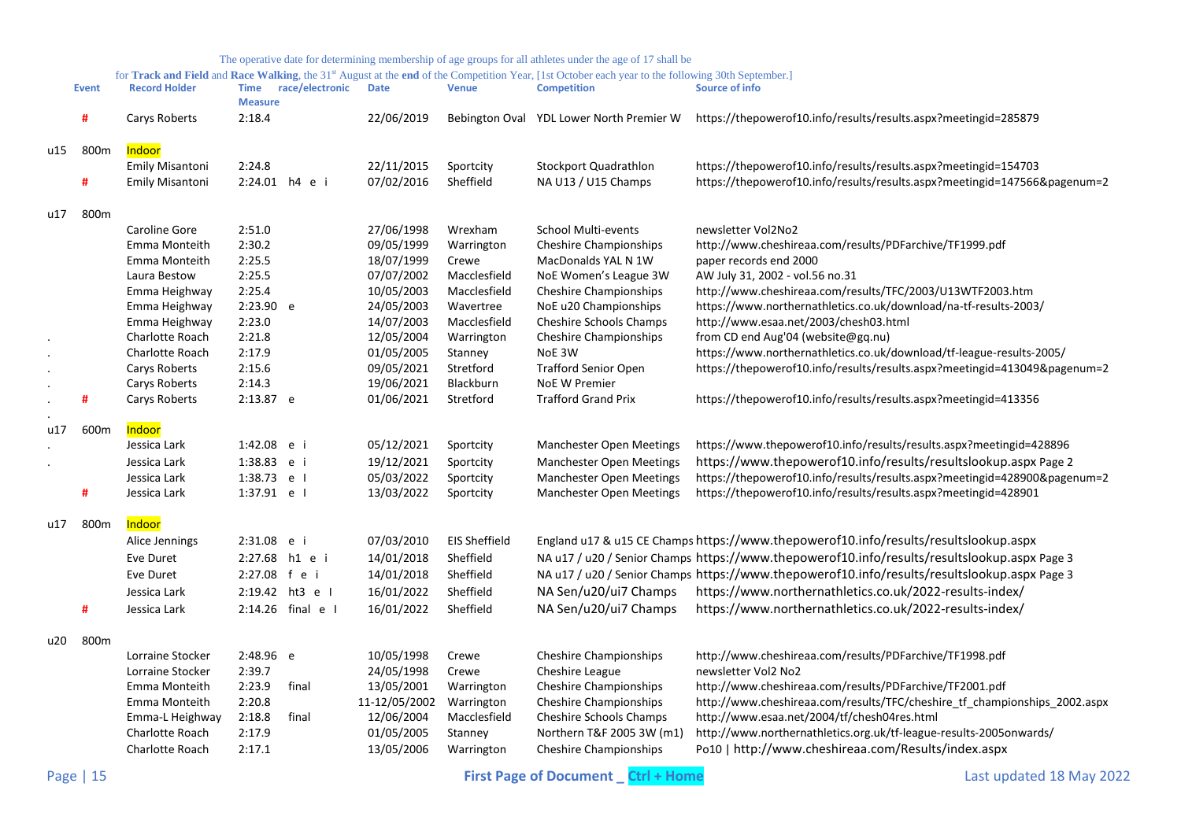The operative date for determining membership of age groups for all athletes under the age of 17 shall be for **Track and Field** and **Race Walking**, the 31st August at the **end** of the Competition Year, [1st October each year to the following 30th September.]

| | Event | Record Holder | Time Measure | race/electronic | Date | Venue | Competition | Source of info |
|---|---|---|---|---|---|---|---|---|
| | # | Carys Roberts | 2:18.4 | | 22/06/2019 | Bebington Oval | YDL Lower North Premier W | https://thepowerof10.info/results/results.aspx?meetingid=285879 |
| u15 | 800m | Indoor | | | | | | |
| | | Emily Misantoni | 2:24.8 | | 22/11/2015 | Sportcity | Stockport Quadrathlon | https://thepowerof10.info/results/results.aspx?meetingid=154703 |
| | # | Emily Misantoni | 2:24.01 | h4 e i | 07/02/2016 | Sheffield | NA U13 / U15 Champs | https://thepowerof10.info/results/results.aspx?meetingid=147566&pagenum=2 |
| u17 | 800m | | | | | | | |
| | | Caroline Gore | 2:51.0 | | 27/06/1998 | Wrexham | School Multi-events | newsletter Vol2No2 |
| | | Emma Monteith | 2:30.2 | | 09/05/1999 | Warrington | Cheshire Championships | http://www.cheshireaa.com/results/PDFarchive/TF1999.pdf |
| | | Emma Monteith | 2:25.5 | | 18/07/1999 | Crewe | MacDonalds YAL N 1W | paper records end 2000 |
| | | Laura Bestow | 2:25.5 | | 07/07/2002 | Macclesfield | NoE Women's League 3W | AW July 31, 2002 - vol.56 no.31 |
| | | Emma Heighway | 2:25.4 | | 10/05/2003 | Macclesfield | Cheshire Championships | http://www.cheshireaa.com/results/TFC/2003/U13WTF2003.htm |
| | | Emma Heighway | 2:23.90 | e | 24/05/2003 | Wavertree | NoE u20 Championships | https://www.northernathletics.co.uk/download/na-tf-results-2003/ |
| | | Emma Heighway | 2:23.0 | | 14/07/2003 | Macclesfield | Cheshire Schools Champs | http://www.esaa.net/2003/chesh03.html |
| . | | Charlotte Roach | 2:21.8 | | 12/05/2004 | Warrington | Cheshire Championships | from CD end Aug'04 (website@gq.nu) |
| . | | Charlotte Roach | 2:17.9 | | 01/05/2005 | Stanney | NoE 3W | https://www.northernathletics.co.uk/download/tf-league-results-2005/ |
| . | | Carys Roberts | 2:15.6 | | 09/05/2021 | Stretford | Trafford Senior Open | https://thepowerof10.info/results/results.aspx?meetingid=413049&pagenum=2 |
| . | | Carys Roberts | 2:14.3 | | 19/06/2021 | Blackburn | NoE W Premier | |
| . | # | Carys Roberts | 2:13.87 | e | 01/06/2021 | Stretford | Trafford Grand Prix | https://thepowerof10.info/results/results.aspx?meetingid=413356 |
| . | | | | | | | | |
| u17 | 600m | Indoor | | | | | | |
| . | | Jessica Lark | 1:42.08 | e i | 05/12/2021 | Sportcity | Manchester Open Meetings | https://www.thepowerof10.info/results/results.aspx?meetingid=428896 |
| . | | Jessica Lark | 1:38.83 | e i | 19/12/2021 | Sportcity | Manchester Open Meetings | https://www.thepowerof10.info/results/resultslookup.aspx Page 2 |
| | | Jessica Lark | 1:38.73 | e I | 05/03/2022 | Sportcity | Manchester Open Meetings | https://thepowerof10.info/results/results.aspx?meetingid=428900&pagenum=2 |
| | # | Jessica Lark | 1:37.91 | e I | 13/03/2022 | Sportcity | Manchester Open Meetings | https://thepowerof10.info/results/results.aspx?meetingid=428901 |
| u17 | 800m | Indoor | | | | | | |
| | | Alice Jennings | 2:31.08 | e i | 07/03/2010 | EIS Sheffield | England u17 & u15 CE Champs | https://www.thepowerof10.info/results/resultslookup.aspx |
| | | Eve Duret | 2:27.68 | h1 e i | 14/01/2018 | Sheffield | NA u17 / u20 / Senior Champs | https://www.thepowerof10.info/results/resultslookup.aspx Page 3 |
| | | Eve Duret | 2:27.08 | f e i | 14/01/2018 | Sheffield | NA u17 / u20 / Senior Champs | https://www.thepowerof10.info/results/resultslookup.aspx Page 3 |
| | | Jessica Lark | 2:19.42 | ht3 e I | 16/01/2022 | Sheffield | NA Sen/u20/ui7 Champs | https://www.northernathletics.co.uk/2022-results-index/ |
| | # | Jessica Lark | 2:14.26 | final e I | 16/01/2022 | Sheffield | NA Sen/u20/ui7 Champs | https://www.northernathletics.co.uk/2022-results-index/ |
| u20 | 800m | | | | | | | |
| | | Lorraine Stocker | 2:48.96 | e | 10/05/1998 | Crewe | Cheshire Championships | http://www.cheshireaa.com/results/PDFarchive/TF1998.pdf |
| | | Lorraine Stocker | 2:39.7 | | 24/05/1998 | Crewe | Cheshire League | newsletter Vol2 No2 |
| | | Emma Monteith | 2:23.9 | final | 13/05/2001 | Warrington | Cheshire Championships | http://www.cheshireaa.com/results/PDFarchive/TF2001.pdf |
| | | Emma Monteith | 2:20.8 | | 11-12/05/2002 | Warrington | Cheshire Championships | http://www.cheshireaa.com/results/TFC/cheshire_tf_championships_2002.aspx |
| | | Emma-L Heighway | 2:18.8 | final | 12/06/2004 | Macclesfield | Cheshire Schools Champs | http://www.esaa.net/2004/tf/chesh04res.html |
| | | Charlotte Roach | 2:17.9 | | 01/05/2005 | Stanney | Northern T&F 2005 3W (m1) | http://www.northernathletics.org.uk/tf-league-results-2005onwards/ |
| | | Charlotte Roach | 2:17.1 | | 13/05/2006 | Warrington | Cheshire Championships | Po10 \| http://www.cheshireaa.com/Results/index.aspx |

First Page of Document _ Ctrl + Home

Last updated 18 May 2022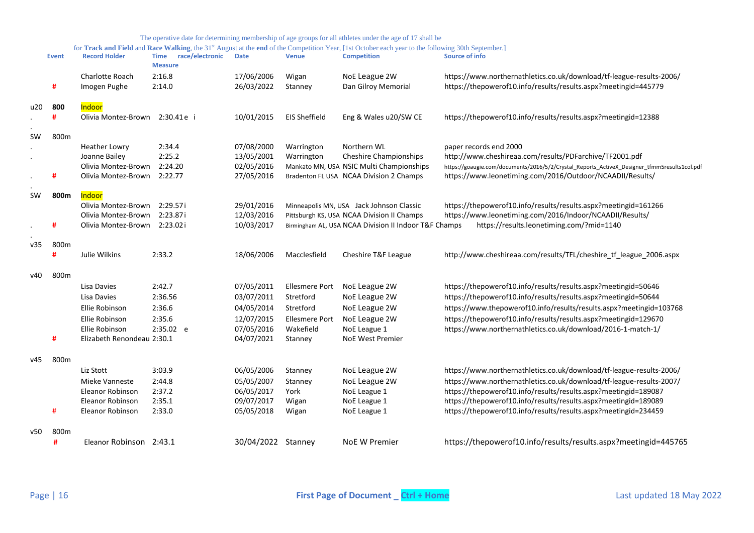The operative date for determining membership of age groups for all athletes under the age of 17 shall be for **Track and Field** and **Race Walking**, the 31st August at the **end** of the Competition Year, [1st October each year to the following 30th September.]

| | Event | Record Holder | Time race/electronic Measure | Date | Venue | Competition | Source of info |
|---|---|---|---|---|---|---|---|
| | | Charlotte Roach | 2:16.8 | 17/06/2006 | Wigan | NoE League 2W | https://www.northernathletics.co.uk/download/tf-league-results-2006/ |
| | # | Imogen Pughe | 2:14.0 | 26/03/2022 | Stanney | Dan Gilroy Memorial | https://thepowerof10.info/results/results.aspx?meetingid=445779 |
| u20 | 800 | Indoor | | | | | |
| . | # | Olivia Montez-Brown | 2:30.41e i | 10/01/2015 | EIS Sheffield | Eng & Wales u20/SW CE | https://thepowerof10.info/results/results.aspx?meetingid=12388 |
| SW | 800m | | | | | | |
| . | | Heather Lowry | 2:34.4 | 07/08/2000 | Warrington | Northern WL | paper records end 2000 |
| . | | Joanne Bailey | 2:25.2 | 13/05/2001 | Warrington | Cheshire Championships | http://www.cheshireaa.com/results/PDFarchive/TF2001.pdf |
| | | Olivia Montez-Brown | 2:24.20 | 02/05/2016 | Mankato MN, USA | NSIC Multi Championships | https://goaugie.com/documents/2016/5/2/Crystal_Reports_ActiveX_Designer_tfmm5results1col.pdf |
| . | # | Olivia Montez-Brown | 2:22.77 | 27/05/2016 | Bradenton FL USA | NCAA Division 2 Champs | https://www.leonetiming.com/2016/Outdoor/NCAADII/Results/ |
| SW | 800m | Indoor | | | | | |
| | | Olivia Montez-Brown | 2:29.57i | 29/01/2016 | Minneapolis MN, USA | Jack Johnson Classic | https://thepowerof10.info/results/results.aspx?meetingid=161266 |
| | | Olivia Montez-Brown | 2:23.87i | 12/03/2016 | Pittsburgh KS, USA | NCAA Division II Champs | https://www.leonetiming.com/2016/Indoor/NCAADII/Results/ |
| . | # | Olivia Montez-Brown | 2:23.02i | 10/03/2017 | Birmingham AL, USA | NCAA Division II Indoor T&F Champs | https://results.leonetiming.com/?mid=1140 |
| v35 | 800m | | | | | | |
| | # | Julie Wilkins | 2:33.2 | 18/06/2006 | Macclesfield | Cheshire T&F League | http://www.cheshireaa.com/results/TFL/cheshire_tf_league_2006.aspx |
| v40 | 800m | | | | | | |
| | | Lisa Davies | 2:42.7 | 07/05/2011 | Ellesmere Port | NoE League 2W | https://thepowerof10.info/results/results.aspx?meetingid=50646 |
| | | Lisa Davies | 2:36.56 | 03/07/2011 | Stretford | NoE League 2W | https://thepowerof10.info/results/results.aspx?meetingid=50644 |
| | | Ellie Robinson | 2:36.6 | 04/05/2014 | Stretford | NoE League 2W | https://www.thepowerof10.info/results/results.aspx?meetingid=103768 |
| | | Ellie Robinson | 2:35.6 | 12/07/2015 | Ellesmere Port | NoE League 2W | https://thepowerof10.info/results/results.aspx?meetingid=129670 |
| | | Ellie Robinson | 2:35.02 e | 07/05/2016 | Wakefield | NoE League 1 | https://www.northernathletics.co.uk/download/2016-1-match-1/ |
| | # | Elizabeth Renondeau | 2:30.1 | 04/07/2021 | Stanney | NoE West Premier | |
| v45 | 800m | | | | | | |
| | | Liz Stott | 3:03.9 | 06/05/2006 | Stanney | NoE League 2W | https://www.northernathletics.co.uk/download/tf-league-results-2006/ |
| | | Mieke Vanneste | 2:44.8 | 05/05/2007 | Stanney | NoE League 2W | https://www.northernathletics.co.uk/download/tf-league-results-2007/ |
| | | Eleanor Robinson | 2:37.2 | 06/05/2017 | York | NoE League 1 | https://thepowerof10.info/results/results.aspx?meetingid=189087 |
| | | Eleanor Robinson | 2:35.1 | 09/07/2017 | Wigan | NoE League 1 | https://thepowerof10.info/results/results.aspx?meetingid=189089 |
| | # | Eleanor Robinson | 2:33.0 | 05/05/2018 | Wigan | NoE League 1 | https://thepowerof10.info/results/results.aspx?meetingid=234459 |
| v50 | 800m | | | | | | |
| | # | Eleanor Robinson | 2:43.1 | 30/04/2022 | Stanney | NoE W Premier | https://thepowerof10.info/results/results.aspx?meetingid=445765 |

First Page of Document _ Ctrl + Home

Last updated 18 May 2022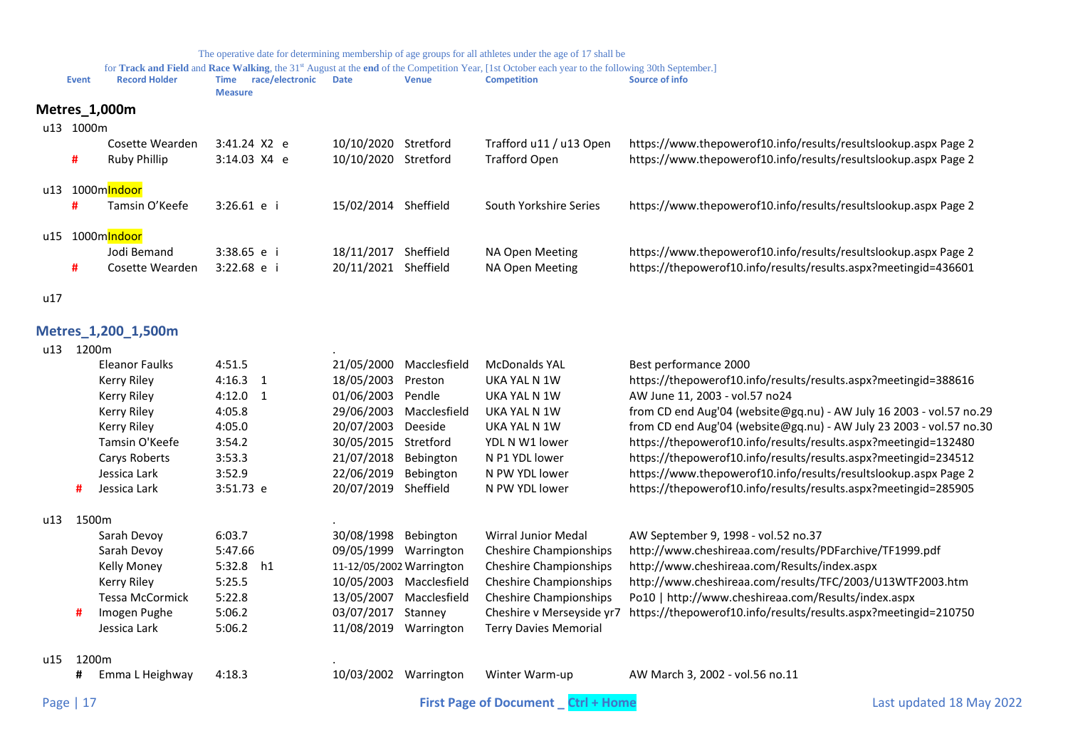The operative date for determining membership of age groups for all athletes under the age of 17 shall be for **Track and Field** and **Race Walking**, the 31st August at the **end** of the Competition Year, [1st October each year to the following 30th September.]

| | Event | Record Holder | Time Measure | race/electronic | Date | Venue | Competition | Source of info |
|---|---|---|---|---|---|---|---|---|

## Metres_1,000m

| | Event | Record Holder | Time Measure | race/electronic | Date | Venue | Competition | Source of info |
|---|---|---|---|---|---|---|---|---|
| u13 | 1000m | | | | | | | |
| | | Cosette Wearden | 3:41.24 | X2 e | 10/10/2020 | Stretford | Trafford u11 / u13 Open | https://www.thepowerof10.info/results/resultslookup.aspx Page 2 |
| | # | Ruby Phillip | 3:14.03 | X4 e | 10/10/2020 | Stretford | Trafford Open | https://www.thepowerof10.info/results/resultslookup.aspx Page 2 |
| u13 | 1000mIndoor | | | | | | | |
| | # | Tamsin O'Keefe | 3:26.61 | e i | 15/02/2014 | Sheffield | South Yorkshire Series | https://www.thepowerof10.info/results/resultslookup.aspx Page 2 |
| u15 | 1000mIndoor | | | | | | | |
| | | Jodi Bemand | 3:38.65 | e i | 18/11/2017 | Sheffield | NA Open Meeting | https://www.thepowerof10.info/results/resultslookup.aspx Page 2 |
| | # | Cosette Wearden | 3:22.68 | e i | 20/11/2021 | Sheffield | NA Open Meeting | https://thepowerof10.info/results/results.aspx?meetingid=436601 |
| u17 | | | | | | | | |

## Metres_1,200_1,500m

| | Event | Record Holder | Time Measure | race/electronic | Date | Venue | Competition | Source of info |
|---|---|---|---|---|---|---|---|---|
| u13 | 1200m | | | | . | | | |
| | | Eleanor Faulks | 4:51.5 | | 21/05/2000 | Macclesfield | McDonalds YAL | Best performance 2000 |
| | | Kerry Riley | 4:16.3 | 1 | 18/05/2003 | Preston | UKA YAL N 1W | https://thepowerof10.info/results/results.aspx?meetingid=388616 |
| | | Kerry Riley | 4:12.0 | 1 | 01/06/2003 | Pendle | UKA YAL N 1W | AW June 11, 2003 - vol.57 no24 |
| | | Kerry Riley | 4:05.8 | | 29/06/2003 | Macclesfield | UKA YAL N 1W | from CD end Aug'04 (website@gq.nu) - AW July 16 2003 - vol.57 no.29 |
| | | Kerry Riley | 4:05.0 | | 20/07/2003 | Deeside | UKA YAL N 1W | from CD end Aug'04 (website@gq.nu) - AW July 23 2003 - vol.57 no.30 |
| | | Tamsin O'Keefe | 3:54.2 | | 30/05/2015 | Stretford | YDL N W1 lower | https://thepowerof10.info/results/results.aspx?meetingid=132480 |
| | | Carys Roberts | 3:53.3 | | 21/07/2018 | Bebington | N P1 YDL lower | https://thepowerof10.info/results/results.aspx?meetingid=234512 |
| | | Jessica Lark | 3:52.9 | | 22/06/2019 | Bebington | N PW YDL lower | https://www.thepowerof10.info/results/resultslookup.aspx Page 2 |
| | # | Jessica Lark | 3:51.73 | e | 20/07/2019 | Sheffield | N PW YDL lower | https://thepowerof10.info/results/results.aspx?meetingid=285905 |
| u13 | 1500m | | | | . | | | |
| | | Sarah Devoy | 6:03.7 | | 30/08/1998 | Bebington | Wirral Junior Medal | AW September 9, 1998 - vol.52 no.37 |
| | | Sarah Devoy | 5:47.66 | | 09/05/1999 | Warrington | Cheshire Championships | http://www.cheshireaa.com/results/PDFarchive/TF1999.pdf |
| | | Kelly Money | 5:32.8 | h1 | 11-12/05/2002 | Warrington | Cheshire Championships | http://www.cheshireaa.com/Results/index.aspx |
| | | Kerry Riley | 5:25.5 | | 10/05/2003 | Macclesfield | Cheshire Championships | http://www.cheshireaa.com/results/TFC/2003/U13WTF2003.htm |
| | | Tessa McCormick | 5:22.8 | | 13/05/2007 | Macclesfield | Cheshire Championships | Po10 \| http://www.cheshireaa.com/Results/index.aspx |
| | # | Imogen Pughe | 5:06.2 | | 03/07/2017 | Stanney | Cheshire v Merseyside yr7 | https://thepowerof10.info/results/results.aspx?meetingid=210750 |
| | | Jessica Lark | 5:06.2 | | 11/08/2019 | Warrington | Terry Davies Memorial | |
| u15 | 1200m | | | | . | | | |
| | # | Emma L Heighway | 4:18.3 | | 10/03/2002 | Warrington | Winter Warm-up | AW March 3, 2002 - vol.56 no.11 |

First Page of Document _ Ctrl + Home

Last updated 18 May 2022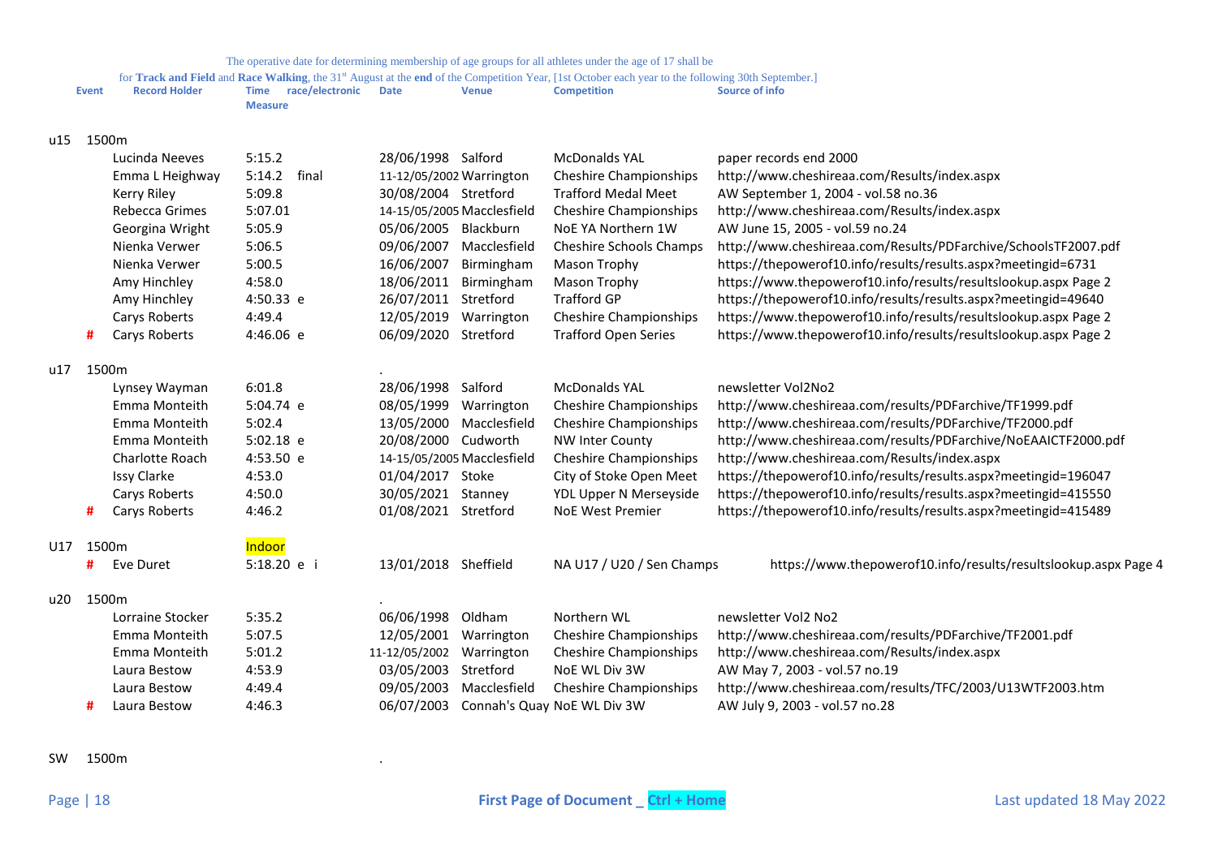The operative date for determining membership of age groups for all athletes under the age of 17 shall be

for **Track and Field** and **Race Walking**, the 31st August at the **end** of the Competition Year, [1st October each year to the following 30th September.]

| | Event | | Record Holder | Time Measure | race/electronic | Date | Venue | Competition | Source of info |
|---|---|---|---|---|---|---|---|---|---|
| u15 | 1500m | | | | | | | | |
| | | | Lucinda Neeves | 5:15.2 | | 28/06/1998 | Salford | McDonalds YAL | paper records end 2000 |
| | | | Emma L Heighway | 5:14.2 | final | 11-12/05/2002 | Warrington | Cheshire Championships | http://www.cheshireaa.com/Results/index.aspx |
| | | | Kerry Riley | 5:09.8 | | 30/08/2004 | Stretford | Trafford Medal Meet | AW September 1, 2004 - vol.58 no.36 |
| | | | Rebecca Grimes | 5:07.01 | | 14-15/05/2005 | Macclesfield | Cheshire Championships | http://www.cheshireaa.com/Results/index.aspx |
| | | | Georgina Wright | 5:05.9 | | 05/06/2005 | Blackburn | NoE YA Northern 1W | AW June 15, 2005 - vol.59 no.24 |
| | | | Nienka Verwer | 5:06.5 | | 09/06/2007 | Macclesfield | Cheshire Schools Champs | http://www.cheshireaa.com/Results/PDFarchive/SchoolsTF2007.pdf |
| | | | Nienka Verwer | 5:00.5 | | 16/06/2007 | Birmingham | Mason Trophy | https://thepowerof10.info/results/results.aspx?meetingid=6731 |
| | | | Amy Hinchley | 4:58.0 | | 18/06/2011 | Birmingham | Mason Trophy | https://www.thepowerof10.info/results/resultslookup.aspx Page 2 |
| | | | Amy Hinchley | 4:50.33 | e | 26/07/2011 | Stretford | Trafford GP | https://thepowerof10.info/results/results.aspx?meetingid=49640 |
| | | | Carys Roberts | 4:49.4 | | 12/05/2019 | Warrington | Cheshire Championships | https://www.thepowerof10.info/results/resultslookup.aspx Page 2 |
| | | # | Carys Roberts | 4:46.06 | e | 06/09/2020 | Stretford | Trafford Open Series | https://www.thepowerof10.info/results/resultslookup.aspx Page 2 |
| u17 | 1500m | | | | | . | | | |
| | | | Lynsey Wayman | 6:01.8 | | 28/06/1998 | Salford | McDonalds YAL | newsletter Vol2No2 |
| | | | Emma Monteith | 5:04.74 | e | 08/05/1999 | Warrington | Cheshire Championships | http://www.cheshireaa.com/results/PDFarchive/TF1999.pdf |
| | | | Emma Monteith | 5:02.4 | | 13/05/2000 | Macclesfield | Cheshire Championships | http://www.cheshireaa.com/results/PDFarchive/TF2000.pdf |
| | | | Emma Monteith | 5:02.18 | e | 20/08/2000 | Cudworth | NW Inter County | http://www.cheshireaa.com/results/PDFarchive/NoEAAICTF2000.pdf |
| | | | Charlotte Roach | 4:53.50 | e | 14-15/05/2005 | Macclesfield | Cheshire Championships | http://www.cheshireaa.com/Results/index.aspx |
| | | | Issy Clarke | 4:53.0 | | 01/04/2017 | Stoke | City of Stoke Open Meet | https://thepowerof10.info/results/results.aspx?meetingid=196047 |
| | | | Carys Roberts | 4:50.0 | | 30/05/2021 | Stanney | YDL Upper N Merseyside | https://thepowerof10.info/results/results.aspx?meetingid=415550 |
| | | # | Carys Roberts | 4:46.2 | | 01/08/2021 | Stretford | NoE West Premier | https://thepowerof10.info/results/results.aspx?meetingid=415489 |
| U17 | 1500m | | | Indoor | | | | | |
| | | # | Eve Duret | 5:18.20 | e i | 13/01/2018 | Sheffield | NA U17 / U20 / Sen Champs | https://www.thepowerof10.info/results/resultslookup.aspx Page 4 |
| u20 | 1500m | | | | | . | | | |
| | | | Lorraine Stocker | 5:35.2 | | 06/06/1998 | Oldham | Northern WL | newsletter Vol2 No2 |
| | | | Emma Monteith | 5:07.5 | | 12/05/2001 | Warrington | Cheshire Championships | http://www.cheshireaa.com/results/PDFarchive/TF2001.pdf |
| | | | Emma Monteith | 5:01.2 | | 11-12/05/2002 | Warrington | Cheshire Championships | http://www.cheshireaa.com/Results/index.aspx |
| | | | Laura Bestow | 4:53.9 | | 03/05/2003 | Stretford | NoE WL Div 3W | AW May 7, 2003 - vol.57 no.19 |
| | | | Laura Bestow | 4:49.4 | | 09/05/2003 | Macclesfield | Cheshire Championships | http://www.cheshireaa.com/results/TFC/2003/U13WTF2003.htm |
| | | # | Laura Bestow | 4:46.3 | | 06/07/2003 | Connah's Quay | NoE WL Div 3W | AW July 9, 2003 - vol.57 no.28 |
| SW | 1500m | | | | | . | | | |

First Page of Document _ Ctrl + Home

Last updated 18 May 2022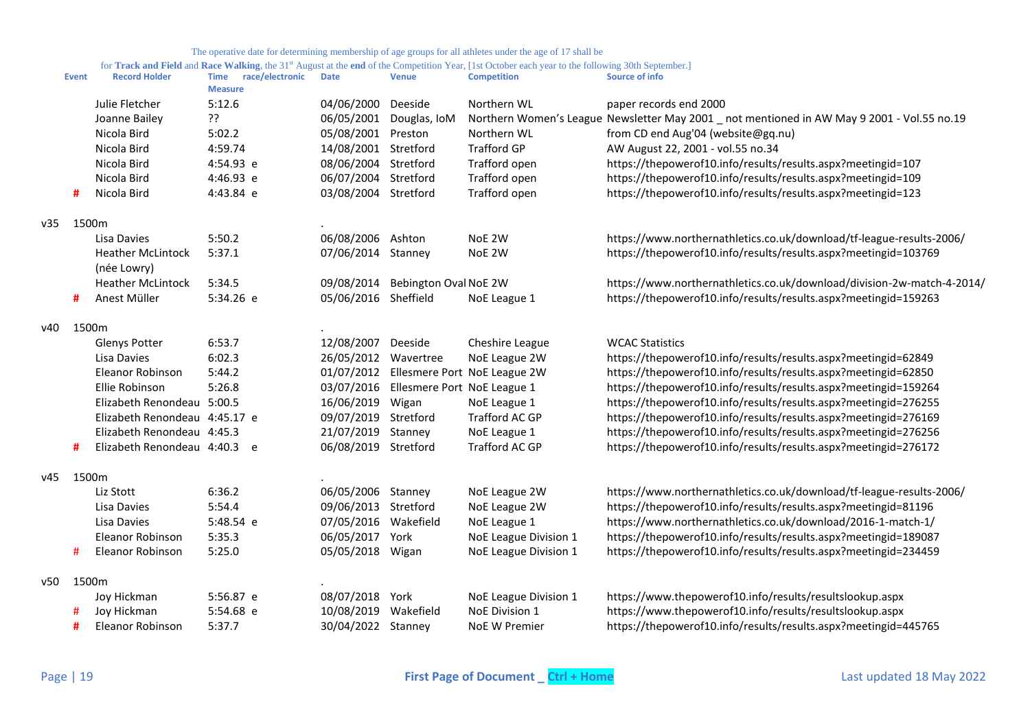The operative date for determining membership of age groups for all athletes under the age of 17 shall be for **Track and Field** and **Race Walking**, the 31st August at the **end** of the Competition Year, [1st October each year to the following 30th September.]

| | Event | Record Holder | Time Measure | race/electronic | Date | Venue | Competition | Source of info |
|---|---|---|---|---|---|---|---|---|
| | | Julie Fletcher | 5:12.6 | | 04/06/2000 | Deeside | Northern WL | paper records end 2000 |
| | | Joanne Bailey | ?? | | 06/05/2001 | Douglas, IoM | Northern Women's League | Newsletter May 2001 _ not mentioned in AW May 9 2001 - Vol.55 no.19 |
| | | Nicola Bird | 5:02.2 | | 05/08/2001 | Preston | Northern WL | from CD end Aug'04 (website@gq.nu) |
| | | Nicola Bird | 4:59.74 | | 14/08/2001 | Stretford | Trafford GP | AW August 22, 2001 - vol.55 no.34 |
| | | Nicola Bird | 4:54.93 | e | 08/06/2004 | Stretford | Trafford open | https://thepowerof10.info/results/results.aspx?meetingid=107 |
| | | Nicola Bird | 4:46.93 | e | 06/07/2004 | Stretford | Trafford open | https://thepowerof10.info/results/results.aspx?meetingid=109 |
| | # | Nicola Bird | 4:43.84 | e | 03/08/2004 | Stretford | Trafford open | https://thepowerof10.info/results/results.aspx?meetingid=123 |
| v35 | 1500m | | | | . | | | |
| | | Lisa Davies | 5:50.2 | | 06/08/2006 | Ashton | NoE 2W | https://www.northernathletics.co.uk/download/tf-league-results-2006/ |
| | | Heather McLintock (née Lowry) | 5:37.1 | | 07/06/2014 | Stanney | NoE 2W | https://thepowerof10.info/results/results.aspx?meetingid=103769 |
| | | Heather McLintock | 5:34.5 | | 09/08/2014 | Bebington Oval | NoE 2W | https://www.northernathletics.co.uk/download/division-2w-match-4-2014/ |
| | # | Anest Müller | 5:34.26 | e | 05/06/2016 | Sheffield | NoE League 1 | https://thepowerof10.info/results/results.aspx?meetingid=159263 |
| v40 | 1500m | | | | . | | | |
| | | Glenys Potter | 6:53.7 | | 12/08/2007 | Deeside | Cheshire League | WCAC Statistics |
| | | Lisa Davies | 6:02.3 | | 26/05/2012 | Wavertree | NoE League 2W | https://thepowerof10.info/results/results.aspx?meetingid=62849 |
| | | Eleanor Robinson | 5:44.2 | | 01/07/2012 | Ellesmere Port | NoE League 2W | https://thepowerof10.info/results/results.aspx?meetingid=62850 |
| | | Ellie Robinson | 5:26.8 | | 03/07/2016 | Ellesmere Port | NoE League 1 | https://thepowerof10.info/results/results.aspx?meetingid=159264 |
| | | Elizabeth Renondeau | 5:00.5 | | 16/06/2019 | Wigan | NoE League 1 | https://thepowerof10.info/results/results.aspx?meetingid=276255 |
| | | Elizabeth Renondeau | 4:45.17 | e | 09/07/2019 | Stretford | Trafford AC GP | https://thepowerof10.info/results/results.aspx?meetingid=276169 |
| | | Elizabeth Renondeau | 4:45.3 | | 21/07/2019 | Stanney | NoE League 1 | https://thepowerof10.info/results/results.aspx?meetingid=276256 |
| | # | Elizabeth Renondeau | 4:40.3 | e | 06/08/2019 | Stretford | Trafford AC GP | https://thepowerof10.info/results/results.aspx?meetingid=276172 |
| v45 | 1500m | | | | . | | | |
| | | Liz Stott | 6:36.2 | | 06/05/2006 | Stanney | NoE League 2W | https://www.northernathletics.co.uk/download/tf-league-results-2006/ |
| | | Lisa Davies | 5:54.4 | | 09/06/2013 | Stretford | NoE League 2W | https://thepowerof10.info/results/results.aspx?meetingid=81196 |
| | | Lisa Davies | 5:48.54 | e | 07/05/2016 | Wakefield | NoE League 1 | https://www.northernathletics.co.uk/download/2016-1-match-1/ |
| | | Eleanor Robinson | 5:35.3 | | 06/05/2017 | York | NoE League Division 1 | https://thepowerof10.info/results/results.aspx?meetingid=189087 |
| | # | Eleanor Robinson | 5:25.0 | | 05/05/2018 | Wigan | NoE League Division 1 | https://thepowerof10.info/results/results.aspx?meetingid=234459 |
| v50 | 1500m | | | | . | | | |
| | | Joy Hickman | 5:56.87 | e | 08/07/2018 | York | NoE League Division 1 | https://www.thepowerof10.info/results/resultslookup.aspx |
| | # | Joy Hickman | 5:54.68 | e | 10/08/2019 | Wakefield | NoE Division 1 | https://www.thepowerof10.info/results/resultslookup.aspx |
| | # | Eleanor Robinson | 5:37.7 | | 30/04/2022 | Stanney | NoE W Premier | https://thepowerof10.info/results/results.aspx?meetingid=445765 |

First Page of Document _ Ctrl + Home

Last updated 18 May 2022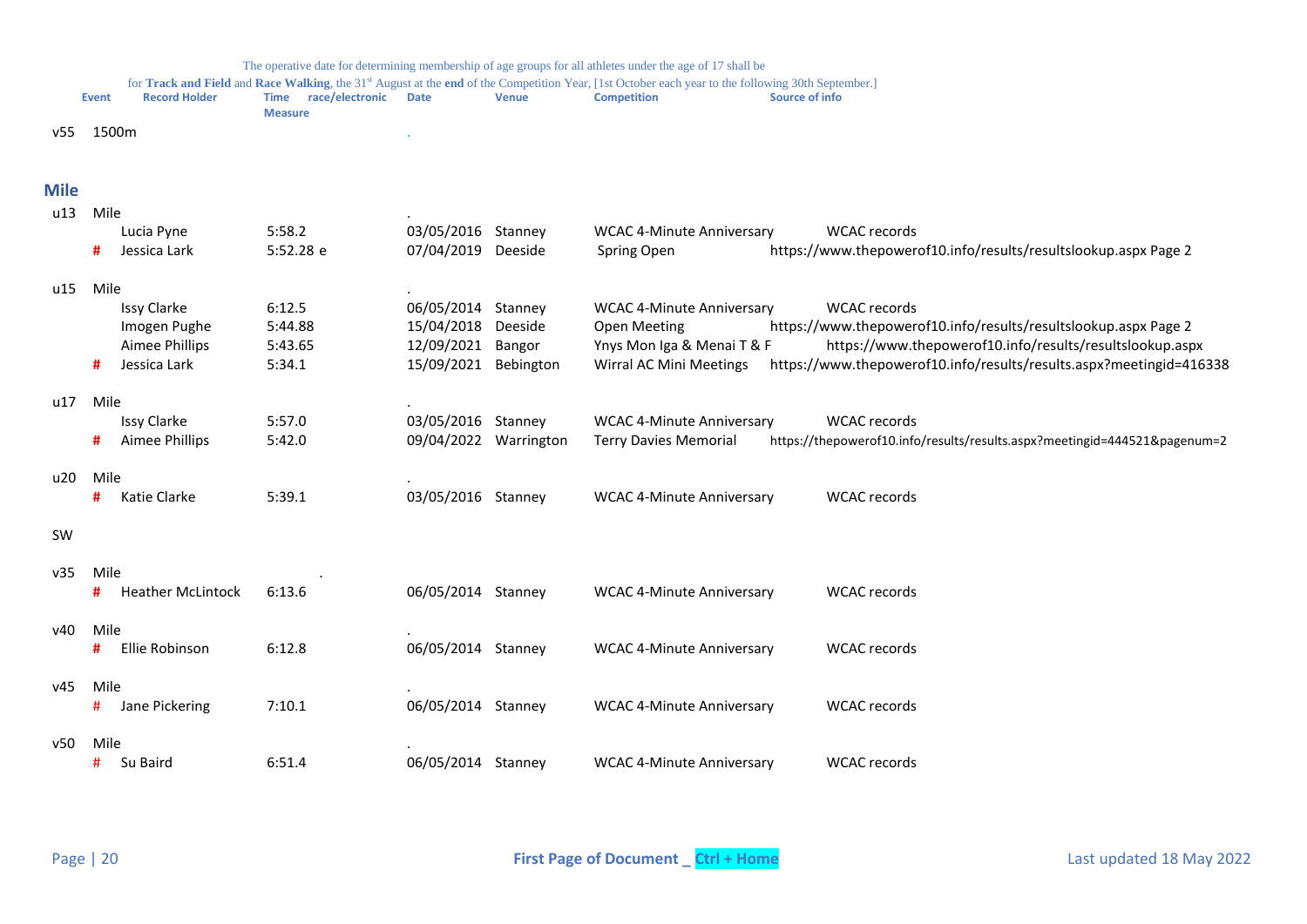The operative date for determining membership of age groups for all athletes under the age of 17 shall be for **Track and Field** and **Race Walking**, the 31st August at the **end** of the Competition Year, [1st October each year to the following 30th September.]

| | Event | | Record Holder | Time Measure | race/electronic | Date | Venue | Competition | Source of info |
|---|---|---|---|---|---|---|---|---|---|
| v55 | 1500m | | | | | . | | | |

## Mile

| | Event | | Record Holder | Time Measure | race/electronic | Date | Venue | Competition | Source of info |
|---|---|---|---|---|---|---|---|---|---|
| u13 | Mile | | | | | . | | | |
| | | | Lucia Pyne | 5:58.2 | | 03/05/2016 | Stanney | WCAC 4-Minute Anniversary | WCAC records |
| | | # | Jessica Lark | 5:52.28 | e | 07/04/2019 | Deeside | Spring Open | https://www.thepowerof10.info/results/resultslookup.aspx Page 2 |
| u15 | Mile | | | | | . | | | |
| | | | Issy Clarke | 6:12.5 | | 06/05/2014 | Stanney | WCAC 4-Minute Anniversary | WCAC records |
| | | | Imogen Pughe | 5:44.88 | | 15/04/2018 | Deeside | Open Meeting | https://www.thepowerof10.info/results/resultslookup.aspx Page 2 |
| | | | Aimee Phillips | 5:43.65 | | 12/09/2021 | Bangor | Ynys Mon Iga & Menai T & F | https://www.thepowerof10.info/results/resultslookup.aspx |
| | | # | Jessica Lark | 5:34.1 | | 15/09/2021 | Bebington | Wirral AC Mini Meetings | https://www.thepowerof10.info/results/results.aspx?meetingid=416338 |
| u17 | Mile | | | | | . | | | |
| | | | Issy Clarke | 5:57.0 | | 03/05/2016 | Stanney | WCAC 4-Minute Anniversary | WCAC records |
| | | # | Aimee Phillips | 5:42.0 | | 09/04/2022 | Warrington | Terry Davies Memorial | https://thepowerof10.info/results/results.aspx?meetingid=444521&pagenum=2 |
| u20 | Mile | | | | | . | | | |
| | | # | Katie Clarke | 5:39.1 | | 03/05/2016 | Stanney | WCAC 4-Minute Anniversary | WCAC records |
| SW | | | | | | | | | |
| v35 | Mile | | | | . | | | | |
| | | # | Heather McLintock | 6:13.6 | | 06/05/2014 | Stanney | WCAC 4-Minute Anniversary | WCAC records |
| v40 | Mile | | | | | . | | | |
| | | # | Ellie Robinson | 6:12.8 | | 06/05/2014 | Stanney | WCAC 4-Minute Anniversary | WCAC records |
| v45 | Mile | | | | | . | | | |
| | | # | Jane Pickering | 7:10.1 | | 06/05/2014 | Stanney | WCAC 4-Minute Anniversary | WCAC records |
| v50 | Mile | | | | | . | | | |
| | | # | Su Baird | 6:51.4 | | 06/05/2014 | Stanney | WCAC 4-Minute Anniversary | WCAC records |

First Page of Document _ Ctrl + Home

Last updated 18 May 2022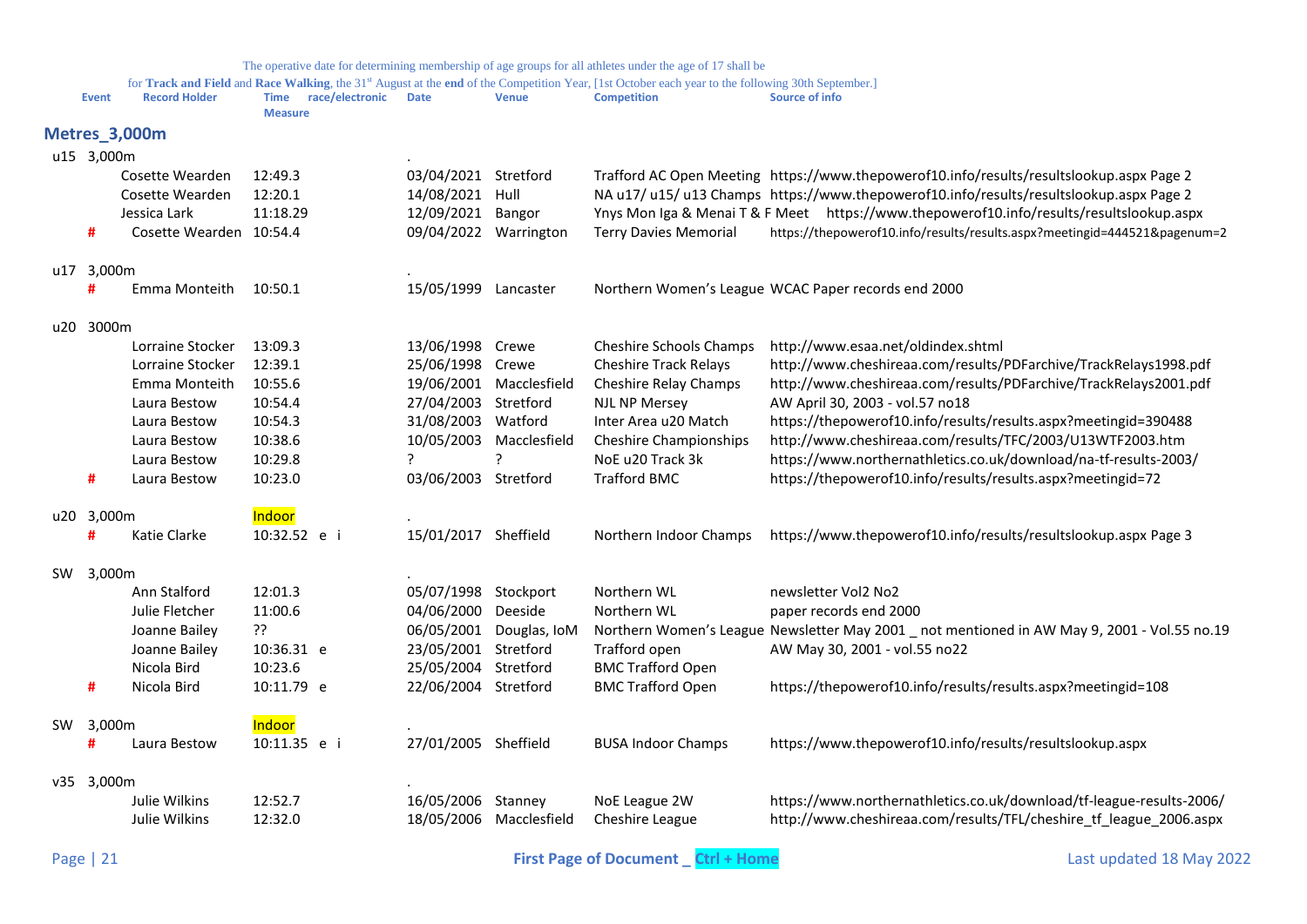The operative date for determining membership of age groups for all athletes under the age of 17 shall be for **Track and Field** and **Race Walking**, the 31st August at the **end** of the Competition Year, [1st October each year to the following 30th September.]

| Event | | Record Holder | Time Measure | race/electronic | Date | Venue | Competition | Source of info |
|---|---|---|---|---|---|---|---|---|

## Metres_3,000m

| Event | | Record Holder | Time Measure | race/electronic | Date | Venue | Competition | Source of info |
|---|---|---|---|---|---|---|---|---|
| u15 3,000m | | | | | . | | | |
| | | Cosette Wearden | 12:49.3 | | 03/04/2021 | Stretford | Trafford AC Open Meeting | https://www.thepowerof10.info/results/resultslookup.aspx Page 2 |
| | | Cosette Wearden | 12:20.1 | | 14/08/2021 | Hull | NA u17/ u15/ u13 Champs | https://www.thepowerof10.info/results/resultslookup.aspx Page 2 |
| | | Jessica Lark | 11:18.29 | | 12/09/2021 | Bangor | Ynys Mon Iga & Menai T & F Meet | https://www.thepowerof10.info/results/resultslookup.aspx |
| | # | Cosette Wearden | 10:54.4 | | 09/04/2022 | Warrington | Terry Davies Memorial | https://thepowerof10.info/results/results.aspx?meetingid=444521&pagenum=2 |
| u17 3,000m | | | | | . | | | |
| | # | Emma Monteith | 10:50.1 | | 15/05/1999 | Lancaster | Northern Women's League | WCAC Paper records end 2000 |
| u20 3000m | | | | | | | | |
| | | Lorraine Stocker | 13:09.3 | | 13/06/1998 | Crewe | Cheshire Schools Champs | http://www.esaa.net/oldindex.shtml |
| | | Lorraine Stocker | 12:39.1 | | 25/06/1998 | Crewe | Cheshire Track Relays | http://www.cheshireaa.com/results/PDFarchive/TrackRelays1998.pdf |
| | | Emma Monteith | 10:55.6 | | 19/06/2001 | Macclesfield | Cheshire Relay Champs | http://www.cheshireaa.com/results/PDFarchive/TrackRelays2001.pdf |
| | | Laura Bestow | 10:54.4 | | 27/04/2003 | Stretford | NJL NP Mersey | AW April 30, 2003 - vol.57 no18 |
| | | Laura Bestow | 10:54.3 | | 31/08/2003 | Watford | Inter Area u20 Match | https://thepowerof10.info/results/results.aspx?meetingid=390488 |
| | | Laura Bestow | 10:38.6 | | 10/05/2003 | Macclesfield | Cheshire Championships | http://www.cheshireaa.com/results/TFC/2003/U13WTF2003.htm |
| | | Laura Bestow | 10:29.8 | | ? | ? | NoE u20 Track 3k | https://www.northernathletics.co.uk/download/na-tf-results-2003/ |
| | # | Laura Bestow | 10:23.0 | | 03/06/2003 | Stretford | Trafford BMC | https://thepowerof10.info/results/results.aspx?meetingid=72 |
| u20 3,000m | | | Indoor | | . | | | |
| | # | Katie Clarke | 10:32.52 | e i | 15/01/2017 | Sheffield | Northern Indoor Champs | https://www.thepowerof10.info/results/resultslookup.aspx Page 3 |
| SW 3,000m | | | | | . | | | |
| | | Ann Stalford | 12:01.3 | | 05/07/1998 | Stockport | Northern WL | newsletter Vol2 No2 |
| | | Julie Fletcher | 11:00.6 | | 04/06/2000 | Deeside | Northern WL | paper records end 2000 |
| | | Joanne Bailey | ?? | | 06/05/2001 | Douglas, IoM | Northern Women's League | Newsletter May 2001 _ not mentioned in AW May 9, 2001 - Vol.55 no.19 |
| | | Joanne Bailey | 10:36.31 | e | 23/05/2001 | Stretford | Trafford open | AW May 30, 2001 - vol.55 no22 |
| | | Nicola Bird | 10:23.6 | | 25/05/2004 | Stretford | BMC Trafford Open | |
| | # | Nicola Bird | 10:11.79 | e | 22/06/2004 | Stretford | BMC Trafford Open | https://thepowerof10.info/results/results.aspx?meetingid=108 |
| SW 3,000m | | | Indoor | | . | | | |
| | # | Laura Bestow | 10:11.35 | e i | 27/01/2005 | Sheffield | BUSA Indoor Champs | https://www.thepowerof10.info/results/resultslookup.aspx |
| v35 3,000m | | | | | . | | | |
| | | Julie Wilkins | 12:52.7 | | 16/05/2006 | Stanney | NoE League 2W | https://www.northernathletics.co.uk/download/tf-league-results-2006/ |
| | | Julie Wilkins | 12:32.0 | | 18/05/2006 | Macclesfield | Cheshire League | http://www.cheshireaa.com/results/TFL/cheshire_tf_league_2006.aspx |

First Page of Document _ Ctrl + Home

Last updated 18 May 2022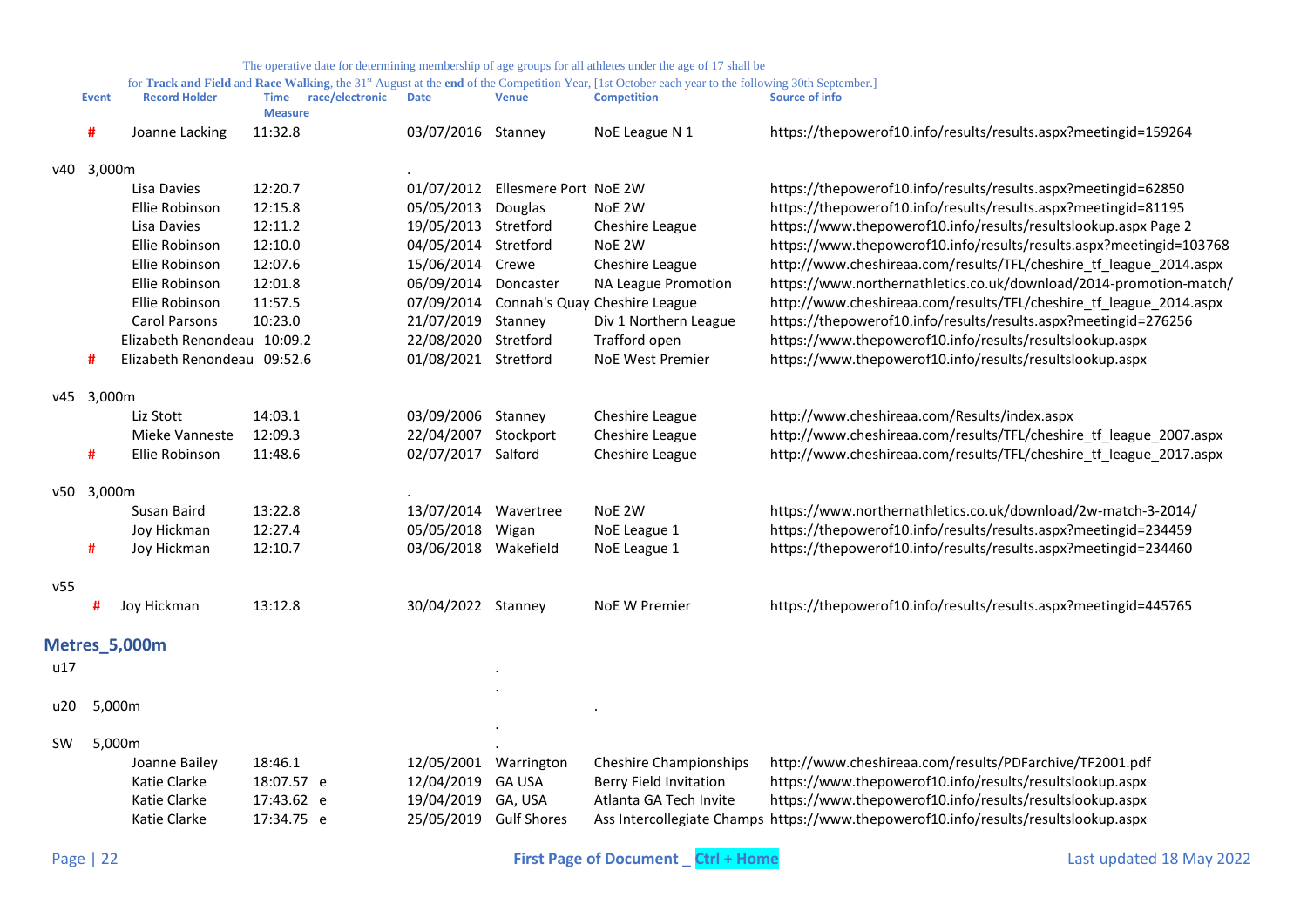The operative date for determining membership of age groups for all athletes under the age of 17 shall be for **Track and Field** and **Race Walking**, the 31st August at the **end** of the Competition Year, [1st October each year to the following 30th September.]

| | Event | Record Holder | Time Measure | race/electronic | Date | Venue | Competition | Source of info |
|---|---|---|---|---|---|---|---|---|
| | # | Joanne Lacking | 11:32.8 | | 03/07/2016 | Stanney | NoE League N 1 | https://thepowerof10.info/results/results.aspx?meetingid=159264 |
| v40 | 3,000m | | | | . | | | |
| | | Lisa Davies | 12:20.7 | | 01/07/2012 | Ellesmere Port | NoE 2W | https://thepowerof10.info/results/results.aspx?meetingid=62850 |
| | | Ellie Robinson | 12:15.8 | | 05/05/2013 | Douglas | NoE 2W | https://thepowerof10.info/results/results.aspx?meetingid=81195 |
| | | Lisa Davies | 12:11.2 | | 19/05/2013 | Stretford | Cheshire League | https://www.thepowerof10.info/results/resultslookup.aspx Page 2 |
| | | Ellie Robinson | 12:10.0 | | 04/05/2014 | Stretford | NoE 2W | https://www.thepowerof10.info/results/results.aspx?meetingid=103768 |
| | | Ellie Robinson | 12:07.6 | | 15/06/2014 | Crewe | Cheshire League | http://www.cheshireaa.com/results/TFL/cheshire_tf_league_2014.aspx |
| | | Ellie Robinson | 12:01.8 | | 06/09/2014 | Doncaster | NA League Promotion | https://www.northernathletics.co.uk/download/2014-promotion-match/ |
| | | Ellie Robinson | 11:57.5 | | 07/09/2014 | Connah's Quay | Cheshire League | http://www.cheshireaa.com/results/TFL/cheshire_tf_league_2014.aspx |
| | | Carol Parsons | 10:23.0 | | 21/07/2019 | Stanney | Div 1 Northern League | https://www.thepowerof10.info/results/results.aspx?meetingid=276256 |
| | | Elizabeth Renondeau | 10:09.2 | | 22/08/2020 | Stretford | Trafford open | https://www.thepowerof10.info/results/resultslookup.aspx |
| | # | Elizabeth Renondeau | 09:52.6 | | 01/08/2021 | Stretford | NoE West Premier | https://www.thepowerof10.info/results/resultslookup.aspx |
| v45 | 3,000m | | | | | | | |
| | | Liz Stott | 14:03.1 | | 03/09/2006 | Stanney | Cheshire League | http://www.cheshireaa.com/Results/index.aspx |
| | | Mieke Vanneste | 12:09.3 | | 22/04/2007 | Stockport | Cheshire League | http://www.cheshireaa.com/results/TFL/cheshire_tf_league_2007.aspx |
| | # | Ellie Robinson | 11:48.6 | | 02/07/2017 | Salford | Cheshire League | http://www.cheshireaa.com/results/TFL/cheshire_tf_league_2017.aspx |
| v50 | 3,000m | | | | . | | | |
| | | Susan Baird | 13:22.8 | | 13/07/2014 | Wavertree | NoE 2W | https://www.northernathletics.co.uk/download/2w-match-3-2014/ |
| | | Joy Hickman | 12:27.4 | | 05/05/2018 | Wigan | NoE League 1 | https://thepowerof10.info/results/results.aspx?meetingid=234459 |
| | # | Joy Hickman | 12:10.7 | | 03/06/2018 | Wakefield | NoE League 1 | https://thepowerof10.info/results/results.aspx?meetingid=234460 |
| v55 | | | | | | | | |
| | # | Joy Hickman | 13:12.8 | | 30/04/2022 | Stanney | NoE W Premier | https://thepowerof10.info/results/results.aspx?meetingid=445765 |

## Metres_5,000m

| | Event | Record Holder | Time Measure | race/electronic | Date | Venue | Competition | Source of info |
|---|---|---|---|---|---|---|---|---|
| u17 | | | | | | . | | |
| u20 | 5,000m | | | | | . | . | |
| SW | 5,000m | | | | | . | | |
| | | Joanne Bailey | 18:46.1 | | 12/05/2001 | Warrington | Cheshire Championships | http://www.cheshireaa.com/results/PDFarchive/TF2001.pdf |
| | | Katie Clarke | 18:07.57 | e | 12/04/2019 | GA USA | Berry Field Invitation | https://www.thepowerof10.info/results/resultslookup.aspx |
| | | Katie Clarke | 17:43.62 | e | 19/04/2019 | GA, USA | Atlanta GA Tech Invite | https://www.thepowerof10.info/results/resultslookup.aspx |
| | | Katie Clarke | 17:34.75 | e | 25/05/2019 | Gulf Shores | Ass Intercollegiate Champs | https://www.thepowerof10.info/results/resultslookup.aspx |

First Page of Document _ Ctrl + Home

Last updated 18 May 2022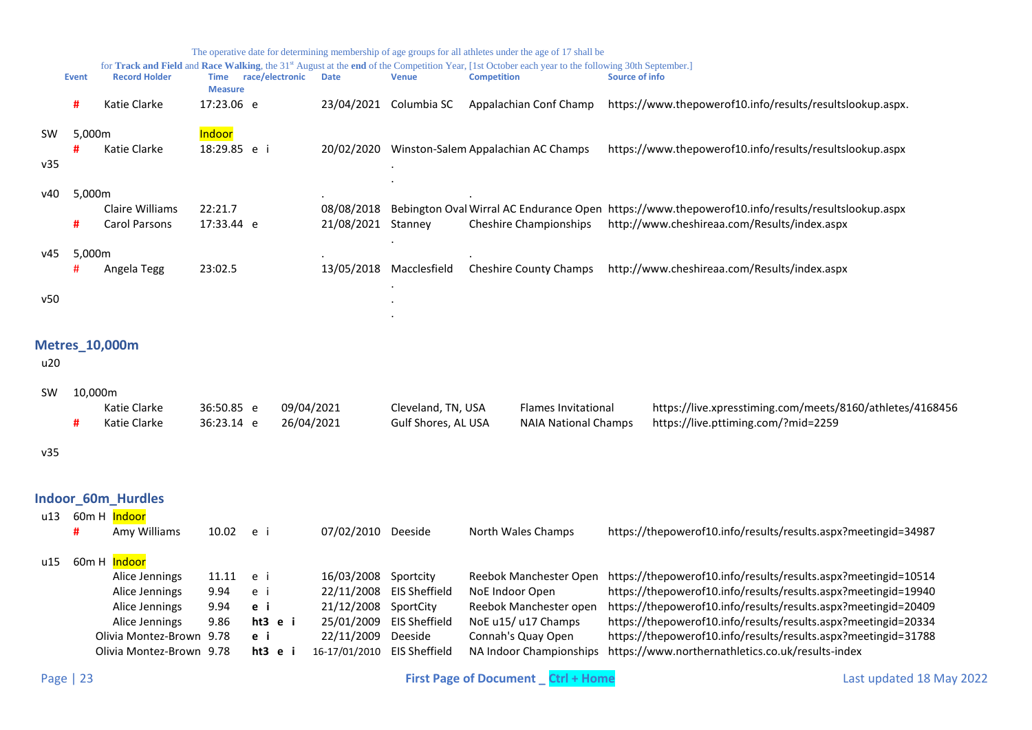The operative date for determining membership of age groups for all athletes under the age of 17 shall be for **Track and Field** and **Race Walking**, the 31st August at the **end** of the Competition Year, [1st October each year to the following 30th September.]

| | Event | Record Holder | Time Measure | race/electronic | Date | Venue | Competition | Source of info |
|---|---|---|---|---|---|---|---|---|
| | # | Katie Clarke | 17:23.06 | e | 23/04/2021 | Columbia SC | Appalachian Conf Champ | https://www.thepowerof10.info/results/resultslookup.aspx. |
| SW | 5,000m | | Indoor | | | | | |
| | # | Katie Clarke | 18:29.85 | e i | 20/02/2020 | Winston-Salem | Appalachian AC Champs | https://www.thepowerof10.info/results/resultslookup.aspx |
| v35 | | | | | | . | | |
| | | | | | | . | | |
| v40 | 5,000m | | | | . | | . | |
| | | Claire Williams | 22:21.7 | | 08/08/2018 | Bebington Oval | Wirral AC Endurance Open | https://www.thepowerof10.info/results/resultslookup.aspx |
| | # | Carol Parsons | 17:33.44 | e | 21/08/2021 | Stanney | Cheshire Championships | http://www.cheshireaa.com/Results/index.aspx |
| | | | | | | . | | |
| v45 | 5,000m | | | | . | | . | |
| | # | Angela Tegg | 23:02.5 | | 13/05/2018 | Macclesfield | Cheshire County Champs | http://www.cheshireaa.com/Results/index.aspx |
| | | | | | | . | | |
| v50 | | | | | | . | | |
| | | | | | | . | | |

## Metres_10,000m

| | Event | Record Holder | Time Measure | race/electronic | Date | Venue | Competition | Source of info |
|---|---|---|---|---|---|---|---|---|
| u20 | | | | | | | | |
| SW | 10,000m | | | | | | | |
| | | Katie Clarke | 36:50.85 | e | 09/04/2021 | Cleveland, TN, USA | Flames Invitational | https://live.xpresstiming.com/meets/8160/athletes/4168456 |
| | # | Katie Clarke | 36:23.14 | e | 26/04/2021 | Gulf Shores, AL USA | NAIA National Champs | https://live.pttiming.com/?mid=2259 |
| v35 | | | | | | | | |

## Indoor_60m_Hurdles

| | Event | Record Holder | Time Measure | race/electronic | Date | Venue | Competition | Source of info |
|---|---|---|---|---|---|---|---|---|
| u13 | 60m H | Indoor | | | | | | |
| | # | Amy Williams | 10.02 | e i | 07/02/2010 | Deeside | North Wales Champs | https://thepowerof10.info/results/results.aspx?meetingid=34987 |
| u15 | 60m H | Indoor | | | | | | |
| | | Alice Jennings | 11.11 | e i | 16/03/2008 | Sportcity | Reebok Manchester Open | https://thepowerof10.info/results/results.aspx?meetingid=10514 |
| | | Alice Jennings | 9.94 | e i | 22/11/2008 | EIS Sheffield | NoE Indoor Open | https://thepowerof10.info/results/results.aspx?meetingid=19940 |
| | | Alice Jennings | 9.94 | **e i** | 21/12/2008 | SportCity | Reebok Manchester open | https://thepowerof10.info/results/results.aspx?meetingid=20409 |
| | | Alice Jennings | 9.86 | **ht3 e i** | 25/01/2009 | EIS Sheffield | NoE u15/ u17 Champs | https://thepowerof10.info/results/results.aspx?meetingid=20334 |
| | | Olivia Montez-Brown | 9.78 | **e i** | 22/11/2009 | Deeside | Connah's Quay Open | https://thepowerof10.info/results/results.aspx?meetingid=31788 |
| | | Olivia Montez-Brown | 9.78 | **ht3 e i** | 16-17/01/2010 | EIS Sheffield | NA Indoor Championships | https://www.northernathletics.co.uk/results-index |

First Page of Document _ Ctrl + Home

Last updated 18 May 2022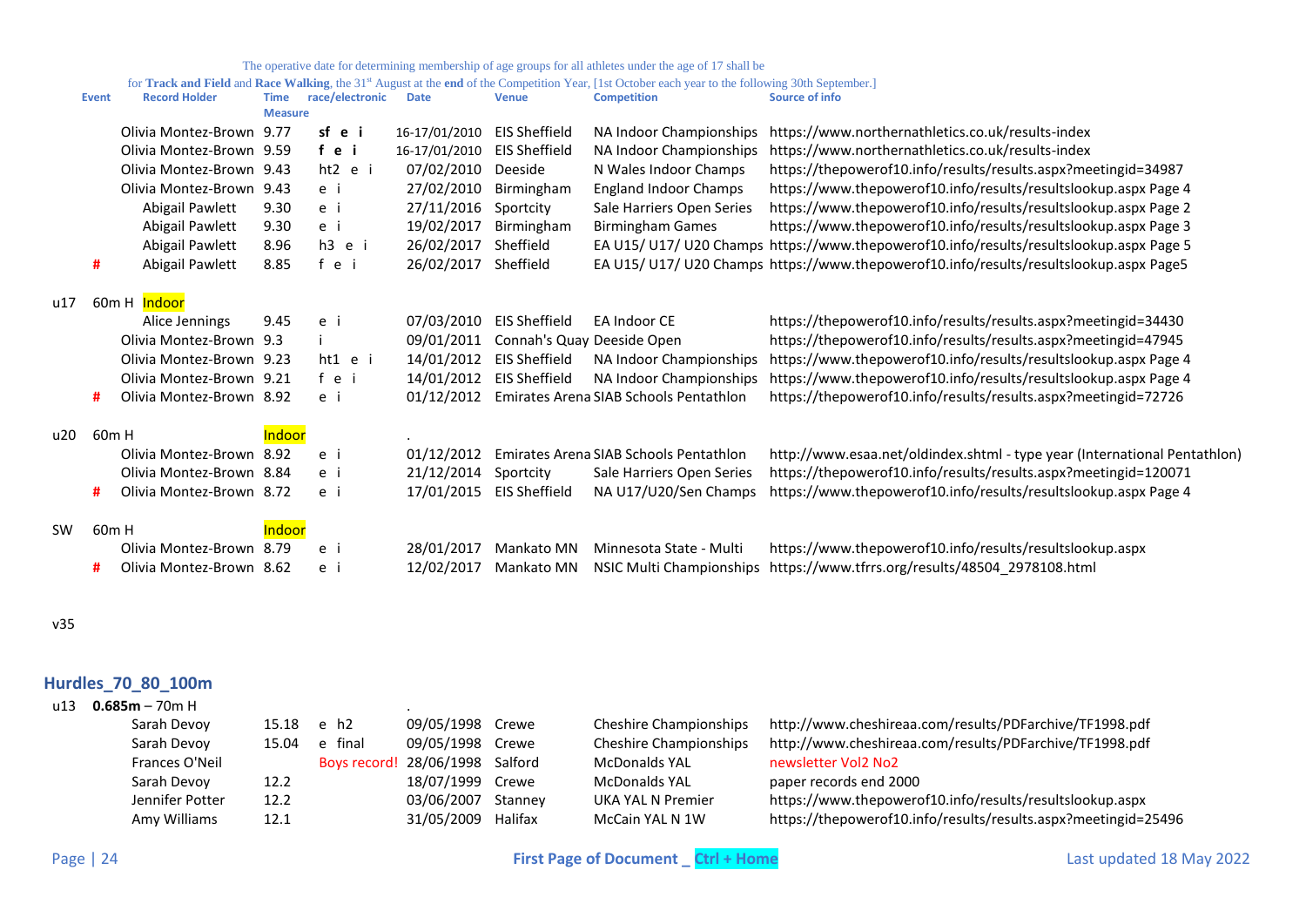The operative date for determining membership of age groups for all athletes under the age of 17 shall be for **Track and Field** and **Race Walking**, the 31st August at the **end** of the Competition Year, [1st October each year to the following 30th September.]

| | Event | Record Holder | Time Measure | race/electronic | Date | Venue | Competition | Source of info |
|---|---|---|---|---|---|---|---|---|
| | | Olivia Montez-Brown | 9.77 | **sf e i** | 16-17/01/2010 | EIS Sheffield | NA Indoor Championships | https://www.northernathletics.co.uk/results-index |
| | | Olivia Montez-Brown | 9.59 | **f e i** | 16-17/01/2010 | EIS Sheffield | NA Indoor Championships | https://www.northernathletics.co.uk/results-index |
| | | Olivia Montez-Brown | 9.43 | ht2 e i | 07/02/2010 | Deeside | N Wales Indoor Champs | https://thepowerof10.info/results/results.aspx?meetingid=34987 |
| | | Olivia Montez-Brown | 9.43 | e i | 27/02/2010 | Birmingham | England Indoor Champs | https://www.thepowerof10.info/results/resultslookup.aspx Page 4 |
| | | Abigail Pawlett | 9.30 | e i | 27/11/2016 | Sportcity | Sale Harriers Open Series | https://www.thepowerof10.info/results/resultslookup.aspx Page 2 |
| | | Abigail Pawlett | 9.30 | e i | 19/02/2017 | Birmingham | Birmingham Games | https://www.thepowerof10.info/results/resultslookup.aspx Page 3 |
| | | Abigail Pawlett | 8.96 | h3 e i | 26/02/2017 | Sheffield | EA U15/ U17/ U20 Champs | https://www.thepowerof10.info/results/resultslookup.aspx Page 5 |
| | # | Abigail Pawlett | 8.85 | f e i | 26/02/2017 | Sheffield | EA U15/ U17/ U20 Champs | https://www.thepowerof10.info/results/resultslookup.aspx Page5 |
| u17 | 60m H | Indoor | | | | | | |
| | | Alice Jennings | 9.45 | e i | 07/03/2010 | EIS Sheffield | EA Indoor CE | https://thepowerof10.info/results/results.aspx?meetingid=34430 |
| | | Olivia Montez-Brown | 9.3 | i | 09/01/2011 | Connah's Quay | Deeside Open | https://thepowerof10.info/results/results.aspx?meetingid=47945 |
| | | Olivia Montez-Brown | 9.23 | ht1 e i | 14/01/2012 | EIS Sheffield | NA Indoor Championships | https://www.thepowerof10.info/results/resultslookup.aspx Page 4 |
| | | Olivia Montez-Brown | 9.21 | f e i | 14/01/2012 | EIS Sheffield | NA Indoor Championships | https://www.thepowerof10.info/results/resultslookup.aspx Page 4 |
| | # | Olivia Montez-Brown | 8.92 | e i | 01/12/2012 | Emirates Arena | SIAB Schools Pentathlon | https://thepowerof10.info/results/results.aspx?meetingid=72726 |
| u20 | 60m H | | Indoor | | . | | | |
| | | Olivia Montez-Brown | 8.92 | e i | 01/12/2012 | Emirates Arena | SIAB Schools Pentathlon | http://www.esaa.net/oldindex.shtml - type year (International Pentathlon) |
| | | Olivia Montez-Brown | 8.84 | e i | 21/12/2014 | Sportcity | Sale Harriers Open Series | https://thepowerof10.info/results/results.aspx?meetingid=120071 |
| | # | Olivia Montez-Brown | 8.72 | e i | 17/01/2015 | EIS Sheffield | NA U17/U20/Sen Champs | https://www.thepowerof10.info/results/resultslookup.aspx Page 4 |
| SW | 60m H | | Indoor | | | | | |
| | | Olivia Montez-Brown | 8.79 | e i | 28/01/2017 | Mankato MN | Minnesota State - Multi | https://www.thepowerof10.info/results/resultslookup.aspx |
| | # | Olivia Montez-Brown | 8.62 | e i | 12/02/2017 | Mankato MN | NSIC Multi Championships | https://www.tfrrs.org/results/48504_2978108.html |

v35

## Hurdles_70_80_100m

| | Event | Record Holder | Time Measure | race/electronic | Date | Venue | Competition | Source of info |
|---|---|---|---|---|---|---|---|---|
| u13 | **0.685m** – 70m H | | | | . | | | |
| | | Sarah Devoy | 15.18 | e h2 | 09/05/1998 | Crewe | Cheshire Championships | http://www.cheshireaa.com/results/PDFarchive/TF1998.pdf |
| | | Sarah Devoy | 15.04 | e final | 09/05/1998 | Crewe | Cheshire Championships | http://www.cheshireaa.com/results/PDFarchive/TF1998.pdf |
| | | Frances O'Neil | | Boys record! | 28/06/1998 | Salford | McDonalds YAL | newsletter Vol2 No2 |
| | | Sarah Devoy | 12.2 | | 18/07/1999 | Crewe | McDonalds YAL | paper records end 2000 |
| | | Jennifer Potter | 12.2 | | 03/06/2007 | Stanney | UKA YAL N Premier | https://www.thepowerof10.info/results/resultslookup.aspx |
| | | Amy Williams | 12.1 | | 31/05/2009 | Halifax | McCain YAL N 1W | https://thepowerof10.info/results/results.aspx?meetingid=25496 |

First Page of Document _ Ctrl + Home

Last updated 18 May 2022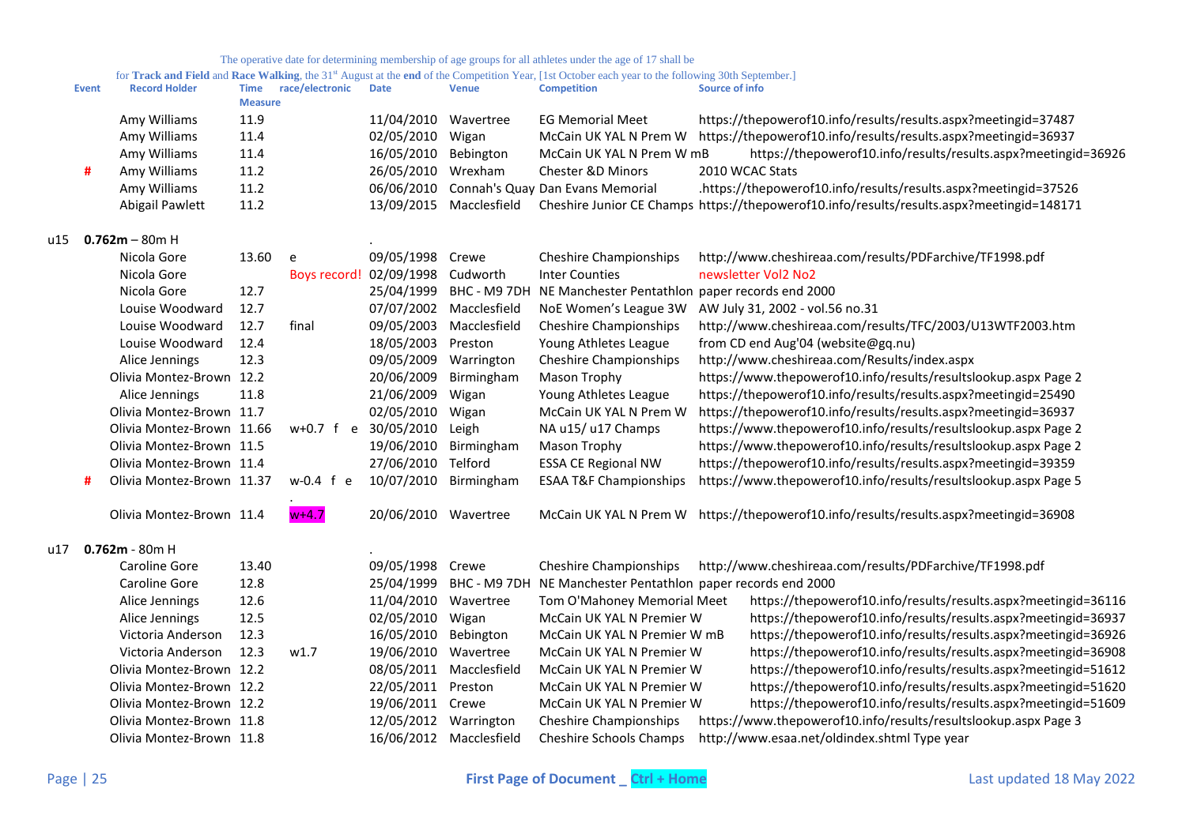The operative date for determining membership of age groups for all athletes under the age of 17 shall be

for **Track and Field** and **Race Walking**, the 31st August at the **end** of the Competition Year, [1st October each year to the following 30th September.]

| | Event | Record Holder | Time Measure | race/electronic | Date | Venue | Competition | Source of info |
|---|---|---|---|---|---|---|---|---|
| | | Amy Williams | 11.9 | | 11/04/2010 | Wavertree | EG Memorial Meet | https://thepowerof10.info/results/results.aspx?meetingid=37487 |
| | | Amy Williams | 11.4 | | 02/05/2010 | Wigan | McCain UK YAL N Prem W | https://thepowerof10.info/results/results.aspx?meetingid=36937 |
| | | Amy Williams | 11.4 | | 16/05/2010 | Bebington | McCain UK YAL N Prem W mB | https://thepowerof10.info/results/results.aspx?meetingid=36926 |
| | # | Amy Williams | 11.2 | | 26/05/2010 | Wrexham | Chester &D Minors | 2010 WCAC Stats |
| | | Amy Williams | 11.2 | | 06/06/2010 | Connah's Quay | Dan Evans Memorial | .https://thepowerof10.info/results/results.aspx?meetingid=37526 |
| | | Abigail Pawlett | 11.2 | | 13/09/2015 | Macclesfield | Cheshire Junior CE Champs | https://thepowerof10.info/results/results.aspx?meetingid=148171 |
| u15 | **0.762m** – 80m H | | | | . | | | |
| | | Nicola Gore | 13.60 | e | 09/05/1998 | Crewe | Cheshire Championships | http://www.cheshireaa.com/results/PDFarchive/TF1998.pdf |
| | | Nicola Gore | | Boys record! | 02/09/1998 | Cudworth | Inter Counties | newsletter Vol2 No2 |
| | | Nicola Gore | 12.7 | | 25/04/1999 | BHC - M9 7DH | NE Manchester Pentathlon | paper records end 2000 |
| | | Louise Woodward | 12.7 | | 07/07/2002 | Macclesfield | NoE Women's League 3W | AW July 31, 2002 - vol.56 no.31 |
| | | Louise Woodward | 12.7 | final | 09/05/2003 | Macclesfield | Cheshire Championships | http://www.cheshireaa.com/results/TFC/2003/U13WTF2003.htm |
| | | Louise Woodward | 12.4 | | 18/05/2003 | Preston | Young Athletes League | from CD end Aug'04 (website@gq.nu) |
| | | Alice Jennings | 12.3 | | 09/05/2009 | Warrington | Cheshire Championships | http://www.cheshireaa.com/Results/index.aspx |
| | | Olivia Montez-Brown | 12.2 | | 20/06/2009 | Birmingham | Mason Trophy | https://www.thepowerof10.info/results/resultslookup.aspx Page 2 |
| | | Alice Jennings | 11.8 | | 21/06/2009 | Wigan | Young Athletes League | https://thepowerof10.info/results/results.aspx?meetingid=25490 |
| | | Olivia Montez-Brown | 11.7 | | 02/05/2010 | Wigan | McCain UK YAL N Prem W | https://thepowerof10.info/results/results.aspx?meetingid=36937 |
| | | Olivia Montez-Brown | 11.66 | w+0.7 f e | 30/05/2010 | Leigh | NA u15/ u17 Champs | https://www.thepowerof10.info/results/resultslookup.aspx Page 2 |
| | | Olivia Montez-Brown | 11.5 | | 19/06/2010 | Birmingham | Mason Trophy | https://www.thepowerof10.info/results/resultslookup.aspx Page 2 |
| | | Olivia Montez-Brown | 11.4 | | 27/06/2010 | Telford | ESSA CE Regional NW | https://thepowerof10.info/results/results.aspx?meetingid=39359 |
| | # | Olivia Montez-Brown | 11.37 | w-0.4 f e | 10/07/2010 | Birmingham | ESAA T&F Championships | https://www.thepowerof10.info/results/resultslookup.aspx Page 5 |
| | | | | . | | | | |
| | | Olivia Montez-Brown | 11.4 | w+4.7 | 20/06/2010 | Wavertree | McCain UK YAL N Prem W | https://thepowerof10.info/results/results.aspx?meetingid=36908 |
| u17 | **0.762m** - 80m H | | | | . | | | |
| | | Caroline Gore | 13.40 | | 09/05/1998 | Crewe | Cheshire Championships | http://www.cheshireaa.com/results/PDFarchive/TF1998.pdf |
| | | Caroline Gore | 12.8 | | 25/04/1999 | BHC - M9 7DH | NE Manchester Pentathlon | paper records end 2000 |
| | | Alice Jennings | 12.6 | | 11/04/2010 | Wavertree | Tom O'Mahoney Memorial Meet | https://thepowerof10.info/results/results.aspx?meetingid=36116 |
| | | Alice Jennings | 12.5 | | 02/05/2010 | Wigan | McCain UK YAL N Premier W | https://thepowerof10.info/results/results.aspx?meetingid=36937 |
| | | Victoria Anderson | 12.3 | | 16/05/2010 | Bebington | McCain UK YAL N Premier W mB | https://thepowerof10.info/results/results.aspx?meetingid=36926 |
| | | Victoria Anderson | 12.3 | w1.7 | 19/06/2010 | Wavertree | McCain UK YAL N Premier W | https://thepowerof10.info/results/results.aspx?meetingid=36908 |
| | | Olivia Montez-Brown | 12.2 | | 08/05/2011 | Macclesfield | McCain UK YAL N Premier W | https://thepowerof10.info/results/results.aspx?meetingid=51612 |
| | | Olivia Montez-Brown | 12.2 | | 22/05/2011 | Preston | McCain UK YAL N Premier W | https://thepowerof10.info/results/results.aspx?meetingid=51620 |
| | | Olivia Montez-Brown | 12.2 | | 19/06/2011 | Crewe | McCain UK YAL N Premier W | https://thepowerof10.info/results/results.aspx?meetingid=51609 |
| | | Olivia Montez-Brown | 11.8 | | 12/05/2012 | Warrington | Cheshire Championships | https://www.thepowerof10.info/results/resultslookup.aspx Page 3 |
| | | Olivia Montez-Brown | 11.8 | | 16/06/2012 | Macclesfield | Cheshire Schools Champs | http://www.esaa.net/oldindex.shtml Type year |

First Page of Document _ Ctrl + Home

Last updated 18 May 2022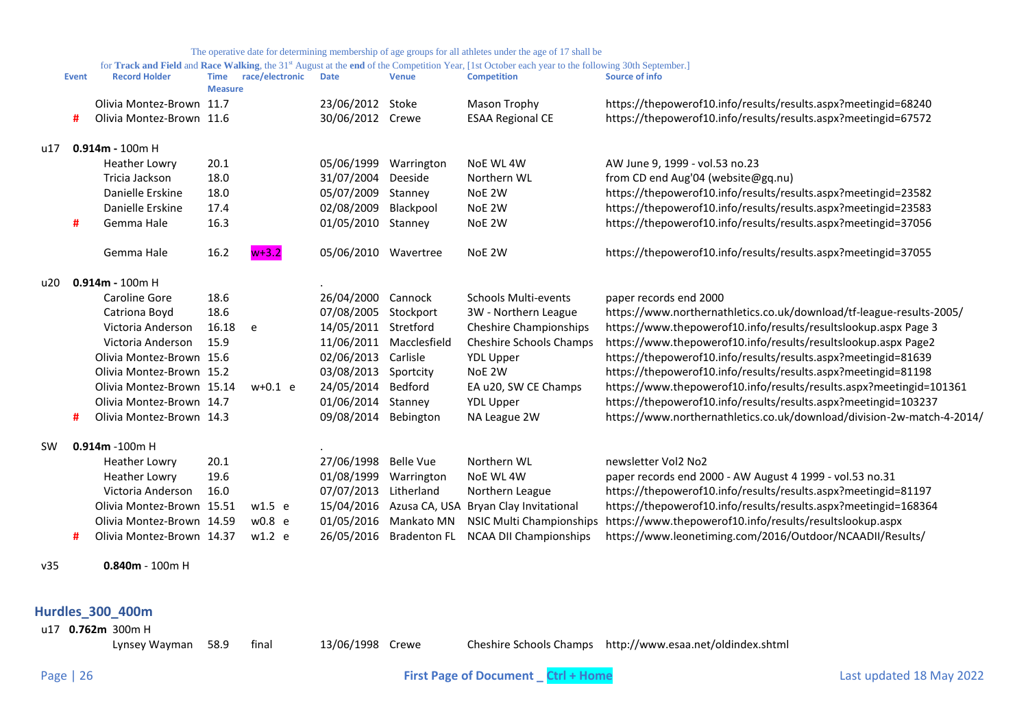The operative date for determining membership of age groups for all athletes under the age of 17 shall be for **Track and Field** and **Race Walking**, the 31st August at the **end** of the Competition Year, [1st October each year to the following 30th September.]

| | Event | Record Holder | Time Measure | race/electronic | Date | Venue | Competition | Source of info |
|---|---|---|---|---|---|---|---|---|
| | | Olivia Montez-Brown | 11.7 | | 23/06/2012 | Stoke | Mason Trophy | https://thepowerof10.info/results/results.aspx?meetingid=68240 |
| | # | Olivia Montez-Brown | 11.6 | | 30/06/2012 | Crewe | ESAA Regional CE | https://thepowerof10.info/results/results.aspx?meetingid=67572 |
| u17 | **0.914m** - 100m H | | | | | | | |
| | | Heather Lowry | 20.1 | | 05/06/1999 | Warrington | NoE WL 4W | AW June 9, 1999 - vol.53 no.23 |
| | | Tricia Jackson | 18.0 | | 31/07/2004 | Deeside | Northern WL | from CD end Aug'04 (website@gq.nu) |
| | | Danielle Erskine | 18.0 | | 05/07/2009 | Stanney | NoE 2W | https://thepowerof10.info/results/results.aspx?meetingid=23582 |
| | | Danielle Erskine | 17.4 | | 02/08/2009 | Blackpool | NoE 2W | https://thepowerof10.info/results/results.aspx?meetingid=23583 |
| | # | Gemma Hale | 16.3 | | 01/05/2010 | Stanney | NoE 2W | https://thepowerof10.info/results/results.aspx?meetingid=37056 |
| | | Gemma Hale | 16.2 | w+3.2 | 05/06/2010 | Wavertree | NoE 2W | https://thepowerof10.info/results/results.aspx?meetingid=37055 |
| u20 | **0.914m** - 100m H | | | | . | | | |
| | | Caroline Gore | 18.6 | | 26/04/2000 | Cannock | Schools Multi-events | paper records end 2000 |
| | | Catriona Boyd | 18.6 | | 07/08/2005 | Stockport | 3W - Northern League | https://www.northernathletics.co.uk/download/tf-league-results-2005/ |
| | | Victoria Anderson | 16.18 | e | 14/05/2011 | Stretford | Cheshire Championships | https://www.thepowerof10.info/results/resultslookup.aspx Page 3 |
| | | Victoria Anderson | 15.9 | | 11/06/2011 | Macclesfield | Cheshire Schools Champs | https://www.thepowerof10.info/results/resultslookup.aspx Page2 |
| | | Olivia Montez-Brown | 15.6 | | 02/06/2013 | Carlisle | YDL Upper | https://thepowerof10.info/results/results.aspx?meetingid=81639 |
| | | Olivia Montez-Brown | 15.2 | | 03/08/2013 | Sportcity | NoE 2W | https://thepowerof10.info/results/results.aspx?meetingid=81198 |
| | | Olivia Montez-Brown | 15.14 | w+0.1 e | 24/05/2014 | Bedford | EA u20, SW CE Champs | https://www.thepowerof10.info/results/results.aspx?meetingid=101361 |
| | | Olivia Montez-Brown | 14.7 | | 01/06/2014 | Stanney | YDL Upper | https://thepowerof10.info/results/results.aspx?meetingid=103237 |
| | # | Olivia Montez-Brown | 14.3 | | 09/08/2014 | Bebington | NA League 2W | https://www.northernathletics.co.uk/download/division-2w-match-4-2014/ |
| SW | **0.914m** -100m H | | | | . | | | |
| | | Heather Lowry | 20.1 | | 27/06/1998 | Belle Vue | Northern WL | newsletter Vol2 No2 |
| | | Heather Lowry | 19.6 | | 01/08/1999 | Warrington | NoE WL 4W | paper records end 2000 - AW August 4 1999 - vol.53 no.31 |
| | | Victoria Anderson | 16.0 | | 07/07/2013 | Litherland | Northern League | https://thepowerof10.info/results/results.aspx?meetingid=81197 |
| | | Olivia Montez-Brown | 15.51 | w1.5 e | 15/04/2016 | Azusa CA, USA | Bryan Clay Invitational | https://thepowerof10.info/results/results.aspx?meetingid=168364 |
| | | Olivia Montez-Brown | 14.59 | w0.8 e | 01/05/2016 | Mankato MN | NSIC Multi Championships | https://www.thepowerof10.info/results/resultslookup.aspx |
| | # | Olivia Montez-Brown | 14.37 | w1.2 e | 26/05/2016 | Bradenton FL | NCAA DII Championships | https://www.leonetiming.com/2016/Outdoor/NCAADII/Results/ |
| v35 | | **0.840m** - 100m H | | | | | | |

## Hurdles_300_400m

| | Event | Record Holder | Time Measure | race/electronic | Date | Venue | Competition | Source of info |
|---|---|---|---|---|---|---|---|---|
| u17 | **0.762m** 300m H | | | | | | | |
| | | Lynsey Wayman | 58.9 | final | 13/06/1998 | Crewe | Cheshire Schools Champs | http://www.esaa.net/oldindex.shtml |

First Page of Document _ Ctrl + Home

Last updated 18 May 2022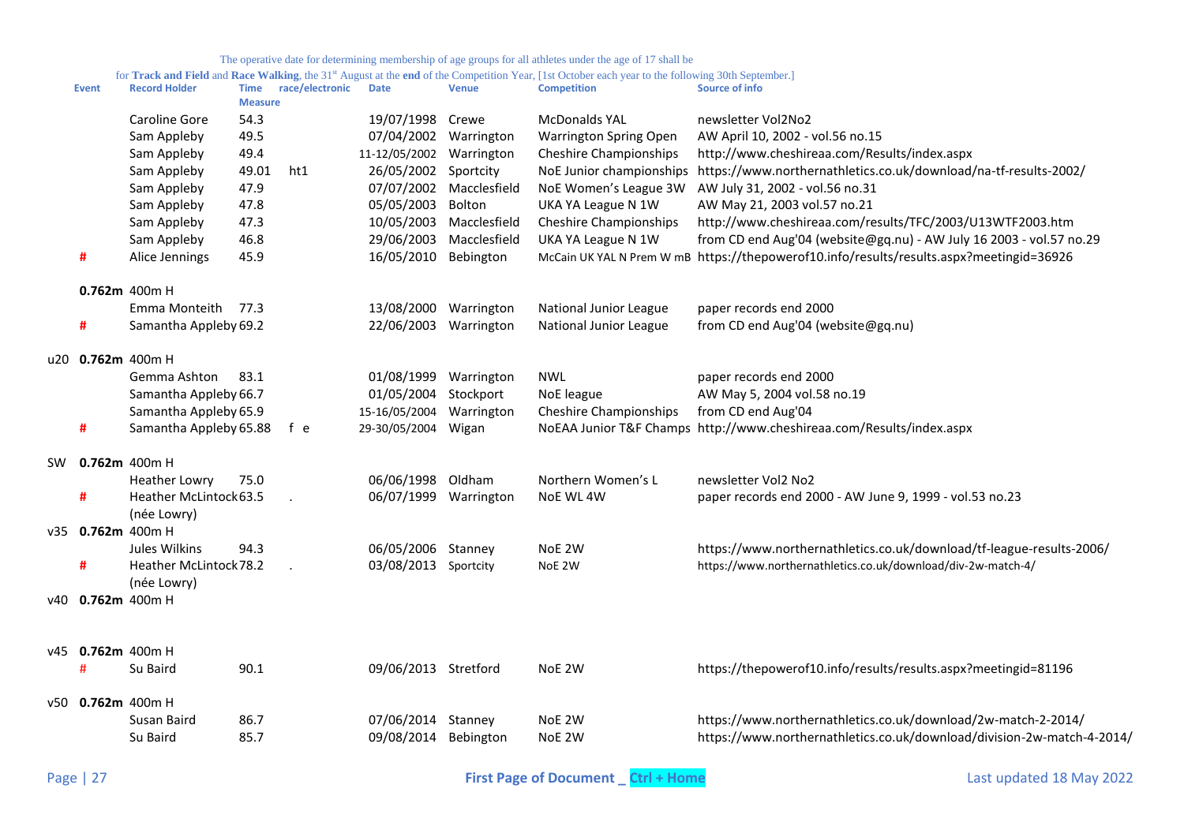The operative date for determining membership of age groups for all athletes under the age of 17 shall be for **Track and Field** and **Race Walking**, the 31st August at the **end** of the Competition Year, [1st October each year to the following 30th September.]

| | Event | Record Holder | Time Measure | race/electronic | Date | Venue | Competition | Source of info |
|---|---|---|---|---|---|---|---|---|
| | | Caroline Gore | 54.3 | | 19/07/1998 | Crewe | McDonalds YAL | newsletter Vol2No2 |
| | | Sam Appleby | 49.5 | | 07/04/2002 | Warrington | Warrington Spring Open | AW April 10, 2002 - vol.56 no.15 |
| | | Sam Appleby | 49.4 | | 11-12/05/2002 | Warrington | Cheshire Championships | http://www.cheshireaa.com/Results/index.aspx |
| | | Sam Appleby | 49.01 | ht1 | 26/05/2002 | Sportcity | NoE Junior championships | https://www.northernathletics.co.uk/download/na-tf-results-2002/ |
| | | Sam Appleby | 47.9 | | 07/07/2002 | Macclesfield | NoE Women's League 3W | AW July 31, 2002 - vol.56 no.31 |
| | | Sam Appleby | 47.8 | | 05/05/2003 | Bolton | UKA YA League N 1W | AW May 21, 2003 vol.57 no.21 |
| | | Sam Appleby | 47.3 | | 10/05/2003 | Macclesfield | Cheshire Championships | http://www.cheshireaa.com/results/TFC/2003/U13WTF2003.htm |
| | | Sam Appleby | 46.8 | | 29/06/2003 | Macclesfield | UKA YA League N 1W | from CD end Aug'04 (website@gq.nu) - AW July 16 2003 - vol.57 no.29 |
| | # | Alice Jennings | 45.9 | | 16/05/2010 | Bebington | McCain UK YAL N Prem W mB | https://thepowerof10.info/results/results.aspx?meetingid=36926 |
| | **0.762m** | 400m H | | | | | | |
| | | Emma Monteith | 77.3 | | 13/08/2000 | Warrington | National Junior League | paper records end 2000 |
| | # | Samantha Appleby | 69.2 | | 22/06/2003 | Warrington | National Junior League | from CD end Aug'04 (website@gq.nu) |
| u20 | **0.762m** | 400m H | | | | | | |
| | | Gemma Ashton | 83.1 | | 01/08/1999 | Warrington | NWL | paper records end 2000 |
| | | Samantha Appleby | 66.7 | | 01/05/2004 | Stockport | NoE league | AW May 5, 2004 vol.58 no.19 |
| | | Samantha Appleby | 65.9 | | 15-16/05/2004 | Warrington | Cheshire Championships | from CD end Aug'04 |
| | # | Samantha Appleby | 65.88 | f e | 29-30/05/2004 | Wigan | NoEAA Junior T&F Champs | http://www.cheshireaa.com/Results/index.aspx |
| SW | **0.762m** | 400m H | | | | | | |
| | | Heather Lowry | 75.0 | | 06/06/1998 | Oldham | Northern Women's L | newsletter Vol2 No2 |
| | # | Heather McLintock (née Lowry) | 63.5 | . | 06/07/1999 | Warrington | NoE WL 4W | paper records end 2000 - AW June 9, 1999 - vol.53 no.23 |
| v35 | **0.762m** | 400m H | | | | | | |
| | | Jules Wilkins | 94.3 | | 06/05/2006 | Stanney | NoE 2W | https://www.northernathletics.co.uk/download/tf-league-results-2006/ |
| | # | Heather McLintock (née Lowry) | 78.2 | . | 03/08/2013 | Sportcity | NoE 2W | https://www.northernathletics.co.uk/download/div-2w-match-4/ |
| v40 | **0.762m** | 400m H | | | | | | |
| v45 | **0.762m** | 400m H | | | | | | |
| | # | Su Baird | 90.1 | | 09/06/2013 | Stretford | NoE 2W | https://thepowerof10.info/results/results.aspx?meetingid=81196 |
| v50 | **0.762m** | 400m H | | | | | | |
| | | Susan Baird | 86.7 | | 07/06/2014 | Stanney | NoE 2W | https://www.northernathletics.co.uk/download/2w-match-2-2014/ |
| | | Su Baird | 85.7 | | 09/08/2014 | Bebington | NoE 2W | https://www.northernathletics.co.uk/download/division-2w-match-4-2014/ |

First Page of Document _ Ctrl + Home

Last updated 18 May 2022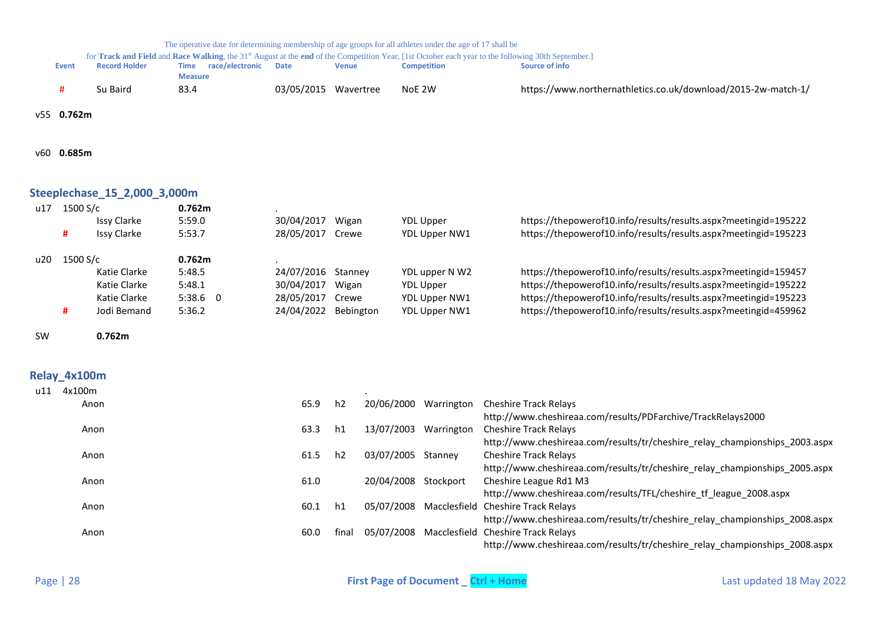The operative date for determining membership of age groups for all athletes under the age of 17 shall be for **Track and Field** and **Race Walking**, the 31st August at the **end** of the Competition Year, [1st October each year to the following 30th September.]

| | Event | Record Holder | Time Measure | race/electronic | Date | Venue | Competition | Source of info |
|---|---|---|---|---|---|---|---|---|
| | # | Su Baird | 83.4 | | 03/05/2015 | Wavertree | NoE 2W | https://www.northernathletics.co.uk/download/2015-2w-match-1/ |

v55 **0.762m**

v60 **0.685m**

## Steeplechase_15_2,000_3,000m

| | | Record Holder | Time | race/electronic | Date | Venue | Competition | Source of info |
|---|---|---|---|---|---|---|---|---|
| u17 | 1500 S/c | | **0.762m** | | . | | | |
| | | Issy Clarke | 5:59.0 | | 30/04/2017 | Wigan | YDL Upper | https://thepowerof10.info/results/results.aspx?meetingid=195222 |
| | # | Issy Clarke | 5:53.7 | | 28/05/2017 | Crewe | YDL Upper NW1 | https://thepowerof10.info/results/results.aspx?meetingid=195223 |
| u20 | 1500 S/c | | **0.762m** | | . | | | |
| | | Katie Clarke | 5:48.5 | | 24/07/2016 | Stanney | YDL upper N W2 | https://thepowerof10.info/results/results.aspx?meetingid=159457 |
| | | Katie Clarke | 5:48.1 | | 30/04/2017 | Wigan | YDL Upper | https://thepowerof10.info/results/results.aspx?meetingid=195222 |
| | | Katie Clarke | 5:38.6 | 0 | 28/05/2017 | Crewe | YDL Upper NW1 | https://thepowerof10.info/results/results.aspx?meetingid=195223 |
| | # | Jodi Bemand | 5:36.2 | | 24/04/2022 | Bebington | YDL Upper NW1 | https://thepowerof10.info/results/results.aspx?meetingid=459962 |
| SW | | **0.762m** | | | | | | |

## Relay_4x100m

| | Event | Record Holder | Time | Round | Date | Venue | Competition / Source of info |
|---|---|---|---|---|---|---|---|
| u11 | 4x100m | | | | . | | |
| | | Anon | 65.9 | h2 | 20/06/2000 | Warrington | Cheshire Track Relays<br>http://www.cheshireaa.com/results/PDFarchive/TrackRelays2000 |
| | | Anon | 63.3 | h1 | 13/07/2003 | Warrington | Cheshire Track Relays<br>http://www.cheshireaa.com/results/tr/cheshire_relay_championships_2003.aspx |
| | | Anon | 61.5 | h2 | 03/07/2005 | Stanney | Cheshire Track Relays<br>http://www.cheshireaa.com/results/tr/cheshire_relay_championships_2005.aspx |
| | | Anon | 61.0 | | 20/04/2008 | Stockport | Cheshire League Rd1 M3<br>http://www.cheshireaa.com/results/TFL/cheshire_tf_league_2008.aspx |
| | | Anon | 60.1 | h1 | 05/07/2008 | Macclesfield | Cheshire Track Relays<br>http://www.cheshireaa.com/results/tr/cheshire_relay_championships_2008.aspx |
| | | Anon | 60.0 | final | 05/07/2008 | Macclesfield | Cheshire Track Relays<br>http://www.cheshireaa.com/results/tr/cheshire_relay_championships_2008.aspx |

First Page of Document _ Ctrl + Home

Last updated 18 May 2022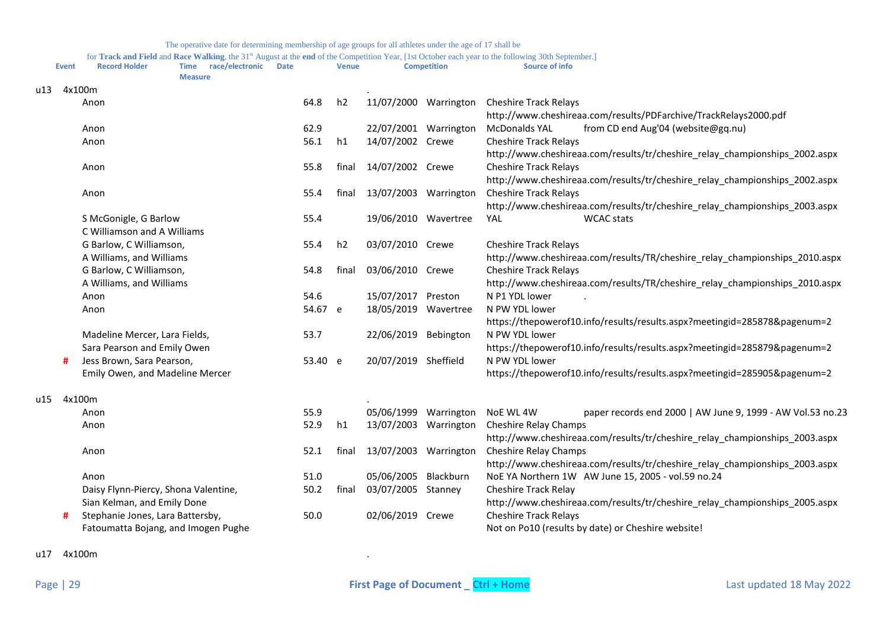The operative date for determining membership of age groups for all athletes under the age of 17 shall be for **Track and Field** and **Race Walking**, the 31st August at the **end** of the Competition Year, [1st October each year to the following 30th September.]

| | Event | | Record Holder | Time | race/electronic Measure | Date | Venue | Competition | Source of info |
|---|---|---|---|---|---|---|---|---|---|
| u13 | 4x100m | | | | | . | | | |
| | | | Anon | 64.8 | h2 | 11/07/2000 | Warrington | Cheshire Track Relays | http://www.cheshireaa.com/results/PDFarchive/TrackRelays2000.pdf |
| | | | Anon | 62.9 | | 22/07/2001 | Warrington | McDonalds YAL | from CD end Aug'04 (website@gq.nu) |
| | | | Anon | 56.1 | h1 | 14/07/2002 | Crewe | Cheshire Track Relays | http://www.cheshireaa.com/results/tr/cheshire_relay_championships_2002.aspx |
| | | | Anon | 55.8 | final | 14/07/2002 | Crewe | Cheshire Track Relays | http://www.cheshireaa.com/results/tr/cheshire_relay_championships_2002.aspx |
| | | | Anon | 55.4 | final | 13/07/2003 | Warrington | Cheshire Track Relays | http://www.cheshireaa.com/results/tr/cheshire_relay_championships_2003.aspx |
| | | | S McGonigle, G Barlow C Williamson and A Williams | 55.4 | | 19/06/2010 | Wavertree | YAL | WCAC stats |
| | | | G Barlow, C Williamson, A Williams, and Williams | 55.4 | h2 | 03/07/2010 | Crewe | Cheshire Track Relays | http://www.cheshireaa.com/results/TR/cheshire_relay_championships_2010.aspx |
| | | | G Barlow, C Williamson, A Williams, and Williams | 54.8 | final | 03/06/2010 | Crewe | Cheshire Track Relays | http://www.cheshireaa.com/results/TR/cheshire_relay_championships_2010.aspx |
| | | | Anon | 54.6 | | 15/07/2017 | Preston | N P1 YDL lower | . |
| | | | Anon | 54.67 | e | 18/05/2019 | Wavertree | N PW YDL lower | https://thepowerof10.info/results/results.aspx?meetingid=285878&pagenum=2 |
| | | | Madeline Mercer, Lara Fields, Sara Pearson and Emily Owen | 53.7 | | 22/06/2019 | Bebington | N PW YDL lower | https://thepowerof10.info/results/results.aspx?meetingid=285879&pagenum=2 |
| | | # | Jess Brown, Sara Pearson, Emily Owen, and Madeline Mercer | 53.40 | e | 20/07/2019 | Sheffield | N PW YDL lower | https://thepowerof10.info/results/results.aspx?meetingid=285905&pagenum=2 |
| u15 | 4x100m | | | | | . | | | |
| | | | Anon | 55.9 | | 05/06/1999 | Warrington | NoE WL 4W | paper records end 2000 \| AW June 9, 1999 - AW Vol.53 no.23 |
| | | | Anon | 52.9 | h1 | 13/07/2003 | Warrington | Cheshire Relay Champs | http://www.cheshireaa.com/results/tr/cheshire_relay_championships_2003.aspx |
| | | | Anon | 52.1 | final | 13/07/2003 | Warrington | Cheshire Relay Champs | http://www.cheshireaa.com/results/tr/cheshire_relay_championships_2003.aspx |
| | | | Anon | 51.0 | | 05/06/2005 | Blackburn | NoE YA Northern 1W | AW June 15, 2005 - vol.59 no.24 |
| | | | Daisy Flynn-Piercy, Shona Valentine, Sian Kelman, and Emily Done | 50.2 | final | 03/07/2005 | Stanney | Cheshire Track Relay | http://www.cheshireaa.com/results/tr/cheshire_relay_championships_2005.aspx |
| | | # | Stephanie Jones, Lara Battersby, Fatoumatta Bojang, and Imogen Pughe | 50.0 | | 02/06/2019 | Crewe | Cheshire Track Relays | Not on Po10 (results by date) or Cheshire website! |
| u17 | 4x100m | | | | | . | | | |

First Page of Document _ Ctrl + Home

Last updated 18 May 2022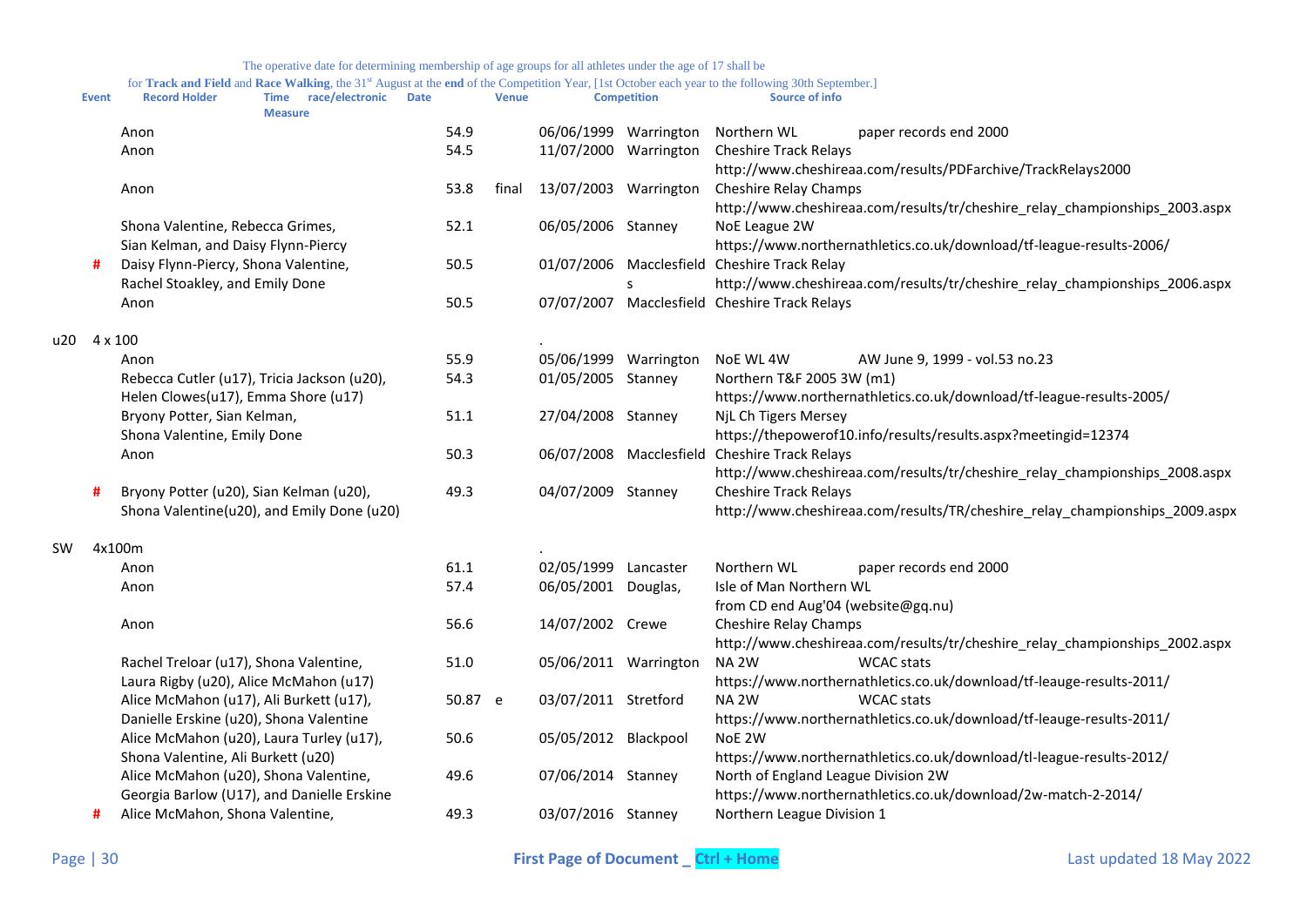The operative date for determining membership of age groups for all athletes under the age of 17 shall be for **Track and Field** and **Race Walking**, the 31st August at the **end** of the Competition Year, [1st October each year to the following 30th September.]

| | Event | | Record Holder | Time | race/electronic Measure | Date | Venue | Competition | Source of info |
|---|---|---|---|---|---|---|---|---|---|
| | | | Anon | 54.9 | | 06/06/1999 | Warrington | Northern WL | paper records end 2000 |
| | | | Anon | 54.5 | | 11/07/2000 | Warrington | Cheshire Track Relays | http://www.cheshireaa.com/results/PDFarchive/TrackRelays2000 |
| | | | Anon | 53.8 | final | 13/07/2003 | Warrington | Cheshire Relay Champs | http://www.cheshireaa.com/results/tr/cheshire_relay_championships_2003.aspx |
| | | | Shona Valentine, Rebecca Grimes, Sian Kelman, and Daisy Flynn-Piercy | 52.1 | | 06/05/2006 | Stanney | NoE League 2W | https://www.northernathletics.co.uk/download/tf-league-results-2006/ |
| | | # | Daisy Flynn-Piercy, Shona Valentine, Rachel Stoakley, and Emily Done | 50.5 | | 01/07/2006 | Macclesfields | Cheshire Track Relay | http://www.cheshireaa.com/results/tr/cheshire_relay_championships_2006.aspx |
| | | | Anon | 50.5 | | 07/07/2007 | Macclesfield | Cheshire Track Relays | |
| u20 | 4 x 100 | | | | | . | | | |
| | | | Anon | 55.9 | | 05/06/1999 | Warrington | NoE WL 4W | AW June 9, 1999 - vol.53 no.23 |
| | | | Rebecca Cutler (u17), Tricia Jackson (u20), Helen Clowes(u17), Emma Shore (u17) | 54.3 | | 01/05/2005 | Stanney | Northern T&F 2005 3W (m1) | https://www.northernathletics.co.uk/download/tf-league-results-2005/ |
| | | | Bryony Potter, Sian Kelman, Shona Valentine, Emily Done | 51.1 | | 27/04/2008 | Stanney | NjL Ch Tigers Mersey | https://thepowerof10.info/results/results.aspx?meetingid=12374 |
| | | | Anon | 50.3 | | 06/07/2008 | Macclesfield | Cheshire Track Relays | http://www.cheshireaa.com/results/tr/cheshire_relay_championships_2008.aspx |
| | | # | Bryony Potter (u20), Sian Kelman (u20), Shona Valentine(u20), and Emily Done (u20) | 49.3 | | 04/07/2009 | Stanney | Cheshire Track Relays | http://www.cheshireaa.com/results/TR/cheshire_relay_championships_2009.aspx |
| SW | 4x100m | | | | | . | | | |
| | | | Anon | 61.1 | | 02/05/1999 | Lancaster | Northern WL | paper records end 2000 |
| | | | Anon | 57.4 | | 06/05/2001 | Douglas, | Isle of Man Northern WL | from CD end Aug'04 (website@gq.nu) |
| | | | Anon | 56.6 | | 14/07/2002 | Crewe | Cheshire Relay Champs | http://www.cheshireaa.com/results/tr/cheshire_relay_championships_2002.aspx |
| | | | Rachel Treloar (u17), Shona Valentine, Laura Rigby (u20), Alice McMahon (u17) | 51.0 | | 05/06/2011 | Warrington | NA 2W | WCAC stats https://www.northernathletics.co.uk/download/tf-leauge-results-2011/ |
| | | | Alice McMahon (u17), Ali Burkett (u17), Danielle Erskine (u20), Shona Valentine | 50.87 | e | 03/07/2011 | Stretford | NA 2W | WCAC stats https://www.northernathletics.co.uk/download/tf-leauge-results-2011/ |
| | | | Alice McMahon (u20), Laura Turley (u17), Shona Valentine, Ali Burkett (u20) | 50.6 | | 05/05/2012 | Blackpool | NoE 2W | https://www.northernathletics.co.uk/download/tl-league-results-2012/ |
| | | | Alice McMahon (u20), Shona Valentine, Georgia Barlow (U17), and Danielle Erskine | 49.6 | | 07/06/2014 | Stanney | North of England League Division 2W | https://www.northernathletics.co.uk/download/2w-match-2-2014/ |
| | | # | Alice McMahon, Shona Valentine, | 49.3 | | 03/07/2016 | Stanney | Northern League Division 1 | |

First Page of Document _ Ctrl + Home

Last updated 18 May 2022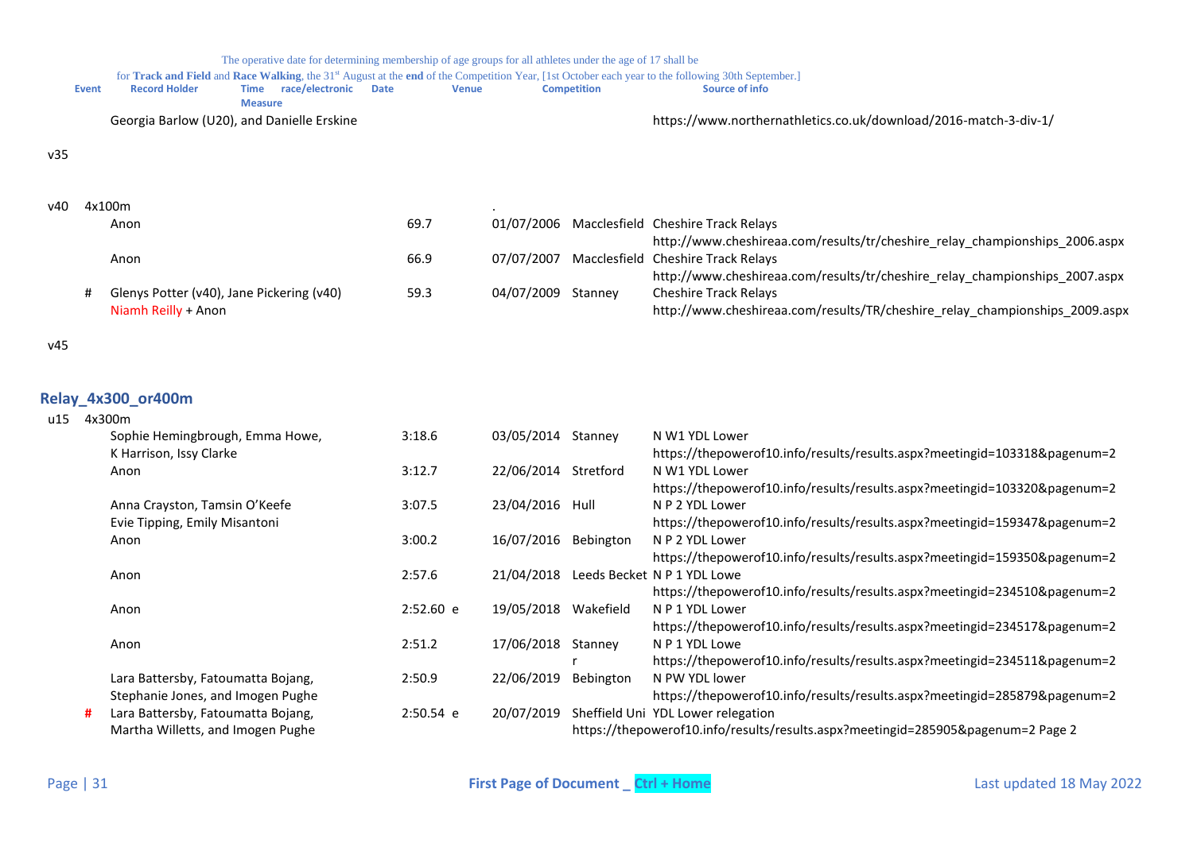The operative date for determining membership of age groups for all athletes under the age of 17 shall be for **Track and Field** and **Race Walking**, the 31st August at the **end** of the Competition Year, [1st October each year to the following 30th September.]

| Event | | Record Holder | Time Measure | race/electronic | Date | Venue | Competition / Source of info |
|---|---|---|---|---|---|---|---|
| | | Georgia Barlow (U20), and Danielle Erskine | | | | | https://www.northernathletics.co.uk/download/2016-match-3-div-1/ |
| v35 | | | | | | | |
| v40 | 4x100m | | | | . | | |
| | | Anon | 69.7 | | 01/07/2006 | Macclesfield | Cheshire Track Relays http://www.cheshireaa.com/results/tr/cheshire_relay_championships_2006.aspx |
| | | Anon | 66.9 | | 07/07/2007 | Macclesfield | Cheshire Track Relays http://www.cheshireaa.com/results/tr/cheshire_relay_championships_2007.aspx |
| | # | Glenys Potter (v40), Jane Pickering (v40) Niamh Reilly + Anon | 59.3 | | 04/07/2009 | Stanney | Cheshire Track Relays http://www.cheshireaa.com/results/TR/cheshire_relay_championships_2009.aspx |
| v45 | | | | | | | |

## Relay_4x300_or400m

| Event | | Record Holder | Time Measure | race/electronic | Date | Venue | Competition / Source of info |
|---|---|---|---|---|---|---|---|
| u15 | 4x300m | | | | | | |
| | | Sophie Hemingbrough, Emma Howe, K Harrison, Issy Clarke | 3:18.6 | | 03/05/2014 | Stanney | N W1 YDL Lower https://thepowerof10.info/results/results.aspx?meetingid=103318&pagenum=2 |
| | | Anon | 3:12.7 | | 22/06/2014 | Stretford | N W1 YDL Lower https://thepowerof10.info/results/results.aspx?meetingid=103320&pagenum=2 |
| | | Anna Crayston, Tamsin O'Keefe Evie Tipping, Emily Misantoni | 3:07.5 | | 23/04/2016 | Hull | N P 2 YDL Lower https://thepowerof10.info/results/results.aspx?meetingid=159347&pagenum=2 |
| | | Anon | 3:00.2 | | 16/07/2016 | Bebington | N P 2 YDL Lower https://thepowerof10.info/results/results.aspx?meetingid=159350&pagenum=2 |
| | | Anon | 2:57.6 | | 21/04/2018 | Leeds Becket | N P 1 YDL Lowe https://thepowerof10.info/results/results.aspx?meetingid=234510&pagenum=2 |
| | | Anon | 2:52.60 | e | 19/05/2018 | Wakefield | N P 1 YDL Lower https://thepowerof10.info/results/results.aspx?meetingid=234517&pagenum=2 |
| | | Anon | 2:51.2 | | 17/06/2018 | Stanney | N P 1 YDL Lower https://thepowerof10.info/results/results.aspx?meetingid=234511&pagenum=2 |
| | | Lara Battersby, Fatoumatta Bojang, Stephanie Jones, and Imogen Pughe | 2:50.9 | | 22/06/2019 | Bebington | N PW YDL lower https://thepowerof10.info/results/results.aspx?meetingid=285879&pagenum=2 |
| | # | Lara Battersby, Fatoumatta Bojang, Martha Willetts, and Imogen Pughe | 2:50.54 | e | 20/07/2019 | Sheffield Uni | YDL Lower relegation https://thepowerof10.info/results/results.aspx?meetingid=285905&pagenum=2 Page 2 |

First Page of Document _ Ctrl + Home

Last updated 18 May 2022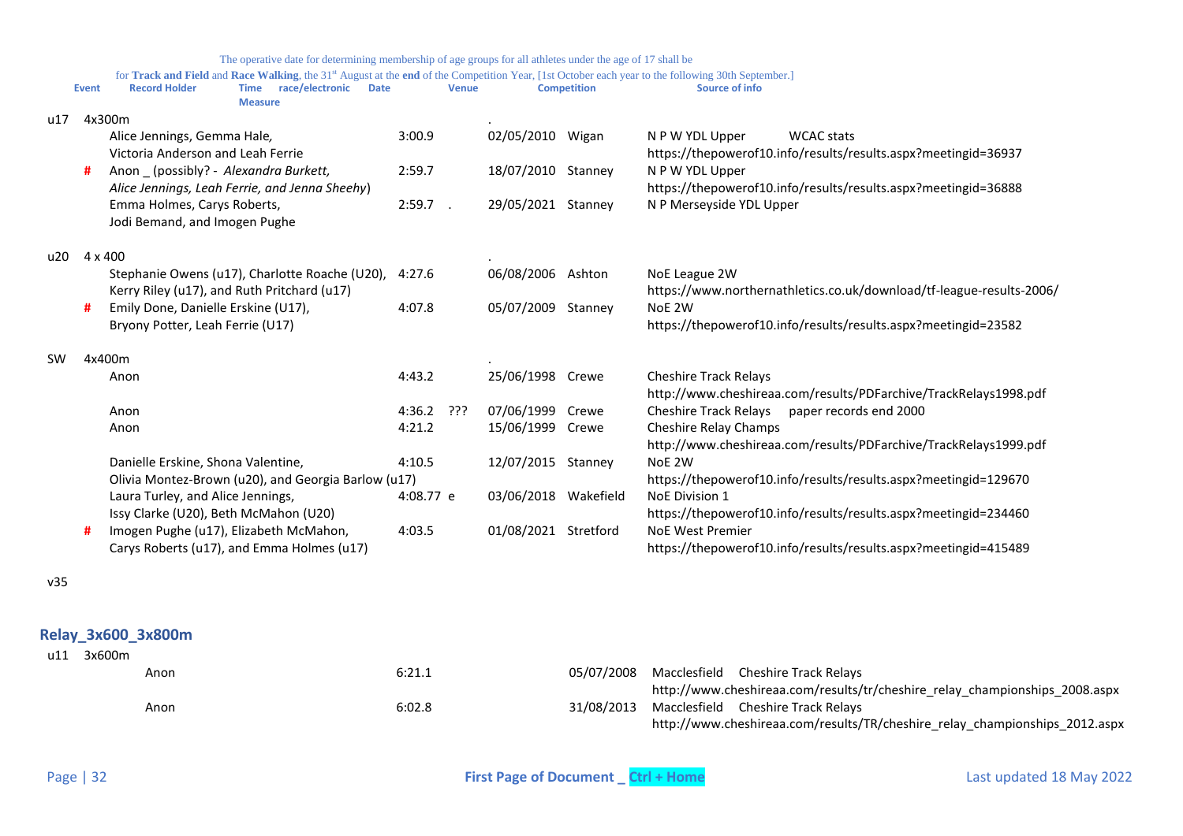The operative date for determining membership of age groups for all athletes under the age of 17 shall be for **Track and Field** and **Race Walking**, the 31st August at the **end** of the Competition Year, [1st October each year to the following 30th September.]

| | | Event / Record Holder | Time Measure | race/electronic | Date | Venue | Competition | Source of info |
|---|---|---|---|---|---|---|---|---|
| u17 | | 4x300m | | | . | | | |
| | | Alice Jennings, Gemma Hale, Victoria Anderson and Leah Ferrie | 3:00.9 | | 02/05/2010 | Wigan | N P W YDL Upper | WCAC stats https://thepowerof10.info/results/results.aspx?meetingid=36937 |
| | # | Anon _ (possibly? - *Alexandra Burkett, Alice Jennings, Leah Ferrie, and Jenna Sheehy*) | 2:59.7 | | 18/07/2010 | Stanney | N P W YDL Upper | https://thepowerof10.info/results/results.aspx?meetingid=36888 |
| | | Emma Holmes, Carys Roberts, Jodi Bemand, and Imogen Pughe | 2:59.7 | . | 29/05/2021 | Stanney | N P Merseyside YDL Upper | |
| u20 | | 4 x 400 | | | . | | | |
| | | Stephanie Owens (u17), Charlotte Roache (U20), Kerry Riley (u17), and Ruth Pritchard (u17) | 4:27.6 | | 06/08/2006 | Ashton | NoE League 2W | https://www.northernathletics.co.uk/download/tf-league-results-2006/ |
| | # | Emily Done, Danielle Erskine (U17), Bryony Potter, Leah Ferrie (U17) | 4:07.8 | | 05/07/2009 | Stanney | NoE 2W | https://thepowerof10.info/results/results.aspx?meetingid=23582 |
| SW | | 4x400m | | | . | | | |
| | | Anon | 4:43.2 | | 25/06/1998 | Crewe | Cheshire Track Relays | http://www.cheshireaa.com/results/PDFarchive/TrackRelays1998.pdf |
| | | Anon | 4:36.2 | ??? | 07/06/1999 | Crewe | Cheshire Track Relays | paper records end 2000 |
| | | Anon | 4:21.2 | | 15/06/1999 | Crewe | Cheshire Relay Champs | http://www.cheshireaa.com/results/PDFarchive/TrackRelays1999.pdf |
| | | Danielle Erskine, Shona Valentine, Olivia Montez-Brown (u20), and Georgia Barlow (u17) | 4:10.5 | | 12/07/2015 | Stanney | NoE 2W | https://thepowerof10.info/results/results.aspx?meetingid=129670 |
| | | Laura Turley, and Alice Jennings, Issy Clarke (U20), Beth McMahon (U20) | 4:08.77 | e | 03/06/2018 | Wakefield | NoE Division 1 | https://thepowerof10.info/results/results.aspx?meetingid=234460 |
| | # | Imogen Pughe (u17), Elizabeth McMahon, Carys Roberts (u17), and Emma Holmes (u17) | 4:03.5 | | 01/08/2021 | Stretford | NoE West Premier | https://thepowerof10.info/results/results.aspx?meetingid=415489 |
| v35 | | | | | | | | |

## Relay_3x600_3x800m

| | Event / Record Holder | Time | Date | Venue | Competition | Source of info |
|---|---|---|---|---|---|---|
| u11 | 3x600m | | | | | |
| | Anon | 6:21.1 | 05/07/2008 | Macclesfield | Cheshire Track Relays | http://www.cheshireaa.com/results/tr/cheshire_relay_championships_2008.aspx |
| | Anon | 6:02.8 | 31/08/2013 | Macclesfield | Cheshire Track Relays | http://www.cheshireaa.com/results/TR/cheshire_relay_championships_2012.aspx |

First Page of Document _ Ctrl + Home

Last updated 18 May 2022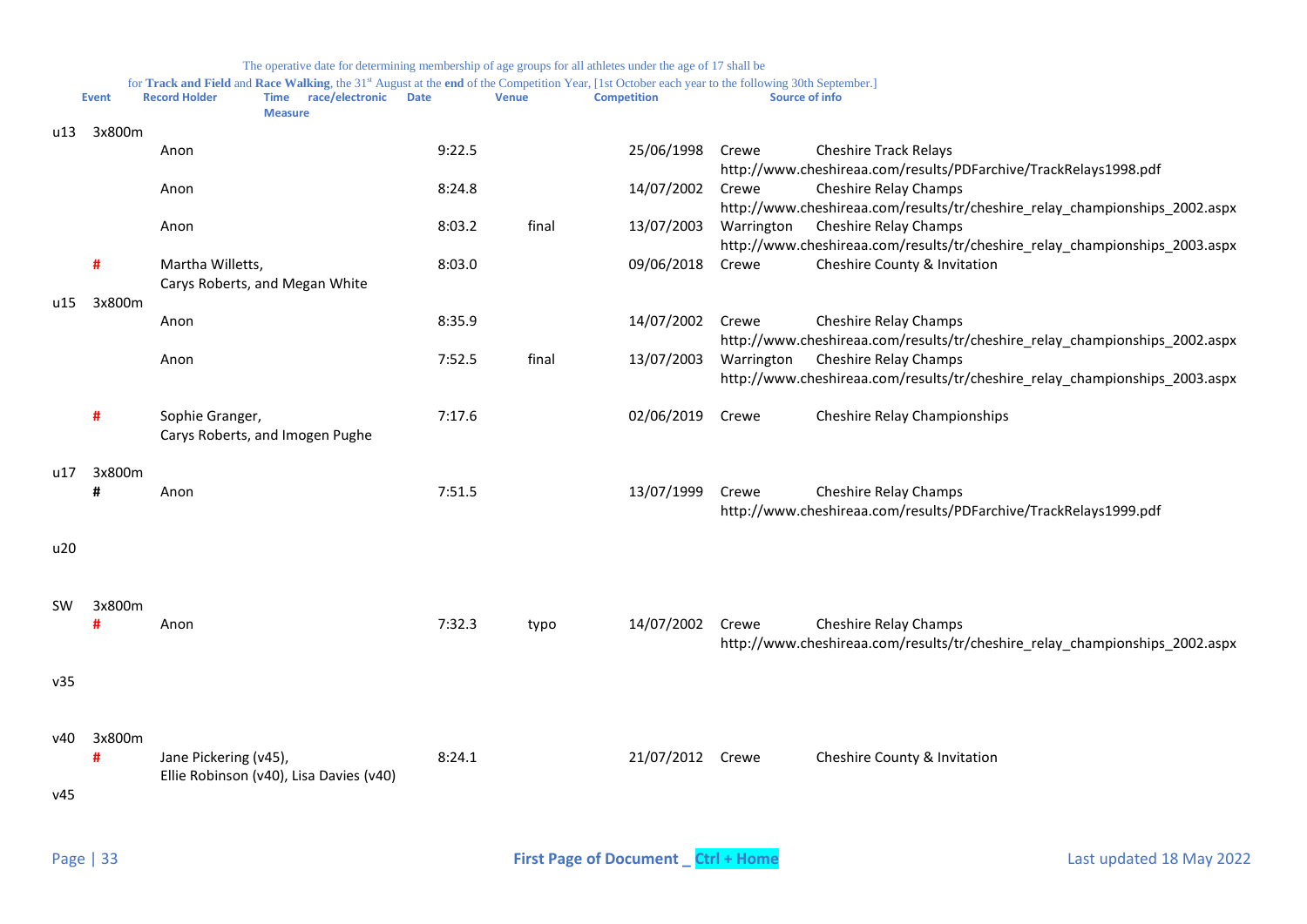The operative date for determining membership of age groups for all athletes under the age of 17 shall be
for **Track and Field** and **Race Walking**, the 31st August at the **end** of the Competition Year, [1st October each year to the following 30th September.]

| | Event | Record Holder | Time Measure | race/electronic | Date | Venue | Competition | Source of info |
|---|---|---|---|---|---|---|---|---|
| u13 | 3x800m | | | | | | | |
| | | Anon | 9:22.5 | | 25/06/1998 | Crewe | Cheshire Track Relays | http://www.cheshireaa.com/results/PDFarchive/TrackRelays1998.pdf |
| | | Anon | 8:24.8 | | 14/07/2002 | Crewe | Cheshire Relay Champs | http://www.cheshireaa.com/results/tr/cheshire_relay_championships_2002.aspx |
| | | Anon | 8:03.2 | final | 13/07/2003 | Warrington | Cheshire Relay Champs | http://www.cheshireaa.com/results/tr/cheshire_relay_championships_2003.aspx |
| | # | Martha Willetts, Carys Roberts, and Megan White | 8:03.0 | | 09/06/2018 | Crewe | Cheshire County & Invitation | |
| u15 | 3x800m | | | | | | | |
| | | Anon | 8:35.9 | | 14/07/2002 | Crewe | Cheshire Relay Champs | http://www.cheshireaa.com/results/tr/cheshire_relay_championships_2002.aspx |
| | | Anon | 7:52.5 | final | 13/07/2003 | Warrington | Cheshire Relay Champs | http://www.cheshireaa.com/results/tr/cheshire_relay_championships_2003.aspx |
| | # | Sophie Granger, Carys Roberts, and Imogen Pughe | 7:17.6 | | 02/06/2019 | Crewe | Cheshire Relay Championships | |
| u17 | 3x800m | | | | | | | |
| | # | Anon | 7:51.5 | | 13/07/1999 | Crewe | Cheshire Relay Champs | http://www.cheshireaa.com/results/PDFarchive/TrackRelays1999.pdf |
| u20 | | | | | | | | |
| SW | 3x800m | | | | | | | |
| | # | Anon | 7:32.3 | typo | 14/07/2002 | Crewe | Cheshire Relay Champs | http://www.cheshireaa.com/results/tr/cheshire_relay_championships_2002.aspx |
| v35 | | | | | | | | |
| v40 | 3x800m | | | | | | | |
| | # | Jane Pickering (v45), Ellie Robinson (v40), Lisa Davies (v40) | 8:24.1 | | 21/07/2012 | Crewe | Cheshire County & Invitation | |
| v45 | | | | | | | | |

First Page of Document _ Ctrl + Home

Last updated 18 May 2022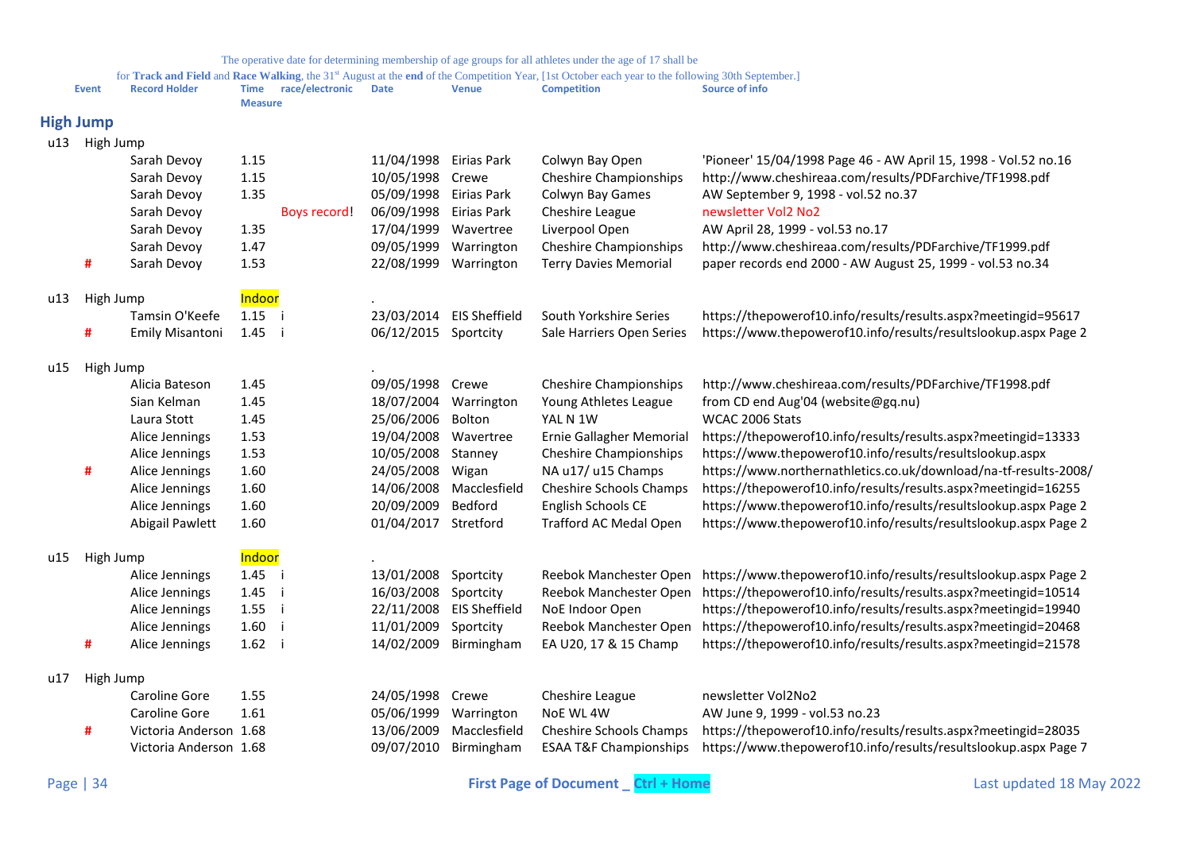The operative date for determining membership of age groups for all athletes under the age of 17 shall be for **Track and Field** and **Race Walking**, the 31st August at the **end** of the Competition Year, [1st October each year to the following 30th September.]

## High Jump

| | Event | Record Holder | Time Measure | race/electronic | Date | Venue | Competition | Source of info |
|---|---|---|---|---|---|---|---|---|
| u13 | High Jump | | | | | | | |
| | | Sarah Devoy | 1.15 | | 11/04/1998 | Eirias Park | Colwyn Bay Open | 'Pioneer' 15/04/1998 Page 46 - AW April 15, 1998 - Vol.52 no.16 |
| | | Sarah Devoy | 1.15 | | 10/05/1998 | Crewe | Cheshire Championships | http://www.cheshireaa.com/results/PDFarchive/TF1998.pdf |
| | | Sarah Devoy | 1.35 | | 05/09/1998 | Eirias Park | Colwyn Bay Games | AW September 9, 1998 - vol.52 no.37 |
| | | Sarah Devoy | | Boys record! | 06/09/1998 | Eirias Park | Cheshire League | newsletter Vol2 No2 |
| | | Sarah Devoy | 1.35 | | 17/04/1999 | Wavertree | Liverpool Open | AW April 28, 1999 - vol.53 no.17 |
| | | Sarah Devoy | 1.47 | | 09/05/1999 | Warrington | Cheshire Championships | http://www.cheshireaa.com/results/PDFarchive/TF1999.pdf |
| | # | Sarah Devoy | 1.53 | | 22/08/1999 | Warrington | Terry Davies Memorial | paper records end 2000 - AW August 25, 1999 - vol.53 no.34 |
| u13 | High Jump | | Indoor | | . | | | |
| | | Tamsin O'Keefe | 1.15 i | | 23/03/2014 | EIS Sheffield | South Yorkshire Series | https://thepowerof10.info/results/results.aspx?meetingid=95617 |
| | # | Emily Misantoni | 1.45 i | | 06/12/2015 | Sportcity | Sale Harriers Open Series | https://www.thepowerof10.info/results/resultslookup.aspx Page 2 |
| u15 | High Jump | | | | . | | | |
| | | Alicia Bateson | 1.45 | | 09/05/1998 | Crewe | Cheshire Championships | http://www.cheshireaa.com/results/PDFarchive/TF1998.pdf |
| | | Sian Kelman | 1.45 | | 18/07/2004 | Warrington | Young Athletes League | from CD end Aug'04 (website@gq.nu) |
| | | Laura Stott | 1.45 | | 25/06/2006 | Bolton | YAL N 1W | WCAC 2006 Stats |
| | | Alice Jennings | 1.53 | | 19/04/2008 | Wavertree | Ernie Gallagher Memorial | https://thepowerof10.info/results/results.aspx?meetingid=13333 |
| | | Alice Jennings | 1.53 | | 10/05/2008 | Stanney | Cheshire Championships | https://www.thepowerof10.info/results/resultslookup.aspx |
| | # | Alice Jennings | 1.60 | | 24/05/2008 | Wigan | NA u17/ u15 Champs | https://www.northernathletics.co.uk/download/na-tf-results-2008/ |
| | | Alice Jennings | 1.60 | | 14/06/2008 | Macclesfield | Cheshire Schools Champs | https://thepowerof10.info/results/results.aspx?meetingid=16255 |
| | | Alice Jennings | 1.60 | | 20/09/2009 | Bedford | English Schools CE | https://www.thepowerof10.info/results/resultslookup.aspx Page 2 |
| | | Abigail Pawlett | 1.60 | | 01/04/2017 | Stretford | Trafford AC Medal Open | https://www.thepowerof10.info/results/resultslookup.aspx Page 2 |
| u15 | High Jump | | Indoor | | . | | | |
| | | Alice Jennings | 1.45 i | | 13/01/2008 | Sportcity | Reebok Manchester Open | https://www.thepowerof10.info/results/resultslookup.aspx Page 2 |
| | | Alice Jennings | 1.45 i | | 16/03/2008 | Sportcity | Reebok Manchester Open | https://thepowerof10.info/results/results.aspx?meetingid=10514 |
| | | Alice Jennings | 1.55 i | | 22/11/2008 | EIS Sheffield | NoE Indoor Open | https://thepowerof10.info/results/results.aspx?meetingid=19940 |
| | | Alice Jennings | 1.60 i | | 11/01/2009 | Sportcity | Reebok Manchester Open | https://thepowerof10.info/results/results.aspx?meetingid=20468 |
| | # | Alice Jennings | 1.62 i | | 14/02/2009 | Birmingham | EA U20, 17 & 15 Champ | https://thepowerof10.info/results/results.aspx?meetingid=21578 |
| u17 | High Jump | | | | | | | |
| | | Caroline Gore | 1.55 | | 24/05/1998 | Crewe | Cheshire League | newsletter Vol2No2 |
| | | Caroline Gore | 1.61 | | 05/06/1999 | Warrington | NoE WL 4W | AW June 9, 1999 - vol.53 no.23 |
| | # | Victoria Anderson | 1.68 | | 13/06/2009 | Macclesfield | Cheshire Schools Champs | https://thepowerof10.info/results/results.aspx?meetingid=28035 |
| | | Victoria Anderson | 1.68 | | 09/07/2010 | Birmingham | ESAA T&F Championships | https://www.thepowerof10.info/results/resultslookup.aspx Page 7 |

First Page of Document _ Ctrl + Home

Last updated 18 May 2022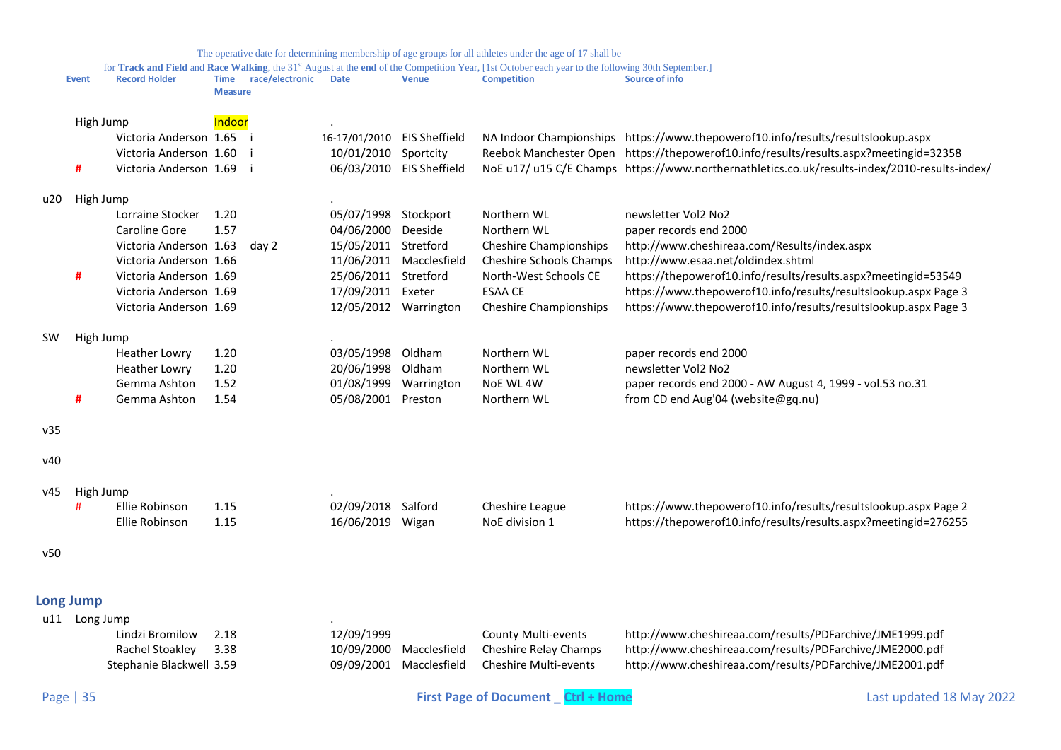The operative date for determining membership of age groups for all athletes under the age of 17 shall be for **Track and Field** and **Race Walking**, the 31st August at the **end** of the Competition Year, [1st October each year to the following 30th September.]

| | Event | Record Holder | Time Measure | race/electronic | Date | Venue | Competition | Source of info |
|---|---|---|---|---|---|---|---|---|
| | High Jump | | Indoor | | . | | | |
| | | Victoria Anderson | 1.65 | i | 16-17/01/2010 | EIS Sheffield | NA Indoor Championships | https://www.thepowerof10.info/results/resultslookup.aspx |
| | | Victoria Anderson | 1.60 | i | 10/01/2010 | Sportcity | Reebok Manchester Open | https://thepowerof10.info/results/results.aspx?meetingid=32358 |
| | # | Victoria Anderson | 1.69 | i | 06/03/2010 | EIS Sheffield | NoE u17/ u15 C/E Champs | https://www.northernathletics.co.uk/results-index/2010-results-index/ |
| u20 | High Jump | | | | . | | | |
| | | Lorraine Stocker | 1.20 | | 05/07/1998 | Stockport | Northern WL | newsletter Vol2 No2 |
| | | Caroline Gore | 1.57 | | 04/06/2000 | Deeside | Northern WL | paper records end 2000 |
| | | Victoria Anderson | 1.63 | day 2 | 15/05/2011 | Stretford | Cheshire Championships | http://www.cheshireaa.com/Results/index.aspx |
| | | Victoria Anderson | 1.66 | | 11/06/2011 | Macclesfield | Cheshire Schools Champs | http://www.esaa.net/oldindex.shtml |
| | # | Victoria Anderson | 1.69 | | 25/06/2011 | Stretford | North-West Schools CE | https://thepowerof10.info/results/results.aspx?meetingid=53549 |
| | | Victoria Anderson | 1.69 | | 17/09/2011 | Exeter | ESAA CE | https://www.thepowerof10.info/results/resultslookup.aspx Page 3 |
| | | Victoria Anderson | 1.69 | | 12/05/2012 | Warrington | Cheshire Championships | https://www.thepowerof10.info/results/resultslookup.aspx Page 3 |
| SW | High Jump | | | | . | | | |
| | | Heather Lowry | 1.20 | | 03/05/1998 | Oldham | Northern WL | paper records end 2000 |
| | | Heather Lowry | 1.20 | | 20/06/1998 | Oldham | Northern WL | newsletter Vol2 No2 |
| | | Gemma Ashton | 1.52 | | 01/08/1999 | Warrington | NoE WL 4W | paper records end 2000 - AW August 4, 1999 - vol.53 no.31 |
| | # | Gemma Ashton | 1.54 | | 05/08/2001 | Preston | Northern WL | from CD end Aug'04 (website@gq.nu) |
| v35 | | | | | | | | |
| v40 | | | | | | | | |
| v45 | High Jump | | | | . | | | |
| | # | Ellie Robinson | 1.15 | | 02/09/2018 | Salford | Cheshire League | https://www.thepowerof10.info/results/resultslookup.aspx Page 2 |
| | | Ellie Robinson | 1.15 | | 16/06/2019 | Wigan | NoE division 1 | https://thepowerof10.info/results/results.aspx?meetingid=276255 |
| v50 | | | | | | | | |

## Long Jump

| | Event | Record Holder | Time Measure | race/electronic | Date | Venue | Competition | Source of info |
|---|---|---|---|---|---|---|---|---|
| u11 | Long Jump | | | | . | | | |
| | | Lindzi Bromilow | 2.18 | | 12/09/1999 | | County Multi-events | http://www.cheshireaa.com/results/PDFarchive/JME1999.pdf |
| | | Rachel Stoakley | 3.38 | | 10/09/2000 | Macclesfield | Cheshire Relay Champs | http://www.cheshireaa.com/results/PDFarchive/JME2000.pdf |
| | | Stephanie Blackwell | 3.59 | | 09/09/2001 | Macclesfield | Cheshire Multi-events | http://www.cheshireaa.com/results/PDFarchive/JME2001.pdf |

First Page of Document _ Ctrl + Home

Last updated 18 May 2022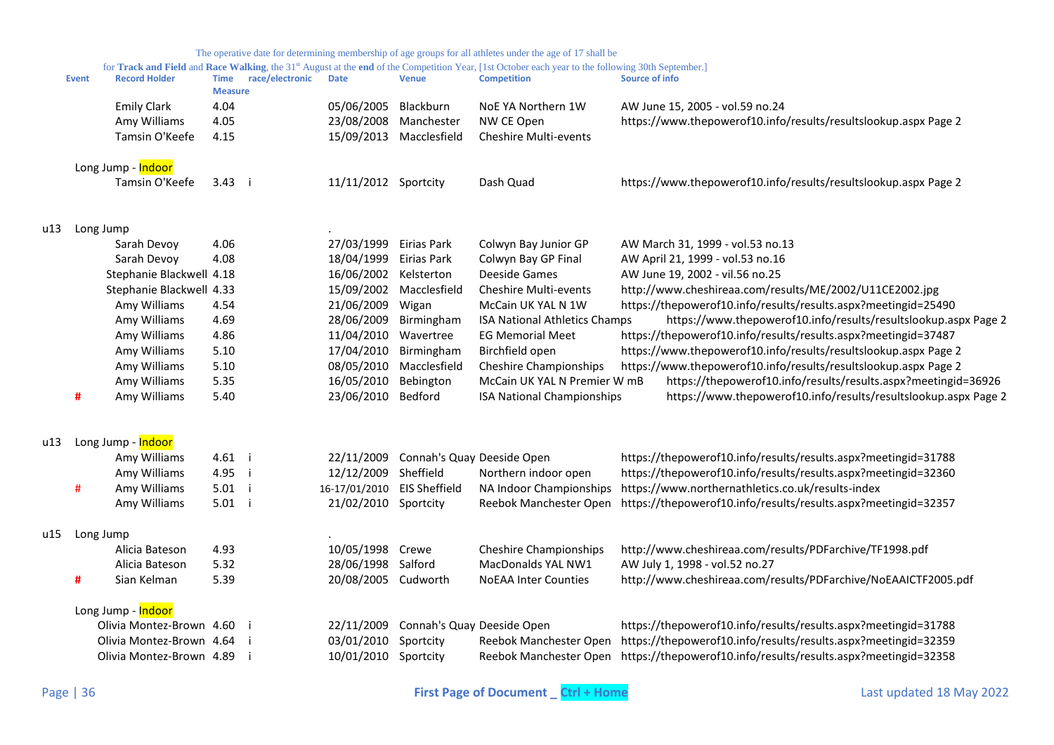The operative date for determining membership of age groups for all athletes under the age of 17 shall be for **Track and Field** and **Race Walking**, the 31st August at the **end** of the Competition Year, [1st October each year to the following 30th September.]

| | Event | Record Holder | Time Measure | race/electronic | Date | Venue | Competition | Source of info |
|---|---|---|---|---|---|---|---|---|
| | | Emily Clark | 4.04 | | 05/06/2005 | Blackburn | NoE YA Northern 1W | AW June 15, 2005 - vol.59 no.24 |
| | | Amy Williams | 4.05 | | 23/08/2008 | Manchester | NW CE Open | https://www.thepowerof10.info/results/resultslookup.aspx Page 2 |
| | | Tamsin O'Keefe | 4.15 | | 15/09/2013 | Macclesfield | Cheshire Multi-events | |
| | Long Jump - Indoor | | | | | | | |
| | | Tamsin O'Keefe | 3.43 | i | 11/11/2012 | Sportcity | Dash Quad | https://www.thepowerof10.info/results/resultslookup.aspx Page 2 |
| u13 | Long Jump | | | | . | | | |
| | | Sarah Devoy | 4.06 | | 27/03/1999 | Eirias Park | Colwyn Bay Junior GP | AW March 31, 1999 - vol.53 no.13 |
| | | Sarah Devoy | 4.08 | | 18/04/1999 | Eirias Park | Colwyn Bay GP Final | AW April 21, 1999 - vol.53 no.16 |
| | | Stephanie Blackwell | 4.18 | | 16/06/2002 | Kelsterton | Deeside Games | AW June 19, 2002 - vil.56 no.25 |
| | | Stephanie Blackwell | 4.33 | | 15/09/2002 | Macclesfield | Cheshire Multi-events | http://www.cheshireaa.com/results/ME/2002/U11CE2002.jpg |
| | | Amy Williams | 4.54 | | 21/06/2009 | Wigan | McCain UK YAL N 1W | https://thepowerof10.info/results/results.aspx?meetingid=25490 |
| | | Amy Williams | 4.69 | | 28/06/2009 | Birmingham | ISA National Athletics Champs | https://www.thepowerof10.info/results/resultslookup.aspx Page 2 |
| | | Amy Williams | 4.86 | | 11/04/2010 | Wavertree | EG Memorial Meet | https://thepowerof10.info/results/results.aspx?meetingid=37487 |
| | | Amy Williams | 5.10 | | 17/04/2010 | Birmingham | Birchfield open | https://www.thepowerof10.info/results/resultslookup.aspx Page 2 |
| | | Amy Williams | 5.10 | | 08/05/2010 | Macclesfield | Cheshire Championships | https://www.thepowerof10.info/results/resultslookup.aspx Page 2 |
| | | Amy Williams | 5.35 | | 16/05/2010 | Bebington | McCain UK YAL N Premier W mB | https://thepowerof10.info/results/results.aspx?meetingid=36926 |
| | # | Amy Williams | 5.40 | | 23/06/2010 | Bedford | ISA National Championships | https://www.thepowerof10.info/results/resultslookup.aspx Page 2 |
| u13 | Long Jump - Indoor | | | | | | | |
| | | Amy Williams | 4.61 | i | 22/11/2009 | Connah's Quay | Deeside Open | https://thepowerof10.info/results/results.aspx?meetingid=31788 |
| | | Amy Williams | 4.95 | i | 12/12/2009 | Sheffield | Northern indoor open | https://thepowerof10.info/results/results.aspx?meetingid=32360 |
| | # | Amy Williams | 5.01 | i | 16-17/01/2010 | EIS Sheffield | NA Indoor Championships | https://www.northernathletics.co.uk/results-index |
| | | Amy Williams | 5.01 | i | 21/02/2010 | Sportcity | Reebok Manchester Open | https://thepowerof10.info/results/results.aspx?meetingid=32357 |
| u15 | Long Jump | | | | . | | | |
| | | Alicia Bateson | 4.93 | | 10/05/1998 | Crewe | Cheshire Championships | http://www.cheshireaa.com/results/PDFarchive/TF1998.pdf |
| | | Alicia Bateson | 5.32 | | 28/06/1998 | Salford | MacDonalds YAL NW1 | AW July 1, 1998 - vol.52 no.27 |
| | # | Sian Kelman | 5.39 | | 20/08/2005 | Cudworth | NoEAA Inter Counties | http://www.cheshireaa.com/results/PDFarchive/NoEAAICTF2005.pdf |
| | Long Jump - Indoor | | | | | | | |
| | | Olivia Montez-Brown | 4.60 | i | 22/11/2009 | Connah's Quay | Deeside Open | https://thepowerof10.info/results/results.aspx?meetingid=31788 |
| | | Olivia Montez-Brown | 4.64 | i | 03/01/2010 | Sportcity | Reebok Manchester Open | https://thepowerof10.info/results/results.aspx?meetingid=32359 |
| | | Olivia Montez-Brown | 4.89 | i | 10/01/2010 | Sportcity | Reebok Manchester Open | https://thepowerof10.info/results/results.aspx?meetingid=32358 |

First Page of Document _ Ctrl + Home

Last updated 18 May 2022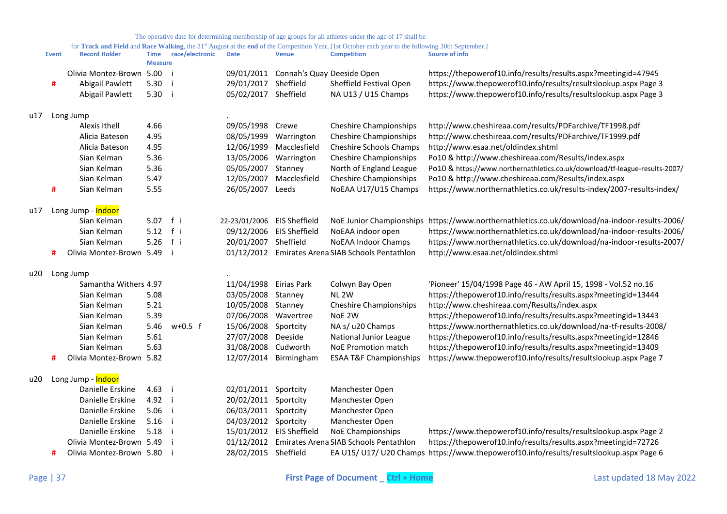The operative date for determining membership of age groups for all athletes under the age of 17 shall be for **Track and Field** and **Race Walking**, the 31st August at the **end** of the Competition Year, [1st October each year to the following 30th September.]

| Event | | Record Holder | Time Measure | race/electronic | Date | Venue | Competition | Source of info |
|---|---|---|---|---|---|---|---|---|
| | | Olivia Montez-Brown | 5.00 | i | 09/01/2011 | Connah's Quay | Deeside Open | https://thepowerof10.info/results/results.aspx?meetingid=47945 |
| | # | Abigail Pawlett | 5.30 | i | 29/01/2017 | Sheffield | Sheffield Festival Open | https://www.thepowerof10.info/results/resultslookup.aspx Page 3 |
| | | Abigail Pawlett | 5.30 | i | 05/02/2017 | Sheffield | NA U13 / U15 Champs | https://www.thepowerof10.info/results/resultslookup.aspx Page 3 |
| u17 | Long Jump | | | | . | | | |
| | | Alexis Ithell | 4.66 | | 09/05/1998 | Crewe | Cheshire Championships | http://www.cheshireaa.com/results/PDFarchive/TF1998.pdf |
| | | Alicia Bateson | 4.95 | | 08/05/1999 | Warrington | Cheshire Championships | http://www.cheshireaa.com/results/PDFarchive/TF1999.pdf |
| | | Alicia Bateson | 4.95 | | 12/06/1999 | Macclesfield | Cheshire Schools Champs | http://www.esaa.net/oldindex.shtml |
| | | Sian Kelman | 5.36 | | 13/05/2006 | Warrington | Cheshire Championships | Po10 & http://www.cheshireaa.com/Results/index.aspx |
| | | Sian Kelman | 5.36 | | 05/05/2007 | Stanney | North of England League | Po10 & https://www.northernathletics.co.uk/download/tf-league-results-2007/ |
| | | Sian Kelman | 5.47 | | 12/05/2007 | Macclesfield | Cheshire Championships | Po10 & http://www.cheshireaa.com/Results/index.aspx |
| | # | Sian Kelman | 5.55 | | 26/05/2007 | Leeds | NoEAA U17/U15 Champs | https://www.northernathletics.co.uk/results-index/2007-results-index/ |
| u17 | Long Jump - Indoor | | | | | | | |
| | | Sian Kelman | 5.07 | f i | 22-23/01/2006 | EIS Sheffield | NoE Junior Championships | https://www.northernathletics.co.uk/download/na-indoor-results-2006/ |
| | | Sian Kelman | 5.12 | f i | 09/12/2006 | EIS Sheffield | NoEAA indoor open | https://www.northernathletics.co.uk/download/na-indoor-results-2006/ |
| | | Sian Kelman | 5.26 | f i | 20/01/2007 | Sheffield | NoEAA Indoor Champs | https://www.northernathletics.co.uk/download/na-indoor-results-2007/ |
| | # | Olivia Montez-Brown | 5.49 | i | 01/12/2012 | Emirates Arena | SIAB Schools Pentathlon | http://www.esaa.net/oldindex.shtml |
| u20 | Long Jump | | | | . | | | |
| | | Samantha Withers | 4.97 | | 11/04/1998 | Eirias Park | Colwyn Bay Open | 'Pioneer' 15/04/1998 Page 46 - AW April 15, 1998 - Vol.52 no.16 |
| | | Sian Kelman | 5.08 | | 03/05/2008 | Stanney | NL 2W | https://thepowerof10.info/results/results.aspx?meetingid=13444 |
| | | Sian Kelman | 5.21 | | 10/05/2008 | Stanney | Cheshire Championships | http://www.cheshireaa.com/Results/index.aspx |
| | | Sian Kelman | 5.39 | | 07/06/2008 | Wavertree | NoE 2W | https://thepowerof10.info/results/results.aspx?meetingid=13443 |
| | | Sian Kelman | 5.46 | w+0.5 f | 15/06/2008 | Sportcity | NA s/ u20 Champs | https://www.northernathletics.co.uk/download/na-tf-results-2008/ |
| | | Sian Kelman | 5.61 | | 27/07/2008 | Deeside | National Junior League | https://thepowerof10.info/results/results.aspx?meetingid=12846 |
| | | Sian Kelman | 5.63 | | 31/08/2008 | Cudworth | NoE Promotion match | https://thepowerof10.info/results/results.aspx?meetingid=13409 |
| | # | Olivia Montez-Brown | 5.82 | | 12/07/2014 | Birmingham | ESAA T&F Championships | https://www.thepowerof10.info/results/resultslookup.aspx Page 7 |
| u20 | Long Jump - Indoor | | | | | | | |
| | | Danielle Erskine | 4.63 | i | 02/01/2011 | Sportcity | Manchester Open | |
| | | Danielle Erskine | 4.92 | i | 20/02/2011 | Sportcity | Manchester Open | |
| | | Danielle Erskine | 5.06 | i | 06/03/2011 | Sportcity | Manchester Open | |
| | | Danielle Erskine | 5.16 | i | 04/03/2012 | Sportcity | Manchester Open | |
| | | Danielle Erskine | 5.18 | i | 15/01/2012 | EIS Sheffield | NoE Championships | https://www.thepowerof10.info/results/resultslookup.aspx Page 2 |
| | | Olivia Montez-Brown | 5.49 | i | 01/12/2012 | Emirates Arena | SIAB Schools Pentathlon | https://thepowerof10.info/results/results.aspx?meetingid=72726 |
| | # | Olivia Montez-Brown | 5.80 | i | 28/02/2015 | Sheffield | EA U15/ U17/ U20 Champs | https://www.thepowerof10.info/results/resultslookup.aspx Page 6 |

First Page of Document _ Ctrl + Home

Last updated 18 May 2022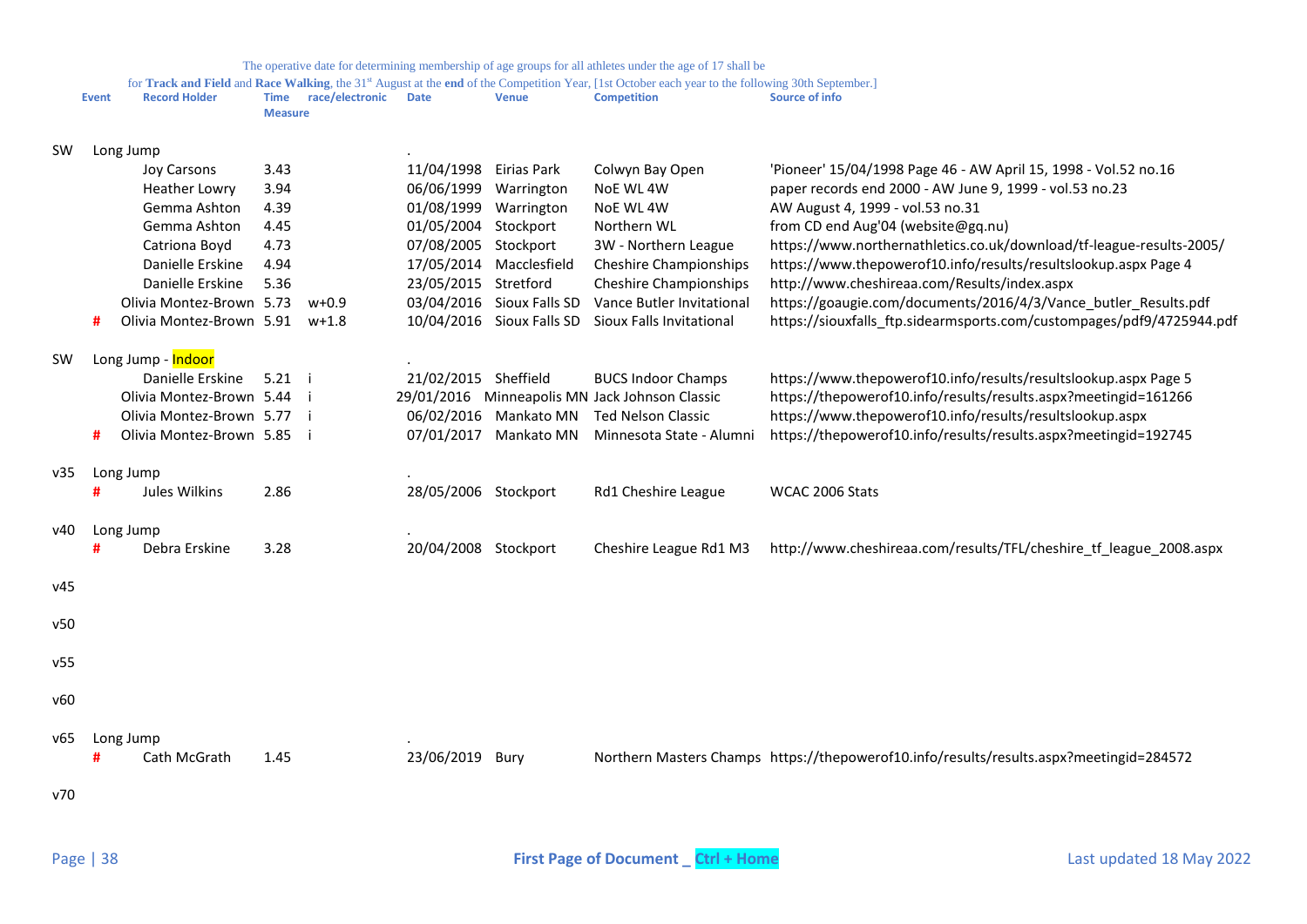The operative date for determining membership of age groups for all athletes under the age of 17 shall be for **Track and Field** and **Race Walking**, the 31st August at the **end** of the Competition Year, [1st October each year to the following 30th September.]

| | Event | Record Holder | Time Measure | race/electronic | Date | Venue | Competition | Source of info |
|---|---|---|---|---|---|---|---|---|
| SW | Long Jump | | | | . | | | |
| | | Joy Carsons | 3.43 | | 11/04/1998 | Eirias Park | Colwyn Bay Open | 'Pioneer' 15/04/1998 Page 46 - AW April 15, 1998 - Vol.52 no.16 |
| | | Heather Lowry | 3.94 | | 06/06/1999 | Warrington | NoE WL 4W | paper records end 2000 - AW June 9, 1999 - vol.53 no.23 |
| | | Gemma Ashton | 4.39 | | 01/08/1999 | Warrington | NoE WL 4W | AW August 4, 1999 - vol.53 no.31 |
| | | Gemma Ashton | 4.45 | | 01/05/2004 | Stockport | Northern WL | from CD end Aug'04 (website@gq.nu) |
| | | Catriona Boyd | 4.73 | | 07/08/2005 | Stockport | 3W - Northern League | https://www.northernathletics.co.uk/download/tf-league-results-2005/ |
| | | Danielle Erskine | 4.94 | | 17/05/2014 | Macclesfield | Cheshire Championships | https://www.thepowerof10.info/results/resultslookup.aspx Page 4 |
| | | Danielle Erskine | 5.36 | | 23/05/2015 | Stretford | Cheshire Championships | http://www.cheshireaa.com/Results/index.aspx |
| | | Olivia Montez-Brown | 5.73 | w+0.9 | 03/04/2016 | Sioux Falls SD | Vance Butler Invitational | https://goaugie.com/documents/2016/4/3/Vance_butler_Results.pdf |
| | # | Olivia Montez-Brown | 5.91 | w+1.8 | 10/04/2016 | Sioux Falls SD | Sioux Falls Invitational | https://siouxfalls_ftp.sidearmsports.com/custompages/pdf9/4725944.pdf |
| SW | Long Jump - Indoor | | | | . | | | |
| | | Danielle Erskine | 5.21 | i | 21/02/2015 | Sheffield | BUCS Indoor Champs | https://www.thepowerof10.info/results/resultslookup.aspx Page 5 |
| | | Olivia Montez-Brown | 5.44 | i | 29/01/2016 | Minneapolis MN | Jack Johnson Classic | https://thepowerof10.info/results/results.aspx?meetingid=161266 |
| | | Olivia Montez-Brown | 5.77 | i | 06/02/2016 | Mankato MN | Ted Nelson Classic | https://www.thepowerof10.info/results/resultslookup.aspx |
| | # | Olivia Montez-Brown | 5.85 | i | 07/01/2017 | Mankato MN | Minnesota State - Alumni | https://thepowerof10.info/results/results.aspx?meetingid=192745 |
| v35 | Long Jump | | | | . | | | |
| | # | Jules Wilkins | 2.86 | | 28/05/2006 | Stockport | Rd1 Cheshire League | WCAC 2006 Stats |
| v40 | Long Jump | | | | . | | | |
| | # | Debra Erskine | 3.28 | | 20/04/2008 | Stockport | Cheshire League Rd1 M3 | http://www.cheshireaa.com/results/TFL/cheshire_tf_league_2008.aspx |
| v45 | | | | | | | | |
| v50 | | | | | | | | |
| v55 | | | | | | | | |
| v60 | | | | | | | | |
| v65 | Long Jump | | | | . | | | |
| | # | Cath McGrath | 1.45 | | 23/06/2019 | Bury | Northern Masters Champs | https://thepowerof10.info/results/results.aspx?meetingid=284572 |
| v70 | | | | | | | | |

First Page of Document _ Ctrl + Home

Last updated 18 May 2022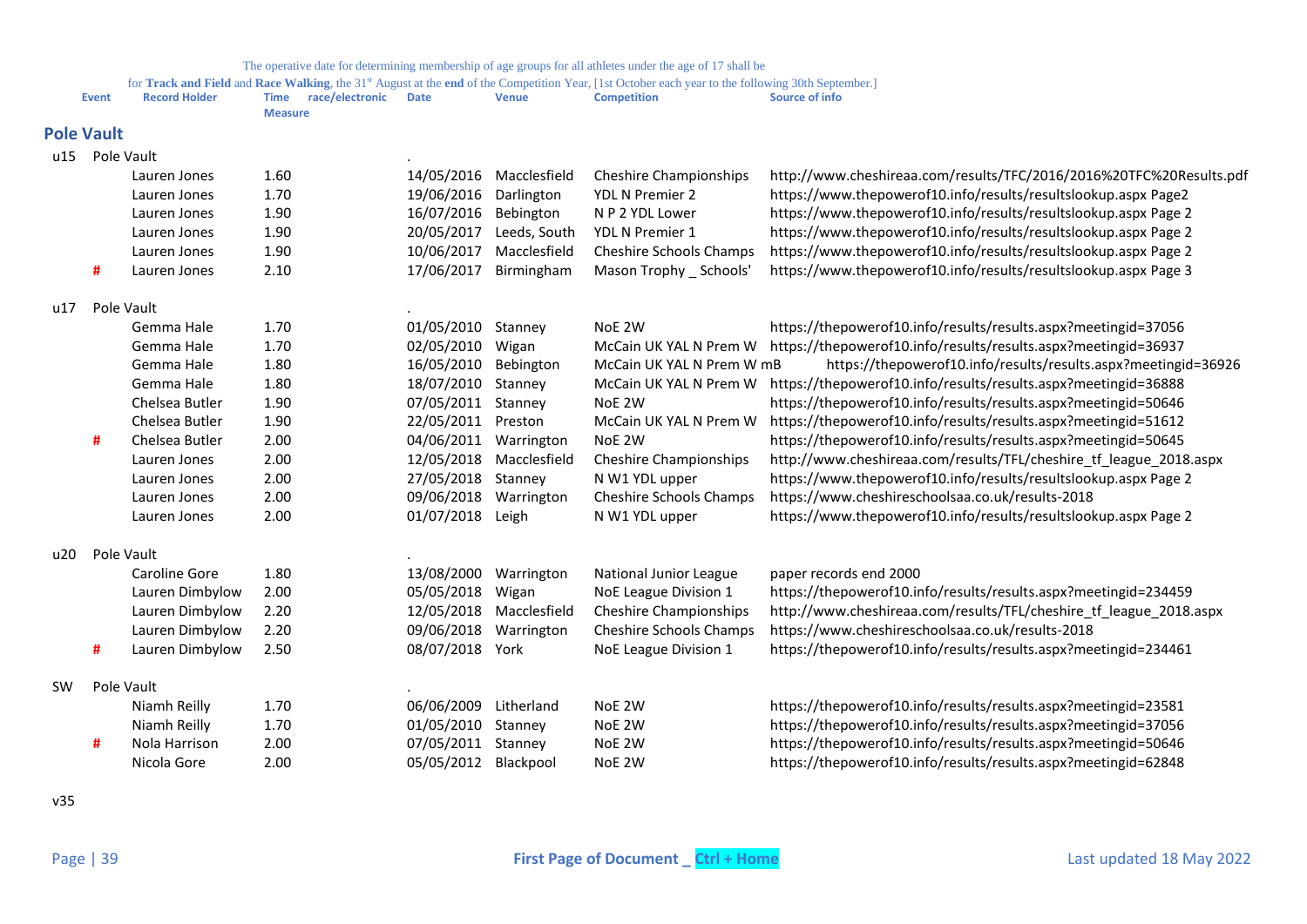The operative date for determining membership of age groups for all athletes under the age of 17 shall be for **Track and Field** and **Race Walking**, the 31st August at the **end** of the Competition Year, [1st October each year to the following 30th September.]

## Pole Vault

| | Event | Record Holder | Time Measure | race/electronic | Date | Venue | Competition | Source of info |
|---|---|---|---|---|---|---|---|---|
| u15 | Pole Vault | | | | . | | | |
| | | Lauren Jones | 1.60 | | 14/05/2016 | Macclesfield | Cheshire Championships | http://www.cheshireaa.com/results/TFC/2016/2016%20TFC%20Results.pdf |
| | | Lauren Jones | 1.70 | | 19/06/2016 | Darlington | YDL N Premier 2 | https://www.thepowerof10.info/results/resultslookup.aspx Page2 |
| | | Lauren Jones | 1.90 | | 16/07/2016 | Bebington | N P 2 YDL Lower | https://www.thepowerof10.info/results/resultslookup.aspx Page 2 |
| | | Lauren Jones | 1.90 | | 20/05/2017 | Leeds, South | YDL N Premier 1 | https://www.thepowerof10.info/results/resultslookup.aspx Page 2 |
| | | Lauren Jones | 1.90 | | 10/06/2017 | Macclesfield | Cheshire Schools Champs | https://www.thepowerof10.info/results/resultslookup.aspx Page 2 |
| | # | Lauren Jones | 2.10 | | 17/06/2017 | Birmingham | Mason Trophy _ Schools' | https://www.thepowerof10.info/results/resultslookup.aspx Page 3 |
| u17 | Pole Vault | | | | . | | | |
| | | Gemma Hale | 1.70 | | 01/05/2010 | Stanney | NoE 2W | https://thepowerof10.info/results/results.aspx?meetingid=37056 |
| | | Gemma Hale | 1.70 | | 02/05/2010 | Wigan | McCain UK YAL N Prem W | https://thepowerof10.info/results/results.aspx?meetingid=36937 |
| | | Gemma Hale | 1.80 | | 16/05/2010 | Bebington | McCain UK YAL N Prem W mB | https://thepowerof10.info/results/results.aspx?meetingid=36926 |
| | | Gemma Hale | 1.80 | | 18/07/2010 | Stanney | McCain UK YAL N Prem W | https://thepowerof10.info/results/results.aspx?meetingid=36888 |
| | | Chelsea Butler | 1.90 | | 07/05/2011 | Stanney | NoE 2W | https://thepowerof10.info/results/results.aspx?meetingid=50646 |
| | | Chelsea Butler | 1.90 | | 22/05/2011 | Preston | McCain UK YAL N Prem W | https://thepowerof10.info/results/results.aspx?meetingid=51612 |
| | # | Chelsea Butler | 2.00 | | 04/06/2011 | Warrington | NoE 2W | https://thepowerof10.info/results/results.aspx?meetingid=50645 |
| | | Lauren Jones | 2.00 | | 12/05/2018 | Macclesfield | Cheshire Championships | http://www.cheshireaa.com/results/TFL/cheshire_tf_league_2018.aspx |
| | | Lauren Jones | 2.00 | | 27/05/2018 | Stanney | N W1 YDL upper | https://www.thepowerof10.info/results/resultslookup.aspx Page 2 |
| | | Lauren Jones | 2.00 | | 09/06/2018 | Warrington | Cheshire Schools Champs | https://www.cheshireschoolsaa.co.uk/results-2018 |
| | | Lauren Jones | 2.00 | | 01/07/2018 | Leigh | N W1 YDL upper | https://www.thepowerof10.info/results/resultslookup.aspx Page 2 |
| u20 | Pole Vault | | | | . | | | |
| | | Caroline Gore | 1.80 | | 13/08/2000 | Warrington | National Junior League | paper records end 2000 |
| | | Lauren Dimbylow | 2.00 | | 05/05/2018 | Wigan | NoE League Division 1 | https://thepowerof10.info/results/results.aspx?meetingid=234459 |
| | | Lauren Dimbylow | 2.20 | | 12/05/2018 | Macclesfield | Cheshire Championships | http://www.cheshireaa.com/results/TFL/cheshire_tf_league_2018.aspx |
| | | Lauren Dimbylow | 2.20 | | 09/06/2018 | Warrington | Cheshire Schools Champs | https://www.cheshireschoolsaa.co.uk/results-2018 |
| | # | Lauren Dimbylow | 2.50 | | 08/07/2018 | York | NoE League Division 1 | https://thepowerof10.info/results/results.aspx?meetingid=234461 |
| SW | Pole Vault | | | | . | | | |
| | | Niamh Reilly | 1.70 | | 06/06/2009 | Litherland | NoE 2W | https://thepowerof10.info/results/results.aspx?meetingid=23581 |
| | | Niamh Reilly | 1.70 | | 01/05/2010 | Stanney | NoE 2W | https://thepowerof10.info/results/results.aspx?meetingid=37056 |
| | # | Nola Harrison | 2.00 | | 07/05/2011 | Stanney | NoE 2W | https://thepowerof10.info/results/results.aspx?meetingid=50646 |
| | | Nicola Gore | 2.00 | | 05/05/2012 | Blackpool | NoE 2W | https://thepowerof10.info/results/results.aspx?meetingid=62848 |
| v35 | | | | | | | | |

First Page of Document _ Ctrl + Home

Last updated 18 May 2022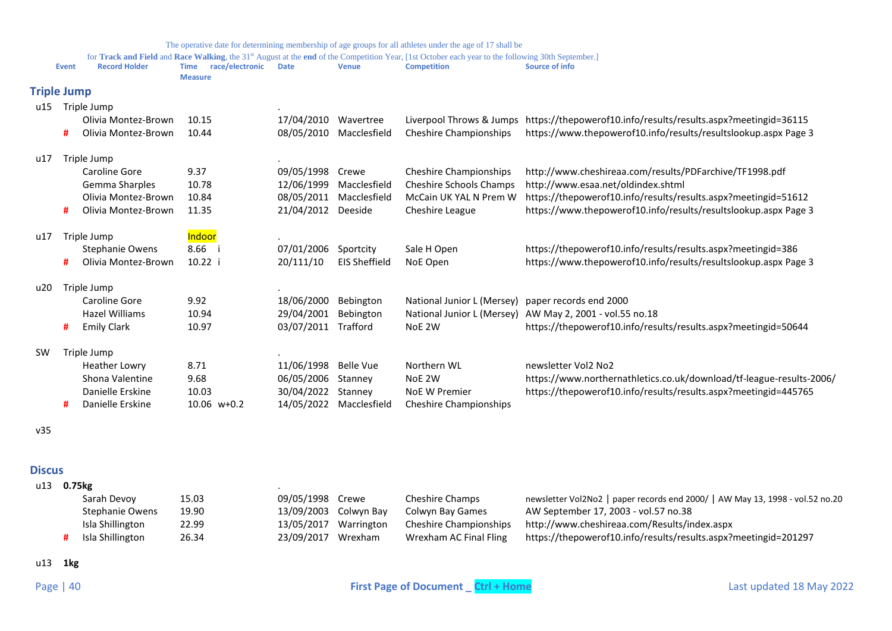The operative date for determining membership of age groups for all athletes under the age of 17 shall be for **Track and Field** and **Race Walking**, the 31st August at the **end** of the Competition Year, [1st October each year to the following 30th September.]

## Triple Jump

| Event | | Record Holder | Time Measure | race/electronic | Date | Venue | Competition | Source of info |
|---|---|---|---|---|---|---|---|---|
| u15 | Triple Jump | | | | . | | | |
| | | Olivia Montez-Brown | 10.15 | | 17/04/2010 | Wavertree | Liverpool Throws & Jumps | https://thepowerof10.info/results/results.aspx?meetingid=36115 |
| | # | Olivia Montez-Brown | 10.44 | | 08/05/2010 | Macclesfield | Cheshire Championships | https://www.thepowerof10.info/results/resultslookup.aspx Page 3 |
| u17 | Triple Jump | | | | . | | | |
| | | Caroline Gore | 9.37 | | 09/05/1998 | Crewe | Cheshire Championships | http://www.cheshireaa.com/results/PDFarchive/TF1998.pdf |
| | | Gemma Sharples | 10.78 | | 12/06/1999 | Macclesfield | Cheshire Schools Champs | http://www.esaa.net/oldindex.shtml |
| | | Olivia Montez-Brown | 10.84 | | 08/05/2011 | Macclesfield | McCain UK YAL N Prem W | https://thepowerof10.info/results/results.aspx?meetingid=51612 |
| | # | Olivia Montez-Brown | 11.35 | | 21/04/2012 | Deeside | Cheshire League | https://www.thepowerof10.info/results/resultslookup.aspx Page 3 |
| u17 | Triple Jump | | Indoor | | . | | | |
| | | Stephanie Owens | 8.66 i | | 07/01/2006 | Sportcity | Sale H Open | https://thepowerof10.info/results/results.aspx?meetingid=386 |
| | # | Olivia Montez-Brown | 10.22 i | | 20/111/10 | EIS Sheffield | NoE Open | https://www.thepowerof10.info/results/resultslookup.aspx Page 3 |
| u20 | Triple Jump | | | | . | | | |
| | | Caroline Gore | 9.92 | | 18/06/2000 | Bebington | National Junior L (Mersey) | paper records end 2000 |
| | | Hazel Williams | 10.94 | | 29/04/2001 | Bebington | National Junior L (Mersey) | AW May 2, 2001 - vol.55 no.18 |
| | # | Emily Clark | 10.97 | | 03/07/2011 | Trafford | NoE 2W | https://thepowerof10.info/results/results.aspx?meetingid=50644 |
| SW | Triple Jump | | | | . | | | |
| | | Heather Lowry | 8.71 | | 11/06/1998 | Belle Vue | Northern WL | newsletter Vol2 No2 |
| | | Shona Valentine | 9.68 | | 06/05/2006 | Stanney | NoE 2W | https://www.northernathletics.co.uk/download/tf-league-results-2006/ |
| | | Danielle Erskine | 10.03 | | 30/04/2022 | Stanney | NoE W Premier | https://thepowerof10.info/results/results.aspx?meetingid=445765 |
| | # | Danielle Erskine | 10.06 | w+0.2 | 14/05/2022 | Macclesfield | Cheshire Championships | |
| v35 | | | | | | | | |

## Discus

| Event | | Record Holder | Time Measure | race/electronic | Date | Venue | Competition | Source of info |
|---|---|---|---|---|---|---|---|---|
| u13 | **0.75kg** | | | | . | | | |
| | | Sarah Devoy | 15.03 | | 09/05/1998 | Crewe | Cheshire Champs | newsletter Vol2No2 \| paper records end 2000/ \| AW May 13, 1998 - vol.52 no.20 |
| | | Stephanie Owens | 19.90 | | 13/09/2003 | Colwyn Bay | Colwyn Bay Games | AW September 17, 2003 - vol.57 no.38 |
| | | Isla Shillington | 22.99 | | 13/05/2017 | Warrington | Cheshire Championships | http://www.cheshireaa.com/Results/index.aspx |
| | # | Isla Shillington | 26.34 | | 23/09/2017 | Wrexham | Wrexham AC Final Fling | https://thepowerof10.info/results/results.aspx?meetingid=201297 |
| u13 | **1kg** | | | | | | | |

First Page of Document _ Ctrl + Home

Last updated 18 May 2022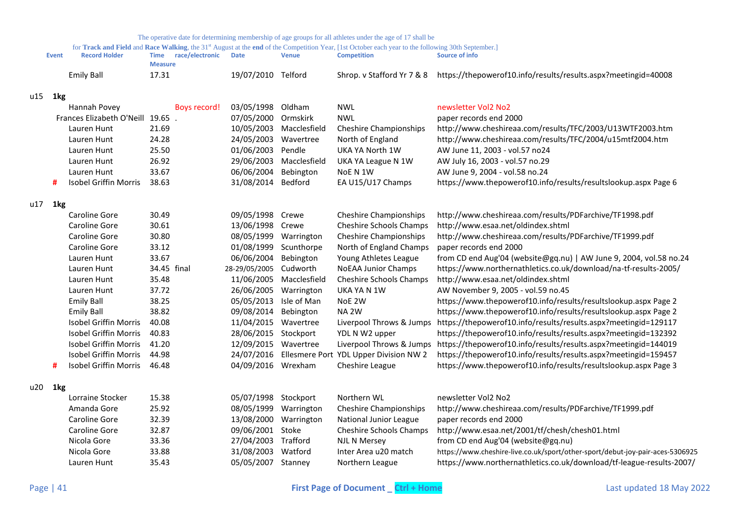The operative date for determining membership of age groups for all athletes under the age of 17 shall be for **Track and Field** and **Race Walking**, the 31st August at the **end** of the Competition Year, [1st October each year to the following 30th September.]

| | Event | | Record Holder | Time Measure | race/electronic | Date | Venue | Competition | Source of info |
|---|---|---|---|---|---|---|---|---|---|
| | | | Emily Ball | 17.31 | | 19/07/2010 | Telford | Shrop. v Stafford Yr 7 & 8 | https://thepowerof10.info/results/results.aspx?meetingid=40008 |
| u15 | 1kg | | | | | | | | |
| | | | Hannah Povey | | Boys record! | 03/05/1998 | Oldham | NWL | newsletter Vol2 No2 |
| | | | Frances Elizabeth O'Neill | 19.65 | . | 07/05/2000 | Ormskirk | NWL | paper records end 2000 |
| | | | Lauren Hunt | 21.69 | | 10/05/2003 | Macclesfield | Cheshire Championships | http://www.cheshireaa.com/results/TFC/2003/U13WTF2003.htm |
| | | | Lauren Hunt | 24.28 | | 24/05/2003 | Wavertree | North of England | http://www.cheshireaa.com/results/TFC/2004/u15mtf2004.htm |
| | | | Lauren Hunt | 25.50 | | 01/06/2003 | Pendle | UKA YA North 1W | AW June 11, 2003 - vol.57 no24 |
| | | | Lauren Hunt | 26.92 | | 29/06/2003 | Macclesfield | UKA YA League N 1W | AW July 16, 2003 - vol.57 no.29 |
| | | | Lauren Hunt | 33.67 | | 06/06/2004 | Bebington | NoE N 1W | AW June 9, 2004 - vol.58 no.24 |
| | | # | Isobel Griffin Morris | 38.63 | | 31/08/2014 | Bedford | EA U15/U17 Champs | https://www.thepowerof10.info/results/resultslookup.aspx Page 6 |
| u17 | 1kg | | | | | | | | |
| | | | Caroline Gore | 30.49 | | 09/05/1998 | Crewe | Cheshire Championships | http://www.cheshireaa.com/results/PDFarchive/TF1998.pdf |
| | | | Caroline Gore | 30.61 | | 13/06/1998 | Crewe | Cheshire Schools Champs | http://www.esaa.net/oldindex.shtml |
| | | | Caroline Gore | 30.80 | | 08/05/1999 | Warrington | Cheshire Championships | http://www.cheshireaa.com/results/PDFarchive/TF1999.pdf |
| | | | Caroline Gore | 33.12 | | 01/08/1999 | Scunthorpe | North of England Champs | paper records end 2000 |
| | | | Lauren Hunt | 33.67 | | 06/06/2004 | Bebington | Young Athletes League | from CD end Aug'04 (website@gq.nu) \| AW June 9, 2004, vol.58 no.24 |
| | | | Lauren Hunt | 34.45 | final | 28-29/05/2005 | Cudworth | NoEAA Junior Champs | https://www.northernathletics.co.uk/download/na-tf-results-2005/ |
| | | | Lauren Hunt | 35.48 | | 11/06/2005 | Macclesfield | Cheshire Schools Champs | http://www.esaa.net/oldindex.shtml |
| | | | Lauren Hunt | 37.72 | | 26/06/2005 | Warrington | UKA YA N 1W | AW November 9, 2005 - vol.59 no.45 |
| | | | Emily Ball | 38.25 | | 05/05/2013 | Isle of Man | NoE 2W | https://www.thepowerof10.info/results/resultslookup.aspx Page 2 |
| | | | Emily Ball | 38.82 | | 09/08/2014 | Bebington | NA 2W | https://www.thepowerof10.info/results/resultslookup.aspx Page 2 |
| | | | Isobel Griffin Morris | 40.08 | | 11/04/2015 | Wavertree | Liverpool Throws & Jumps | https://thepowerof10.info/results/results.aspx?meetingid=129117 |
| | | | Isobel Griffin Morris | 40.83 | | 28/06/2015 | Stockport | YDL N W2 upper | https://thepowerof10.info/results/results.aspx?meetingid=132392 |
| | | | Isobel Griffin Morris | 41.20 | | 12/09/2015 | Wavertree | Liverpool Throws & Jumps | https://thepowerof10.info/results/results.aspx?meetingid=144019 |
| | | | Isobel Griffin Morris | 44.98 | | 24/07/2016 | Ellesmere Port | YDL Upper Division NW 2 | https://thepowerof10.info/results/results.aspx?meetingid=159457 |
| | | # | Isobel Griffin Morris | 46.48 | | 04/09/2016 | Wrexham | Cheshire League | https://www.thepowerof10.info/results/resultslookup.aspx Page 3 |
| u20 | 1kg | | | | | | | | |
| | | | Lorraine Stocker | 15.38 | | 05/07/1998 | Stockport | Northern WL | newsletter Vol2 No2 |
| | | | Amanda Gore | 25.92 | | 08/05/1999 | Warrington | Cheshire Championships | http://www.cheshireaa.com/results/PDFarchive/TF1999.pdf |
| | | | Caroline Gore | 32.39 | | 13/08/2000 | Warrington | National Junior League | paper records end 2000 |
| | | | Caroline Gore | 32.87 | | 09/06/2001 | Stoke | Cheshire Schools Champs | http://www.esaa.net/2001/tf/chesh/chesh01.html |
| | | | Nicola Gore | 33.36 | | 27/04/2003 | Trafford | NJL N Mersey | from CD end Aug'04 (website@gq.nu) |
| | | | Nicola Gore | 33.88 | | 31/08/2003 | Watford | Inter Area u20 match | https://www.cheshire-live.co.uk/sport/other-sport/debut-joy-pair-aces-5306925 |
| | | | Lauren Hunt | 35.43 | | 05/05/2007 | Stanney | Northern League | https://www.northernathletics.co.uk/download/tf-league-results-2007/ |

First Page of Document _ Ctrl + Home

Last updated 18 May 2022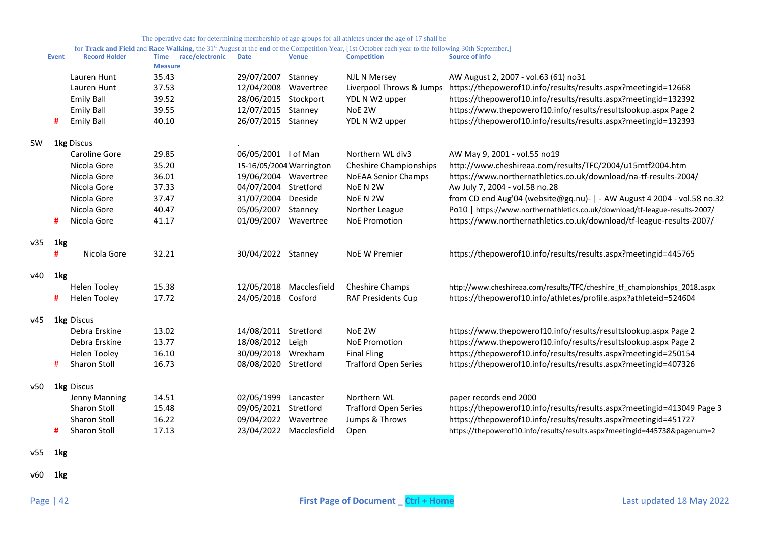The operative date for determining membership of age groups for all athletes under the age of 17 shall be for **Track and Field** and **Race Walking**, the 31st August at the **end** of the Competition Year, [1st October each year to the following 30th September.]

| Event | | Record Holder | Time Measure | race/electronic | Date | Venue | Competition | Source of info |
|---|---|---|---|---|---|---|---|---|
| | | Lauren Hunt | 35.43 | | 29/07/2007 | Stanney | NJL N Mersey | AW August 2, 2007 - vol.63 (61) no31 |
| | | Lauren Hunt | 37.53 | | 12/04/2008 | Wavertree | Liverpool Throws & Jumps | https://thepowerof10.info/results/results.aspx?meetingid=12668 |
| | | Emily Ball | 39.52 | | 28/06/2015 | Stockport | YDL N W2 upper | https://thepowerof10.info/results/results.aspx?meetingid=132392 |
| | | Emily Ball | 39.55 | | 12/07/2015 | Stanney | NoE 2W | https://www.thepowerof10.info/results/resultslookup.aspx Page 2 |
| | # | Emily Ball | 40.10 | | 26/07/2015 | Stanney | YDL N W2 upper | https://thepowerof10.info/results/results.aspx?meetingid=132393 |
| SW | 1kg Discus | | | | . | | | |
| | | Caroline Gore | 29.85 | | 06/05/2001 | I of Man | Northern WL div3 | AW May 9, 2001 - vol.55 no19 |
| | | Nicola Gore | 35.20 | | 15-16/05/2004 | Warrington | Cheshire Championships | http://www.cheshireaa.com/results/TFC/2004/u15mtf2004.htm |
| | | Nicola Gore | 36.01 | | 19/06/2004 | Wavertree | NoEAA Senior Champs | https://www.northernathletics.co.uk/download/na-tf-results-2004/ |
| | | Nicola Gore | 37.33 | | 04/07/2004 | Stretford | NoE N 2W | Aw July 7, 2004 - vol.58 no.28 |
| | | Nicola Gore | 37.47 | | 31/07/2004 | Deeside | NoE N 2W | from CD end Aug'04 (website@gq.nu)- \| - AW August 4 2004 - vol.58 no.32 |
| | | Nicola Gore | 40.47 | | 05/05/2007 | Stanney | Norther League | Po10 \| https://www.northernathletics.co.uk/download/tf-league-results-2007/ |
| | # | Nicola Gore | 41.17 | | 01/09/2007 | Wavertree | NoE Promotion | https://www.northernathletics.co.uk/download/tf-league-results-2007/ |
| v35 | 1kg | | | | | | | |
| | # | Nicola Gore | 32.21 | | 30/04/2022 | Stanney | NoE W Premier | https://thepowerof10.info/results/results.aspx?meetingid=445765 |
| v40 | 1kg | | | | | | | |
| | | Helen Tooley | 15.38 | | 12/05/2018 | Macclesfield | Cheshire Champs | http://www.cheshireaa.com/results/TFC/cheshire_tf_championships_2018.aspx |
| | # | Helen Tooley | 17.72 | | 24/05/2018 | Cosford | RAF Presidents Cup | https://thepowerof10.info/athletes/profile.aspx?athleteid=524604 |
| v45 | 1kg Discus | | | | | | | |
| | | Debra Erskine | 13.02 | | 14/08/2011 | Stretford | NoE 2W | https://www.thepowerof10.info/results/resultslookup.aspx Page 2 |
| | | Debra Erskine | 13.77 | | 18/08/2012 | Leigh | NoE Promotion | https://www.thepowerof10.info/results/resultslookup.aspx Page 2 |
| | | Helen Tooley | 16.10 | | 30/09/2018 | Wrexham | Final Fling | https://thepowerof10.info/results/results.aspx?meetingid=250154 |
| | # | Sharon Stoll | 16.73 | | 08/08/2020 | Stretford | Trafford Open Series | https://thepowerof10.info/results/results.aspx?meetingid=407326 |
| v50 | 1kg Discus | | | | | | | |
| | | Jenny Manning | 14.51 | | 02/05/1999 | Lancaster | Northern WL | paper records end 2000 |
| | | Sharon Stoll | 15.48 | | 09/05/2021 | Stretford | Trafford Open Series | https://thepowerof10.info/results/results.aspx?meetingid=413049 Page 3 |
| | | Sharon Stoll | 16.22 | | 09/04/2022 | Wavertree | Jumps & Throws | https://thepowerof10.info/results/results.aspx?meetingid=451727 |
| | # | Sharon Stoll | 17.13 | | 23/04/2022 | Macclesfield | Open | https://thepowerof10.info/results/results.aspx?meetingid=445738&pagenum=2 |
| v55 | 1kg | | | | | | | |
| v60 | 1kg | | | | | | | |

First Page of Document _ Ctrl + Home

Last updated 18 May 2022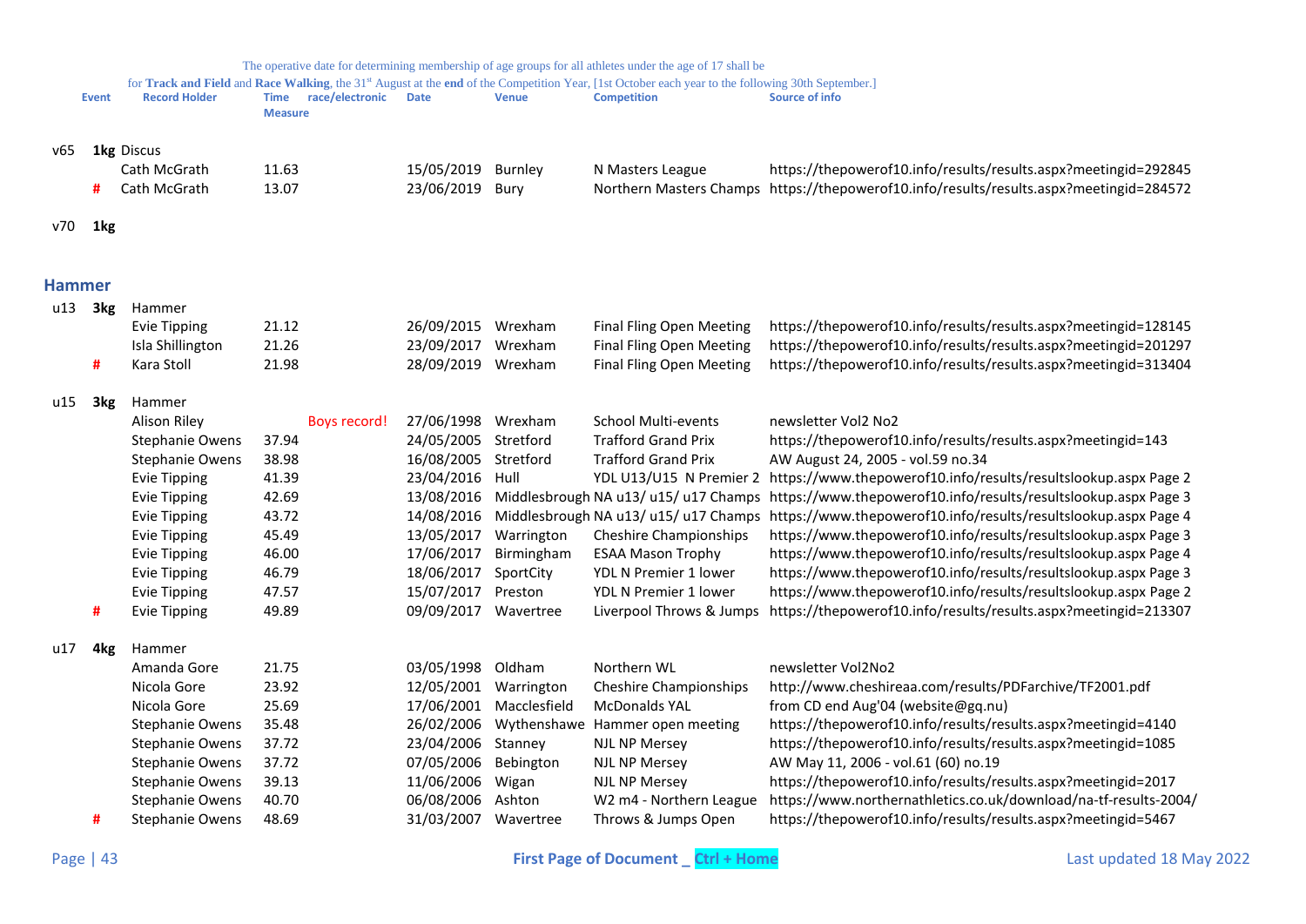The operative date for determining membership of age groups for all athletes under the age of 17 shall be for **Track and Field** and **Race Walking**, the 31st August at the **end** of the Competition Year, [1st October each year to the following 30th September.]

| | Event | Record Holder | Time Measure | race/electronic | Date | Venue | Competition | Source of info |
|---|---|---|---|---|---|---|---|---|
| v65 | **1kg** Discus | | | | | | | |
| | | Cath McGrath | 11.63 | | 15/05/2019 | Burnley | N Masters League | https://thepowerof10.info/results/results.aspx?meetingid=292845 |
| | # | Cath McGrath | 13.07 | | 23/06/2019 | Bury | Northern Masters Champs | https://thepowerof10.info/results/results.aspx?meetingid=284572 |
| v70 | **1kg** | | | | | | | |

## Hammer

| | Event | Record Holder | Time Measure | race/electronic | Date | Venue | Competition | Source of info |
|---|---|---|---|---|---|---|---|---|
| u13 | **3kg** | Hammer | | | | | | |
| | | Evie Tipping | 21.12 | | 26/09/2015 | Wrexham | Final Fling Open Meeting | https://thepowerof10.info/results/results.aspx?meetingid=128145 |
| | | Isla Shillington | 21.26 | | 23/09/2017 | Wrexham | Final Fling Open Meeting | https://thepowerof10.info/results/results.aspx?meetingid=201297 |
| | # | Kara Stoll | 21.98 | | 28/09/2019 | Wrexham | Final Fling Open Meeting | https://thepowerof10.info/results/results.aspx?meetingid=313404 |
| u15 | **3kg** | Hammer | | | | | | |
| | | Alison Riley | | Boys record! | 27/06/1998 | Wrexham | School Multi-events | newsletter Vol2 No2 |
| | | Stephanie Owens | 37.94 | | 24/05/2005 | Stretford | Trafford Grand Prix | https://thepowerof10.info/results/results.aspx?meetingid=143 |
| | | Stephanie Owens | 38.98 | | 16/08/2005 | Stretford | Trafford Grand Prix | AW August 24, 2005 - vol.59 no.34 |
| | | Evie Tipping | 41.39 | | 23/04/2016 | Hull | YDL U13/U15 N Premier 2 | https://www.thepowerof10.info/results/resultslookup.aspx Page 2 |
| | | Evie Tipping | 42.69 | | 13/08/2016 | Middlesbrough | NA u13/ u15/ u17 Champs | https://www.thepowerof10.info/results/resultslookup.aspx Page 3 |
| | | Evie Tipping | 43.72 | | 14/08/2016 | Middlesbrough | NA u13/ u15/ u17 Champs | https://www.thepowerof10.info/results/resultslookup.aspx Page 4 |
| | | Evie Tipping | 45.49 | | 13/05/2017 | Warrington | Cheshire Championships | https://www.thepowerof10.info/results/resultslookup.aspx Page 3 |
| | | Evie Tipping | 46.00 | | 17/06/2017 | Birmingham | ESAA Mason Trophy | https://www.thepowerof10.info/results/resultslookup.aspx Page 4 |
| | | Evie Tipping | 46.79 | | 18/06/2017 | SportCity | YDL N Premier 1 lower | https://www.thepowerof10.info/results/resultslookup.aspx Page 3 |
| | | Evie Tipping | 47.57 | | 15/07/2017 | Preston | YDL N Premier 1 lower | https://www.thepowerof10.info/results/resultslookup.aspx Page 2 |
| | # | Evie Tipping | 49.89 | | 09/09/2017 | Wavertree | Liverpool Throws & Jumps | https://thepowerof10.info/results/results.aspx?meetingid=213307 |
| u17 | **4kg** | Hammer | | | | | | |
| | | Amanda Gore | 21.75 | | 03/05/1998 | Oldham | Northern WL | newsletter Vol2No2 |
| | | Nicola Gore | 23.92 | | 12/05/2001 | Warrington | Cheshire Championships | http://www.cheshireaa.com/results/PDFarchive/TF2001.pdf |
| | | Nicola Gore | 25.69 | | 17/06/2001 | Macclesfield | McDonalds YAL | from CD end Aug'04 (website@gq.nu) |
| | | Stephanie Owens | 35.48 | | 26/02/2006 | Wythenshawe | Hammer open meeting | https://thepowerof10.info/results/results.aspx?meetingid=4140 |
| | | Stephanie Owens | 37.72 | | 23/04/2006 | Stanney | NJL NP Mersey | https://thepowerof10.info/results/results.aspx?meetingid=1085 |
| | | Stephanie Owens | 37.72 | | 07/05/2006 | Bebington | NJL NP Mersey | AW May 11, 2006 - vol.61 (60) no.19 |
| | | Stephanie Owens | 39.13 | | 11/06/2006 | Wigan | NJL NP Mersey | https://thepowerof10.info/results/results.aspx?meetingid=2017 |
| | | Stephanie Owens | 40.70 | | 06/08/2006 | Ashton | W2 m4 - Northern League | https://www.northernathletics.co.uk/download/na-tf-results-2004/ |
| | # | Stephanie Owens | 48.69 | | 31/03/2007 | Wavertree | Throws & Jumps Open | https://thepowerof10.info/results/results.aspx?meetingid=5467 |

First Page of Document _ Ctrl + Home

Last updated 18 May 2022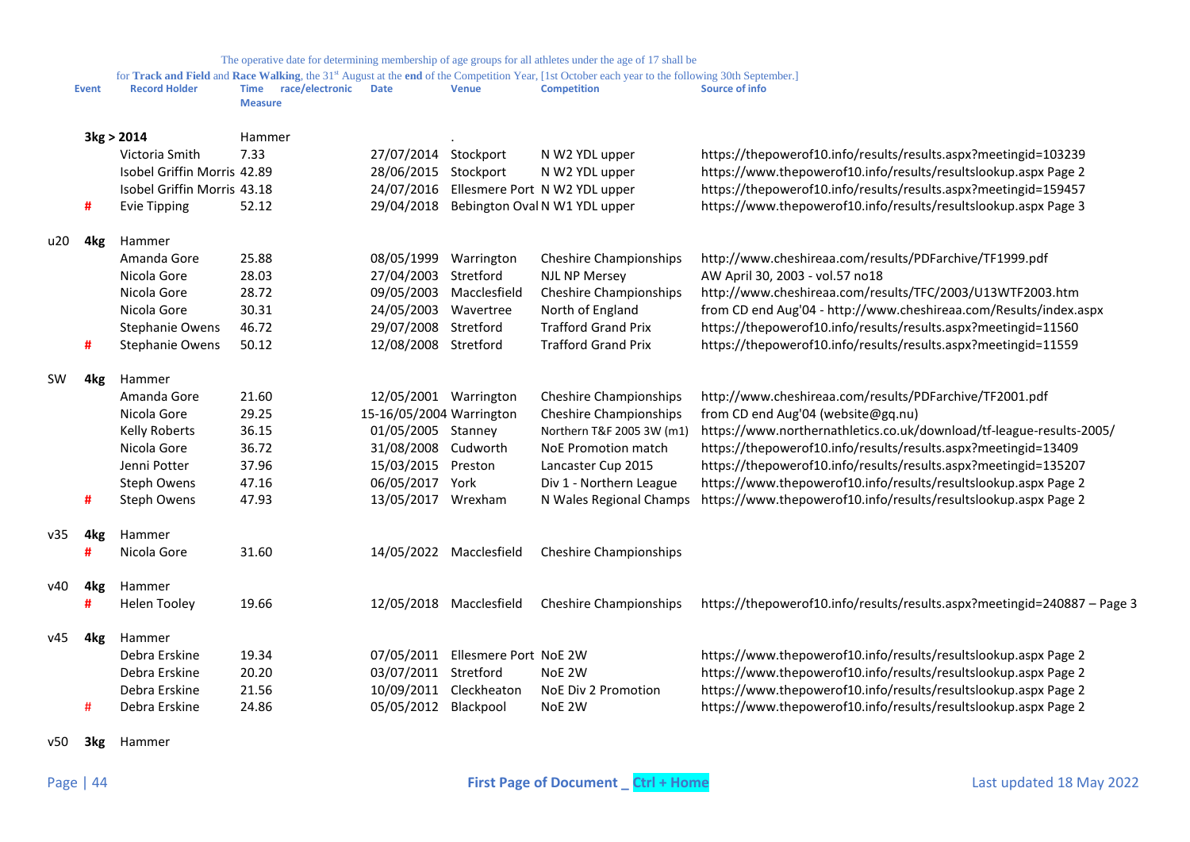The operative date for determining membership of age groups for all athletes under the age of 17 shall be for **Track and Field** and **Race Walking**, the 31st August at the **end** of the Competition Year, [1st October each year to the following 30th September.]

| | Event | Record Holder | Time Measure | race/electronic | Date | Venue | Competition | Source of info |
|---|---|---|---|---|---|---|---|---|
| | **3kg > 2014** | | Hammer | | | . | | |
| | | Victoria Smith | 7.33 | | 27/07/2014 | Stockport | N W2 YDL upper | https://thepowerof10.info/results/results.aspx?meetingid=103239 |
| | | Isobel Griffin Morris | 42.89 | | 28/06/2015 | Stockport | N W2 YDL upper | https://www.thepowerof10.info/results/resultslookup.aspx Page 2 |
| | | Isobel Griffin Morris | 43.18 | | 24/07/2016 | Ellesmere Port | N W2 YDL upper | https://thepowerof10.info/results/results.aspx?meetingid=159457 |
| | # | Evie Tipping | 52.12 | | 29/04/2018 | Bebington Oval | N W1 YDL upper | https://www.thepowerof10.info/results/resultslookup.aspx Page 3 |
| u20 | **4kg** | Hammer | | | | | | |
| | | Amanda Gore | 25.88 | | 08/05/1999 | Warrington | Cheshire Championships | http://www.cheshireaa.com/results/PDFarchive/TF1999.pdf |
| | | Nicola Gore | 28.03 | | 27/04/2003 | Stretford | NJL NP Mersey | AW April 30, 2003 - vol.57 no18 |
| | | Nicola Gore | 28.72 | | 09/05/2003 | Macclesfield | Cheshire Championships | http://www.cheshireaa.com/results/TFC/2003/U13WTF2003.htm |
| | | Nicola Gore | 30.31 | | 24/05/2003 | Wavertree | North of England | from CD end Aug'04 - http://www.cheshireaa.com/Results/index.aspx |
| | | Stephanie Owens | 46.72 | | 29/07/2008 | Stretford | Trafford Grand Prix | https://thepowerof10.info/results/results.aspx?meetingid=11560 |
| | # | Stephanie Owens | 50.12 | | 12/08/2008 | Stretford | Trafford Grand Prix | https://thepowerof10.info/results/results.aspx?meetingid=11559 |
| SW | **4kg** | Hammer | | | | | | |
| | | Amanda Gore | 21.60 | | 12/05/2001 | Warrington | Cheshire Championships | http://www.cheshireaa.com/results/PDFarchive/TF2001.pdf |
| | | Nicola Gore | 29.25 | | 15-16/05/2004 | Warrington | Cheshire Championships | from CD end Aug'04 (website@gq.nu) |
| | | Kelly Roberts | 36.15 | | 01/05/2005 | Stanney | Northern T&F 2005 3W (m1) | https://www.northernathletics.co.uk/download/tf-league-results-2005/ |
| | | Nicola Gore | 36.72 | | 31/08/2008 | Cudworth | NoE Promotion match | https://thepowerof10.info/results/results.aspx?meetingid=13409 |
| | | Jenni Potter | 37.96 | | 15/03/2015 | Preston | Lancaster Cup 2015 | https://thepowerof10.info/results/results.aspx?meetingid=135207 |
| | | Steph Owens | 47.16 | | 06/05/2017 | York | Div 1 - Northern League | https://www.thepowerof10.info/results/resultslookup.aspx Page 2 |
| | # | Steph Owens | 47.93 | | 13/05/2017 | Wrexham | N Wales Regional Champs | https://www.thepowerof10.info/results/resultslookup.aspx Page 2 |
| v35 | **4kg** | Hammer | | | | | | |
| | # | Nicola Gore | 31.60 | | 14/05/2022 | Macclesfield | Cheshire Championships | |
| v40 | **4kg** | Hammer | | | | | | |
| | # | Helen Tooley | 19.66 | | 12/05/2018 | Macclesfield | Cheshire Championships | https://thepowerof10.info/results/results.aspx?meetingid=240887 – Page 3 |
| v45 | **4kg** | Hammer | | | | | | |
| | | Debra Erskine | 19.34 | | 07/05/2011 | Ellesmere Port | NoE 2W | https://www.thepowerof10.info/results/resultslookup.aspx Page 2 |
| | | Debra Erskine | 20.20 | | 03/07/2011 | Stretford | NoE 2W | https://www.thepowerof10.info/results/resultslookup.aspx Page 2 |
| | | Debra Erskine | 21.56 | | 10/09/2011 | Cleckheaton | NoE Div 2 Promotion | https://www.thepowerof10.info/results/resultslookup.aspx Page 2 |
| | # | Debra Erskine | 24.86 | | 05/05/2012 | Blackpool | NoE 2W | https://www.thepowerof10.info/results/resultslookup.aspx Page 2 |
| v50 | **3kg** | Hammer | | | | | | |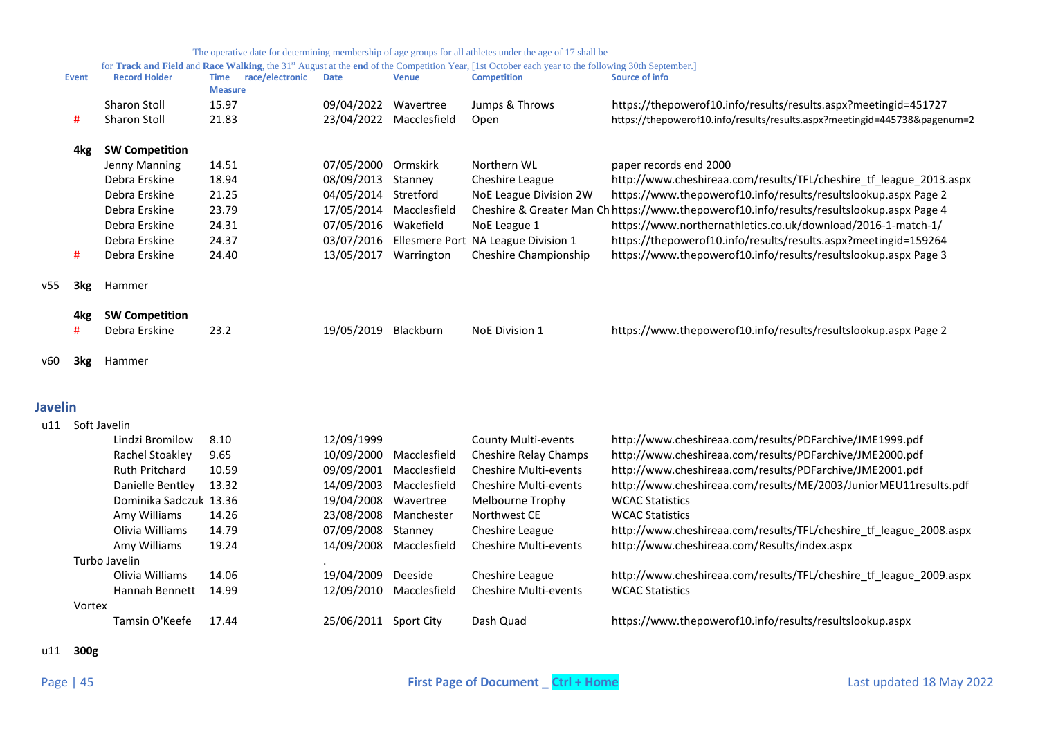The operative date for determining membership of age groups for all athletes under the age of 17 shall be

for **Track and Field** and **Race Walking**, the 31st August at the **end** of the Competition Year, [1st October each year to the following 30th September.]

| | Event | Record Holder | Time Measure | race/electronic | Date | Venue | Competition | Source of info |
|---|---|---|---|---|---|---|---|---|
| | | Sharon Stoll | 15.97 | | 09/04/2022 | Wavertree | Jumps & Throws | https://thepowerof10.info/results/results.aspx?meetingid=451727 |
| | # | Sharon Stoll | 21.83 | | 23/04/2022 | Macclesfield | Open | https://thepowerof10.info/results/results.aspx?meetingid=445738&pagenum=2 |
| | **4kg** | **SW Competition** | | | | | | |
| | | Jenny Manning | 14.51 | | 07/05/2000 | Ormskirk | Northern WL | paper records end 2000 |
| | | Debra Erskine | 18.94 | | 08/09/2013 | Stanney | Cheshire League | http://www.cheshireaa.com/results/TFL/cheshire_tf_league_2013.aspx |
| | | Debra Erskine | 21.25 | | 04/05/2014 | Stretford | NoE League Division 2W | https://www.thepowerof10.info/results/resultslookup.aspx Page 2 |
| | | Debra Erskine | 23.79 | | 17/05/2014 | Macclesfield | Cheshire & Greater Man Ch | https://www.thepowerof10.info/results/resultslookup.aspx Page 4 |
| | | Debra Erskine | 24.31 | | 07/05/2016 | Wakefield | NoE League 1 | https://www.northernathletics.co.uk/download/2016-1-match-1/ |
| | | Debra Erskine | 24.37 | | 03/07/2016 | Ellesmere Port | NA League Division 1 | https://thepowerof10.info/results/results.aspx?meetingid=159264 |
| | # | Debra Erskine | 24.40 | | 13/05/2017 | Warrington | Cheshire Championship | https://www.thepowerof10.info/results/resultslookup.aspx Page 3 |
| v55 | **3kg** | Hammer | | | | | | |
| | **4kg** | **SW Competition** | | | | | | |
| | # | Debra Erskine | 23.2 | | 19/05/2019 | Blackburn | NoE Division 1 | https://www.thepowerof10.info/results/resultslookup.aspx Page 2 |
| v60 | **3kg** | Hammer | | | | | | |

## Javelin

| | Event | Record Holder | Time Measure | race/electronic | Date | Venue | Competition | Source of info |
|---|---|---|---|---|---|---|---|---|
| u11 | Soft Javelin | | | | | | | |
| | | Lindzi Bromilow | 8.10 | | 12/09/1999 | | County Multi-events | http://www.cheshireaa.com/results/PDFarchive/JME1999.pdf |
| | | Rachel Stoakley | 9.65 | | 10/09/2000 | Macclesfield | Cheshire Relay Champs | http://www.cheshireaa.com/results/PDFarchive/JME2000.pdf |
| | | Ruth Pritchard | 10.59 | | 09/09/2001 | Macclesfield | Cheshire Multi-events | http://www.cheshireaa.com/results/PDFarchive/JME2001.pdf |
| | | Danielle Bentley | 13.32 | | 14/09/2003 | Macclesfield | Cheshire Multi-events | http://www.cheshireaa.com/results/ME/2003/JuniorMEU11results.pdf |
| | | Dominika Sadczuk | 13.36 | | 19/04/2008 | Wavertree | Melbourne Trophy | WCAC Statistics |
| | | Amy Williams | 14.26 | | 23/08/2008 | Manchester | Northwest CE | WCAC Statistics |
| | | Olivia Williams | 14.79 | | 07/09/2008 | Stanney | Cheshire League | http://www.cheshireaa.com/results/TFL/cheshire_tf_league_2008.aspx |
| | | Amy Williams | 19.24 | | 14/09/2008 | Macclesfield | Cheshire Multi-events | http://www.cheshireaa.com/Results/index.aspx |
| | Turbo Javelin | | | | . | | | |
| | | Olivia Williams | 14.06 | | 19/04/2009 | Deeside | Cheshire League | http://www.cheshireaa.com/results/TFL/cheshire_tf_league_2009.aspx |
| | | Hannah Bennett | 14.99 | | 12/09/2010 | Macclesfield | Cheshire Multi-events | WCAC Statistics |
| | Vortex | | | | | | | |
| | | Tamsin O'Keefe | 17.44 | | 25/06/2011 | Sport City | Dash Quad | https://www.thepowerof10.info/results/resultslookup.aspx |
| u11 | **300g** | | | | | | | |

First Page of Document _ Ctrl + Home

Last updated 18 May 2022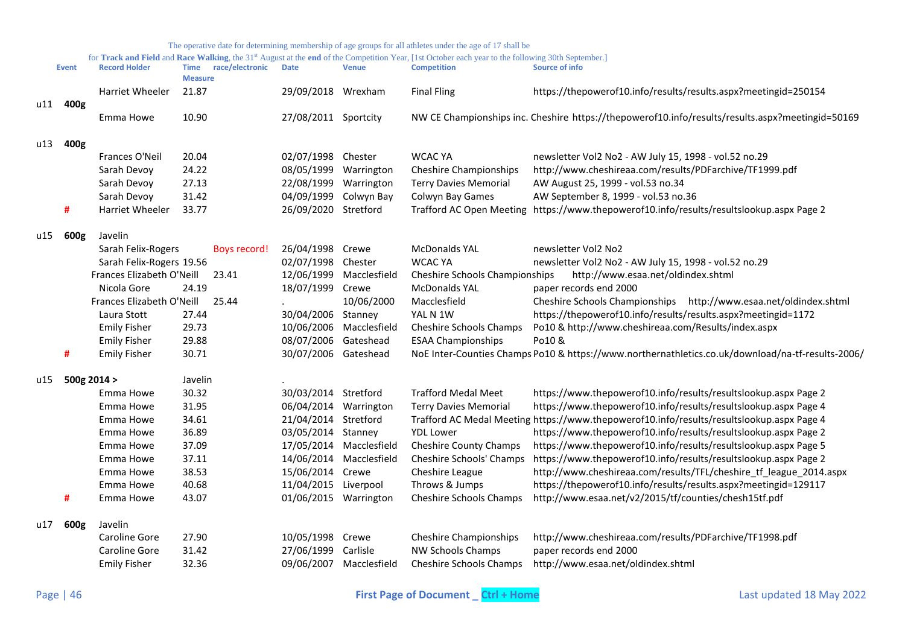The operative date for determining membership of age groups for all athletes under the age of 17 shall be for **Track and Field** and **Race Walking**, the 31st August at the **end** of the Competition Year, [1st October each year to the following 30th September.]

| | Event | Record Holder | Time Measure | race/electronic | Date | Venue | Competition | Source of info |
|---|---|---|---|---|---|---|---|---|
| | | Harriet Wheeler | 21.87 | | 29/09/2018 | Wrexham | Final Fling | https://thepowerof10.info/results/results.aspx?meetingid=250154 |
| u11 | 400g | | | | | | | |
| | | Emma Howe | 10.90 | | 27/08/2011 | Sportcity | NW CE Championships inc. Cheshire | https://thepowerof10.info/results/results.aspx?meetingid=50169 |
| u13 | 400g | | | | | | | |
| | | Frances O'Neil | 20.04 | | 02/07/1998 | Chester | WCAC YA | newsletter Vol2 No2 - AW July 15, 1998 - vol.52 no.29 |
| | | Sarah Devoy | 24.22 | | 08/05/1999 | Warrington | Cheshire Championships | http://www.cheshireaa.com/results/PDFarchive/TF1999.pdf |
| | | Sarah Devoy | 27.13 | | 22/08/1999 | Warrington | Terry Davies Memorial | AW August 25, 1999 - vol.53 no.34 |
| | | Sarah Devoy | 31.42 | | 04/09/1999 | Colwyn Bay | Colwyn Bay Games | AW September 8, 1999 - vol.53 no.36 |
| | # | Harriet Wheeler | 33.77 | | 26/09/2020 | Stretford | Trafford AC Open Meeting | https://www.thepowerof10.info/results/resultslookup.aspx Page 2 |
| u15 | 600g | Javelin | | | | | | |
| | | Sarah Felix-Rogers | | Boys record! | 26/04/1998 | Crewe | McDonalds YAL | newsletter Vol2 No2 |
| | | Sarah Felix-Rogers | 19.56 | | 02/07/1998 | Chester | WCAC YA | newsletter Vol2 No2 - AW July 15, 1998 - vol.52 no.29 |
| | | Frances Elizabeth O'Neill | 23.41 | | 12/06/1999 | Macclesfield | Cheshire Schools Championships | http://www.esaa.net/oldindex.shtml |
| | | Nicola Gore | 24.19 | | 18/07/1999 | Crewe | McDonalds YAL | paper records end 2000 |
| | | Frances Elizabeth O'Neill | 25.44 | | . | 10/06/2000 | Macclesfield | Cheshire Schools Championships http://www.esaa.net/oldindex.shtml |
| | | Laura Stott | 27.44 | | 30/04/2006 | Stanney | YAL N 1W | https://thepowerof10.info/results/results.aspx?meetingid=1172 |
| | | Emily Fisher | 29.73 | | 10/06/2006 | Macclesfield | Cheshire Schools Champs | Po10 & http://www.cheshireaa.com/Results/index.aspx |
| | | Emily Fisher | 29.88 | | 08/07/2006 | Gateshead | ESAA Championships | Po10 & |
| | # | Emily Fisher | 30.71 | | 30/07/2006 | Gateshead | NoE Inter-Counties Champs | Po10 & https://www.northernathletics.co.uk/download/na-tf-results-2006/ |
| u15 | 500g 2014 > | | Javelin | | . | | | |
| | | Emma Howe | 30.32 | | 30/03/2014 | Stretford | Trafford Medal Meet | https://www.thepowerof10.info/results/resultslookup.aspx Page 2 |
| | | Emma Howe | 31.95 | | 06/04/2014 | Warrington | Terry Davies Memorial | https://www.thepowerof10.info/results/resultslookup.aspx Page 4 |
| | | Emma Howe | 34.61 | | 21/04/2014 | Stretford | Trafford AC Medal Meeting | https://www.thepowerof10.info/results/resultslookup.aspx Page 4 |
| | | Emma Howe | 36.89 | | 03/05/2014 | Stanney | YDL Lower | https://www.thepowerof10.info/results/resultslookup.aspx Page 2 |
| | | Emma Howe | 37.09 | | 17/05/2014 | Macclesfield | Cheshire County Champs | https://www.thepowerof10.info/results/resultslookup.aspx Page 5 |
| | | Emma Howe | 37.11 | | 14/06/2014 | Macclesfield | Cheshire Schools' Champs | https://www.thepowerof10.info/results/resultslookup.aspx Page 2 |
| | | Emma Howe | 38.53 | | 15/06/2014 | Crewe | Cheshire League | http://www.cheshireaa.com/results/TFL/cheshire_tf_league_2014.aspx |
| | | Emma Howe | 40.68 | | 11/04/2015 | Liverpool | Throws & Jumps | https://thepowerof10.info/results/results.aspx?meetingid=129117 |
| | # | Emma Howe | 43.07 | | 01/06/2015 | Warrington | Cheshire Schools Champs | http://www.esaa.net/v2/2015/tf/counties/chesh15tf.pdf |
| u17 | 600g | Javelin | | | | | | |
| | | Caroline Gore | 27.90 | | 10/05/1998 | Crewe | Cheshire Championships | http://www.cheshireaa.com/results/PDFarchive/TF1998.pdf |
| | | Caroline Gore | 31.42 | | 27/06/1999 | Carlisle | NW Schools Champs | paper records end 2000 |
| | | Emily Fisher | 32.36 | | 09/06/2007 | Macclesfield | Cheshire Schools Champs | http://www.esaa.net/oldindex.shtml |

First Page of Document _ Ctrl + Home

Last updated 18 May 2022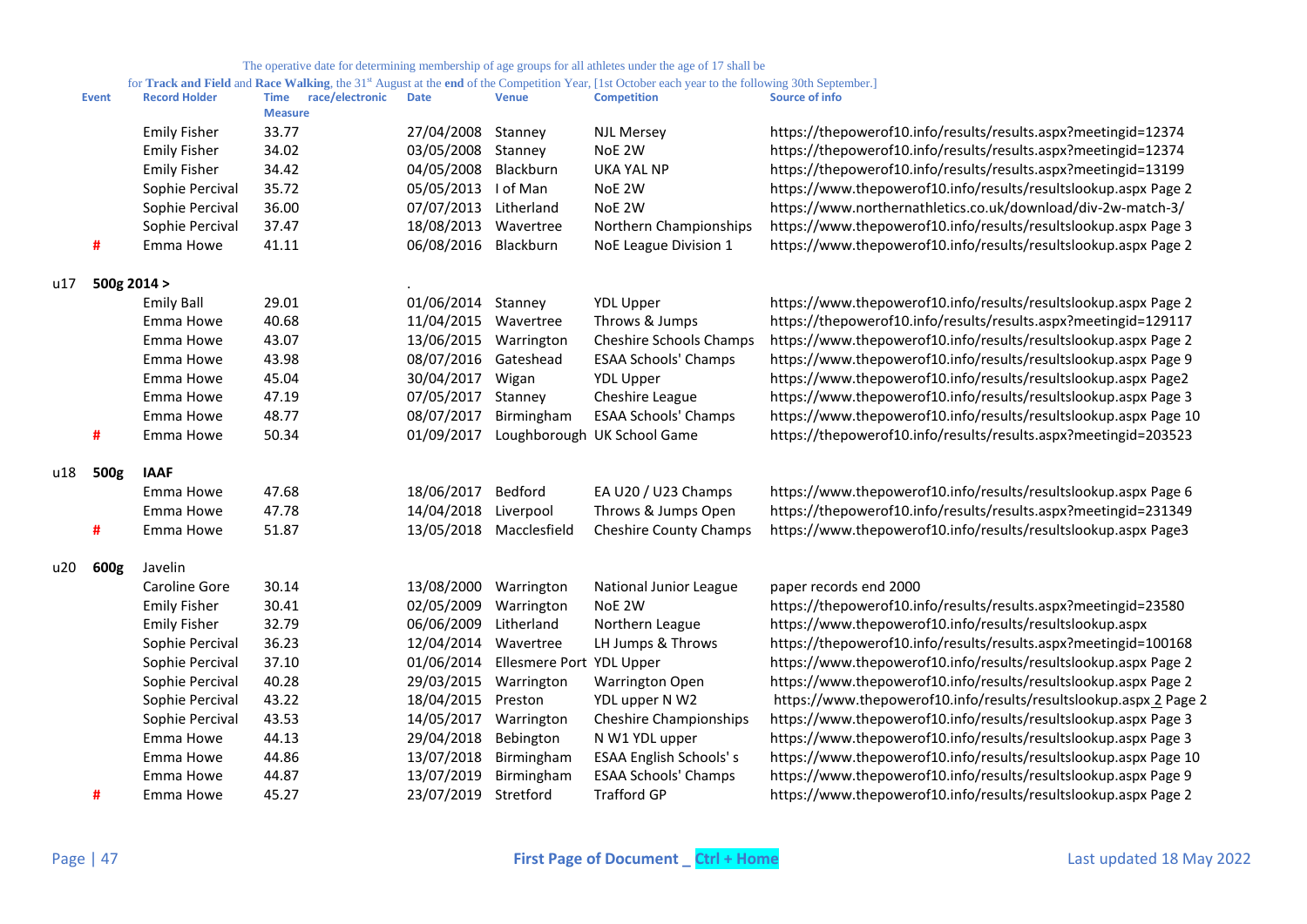The operative date for determining membership of age groups for all athletes under the age of 17 shall be for **Track and Field** and **Race Walking**, the 31st August at the **end** of the Competition Year, [1st October each year to the following 30th September.]

| | Event | Record Holder | Time Measure | race/electronic | Date | Venue | Competition | Source of info |
|---|---|---|---|---|---|---|---|---|
| | | Emily Fisher | 33.77 | | 27/04/2008 | Stanney | NJL Mersey | https://thepowerof10.info/results/results.aspx?meetingid=12374 |
| | | Emily Fisher | 34.02 | | 03/05/2008 | Stanney | NoE 2W | https://thepowerof10.info/results/results.aspx?meetingid=12374 |
| | | Emily Fisher | 34.42 | | 04/05/2008 | Blackburn | UKA YAL NP | https://thepowerof10.info/results/results.aspx?meetingid=13199 |
| | | Sophie Percival | 35.72 | | 05/05/2013 | I of Man | NoE 2W | https://www.thepowerof10.info/results/resultslookup.aspx Page 2 |
| | | Sophie Percival | 36.00 | | 07/07/2013 | Litherland | NoE 2W | https://www.northernathletics.co.uk/download/div-2w-match-3/ |
| | | Sophie Percival | 37.47 | | 18/08/2013 | Wavertree | Northern Championships | https://www.thepowerof10.info/results/resultslookup.aspx Page 3 |
| | # | Emma Howe | 41.11 | | 06/08/2016 | Blackburn | NoE League Division 1 | https://www.thepowerof10.info/results/resultslookup.aspx Page 2 |
| | | | | | | | | |
| u17 | 500g 2014 > | | | | . | | | |
| | | Emily Ball | 29.01 | | 01/06/2014 | Stanney | YDL Upper | https://www.thepowerof10.info/results/resultslookup.aspx Page 2 |
| | | Emma Howe | 40.68 | | 11/04/2015 | Wavertree | Throws & Jumps | https://thepowerof10.info/results/results.aspx?meetingid=129117 |
| | | Emma Howe | 43.07 | | 13/06/2015 | Warrington | Cheshire Schools Champs | https://www.thepowerof10.info/results/resultslookup.aspx Page 2 |
| | | Emma Howe | 43.98 | | 08/07/2016 | Gateshead | ESAA Schools' Champs | https://www.thepowerof10.info/results/resultslookup.aspx Page 9 |
| | | Emma Howe | 45.04 | | 30/04/2017 | Wigan | YDL Upper | https://www.thepowerof10.info/results/resultslookup.aspx Page2 |
| | | Emma Howe | 47.19 | | 07/05/2017 | Stanney | Cheshire League | https://www.thepowerof10.info/results/resultslookup.aspx Page 3 |
| | | Emma Howe | 48.77 | | 08/07/2017 | Birmingham | ESAA Schools' Champs | https://www.thepowerof10.info/results/resultslookup.aspx Page 10 |
| | # | Emma Howe | 50.34 | | 01/09/2017 | Loughborough | UK School Game | https://thepowerof10.info/results/results.aspx?meetingid=203523 |
| | | | | | | | | |
| u18 | 500g | **IAAF** | | | | | | |
| | | Emma Howe | 47.68 | | 18/06/2017 | Bedford | EA U20 / U23 Champs | https://www.thepowerof10.info/results/resultslookup.aspx Page 6 |
| | | Emma Howe | 47.78 | | 14/04/2018 | Liverpool | Throws & Jumps Open | https://thepowerof10.info/results/results.aspx?meetingid=231349 |
| | # | Emma Howe | 51.87 | | 13/05/2018 | Macclesfield | Cheshire County Champs | https://www.thepowerof10.info/results/resultslookup.aspx Page3 |
| | | | | | | | | |
| u20 | 600g | Javelin | | | | | | |
| | | Caroline Gore | 30.14 | | 13/08/2000 | Warrington | National Junior League | paper records end 2000 |
| | | Emily Fisher | 30.41 | | 02/05/2009 | Warrington | NoE 2W | https://thepowerof10.info/results/results.aspx?meetingid=23580 |
| | | Emily Fisher | 32.79 | | 06/06/2009 | Litherland | Northern League | https://www.thepowerof10.info/results/resultslookup.aspx |
| | | Sophie Percival | 36.23 | | 12/04/2014 | Wavertree | LH Jumps & Throws | https://thepowerof10.info/results/results.aspx?meetingid=100168 |
| | | Sophie Percival | 37.10 | | 01/06/2014 | Ellesmere Port | YDL Upper | https://www.thepowerof10.info/results/resultslookup.aspx Page 2 |
| | | Sophie Percival | 40.28 | | 29/03/2015 | Warrington | Warrington Open | https://www.thepowerof10.info/results/resultslookup.aspx Page 2 |
| | | Sophie Percival | 43.22 | | 18/04/2015 | Preston | YDL upper N W2 | https://www.thepowerof10.info/results/resultslookup.aspx 2 Page 2 |
| | | Sophie Percival | 43.53 | | 14/05/2017 | Warrington | Cheshire Championships | https://www.thepowerof10.info/results/resultslookup.aspx Page 3 |
| | | Emma Howe | 44.13 | | 29/04/2018 | Bebington | N W1 YDL upper | https://www.thepowerof10.info/results/resultslookup.aspx Page 3 |
| | | Emma Howe | 44.86 | | 13/07/2018 | Birmingham | ESAA English Schools' s | https://www.thepowerof10.info/results/resultslookup.aspx Page 10 |
| | | Emma Howe | 44.87 | | 13/07/2019 | Birmingham | ESAA Schools' Champs | https://www.thepowerof10.info/results/resultslookup.aspx Page 9 |
| | # | Emma Howe | 45.27 | | 23/07/2019 | Stretford | Trafford GP | https://www.thepowerof10.info/results/resultslookup.aspx Page 2 |

First Page of Document _ Ctrl + Home

Last updated 18 May 2022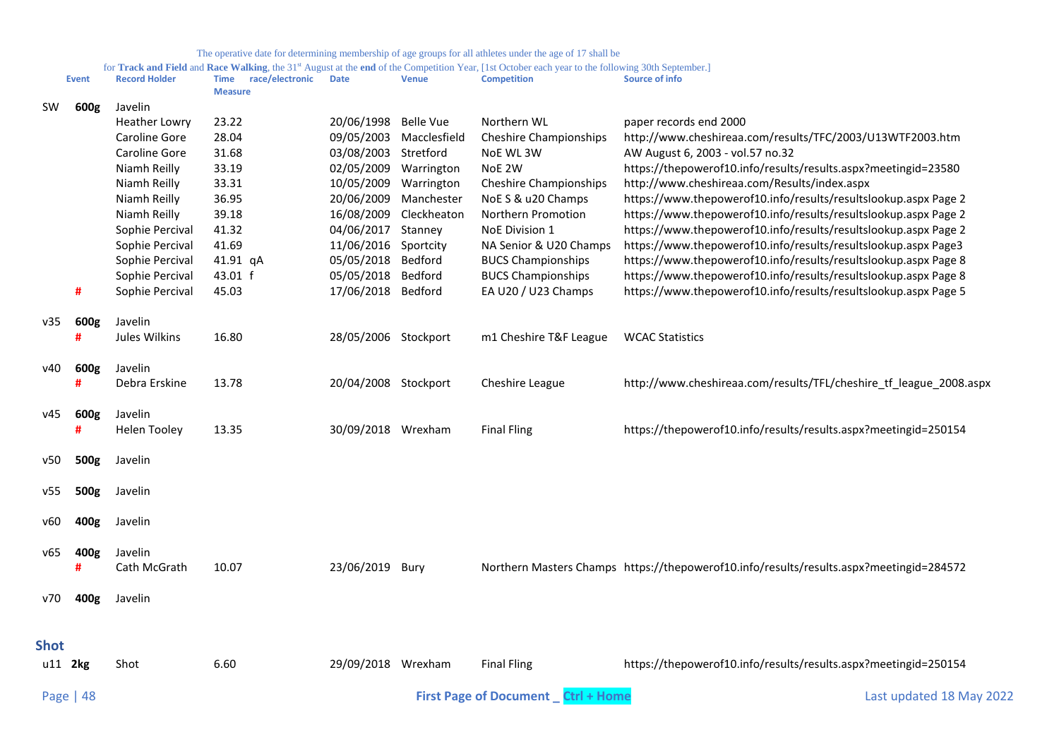The operative date for determining membership of age groups for all athletes under the age of 17 shall be for **Track and Field** and **Race Walking**, the 31st August at the **end** of the Competition Year, [1st October each year to the following 30th September.]

| | Event | Record Holder | Time Measure | race/electronic | Date | Venue | Competition | Source of info |
|---|---|---|---|---|---|---|---|---|
| SW | **600g** | Javelin | | | | | | |
| | | Heather Lowry | 23.22 | | 20/06/1998 | Belle Vue | Northern WL | paper records end 2000 |
| | | Caroline Gore | 28.04 | | 09/05/2003 | Macclesfield | Cheshire Championships | http://www.cheshireaa.com/results/TFC/2003/U13WTF2003.htm |
| | | Caroline Gore | 31.68 | | 03/08/2003 | Stretford | NoE WL 3W | AW August 6, 2003 - vol.57 no.32 |
| | | Niamh Reilly | 33.19 | | 02/05/2009 | Warrington | NoE 2W | https://thepowerof10.info/results/results.aspx?meetingid=23580 |
| | | Niamh Reilly | 33.31 | | 10/05/2009 | Warrington | Cheshire Championships | http://www.cheshireaa.com/Results/index.aspx |
| | | Niamh Reilly | 36.95 | | 20/06/2009 | Manchester | NoE S & u20 Champs | https://www.thepowerof10.info/results/resultslookup.aspx Page 2 |
| | | Niamh Reilly | 39.18 | | 16/08/2009 | Cleckheaton | Northern Promotion | https://www.thepowerof10.info/results/resultslookup.aspx Page 2 |
| | | Sophie Percival | 41.32 | | 04/06/2017 | Stanney | NoE Division 1 | https://www.thepowerof10.info/results/resultslookup.aspx Page 2 |
| | | Sophie Percival | 41.69 | | 11/06/2016 | Sportcity | NA Senior & U20 Champs | https://www.thepowerof10.info/results/resultslookup.aspx Page3 |
| | | Sophie Percival | 41.91 | qA | 05/05/2018 | Bedford | BUCS Championships | https://www.thepowerof10.info/results/resultslookup.aspx Page 8 |
| | | Sophie Percival | 43.01 | f | 05/05/2018 | Bedford | BUCS Championships | https://www.thepowerof10.info/results/resultslookup.aspx Page 8 |
| | # | Sophie Percival | 45.03 | | 17/06/2018 | Bedford | EA U20 / U23 Champs | https://www.thepowerof10.info/results/resultslookup.aspx Page 5 |
| v35 | **600g** | Javelin | | | | | | |
| | # | Jules Wilkins | 16.80 | | 28/05/2006 | Stockport | m1 Cheshire T&F League | WCAC Statistics |
| v40 | **600g** | Javelin | | | | | | |
| | # | Debra Erskine | 13.78 | | 20/04/2008 | Stockport | Cheshire League | http://www.cheshireaa.com/results/TFL/cheshire_tf_league_2008.aspx |
| v45 | **600g** | Javelin | | | | | | |
| | # | Helen Tooley | 13.35 | | 30/09/2018 | Wrexham | Final Fling | https://thepowerof10.info/results/results.aspx?meetingid=250154 |
| v50 | **500g** | Javelin | | | | | | |
| v55 | **500g** | Javelin | | | | | | |
| v60 | **400g** | Javelin | | | | | | |
| v65 | **400g** | Javelin | | | | | | |
| | # | Cath McGrath | 10.07 | | 23/06/2019 | Bury | Northern Masters Champs | https://thepowerof10.info/results/results.aspx?meetingid=284572 |
| v70 | **400g** | Javelin | | | | | | |

## Shot

| | Event | Record Holder | Time Measure | race/electronic | Date | Venue | Competition | Source of info |
|---|---|---|---|---|---|---|---|---|
| u11 | **2kg** | Shot | 6.60 | | 29/09/2018 | Wrexham | Final Fling | https://thepowerof10.info/results/results.aspx?meetingid=250154 |

**First Page of Document _ Ctrl + Home**

Last updated 18 May 2022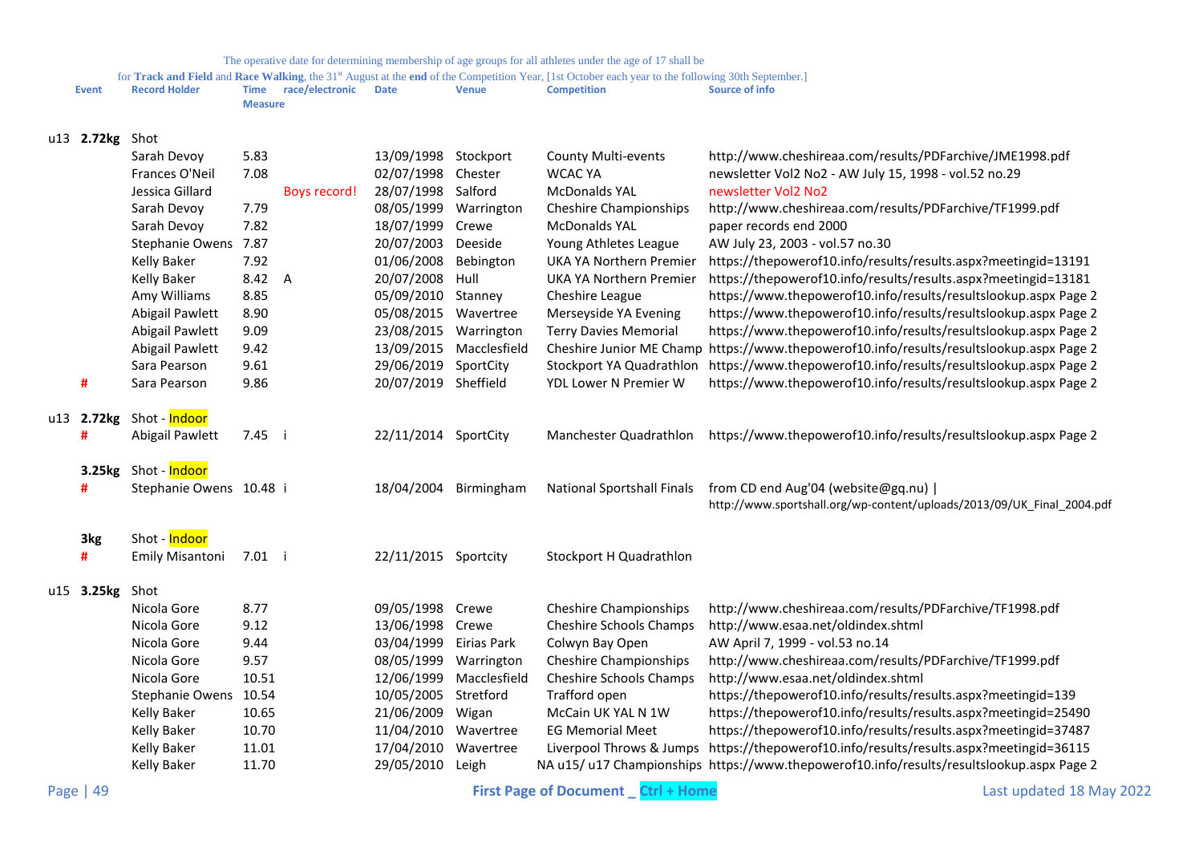The operative date for determining membership of age groups for all athletes under the age of 17 shall be for **Track and Field** and **Race Walking**, the 31st August at the **end** of the Competition Year, [1st October each year to the following 30th September.]

| | Event | Record Holder | Time Measure | race/electronic | Date | Venue | Competition | Source of info |
|---|---|---|---|---|---|---|---|---|
| u13 | **2.72kg** | Shot | | | | | | |
| | | Sarah Devoy | 5.83 | | 13/09/1998 | Stockport | County Multi-events | http://www.cheshireaa.com/results/PDFarchive/JME1998.pdf |
| | | Frances O'Neil | 7.08 | | 02/07/1998 | Chester | WCAC YA | newsletter Vol2 No2 - AW July 15, 1998 - vol.52 no.29 |
| | | Jessica Gillard | | Boys record! | 28/07/1998 | Salford | McDonalds YAL | newsletter Vol2 No2 |
| | | Sarah Devoy | 7.79 | | 08/05/1999 | Warrington | Cheshire Championships | http://www.cheshireaa.com/results/PDFarchive/TF1999.pdf |
| | | Sarah Devoy | 7.82 | | 18/07/1999 | Crewe | McDonalds YAL | paper records end 2000 |
| | | Stephanie Owens | 7.87 | | 20/07/2003 | Deeside | Young Athletes League | AW July 23, 2003 - vol.57 no.30 |
| | | Kelly Baker | 7.92 | | 01/06/2008 | Bebington | UKA YA Northern Premier | https://thepowerof10.info/results/results.aspx?meetingid=13191 |
| | | Kelly Baker | 8.42 | A | 20/07/2008 | Hull | UKA YA Northern Premier | https://thepowerof10.info/results/results.aspx?meetingid=13181 |
| | | Amy Williams | 8.85 | | 05/09/2010 | Stanney | Cheshire League | https://www.thepowerof10.info/results/resultslookup.aspx Page 2 |
| | | Abigail Pawlett | 8.90 | | 05/08/2015 | Wavertree | Merseyside YA Evening | https://www.thepowerof10.info/results/resultslookup.aspx Page 2 |
| | | Abigail Pawlett | 9.09 | | 23/08/2015 | Warrington | Terry Davies Memorial | https://www.thepowerof10.info/results/resultslookup.aspx Page 2 |
| | | Abigail Pawlett | 9.42 | | 13/09/2015 | Macclesfield | Cheshire Junior ME Champ | https://www.thepowerof10.info/results/resultslookup.aspx Page 2 |
| | | Sara Pearson | 9.61 | | 29/06/2019 | SportCity | Stockport YA Quadrathlon | https://www.thepowerof10.info/results/resultslookup.aspx Page 2 |
| | # | Sara Pearson | 9.86 | | 20/07/2019 | Sheffield | YDL Lower N Premier W | https://www.thepowerof10.info/results/resultslookup.aspx Page 2 |
| u13 | **2.72kg** | Shot - Indoor | | | | | | |
| | # | Abigail Pawlett | 7.45 | i | 22/11/2014 | SportCity | Manchester Quadrathlon | https://www.thepowerof10.info/results/resultslookup.aspx Page 2 |
| | **3.25kg** | Shot - Indoor | | | | | | |
| | # | Stephanie Owens | 10.48 | i | 18/04/2004 | Birmingham | National Sportshall Finals | from CD end Aug'04 (website@gq.nu) \| http://www.sportshall.org/wp-content/uploads/2013/09/UK_Final_2004.pdf |
| | **3kg** | Shot - Indoor | | | | | | |
| | # | Emily Misantoni | 7.01 | i | 22/11/2015 | Sportcity | Stockport H Quadrathlon | |
| u15 | **3.25kg** | Shot | | | | | | |
| | | Nicola Gore | 8.77 | | 09/05/1998 | Crewe | Cheshire Championships | http://www.cheshireaa.com/results/PDFarchive/TF1998.pdf |
| | | Nicola Gore | 9.12 | | 13/06/1998 | Crewe | Cheshire Schools Champs | http://www.esaa.net/oldindex.shtml |
| | | Nicola Gore | 9.44 | | 03/04/1999 | Eirias Park | Colwyn Bay Open | AW April 7, 1999 - vol.53 no.14 |
| | | Nicola Gore | 9.57 | | 08/05/1999 | Warrington | Cheshire Championships | http://www.cheshireaa.com/results/PDFarchive/TF1999.pdf |
| | | Nicola Gore | 10.51 | | 12/06/1999 | Macclesfield | Cheshire Schools Champs | http://www.esaa.net/oldindex.shtml |
| | | Stephanie Owens | 10.54 | | 10/05/2005 | Stretford | Trafford open | https://thepowerof10.info/results/results.aspx?meetingid=139 |
| | | Kelly Baker | 10.65 | | 21/06/2009 | Wigan | McCain UK YAL N 1W | https://thepowerof10.info/results/results.aspx?meetingid=25490 |
| | | Kelly Baker | 10.70 | | 11/04/2010 | Wavertree | EG Memorial Meet | https://thepowerof10.info/results/results.aspx?meetingid=37487 |
| | | Kelly Baker | 11.01 | | 17/04/2010 | Wavertree | Liverpool Throws & Jumps | https://thepowerof10.info/results/results.aspx?meetingid=36115 |
| | | Kelly Baker | 11.70 | | 29/05/2010 | Leigh | NA u15/ u17 Championships | https://www.thepowerof10.info/results/resultslookup.aspx Page 2 |

First Page of Document _ Ctrl + Home

Last updated 18 May 2022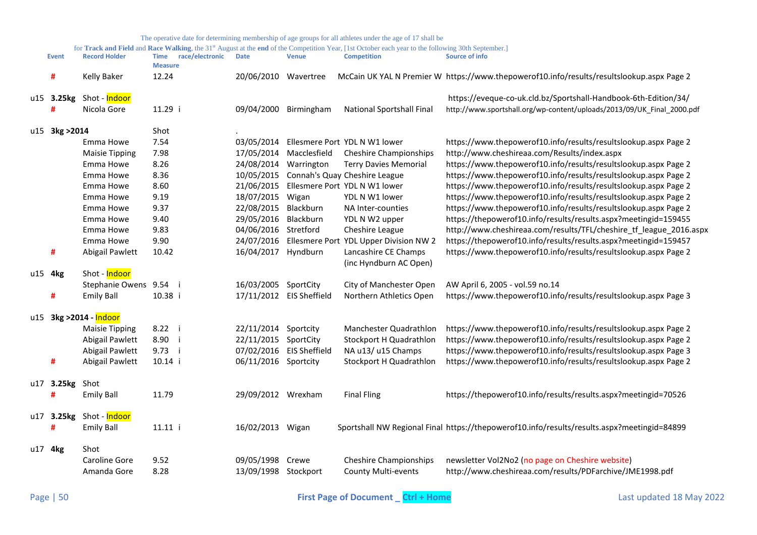The operative date for determining membership of age groups for all athletes under the age of 17 shall be for **Track and Field** and **Race Walking**, the 31st August at the **end** of the Competition Year, [1st October each year to the following 30th September.]

| | Event | Record Holder | Time Measure | race/electronic | Date | Venue | Competition | Source of info |
|---|---|---|---|---|---|---|---|---|
| | # | Kelly Baker | 12.24 | | 20/06/2010 | Wavertree | McCain UK YAL N Premier W | https://www.thepowerof10.info/results/resultslookup.aspx Page 2 |
| u15 | 3.25kg | Shot - Indoor | | | | | | https://eveque-co-uk.cld.bz/Sportshall-Handbook-6th-Edition/34/ |
| | # | Nicola Gore | 11.29 | i | 09/04/2000 | Birmingham | National Sportshall Final | http://www.sportshall.org/wp-content/uploads/2013/09/UK_Final_2000.pdf |
| u15 | 3kg >2014 | | Shot | | . | | | |
| | | Emma Howe | 7.54 | | 03/05/2014 | Ellesmere Port | YDL N W1 lower | https://www.thepowerof10.info/results/resultslookup.aspx Page 2 |
| | | Maisie Tipping | 7.98 | | 17/05/2014 | Macclesfield | Cheshire Championships | http://www.cheshireaa.com/Results/index.aspx |
| | | Emma Howe | 8.26 | | 24/08/2014 | Warrington | Terry Davies Memorial | https://www.thepowerof10.info/results/resultslookup.aspx Page 2 |
| | | Emma Howe | 8.36 | | 10/05/2015 | Connah's Quay | Cheshire League | https://www.thepowerof10.info/results/resultslookup.aspx Page 2 |
| | | Emma Howe | 8.60 | | 21/06/2015 | Ellesmere Port | YDL N W1 lower | https://www.thepowerof10.info/results/resultslookup.aspx Page 2 |
| | | Emma Howe | 9.19 | | 18/07/2015 | Wigan | YDL N W1 lower | https://www.thepowerof10.info/results/resultslookup.aspx Page 2 |
| | | Emma Howe | 9.37 | | 22/08/2015 | Blackburn | NA Inter-counties | https://www.thepowerof10.info/results/resultslookup.aspx Page 2 |
| | | Emma Howe | 9.40 | | 29/05/2016 | Blackburn | YDL N W2 upper | https://thepowerof10.info/results/results.aspx?meetingid=159455 |
| | | Emma Howe | 9.83 | | 04/06/2016 | Stretford | Cheshire League | http://www.cheshireaa.com/results/TFL/cheshire_tf_league_2016.aspx |
| | | Emma Howe | 9.90 | | 24/07/2016 | Ellesmere Port | YDL Upper Division NW 2 | https://thepowerof10.info/results/results.aspx?meetingid=159457 |
| | # | Abigail Pawlett | 10.42 | | 16/04/2017 | Hyndburn | Lancashire CE Champs (inc Hyndburn AC Open) | https://www.thepowerof10.info/results/resultslookup.aspx Page 2 |
| u15 | 4kg | Shot - Indoor | | | | | | |
| | | Stephanie Owens | 9.54 | i | 16/03/2005 | SportCity | City of Manchester Open | AW April 6, 2005 - vol.59 no.14 |
| | # | Emily Ball | 10.38 | i | 17/11/2012 | EIS Sheffield | Northern Athletics Open | https://www.thepowerof10.info/results/resultslookup.aspx Page 3 |
| u15 | 3kg >2014 - Indoor | | | | | | | |
| | | Maisie Tipping | 8.22 | i | 22/11/2014 | Sportcity | Manchester Quadrathlon | https://www.thepowerof10.info/results/resultslookup.aspx Page 2 |
| | | Abigail Pawlett | 8.90 | i | 22/11/2015 | SportCity | Stockport H Quadrathlon | https://www.thepowerof10.info/results/resultslookup.aspx Page 2 |
| | | Abigail Pawlett | 9.73 | i | 07/02/2016 | EIS Sheffield | NA u13/ u15 Champs | https://www.thepowerof10.info/results/resultslookup.aspx Page 3 |
| | # | Abigail Pawlett | 10.14 | i | 06/11/2016 | Sportcity | Stockport H Quadrathlon | https://www.thepowerof10.info/results/resultslookup.aspx Page 2 |
| u17 | 3.25kg | Shot | | | | | | |
| | # | Emily Ball | 11.79 | | 29/09/2012 | Wrexham | Final Fling | https://thepowerof10.info/results/results.aspx?meetingid=70526 |
| u17 | 3.25kg | Shot - Indoor | | | | | | |
| | # | Emily Ball | 11.11 | i | 16/02/2013 | Wigan | Sportshall NW Regional Final | https://thepowerof10.info/results/results.aspx?meetingid=84899 |
| u17 | 4kg | Shot | | | | | | |
| | | Caroline Gore | 9.52 | | 09/05/1998 | Crewe | Cheshire Championships | newsletter Vol2No2 (no page on Cheshire website) |
| | | Amanda Gore | 8.28 | | 13/09/1998 | Stockport | County Multi-events | http://www.cheshireaa.com/results/PDFarchive/JME1998.pdf |

First Page of Document _ Ctrl + Home

Last updated 18 May 2022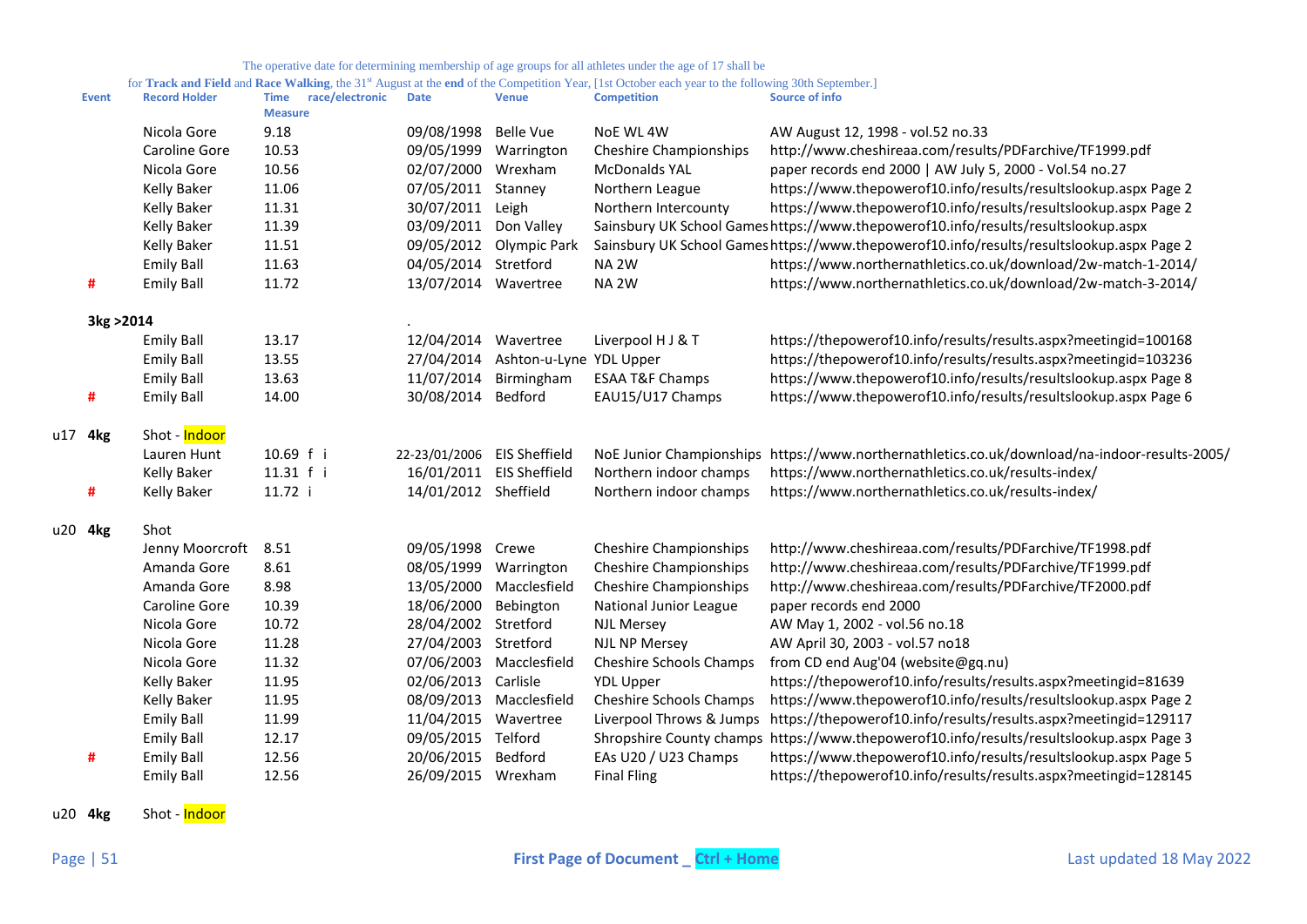The operative date for determining membership of age groups for all athletes under the age of 17 shall be

for **Track and Field** and **Race Walking**, the 31st August at the **end** of the Competition Year, [1st October each year to the following 30th September.]

| | Event | Record Holder | Time Measure | race/electronic | Date | Venue | Competition | Source of info |
|---|---|---|---|---|---|---|---|---|
| | | Nicola Gore | 9.18 | | 09/08/1998 | Belle Vue | NoE WL 4W | AW August 12, 1998 - vol.52 no.33 |
| | | Caroline Gore | 10.53 | | 09/05/1999 | Warrington | Cheshire Championships | http://www.cheshireaa.com/results/PDFarchive/TF1999.pdf |
| | | Nicola Gore | 10.56 | | 02/07/2000 | Wrexham | McDonalds YAL | paper records end 2000 \| AW July 5, 2000 - Vol.54 no.27 |
| | | Kelly Baker | 11.06 | | 07/05/2011 | Stanney | Northern League | https://www.thepowerof10.info/results/resultslookup.aspx Page 2 |
| | | Kelly Baker | 11.31 | | 30/07/2011 | Leigh | Northern Intercounty | https://www.thepowerof10.info/results/resultslookup.aspx Page 2 |
| | | Kelly Baker | 11.39 | | 03/09/2011 | Don Valley | Sainsbury UK School Games | https://www.thepowerof10.info/results/resultslookup.aspx |
| | | Kelly Baker | 11.51 | | 09/05/2012 | Olympic Park | Sainsbury UK School Games | https://www.thepowerof10.info/results/resultslookup.aspx Page 2 |
| | | Emily Ball | 11.63 | | 04/05/2014 | Stretford | NA 2W | https://www.northernathletics.co.uk/download/2w-match-1-2014/ |
| | # | Emily Ball | 11.72 | | 13/07/2014 | Wavertree | NA 2W | https://www.northernathletics.co.uk/download/2w-match-3-2014/ |
| | | | | | | | | |
| | **3kg >2014** | | | | . | | | |
| | | Emily Ball | 13.17 | | 12/04/2014 | Wavertree | Liverpool H J & T | https://thepowerof10.info/results/results.aspx?meetingid=100168 |
| | | Emily Ball | 13.55 | | 27/04/2014 | Ashton-u-Lyne | YDL Upper | https://thepowerof10.info/results/results.aspx?meetingid=103236 |
| | | Emily Ball | 13.63 | | 11/07/2014 | Birmingham | ESAA T&F Champs | https://www.thepowerof10.info/results/resultslookup.aspx Page 8 |
| | # | Emily Ball | 14.00 | | 30/08/2014 | Bedford | EAU15/U17 Champs | https://www.thepowerof10.info/results/resultslookup.aspx Page 6 |
| | | | | | | | | |
| u17 | **4kg** | Shot - Indoor | | | | | | |
| | | Lauren Hunt | 10.69 f i | | 22-23/01/2006 | EIS Sheffield | NoE Junior Championships | https://www.northernathletics.co.uk/download/na-indoor-results-2005/ |
| | | Kelly Baker | 11.31 f i | | 16/01/2011 | EIS Sheffield | Northern indoor champs | https://www.northernathletics.co.uk/results-index/ |
| | # | Kelly Baker | 11.72 i | | 14/01/2012 | Sheffield | Northern indoor champs | https://www.northernathletics.co.uk/results-index/ |
| | | | | | | | | |
| u20 | **4kg** | Shot | | | | | | |
| | | Jenny Moorcroft | 8.51 | | 09/05/1998 | Crewe | Cheshire Championships | http://www.cheshireaa.com/results/PDFarchive/TF1998.pdf |
| | | Amanda Gore | 8.61 | | 08/05/1999 | Warrington | Cheshire Championships | http://www.cheshireaa.com/results/PDFarchive/TF1999.pdf |
| | | Amanda Gore | 8.98 | | 13/05/2000 | Macclesfield | Cheshire Championships | http://www.cheshireaa.com/results/PDFarchive/TF2000.pdf |
| | | Caroline Gore | 10.39 | | 18/06/2000 | Bebington | National Junior League | paper records end 2000 |
| | | Nicola Gore | 10.72 | | 28/04/2002 | Stretford | NJL Mersey | AW May 1, 2002 - vol.56 no.18 |
| | | Nicola Gore | 11.28 | | 27/04/2003 | Stretford | NJL NP Mersey | AW April 30, 2003 - vol.57 no18 |
| | | Nicola Gore | 11.32 | | 07/06/2003 | Macclesfield | Cheshire Schools Champs | from CD end Aug'04 (website@gq.nu) |
| | | Kelly Baker | 11.95 | | 02/06/2013 | Carlisle | YDL Upper | https://thepowerof10.info/results/results.aspx?meetingid=81639 |
| | | Kelly Baker | 11.95 | | 08/09/2013 | Macclesfield | Cheshire Schools Champs | https://www.thepowerof10.info/results/resultslookup.aspx Page 2 |
| | | Emily Ball | 11.99 | | 11/04/2015 | Wavertree | Liverpool Throws & Jumps | https://thepowerof10.info/results/results.aspx?meetingid=129117 |
| | | Emily Ball | 12.17 | | 09/05/2015 | Telford | Shropshire County champs | https://www.thepowerof10.info/results/resultslookup.aspx Page 3 |
| | # | Emily Ball | 12.56 | | 20/06/2015 | Bedford | EAs U20 / U23 Champs | https://www.thepowerof10.info/results/resultslookup.aspx Page 5 |
| | | Emily Ball | 12.56 | | 26/09/2015 | Wrexham | Final Fling | https://thepowerof10.info/results/results.aspx?meetingid=128145 |
| | | | | | | | | |
| u20 | **4kg** | Shot - Indoor | | | | | | |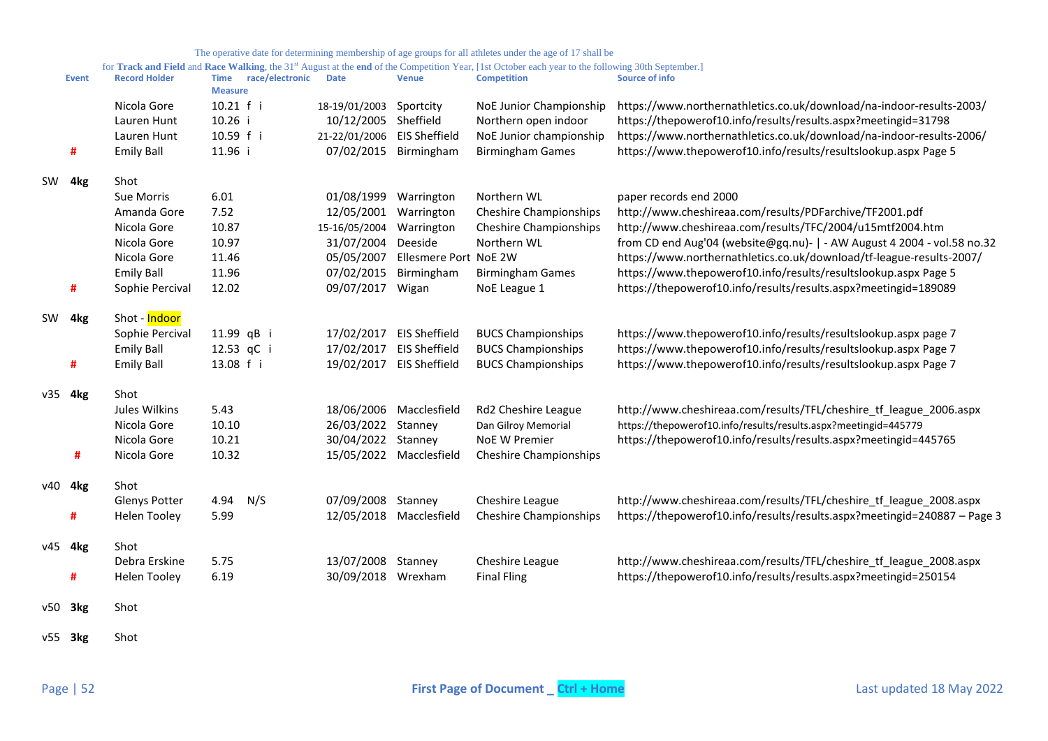The operative date for determining membership of age groups for all athletes under the age of 17 shall be for **Track and Field** and **Race Walking**, the 31st August at the **end** of the Competition Year, [1st October each year to the following 30th September.]

| | Event | Record Holder | Time Measure | race/electronic | Date | Venue | Competition | Source of info |
|---|---|---|---|---|---|---|---|---|
| | | Nicola Gore | 10.21 f i | | 18-19/01/2003 | Sportcity | NoE Junior Championship | https://www.northernathletics.co.uk/download/na-indoor-results-2003/ |
| | | Lauren Hunt | 10.26 i | | 10/12/2005 | Sheffield | Northern open indoor | https://thepowerof10.info/results/results.aspx?meetingid=31798 |
| | | Lauren Hunt | 10.59 f i | | 21-22/01/2006 | EIS Sheffield | NoE Junior championship | https://www.northernathletics.co.uk/download/na-indoor-results-2006/ |
| | # | Emily Ball | 11.96 i | | 07/02/2015 | Birmingham | Birmingham Games | https://www.thepowerof10.info/results/resultslookup.aspx Page 5 |
| SW | **4kg** | Shot | | | | | | |
| | | Sue Morris | 6.01 | | 01/08/1999 | Warrington | Northern WL | paper records end 2000 |
| | | Amanda Gore | 7.52 | | 12/05/2001 | Warrington | Cheshire Championships | http://www.cheshireaa.com/results/PDFarchive/TF2001.pdf |
| | | Nicola Gore | 10.87 | | 15-16/05/2004 | Warrington | Cheshire Championships | http://www.cheshireaa.com/results/TFC/2004/u15mtf2004.htm |
| | | Nicola Gore | 10.97 | | 31/07/2004 | Deeside | Northern WL | from CD end Aug'04 (website@gq.nu)- \| - AW August 4 2004 - vol.58 no.32 |
| | | Nicola Gore | 11.46 | | 05/05/2007 | Ellesmere Port | NoE 2W | https://www.northernathletics.co.uk/download/tf-league-results-2007/ |
| | | Emily Ball | 11.96 | | 07/02/2015 | Birmingham | Birmingham Games | https://www.thepowerof10.info/results/resultslookup.aspx Page 5 |
| | # | Sophie Percival | 12.02 | | 09/07/2017 | Wigan | NoE League 1 | https://thepowerof10.info/results/results.aspx?meetingid=189089 |
| SW | **4kg** | Shot - Indoor | | | | | | |
| | | Sophie Percival | 11.99 qB i | | 17/02/2017 | EIS Sheffield | BUCS Championships | https://www.thepowerof10.info/results/resultslookup.aspx page 7 |
| | | Emily Ball | 12.53 qC i | | 17/02/2017 | EIS Sheffield | BUCS Championships | https://www.thepowerof10.info/results/resultslookup.aspx Page 7 |
| | # | Emily Ball | 13.08 f i | | 19/02/2017 | EIS Sheffield | BUCS Championships | https://www.thepowerof10.info/results/resultslookup.aspx Page 7 |
| v35 | **4kg** | Shot | | | | | | |
| | | Jules Wilkins | 5.43 | | 18/06/2006 | Macclesfield | Rd2 Cheshire League | http://www.cheshireaa.com/results/TFL/cheshire_tf_league_2006.aspx |
| | | Nicola Gore | 10.10 | | 26/03/2022 | Stanney | Dan Gilroy Memorial | https://thepowerof10.info/results/results.aspx?meetingid=445779 |
| | | Nicola Gore | 10.21 | | 30/04/2022 | Stanney | NoE W Premier | https://thepowerof10.info/results/results.aspx?meetingid=445765 |
| | # | Nicola Gore | 10.32 | | 15/05/2022 | Macclesfield | Cheshire Championships | |
| v40 | **4kg** | Shot | | | | | | |
| | | Glenys Potter | 4.94 | N/S | 07/09/2008 | Stanney | Cheshire League | http://www.cheshireaa.com/results/TFL/cheshire_tf_league_2008.aspx |
| | # | Helen Tooley | 5.99 | | 12/05/2018 | Macclesfield | Cheshire Championships | https://thepowerof10.info/results/results.aspx?meetingid=240887 – Page 3 |
| v45 | **4kg** | Shot | | | | | | |
| | | Debra Erskine | 5.75 | | 13/07/2008 | Stanney | Cheshire League | http://www.cheshireaa.com/results/TFL/cheshire_tf_league_2008.aspx |
| | # | Helen Tooley | 6.19 | | 30/09/2018 | Wrexham | Final Fling | https://thepowerof10.info/results/results.aspx?meetingid=250154 |
| v50 | **3kg** | Shot | | | | | | |
| v55 | **3kg** | Shot | | | | | | |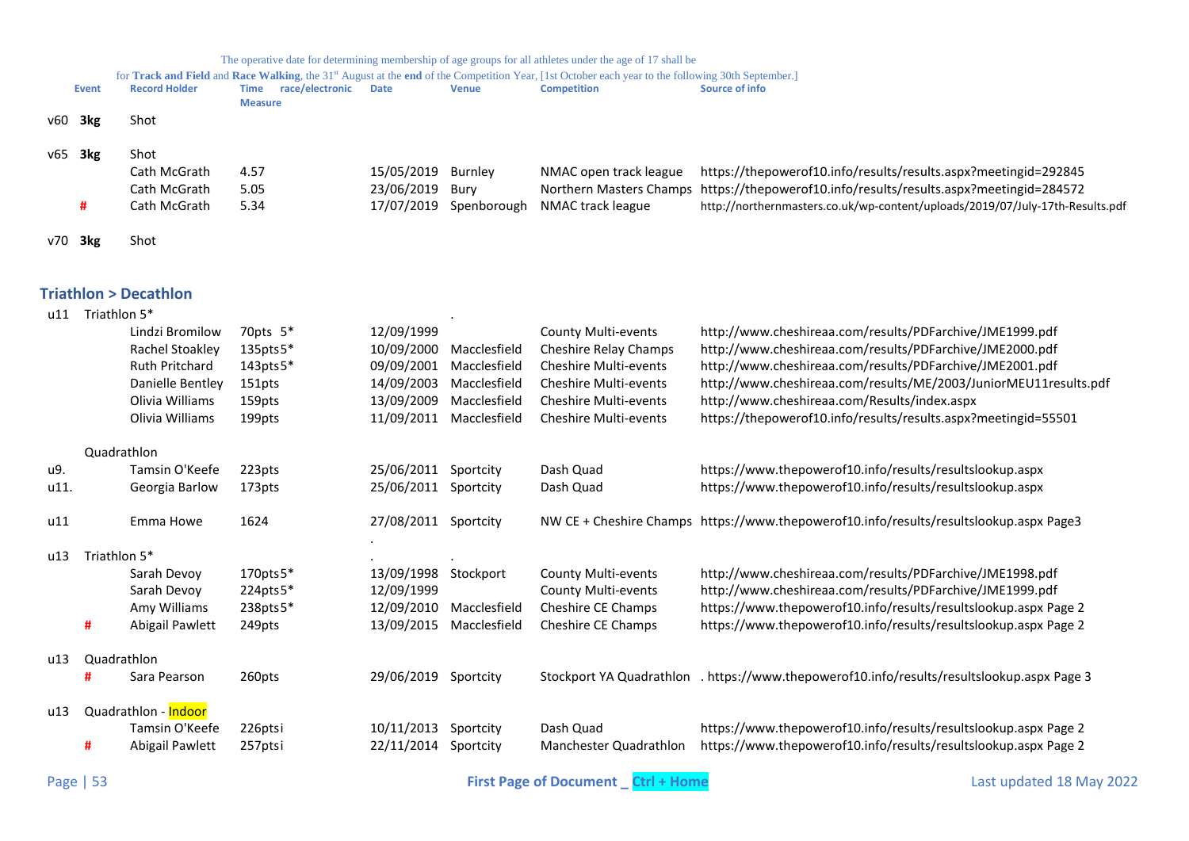The operative date for determining membership of age groups for all athletes under the age of 17 shall be for **Track and Field** and **Race Walking**, the 31st August at the **end** of the Competition Year, [1st October each year to the following 30th September.]

| | Event | Record Holder | Time Measure | race/electronic | Date | Venue | Competition | Source of info |
|---|---|---|---|---|---|---|---|---|
| v60 | **3kg** | Shot | | | | | | |
| v65 | **3kg** | Shot | | | | | | |
| | | Cath McGrath | 4.57 | | 15/05/2019 | Burnley | NMAC open track league | https://thepowerof10.info/results/results.aspx?meetingid=292845 |
| | | Cath McGrath | 5.05 | | 23/06/2019 | Bury | Northern Masters Champs | https://thepowerof10.info/results/results.aspx?meetingid=284572 |
| | # | Cath McGrath | 5.34 | | 17/07/2019 | Spenborough | NMAC track league | http://northernmasters.co.uk/wp-content/uploads/2019/07/July-17th-Results.pdf |
| v70 | **3kg** | Shot | | | | | | |

## Triathlon > Decathlon

| | Event | Record Holder | Time Measure | race/electronic | Date | Venue | Competition | Source of info |
|---|---|---|---|---|---|---|---|---|
| u11 | Triathlon 5* | | | | | . | | |
| | | Lindzi Bromilow | 70pts 5* | | 12/09/1999 | | County Multi-events | http://www.cheshireaa.com/results/PDFarchive/JME1999.pdf |
| | | Rachel Stoakley | 135pts5* | | 10/09/2000 | Macclesfield | Cheshire Relay Champs | http://www.cheshireaa.com/results/PDFarchive/JME2000.pdf |
| | | Ruth Pritchard | 143pts5* | | 09/09/2001 | Macclesfield | Cheshire Multi-events | http://www.cheshireaa.com/results/PDFarchive/JME2001.pdf |
| | | Danielle Bentley | 151pts | | 14/09/2003 | Macclesfield | Cheshire Multi-events | http://www.cheshireaa.com/results/ME/2003/JuniorMEU11results.pdf |
| | | Olivia Williams | 159pts | | 13/09/2009 | Macclesfield | Cheshire Multi-events | http://www.cheshireaa.com/Results/index.aspx |
| | | Olivia Williams | 199pts | | 11/09/2011 | Macclesfield | Cheshire Multi-events | https://thepowerof10.info/results/results.aspx?meetingid=55501 |
| | Quadrathlon | | | | | | | |
| u9. | | Tamsin O'Keefe | 223pts | | 25/06/2011 | Sportcity | Dash Quad | https://www.thepowerof10.info/results/resultslookup.aspx |
| u11. | | Georgia Barlow | 173pts | | 25/06/2011 | Sportcity | Dash Quad | https://www.thepowerof10.info/results/resultslookup.aspx |
| u11 | | Emma Howe | 1624 | | 27/08/2011 | Sportcity | NW CE + Cheshire Champs | https://www.thepowerof10.info/results/resultslookup.aspx Page3 |
| | | | | | . | | | |
| u13 | Triathlon 5* | | | | . | . | | |
| | | Sarah Devoy | 170pts5* | | 13/09/1998 | Stockport | County Multi-events | http://www.cheshireaa.com/results/PDFarchive/JME1998.pdf |
| | | Sarah Devoy | 224pts5* | | 12/09/1999 | | County Multi-events | http://www.cheshireaa.com/results/PDFarchive/JME1999.pdf |
| | | Amy Williams | 238pts5* | | 12/09/2010 | Macclesfield | Cheshire CE Champs | https://www.thepowerof10.info/results/resultslookup.aspx Page 2 |
| | # | Abigail Pawlett | 249pts | | 13/09/2015 | Macclesfield | Cheshire CE Champs | https://www.thepowerof10.info/results/resultslookup.aspx Page 2 |
| u13 | Quadrathlon | | | | | | | |
| | # | Sara Pearson | 260pts | | 29/06/2019 | Sportcity | Stockport YA Quadrathlon | . https://www.thepowerof10.info/results/resultslookup.aspx Page 3 |
| u13 | Quadrathlon - Indoor | | | | | | | |
| | | Tamsin O'Keefe | 226ptsi | | 10/11/2013 | Sportcity | Dash Quad | https://www.thepowerof10.info/results/resultslookup.aspx Page 2 |
| | # | Abigail Pawlett | 257ptsi | | 22/11/2014 | Sportcity | Manchester Quadrathlon | https://www.thepowerof10.info/results/resultslookup.aspx Page 2 |

First Page of Document _ Ctrl + Home

Last updated 18 May 2022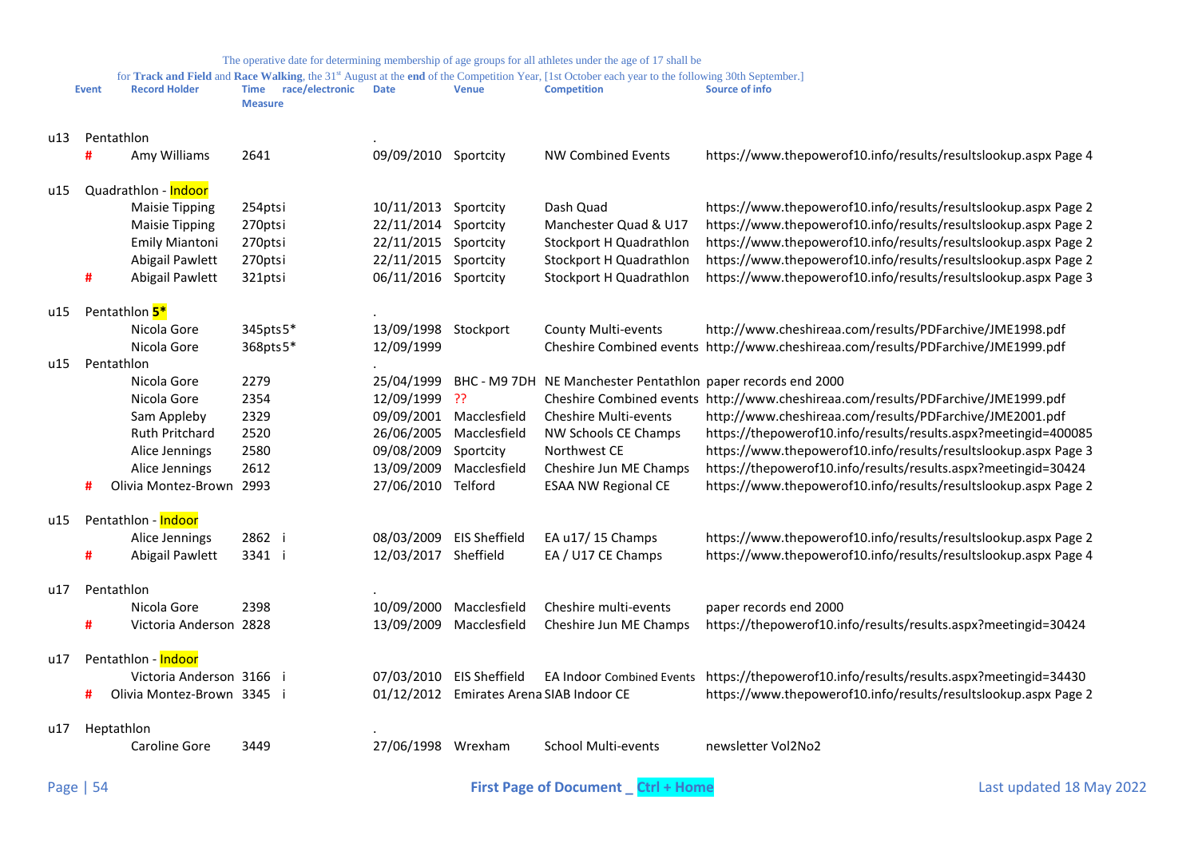The operative date for determining membership of age groups for all athletes under the age of 17 shall be for **Track and Field** and **Race Walking**, the 31st August at the **end** of the Competition Year, [1st October each year to the following 30th September.]

| | Event | Record Holder | Time Measure | race/electronic | Date | Venue | Competition | Source of info |
|---|---|---|---|---|---|---|---|---|
| u13 | Pentathlon | | | | . | | | |
| | # | Amy Williams | 2641 | | 09/09/2010 | Sportcity | NW Combined Events | https://www.thepowerof10.info/results/resultslookup.aspx Page 4 |
| u15 | Quadrathlon - Indoor | | | | | | | |
| | | Maisie Tipping | 254pts | i | 10/11/2013 | Sportcity | Dash Quad | https://www.thepowerof10.info/results/resultslookup.aspx Page 2 |
| | | Maisie Tipping | 270pts | i | 22/11/2014 | Sportcity | Manchester Quad & U17 | https://www.thepowerof10.info/results/resultslookup.aspx Page 2 |
| | | Emily Miantoni | 270pts | i | 22/11/2015 | Sportcity | Stockport H Quadrathlon | https://www.thepowerof10.info/results/resultslookup.aspx Page 2 |
| | | Abigail Pawlett | 270pts | i | 22/11/2015 | Sportcity | Stockport H Quadrathlon | https://www.thepowerof10.info/results/resultslookup.aspx Page 2 |
| | # | Abigail Pawlett | 321pts | i | 06/11/2016 | Sportcity | Stockport H Quadrathlon | https://www.thepowerof10.info/results/resultslookup.aspx Page 3 |
| u15 | Pentathlon 5* | | | | . | | | |
| | | Nicola Gore | 345pts | 5* | 13/09/1998 | Stockport | County Multi-events | http://www.cheshireaa.com/results/PDFarchive/JME1998.pdf |
| | | Nicola Gore | 368pts | 5* | 12/09/1999 | | Cheshire Combined events | http://www.cheshireaa.com/results/PDFarchive/JME1999.pdf |
| u15 | Pentathlon | | | | . | | | |
| | | Nicola Gore | 2279 | | 25/04/1999 | BHC - M9 7DH | NE Manchester Pentathlon | paper records end 2000 |
| | | Nicola Gore | 2354 | | 12/09/1999 | ?? | Cheshire Combined events | http://www.cheshireaa.com/results/PDFarchive/JME1999.pdf |
| | | Sam Appleby | 2329 | | 09/09/2001 | Macclesfield | Cheshire Multi-events | http://www.cheshireaa.com/results/PDFarchive/JME2001.pdf |
| | | Ruth Pritchard | 2520 | | 26/06/2005 | Macclesfield | NW Schools CE Champs | https://thepowerof10.info/results/results.aspx?meetingid=400085 |
| | | Alice Jennings | 2580 | | 09/08/2009 | Sportcity | Northwest CE | https://www.thepowerof10.info/results/resultslookup.aspx Page 3 |
| | | Alice Jennings | 2612 | | 13/09/2009 | Macclesfield | Cheshire Jun ME Champs | https://thepowerof10.info/results/results.aspx?meetingid=30424 |
| | # | Olivia Montez-Brown | 2993 | | 27/06/2010 | Telford | ESAA NW Regional CE | https://www.thepowerof10.info/results/resultslookup.aspx Page 2 |
| u15 | Pentathlon - Indoor | | | | | | | |
| | | Alice Jennings | 2862 | i | 08/03/2009 | EIS Sheffield | EA u17/ 15 Champs | https://www.thepowerof10.info/results/resultslookup.aspx Page 2 |
| | # | Abigail Pawlett | 3341 | i | 12/03/2017 | Sheffield | EA / U17 CE Champs | https://www.thepowerof10.info/results/resultslookup.aspx Page 4 |
| u17 | Pentathlon | | | | . | | | |
| | | Nicola Gore | 2398 | | 10/09/2000 | Macclesfield | Cheshire multi-events | paper records end 2000 |
| | # | Victoria Anderson | 2828 | | 13/09/2009 | Macclesfield | Cheshire Jun ME Champs | https://thepowerof10.info/results/results.aspx?meetingid=30424 |
| u17 | Pentathlon - Indoor | | | | | | | |
| | | Victoria Anderson | 3166 | i | 07/03/2010 | EIS Sheffield | EA Indoor Combined Events | https://thepowerof10.info/results/results.aspx?meetingid=34430 |
| | # | Olivia Montez-Brown | 3345 | i | 01/12/2012 | Emirates Arena | SIAB Indoor CE | https://www.thepowerof10.info/results/resultslookup.aspx Page 2 |
| u17 | Heptathlon | | | | . | | | |
| | | Caroline Gore | 3449 | | 27/06/1998 | Wrexham | School Multi-events | newsletter Vol2No2 |

First Page of Document _ Ctrl + Home

Last updated 18 May 2022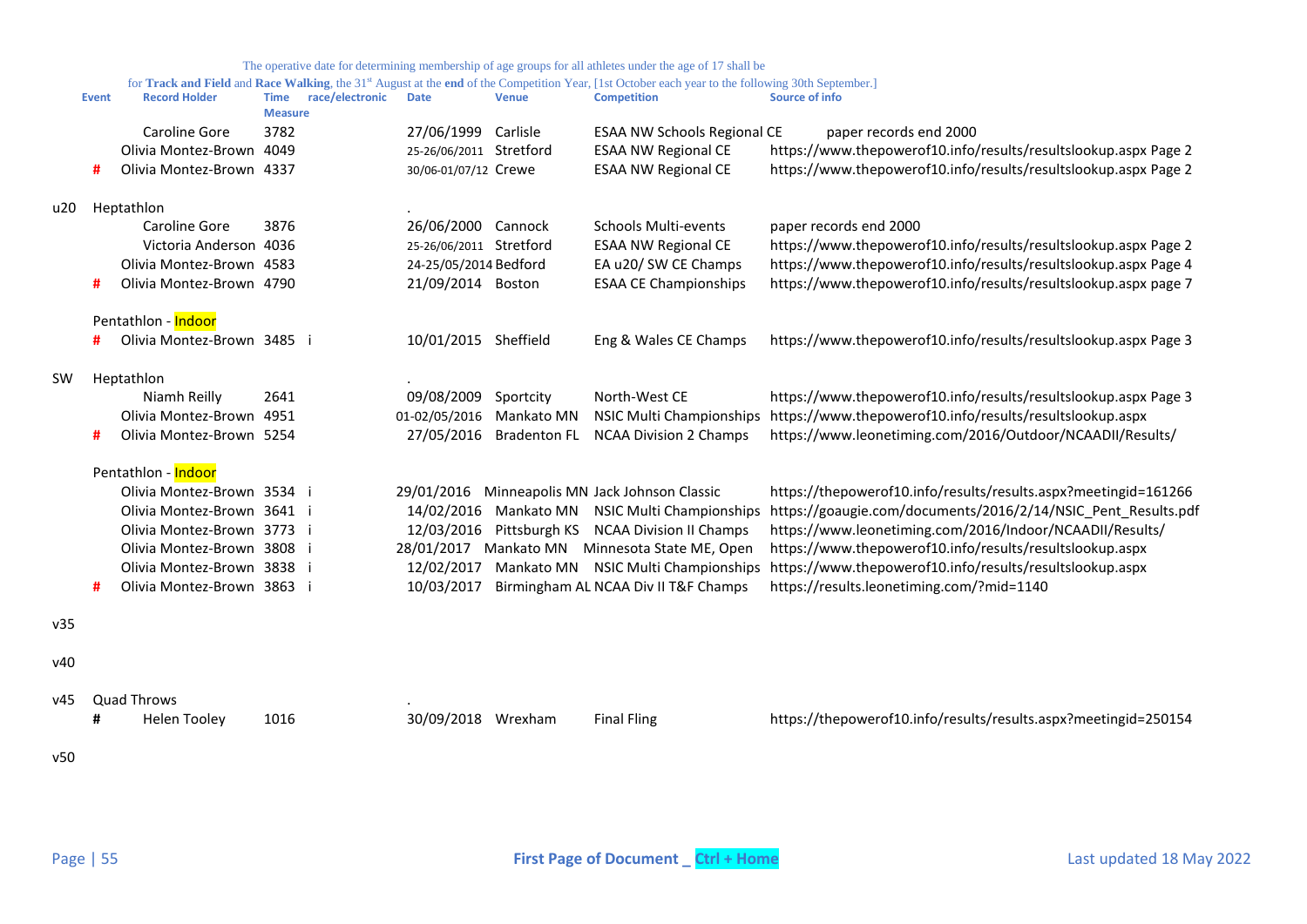The operative date for determining membership of age groups for all athletes under the age of 17 shall be for **Track and Field** and **Race Walking**, the 31st August at the **end** of the Competition Year, [1st October each year to the following 30th September.]

| | Event | Record Holder | Time Measure | race/electronic | Date | Venue | Competition | Source of info |
|---|---|---|---|---|---|---|---|---|
| | | Caroline Gore | 3782 | | 27/06/1999 | Carlisle | ESAA NW Schools Regional CE | paper records end 2000 |
| | | Olivia Montez-Brown | 4049 | | 25-26/06/2011 | Stretford | ESAA NW Regional CE | https://www.thepowerof10.info/results/resultslookup.aspx Page 2 |
| | # | Olivia Montez-Brown | 4337 | | 30/06-01/07/12 | Crewe | ESAA NW Regional CE | https://www.thepowerof10.info/results/resultslookup.aspx Page 2 |
| | | | | | | | | |
| u20 | Heptathlon | | | | . | | | |
| | | Caroline Gore | 3876 | | 26/06/2000 | Cannock | Schools Multi-events | paper records end 2000 |
| | | Victoria Anderson | 4036 | | 25-26/06/2011 | Stretford | ESAA NW Regional CE | https://www.thepowerof10.info/results/resultslookup.aspx Page 2 |
| | | Olivia Montez-Brown | 4583 | | 24-25/05/2014 | Bedford | EA u20/ SW CE Champs | https://www.thepowerof10.info/results/resultslookup.aspx Page 4 |
| | # | Olivia Montez-Brown | 4790 | | 21/09/2014 | Boston | ESAA CE Championships | https://www.thepowerof10.info/results/resultslookup.aspx page 7 |
| | | | | | | | | |
| | Pentathlon - Indoor | | | | | | | |
| | # | Olivia Montez-Brown | 3485 | i | 10/01/2015 | Sheffield | Eng & Wales CE Champs | https://www.thepowerof10.info/results/resultslookup.aspx Page 3 |
| | | | | | | | | |
| SW | Heptathlon | | | | . | | | |
| | | Niamh Reilly | 2641 | | 09/08/2009 | Sportcity | North-West CE | https://www.thepowerof10.info/results/resultslookup.aspx Page 3 |
| | | Olivia Montez-Brown | 4951 | | 01-02/05/2016 | Mankato MN | NSIC Multi Championships | https://www.thepowerof10.info/results/resultslookup.aspx |
| | # | Olivia Montez-Brown | 5254 | | 27/05/2016 | Bradenton FL | NCAA Division 2 Champs | https://www.leonetiming.com/2016/Outdoor/NCAADII/Results/ |
| | | | | | | | | |
| | Pentathlon - Indoor | | | | | | | |
| | | Olivia Montez-Brown | 3534 | i | 29/01/2016 | Minneapolis MN | Jack Johnson Classic | https://thepowerof10.info/results/results.aspx?meetingid=161266 |
| | | Olivia Montez-Brown | 3641 | i | 14/02/2016 | Mankato MN | NSIC Multi Championships | https://goaugie.com/documents/2016/2/14/NSIC_Pent_Results.pdf |
| | | Olivia Montez-Brown | 3773 | i | 12/03/2016 | Pittsburgh KS | NCAA Division II Champs | https://www.leonetiming.com/2016/Indoor/NCAADII/Results/ |
| | | Olivia Montez-Brown | 3808 | i | 28/01/2017 | Mankato MN | Minnesota State ME, Open | https://www.thepowerof10.info/results/resultslookup.aspx |
| | | Olivia Montez-Brown | 3838 | i | 12/02/2017 | Mankato MN | NSIC Multi Championships | https://www.thepowerof10.info/results/resultslookup.aspx |
| | # | Olivia Montez-Brown | 3863 | i | 10/03/2017 | Birmingham AL | NCAA Div II T&F Champs | https://results.leonetiming.com/?mid=1140 |
| | | | | | | | | |
| v35 | | | | | | | | |
| | | | | | | | | |
| v40 | | | | | | | | |
| | | | | | | | | |
| v45 | Quad Throws | | | | . | | | |
| | # | Helen Tooley | 1016 | | 30/09/2018 | Wrexham | Final Fling | https://thepowerof10.info/results/results.aspx?meetingid=250154 |
| | | | | | | | | |
| v50 | | | | | | | | |

First Page of Document _ Ctrl + Home

Last updated 18 May 2022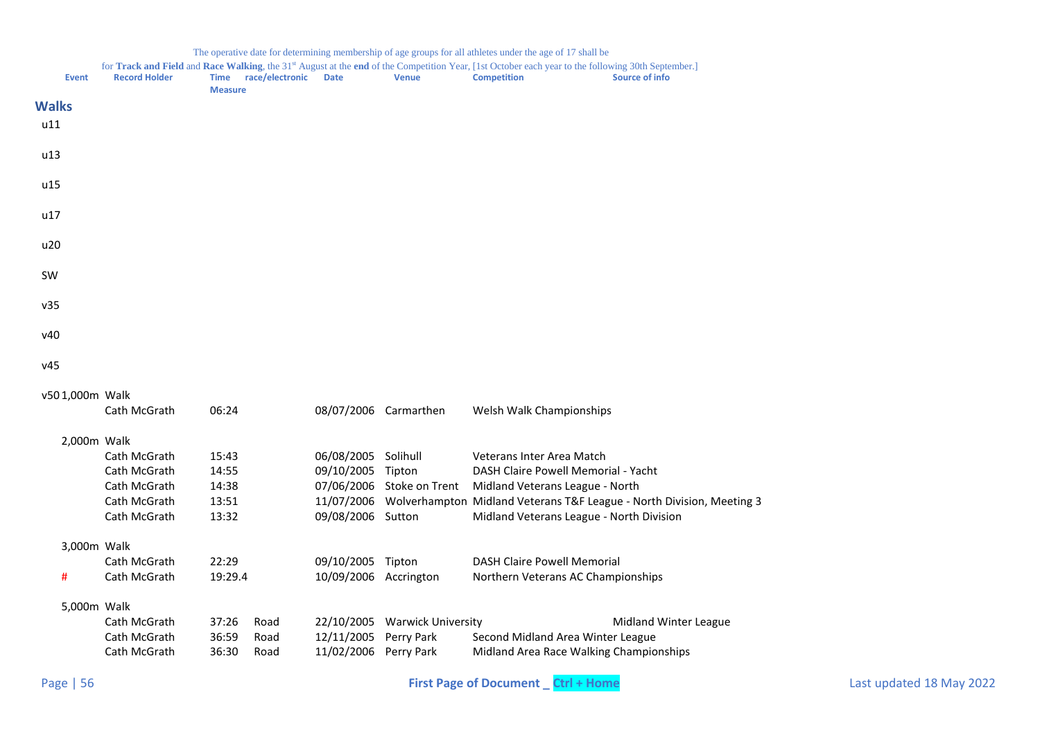The operative date for determining membership of age groups for all athletes under the age of 17 shall be for **Track and Field** and **Race Walking**, the 31st August at the **end** of the Competition Year, [1st October each year to the following 30th September.]

| Event | Record Holder | Time Measure | race/electronic | Date | Venue | Competition | Source of info |
|---|---|---|---|---|---|---|---|

## Walks

u11

u13

u15

u17

u20

SW

v35

v40

v45

| Event | Record Holder | Time Measure | race/electronic | Date | Venue | Competition | Source of info |
|---|---|---|---|---|---|---|---|
| v50 1,000m Walk | | | | | | | |
| | Cath McGrath | 06:24 | | 08/07/2006 | Carmarthen | Welsh Walk Championships | |
| 2,000m Walk | | | | | | | |
| | Cath McGrath | 15:43 | | 06/08/2005 | Solihull | Veterans Inter Area Match | |
| | Cath McGrath | 14:55 | | 09/10/2005 | Tipton | DASH Claire Powell Memorial - Yacht | |
| | Cath McGrath | 14:38 | | 07/06/2006 | Stoke on Trent | Midland Veterans League - North | |
| | Cath McGrath | 13:51 | | 11/07/2006 | Wolverhampton | Midland Veterans T&F League - North Division, Meeting 3 | |
| | Cath McGrath | 13:32 | | 09/08/2006 | Sutton | Midland Veterans League - North Division | |
| 3,000m Walk | | | | | | | |
| | Cath McGrath | 22:29 | | 09/10/2005 | Tipton | DASH Claire Powell Memorial | |
| # | Cath McGrath | 19:29.4 | | 10/09/2006 | Accrington | Northern Veterans AC Championships | |
| 5,000m Walk | | | | | | | |
| | Cath McGrath | 37:26 | Road | 22/10/2005 | Warwick University | | Midland Winter League |
| | Cath McGrath | 36:59 | Road | 12/11/2005 | Perry Park | Second Midland Area Winter League | |
| | Cath McGrath | 36:30 | Road | 11/02/2006 | Perry Park | Midland Area Race Walking Championships | |

First Page of Document _ Ctrl + Home

Last updated 18 May 2022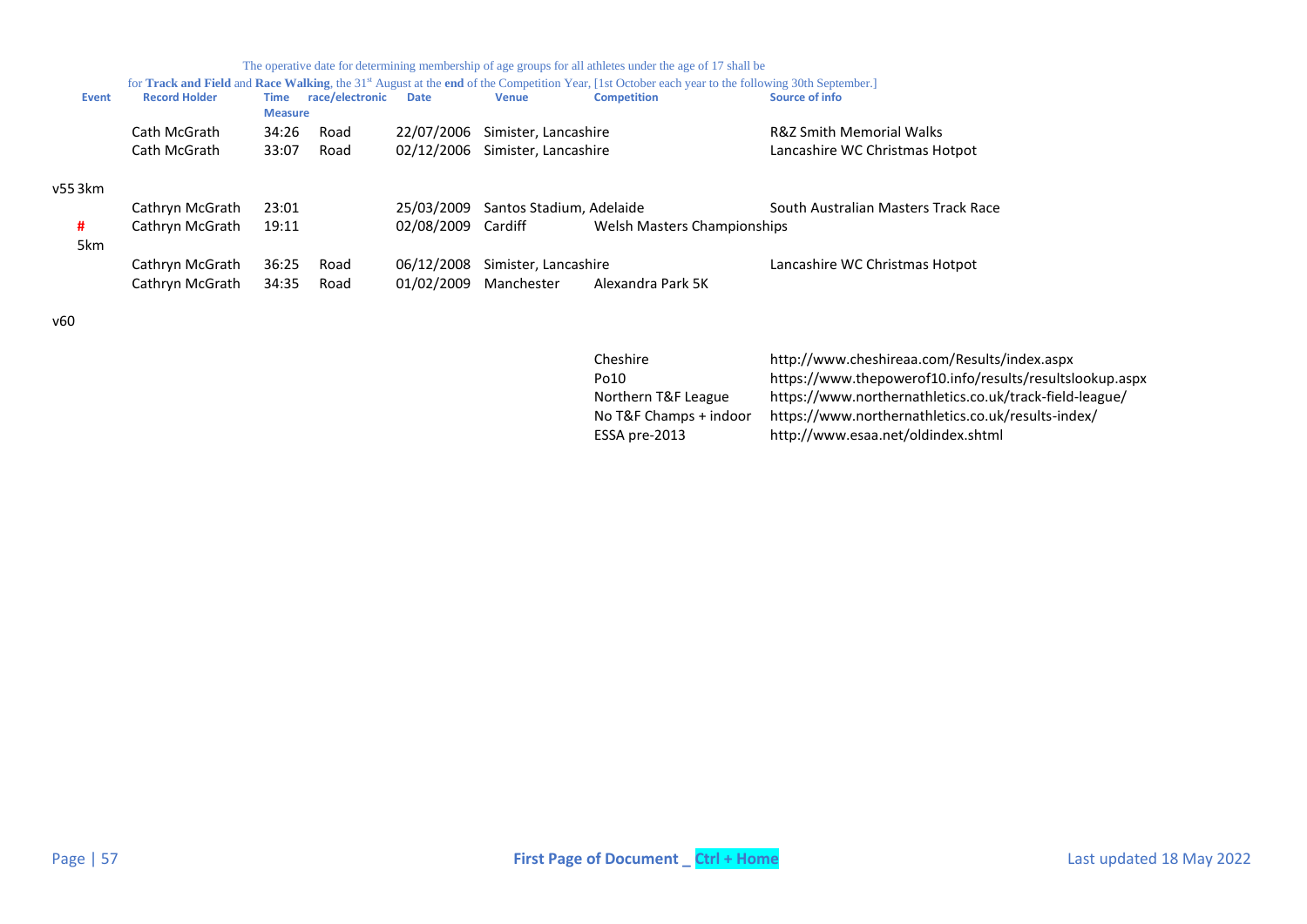The operative date for determining membership of age groups for all athletes under the age of 17 shall be for **Track and Field** and **Race Walking**, the 31st August at the **end** of the Competition Year, [1st October each year to the following 30th September.]

| Event | Record Holder | Time Measure | race/electronic | Date | Venue | Competition | Source of info |
|---|---|---|---|---|---|---|---|
| | Cath McGrath | 34:26 | Road | 22/07/2006 | Simister, Lancashire | | R&Z Smith Memorial Walks |
| | Cath McGrath | 33:07 | Road | 02/12/2006 | Simister, Lancashire | | Lancashire WC Christmas Hotpot |
| v55 3km | | | | | | | |
| | Cathryn McGrath | 23:01 | | 25/03/2009 | Santos Stadium, Adelaide | | South Australian Masters Track Race |
| # | Cathryn McGrath | 19:11 | | 02/08/2009 | Cardiff | Welsh Masters Championships | |
| 5km | | | | | | | |
| | Cathryn McGrath | 36:25 | Road | 06/12/2008 | Simister, Lancashire | | Lancashire WC Christmas Hotpot |
| | Cathryn McGrath | 34:35 | Road | 01/02/2009 | Manchester | Alexandra Park 5K | |
| v60 | | | | | | | |

| | |
|---|---|
| Cheshire | http://www.cheshireaa.com/Results/index.aspx |
| Po10 | https://www.thepowerof10.info/results/resultslookup.aspx |
| Northern T&F League | https://www.northernathletics.co.uk/track-field-league/ |
| No T&F Champs + indoor | https://www.northernathletics.co.uk/results-index/ |
| ESSA pre-2013 | http://www.esaa.net/oldindex.shtml |

First Page of Document _ Ctrl + Home

Last updated 18 May 2022